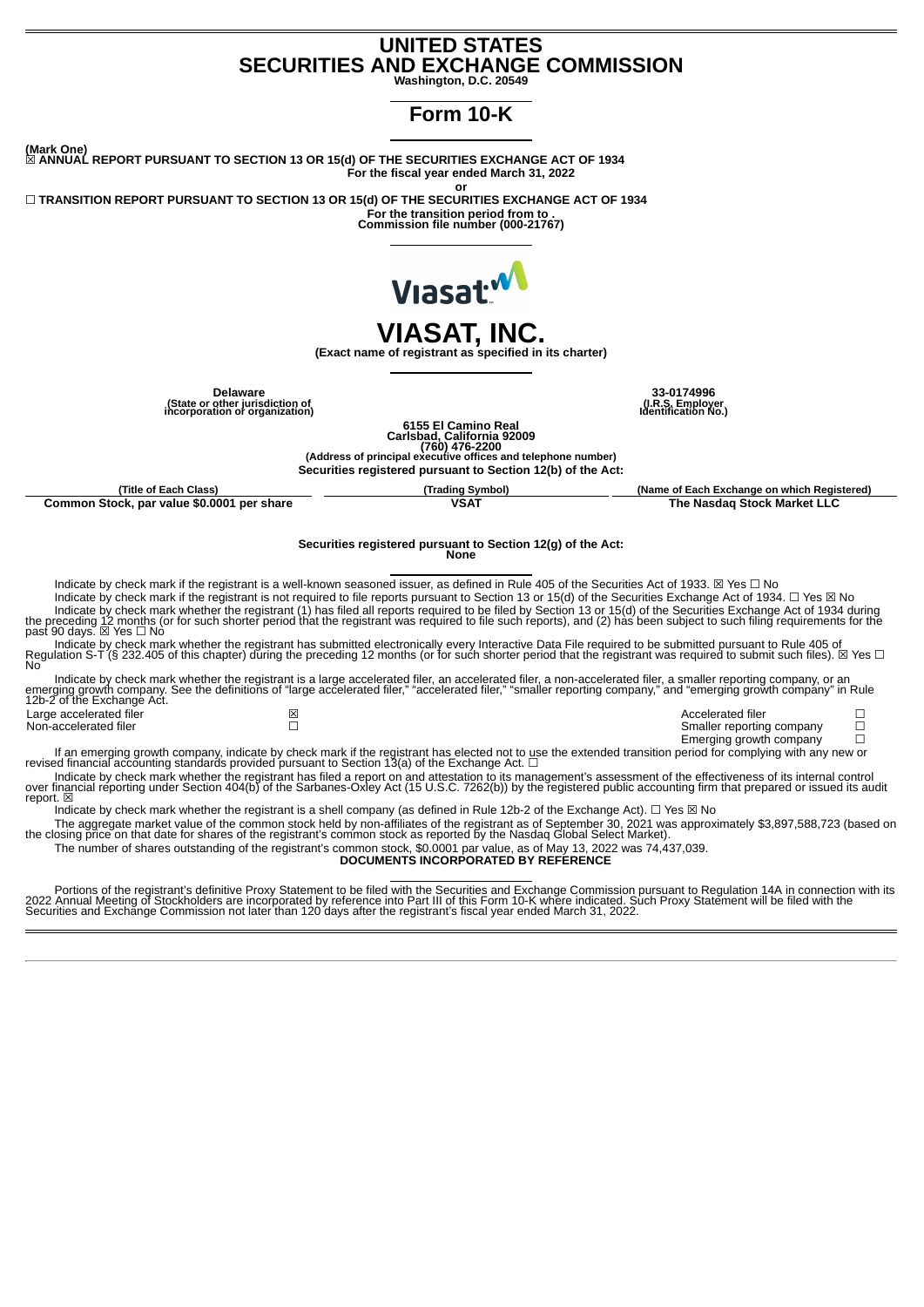# UNITED STATES
# SECURITIES AND EXCHANGE COMMISSION

**Washington, D.C. 20549**

# Form 10-K

**(Mark One)**

☒ **ANNUAL REPORT PURSUANT TO SECTION 13 OR 15(d) OF THE SECURITIES EXCHANGE ACT OF 1934**

**For the fiscal year ended March 31, 2022**

**or**

☐ **TRANSITION REPORT PURSUANT TO SECTION 13 OR 15(d) OF THE SECURITIES EXCHANGE ACT OF 1934**

**For the transition period from to .**

**Commission file number (000-21767)**

Viasat

# VIASAT, INC.

**(Exact name of registrant as specified in its charter)**

| **Delaware** | **33-0174996** |
|---|---|
| **(State or other jurisdiction of incorporation or organization)** | **(I.R.S. Employer Identification No.)** |

**6155 El Camino Real**
**Carlsbad, California 92009**
**(760) 476-2200**
**(Address of principal executive offices and telephone number)**

**Securities registered pursuant to Section 12(b) of the Act:**

| (Title of Each Class) | (Trading Symbol) | (Name of Each Exchange on which Registered) |
|---|---|---|
| **Common Stock, par value $0.0001 per share** | **VSAT** | **The Nasdaq Stock Market LLC** |

**Securities registered pursuant to Section 12(g) of the Act:**
**None**

Indicate by check mark if the registrant is a well-known seasoned issuer, as defined in Rule 405 of the Securities Act of 1933. ☒ Yes ☐ No

Indicate by check mark if the registrant is not required to file reports pursuant to Section 13 or 15(d) of the Securities Exchange Act of 1934. ☐ Yes ☒ No

Indicate by check mark whether the registrant (1) has filed all reports required to be filed by Section 13 or 15(d) of the Securities Exchange Act of 1934 during the preceding 12 months (or for such shorter period that the registrant was required to file such reports), and (2) has been subject to such filing requirements for the past 90 days. ☒ Yes ☐ No

Indicate by check mark whether the registrant has submitted electronically every Interactive Data File required to be submitted pursuant to Rule 405 of Regulation S-T (§ 232.405 of this chapter) during the preceding 12 months (or for such shorter period that the registrant was required to submit such files). ☒ Yes ☐ No

Indicate by check mark whether the registrant is a large accelerated filer, an accelerated filer, a non-accelerated filer, a smaller reporting company, or an emerging growth company. See the definitions of "large accelerated filer," "accelerated filer," "smaller reporting company," and "emerging growth company" in Rule 12b-2 of the Exchange Act.

| | | | |
|---|---|---|---|
| Large accelerated filer | ☒ | Accelerated filer | ☐ |
| Non-accelerated filer | ☐ | Smaller reporting company | ☐ |
| | | Emerging growth company | ☐ |

If an emerging growth company, indicate by check mark if the registrant has elected not to use the extended transition period for complying with any new or revised financial accounting standards provided pursuant to Section 13(a) of the Exchange Act. ☐

Indicate by check mark whether the registrant has filed a report on and attestation to its management's assessment of the effectiveness of its internal control over financial reporting under Section 404(b) of the Sarbanes-Oxley Act (15 U.S.C. 7262(b)) by the registered public accounting firm that prepared or issued its audit report. ☒

Indicate by check mark whether the registrant is a shell company (as defined in Rule 12b-2 of the Exchange Act). ☐ Yes ☒ No

The aggregate market value of the common stock held by non-affiliates of the registrant as of September 30, 2021 was approximately $3,897,588,723 (based on the closing price on that date for shares of the registrant's common stock as reported by the Nasdaq Global Select Market).

The number of shares outstanding of the registrant's common stock, $0.0001 par value, as of May 13, 2022 was 74,437,039.

**DOCUMENTS INCORPORATED BY REFERENCE**

Portions of the registrant's definitive Proxy Statement to be filed with the Securities and Exchange Commission pursuant to Regulation 14A in connection with its 2022 Annual Meeting of Stockholders are incorporated by reference into Part III of this Form 10-K where indicated. Such Proxy Statement will be filed with the Securities and Exchange Commission not later than 120 days after the registrant's fiscal year ended March 31, 2022.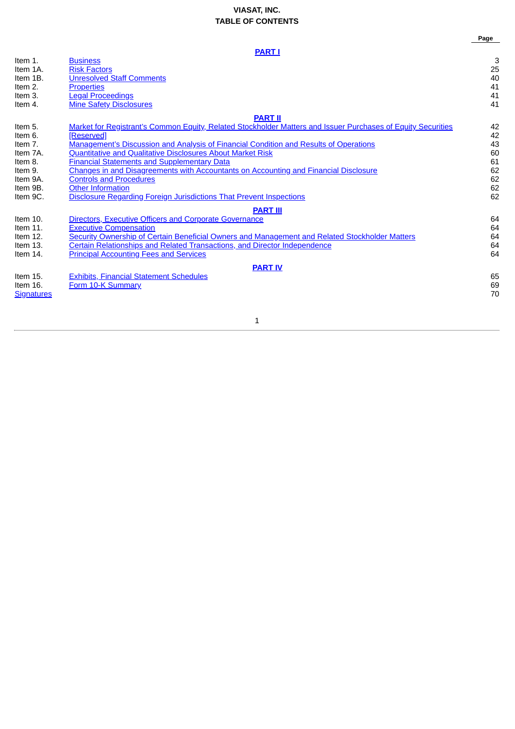**VIASAT, INC.**
**TABLE OF CONTENTS**

| | | Page |
|---|---|---|
| | **PART I** | |
| Item 1. | Business | 3 |
| Item 1A. | Risk Factors | 25 |
| Item 1B. | Unresolved Staff Comments | 40 |
| Item 2. | Properties | 41 |
| Item 3. | Legal Proceedings | 41 |
| Item 4. | Mine Safety Disclosures | 41 |
| | **PART II** | |
| Item 5. | Market for Registrant’s Common Equity, Related Stockholder Matters and Issuer Purchases of Equity Securities | 42 |
| Item 6. | [Reserved] | 42 |
| Item 7. | Management’s Discussion and Analysis of Financial Condition and Results of Operations | 43 |
| Item 7A. | Quantitative and Qualitative Disclosures About Market Risk | 60 |
| Item 8. | Financial Statements and Supplementary Data | 61 |
| Item 9. | Changes in and Disagreements with Accountants on Accounting and Financial Disclosure | 62 |
| Item 9A. | Controls and Procedures | 62 |
| Item 9B. | Other Information | 62 |
| Item 9C. | Disclosure Regarding Foreign Jurisdictions That Prevent Inspections | 62 |
| | **PART III** | |
| Item 10. | Directors, Executive Officers and Corporate Governance | 64 |
| Item 11. | Executive Compensation | 64 |
| Item 12. | Security Ownership of Certain Beneficial Owners and Management and Related Stockholder Matters | 64 |
| Item 13. | Certain Relationships and Related Transactions, and Director Independence | 64 |
| Item 14. | Principal Accounting Fees and Services | 64 |
| | **PART IV** | |
| Item 15. | Exhibits, Financial Statement Schedules | 65 |
| Item 16. | Form 10-K Summary | 69 |
| Signatures | | 70 |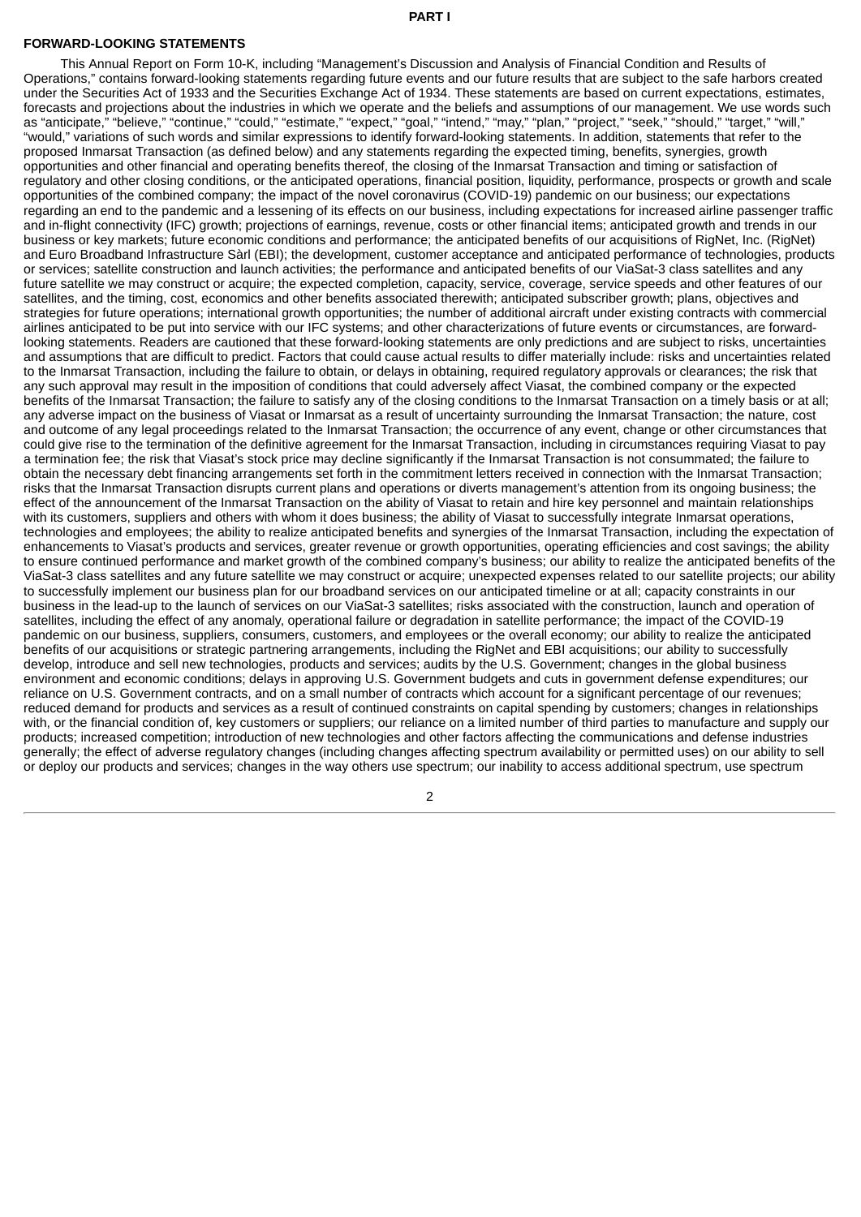**PART I**

**FORWARD-LOOKING STATEMENTS**

This Annual Report on Form 10-K, including "Management's Discussion and Analysis of Financial Condition and Results of Operations," contains forward-looking statements regarding future events and our future results that are subject to the safe harbors created under the Securities Act of 1933 and the Securities Exchange Act of 1934. These statements are based on current expectations, estimates, forecasts and projections about the industries in which we operate and the beliefs and assumptions of our management. We use words such as "anticipate," "believe," "continue," "could," "estimate," "expect," "goal," "intend," "may," "plan," "project," "seek," "should," "target," "will," "would," variations of such words and similar expressions to identify forward-looking statements. In addition, statements that refer to the proposed Inmarsat Transaction (as defined below) and any statements regarding the expected timing, benefits, synergies, growth opportunities and other financial and operating benefits thereof, the closing of the Inmarsat Transaction and timing or satisfaction of regulatory and other closing conditions, or the anticipated operations, financial position, liquidity, performance, prospects or growth and scale opportunities of the combined company; the impact of the novel coronavirus (COVID-19) pandemic on our business; our expectations regarding an end to the pandemic and a lessening of its effects on our business, including expectations for increased airline passenger traffic and in-flight connectivity (IFC) growth; projections of earnings, revenue, costs or other financial items; anticipated growth and trends in our business or key markets; future economic conditions and performance; the anticipated benefits of our acquisitions of RigNet, Inc. (RigNet) and Euro Broadband Infrastructure Sàrl (EBI); the development, customer acceptance and anticipated performance of technologies, products or services; satellite construction and launch activities; the performance and anticipated benefits of our ViaSat-3 class satellites and any future satellite we may construct or acquire; the expected completion, capacity, service, coverage, service speeds and other features of our satellites, and the timing, cost, economics and other benefits associated therewith; anticipated subscriber growth; plans, objectives and strategies for future operations; international growth opportunities; the number of additional aircraft under existing contracts with commercial airlines anticipated to be put into service with our IFC systems; and other characterizations of future events or circumstances, are forward-looking statements. Readers are cautioned that these forward-looking statements are only predictions and are subject to risks, uncertainties and assumptions that are difficult to predict. Factors that could cause actual results to differ materially include: risks and uncertainties related to the Inmarsat Transaction, including the failure to obtain, or delays in obtaining, required regulatory approvals or clearances; the risk that any such approval may result in the imposition of conditions that could adversely affect Viasat, the combined company or the expected benefits of the Inmarsat Transaction; the failure to satisfy any of the closing conditions to the Inmarsat Transaction on a timely basis or at all; any adverse impact on the business of Viasat or Inmarsat as a result of uncertainty surrounding the Inmarsat Transaction; the nature, cost and outcome of any legal proceedings related to the Inmarsat Transaction; the occurrence of any event, change or other circumstances that could give rise to the termination of the definitive agreement for the Inmarsat Transaction, including in circumstances requiring Viasat to pay a termination fee; the risk that Viasat's stock price may decline significantly if the Inmarsat Transaction is not consummated; the failure to obtain the necessary debt financing arrangements set forth in the commitment letters received in connection with the Inmarsat Transaction; risks that the Inmarsat Transaction disrupts current plans and operations or diverts management's attention from its ongoing business; the effect of the announcement of the Inmarsat Transaction on the ability of Viasat to retain and hire key personnel and maintain relationships with its customers, suppliers and others with whom it does business; the ability of Viasat to successfully integrate Inmarsat operations, technologies and employees; the ability to realize anticipated benefits and synergies of the Inmarsat Transaction, including the expectation of enhancements to Viasat's products and services, greater revenue or growth opportunities, operating efficiencies and cost savings; the ability to ensure continued performance and market growth of the combined company's business; our ability to realize the anticipated benefits of the ViaSat-3 class satellites and any future satellite we may construct or acquire; unexpected expenses related to our satellite projects; our ability to successfully implement our business plan for our broadband services on our anticipated timeline or at all; capacity constraints in our business in the lead-up to the launch of services on our ViaSat-3 satellites; risks associated with the construction, launch and operation of satellites, including the effect of any anomaly, operational failure or degradation in satellite performance; the impact of the COVID-19 pandemic on our business, suppliers, consumers, customers, and employees or the overall economy; our ability to realize the anticipated benefits of our acquisitions or strategic partnering arrangements, including the RigNet and EBI acquisitions; our ability to successfully develop, introduce and sell new technologies, products and services; audits by the U.S. Government; changes in the global business environment and economic conditions; delays in approving U.S. Government budgets and cuts in government defense expenditures; our reliance on U.S. Government contracts, and on a small number of contracts which account for a significant percentage of our revenues; reduced demand for products and services as a result of continued constraints on capital spending by customers; changes in relationships with, or the financial condition of, key customers or suppliers; our reliance on a limited number of third parties to manufacture and supply our products; increased competition; introduction of new technologies and other factors affecting the communications and defense industries generally; the effect of adverse regulatory changes (including changes affecting spectrum availability or permitted uses) on our ability to sell or deploy our products and services; changes in the way others use spectrum; our inability to access additional spectrum, use spectrum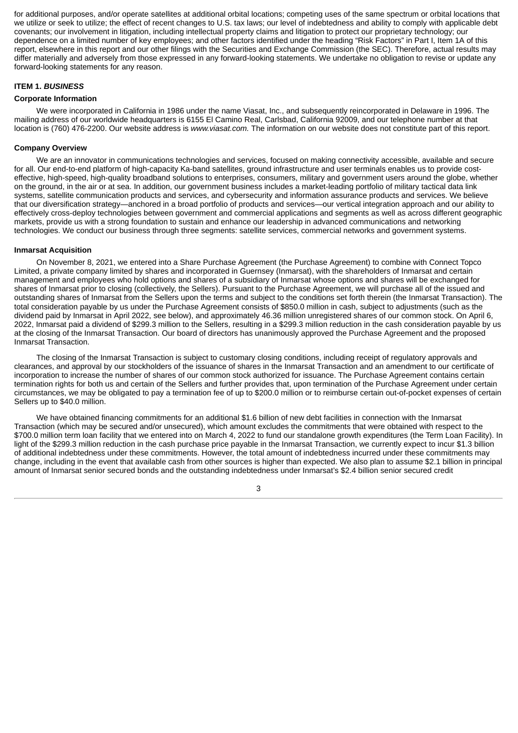for additional purposes, and/or operate satellites at additional orbital locations; competing uses of the same spectrum or orbital locations that we utilize or seek to utilize; the effect of recent changes to U.S. tax laws; our level of indebtedness and ability to comply with applicable debt covenants; our involvement in litigation, including intellectual property claims and litigation to protect our proprietary technology; our dependence on a limited number of key employees; and other factors identified under the heading "Risk Factors" in Part I, Item 1A of this report, elsewhere in this report and our other filings with the Securities and Exchange Commission (the SEC). Therefore, actual results may differ materially and adversely from those expressed in any forward-looking statements. We undertake no obligation to revise or update any forward-looking statements for any reason.

## ITEM 1. *BUSINESS*

### Corporate Information

We were incorporated in California in 1986 under the name Viasat, Inc., and subsequently reincorporated in Delaware in 1996. The mailing address of our worldwide headquarters is 6155 El Camino Real, Carlsbad, California 92009, and our telephone number at that location is (760) 476-2200. Our website address is *www.viasat.com.* The information on our website does not constitute part of this report.

### Company Overview

We are an innovator in communications technologies and services, focused on making connectivity accessible, available and secure for all. Our end-to-end platform of high-capacity Ka-band satellites, ground infrastructure and user terminals enables us to provide cost-effective, high-speed, high-quality broadband solutions to enterprises, consumers, military and government users around the globe, whether on the ground, in the air or at sea. In addition, our government business includes a market-leading portfolio of military tactical data link systems, satellite communication products and services, and cybersecurity and information assurance products and services. We believe that our diversification strategy—anchored in a broad portfolio of products and services—our vertical integration approach and our ability to effectively cross-deploy technologies between government and commercial applications and segments as well as across different geographic markets, provide us with a strong foundation to sustain and enhance our leadership in advanced communications and networking technologies. We conduct our business through three segments: satellite services, commercial networks and government systems.

### Inmarsat Acquisition

On November 8, 2021, we entered into a Share Purchase Agreement (the Purchase Agreement) to combine with Connect Topco Limited, a private company limited by shares and incorporated in Guernsey (Inmarsat), with the shareholders of Inmarsat and certain management and employees who hold options and shares of a subsidiary of Inmarsat whose options and shares will be exchanged for shares of Inmarsat prior to closing (collectively, the Sellers). Pursuant to the Purchase Agreement, we will purchase all of the issued and outstanding shares of Inmarsat from the Sellers upon the terms and subject to the conditions set forth therein (the Inmarsat Transaction). The total consideration payable by us under the Purchase Agreement consists of $850.0 million in cash, subject to adjustments (such as the dividend paid by Inmarsat in April 2022, see below), and approximately 46.36 million unregistered shares of our common stock. On April 6, 2022, Inmarsat paid a dividend of $299.3 million to the Sellers, resulting in a $299.3 million reduction in the cash consideration payable by us at the closing of the Inmarsat Transaction. Our board of directors has unanimously approved the Purchase Agreement and the proposed Inmarsat Transaction.

The closing of the Inmarsat Transaction is subject to customary closing conditions, including receipt of regulatory approvals and clearances, and approval by our stockholders of the issuance of shares in the Inmarsat Transaction and an amendment to our certificate of incorporation to increase the number of shares of our common stock authorized for issuance. The Purchase Agreement contains certain termination rights for both us and certain of the Sellers and further provides that, upon termination of the Purchase Agreement under certain circumstances, we may be obligated to pay a termination fee of up to $200.0 million or to reimburse certain out-of-pocket expenses of certain Sellers up to $40.0 million.

We have obtained financing commitments for an additional $1.6 billion of new debt facilities in connection with the Inmarsat Transaction (which may be secured and/or unsecured), which amount excludes the commitments that were obtained with respect to the $700.0 million term loan facility that we entered into on March 4, 2022 to fund our standalone growth expenditures (the Term Loan Facility). In light of the $299.3 million reduction in the cash purchase price payable in the Inmarsat Transaction, we currently expect to incur $1.3 billion of additional indebtedness under these commitments. However, the total amount of indebtedness incurred under these commitments may change, including in the event that available cash from other sources is higher than expected. We also plan to assume $2.1 billion in principal amount of Inmarsat senior secured bonds and the outstanding indebtedness under Inmarsat's $2.4 billion senior secured credit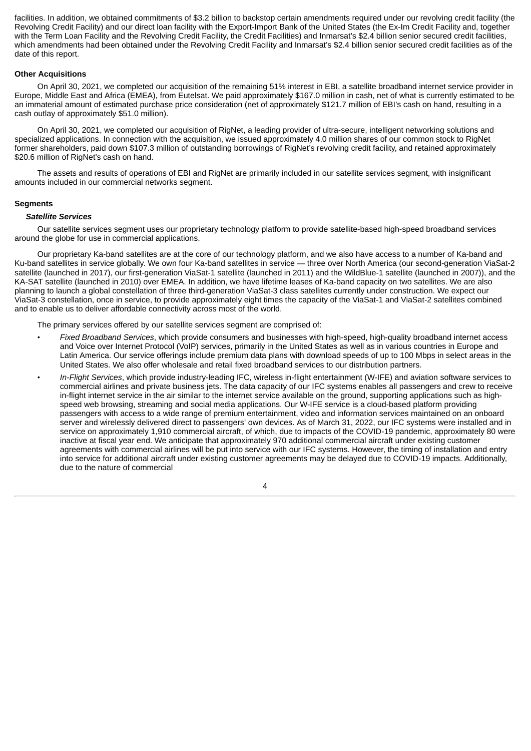facilities. In addition, we obtained commitments of $3.2 billion to backstop certain amendments required under our revolving credit facility (the Revolving Credit Facility) and our direct loan facility with the Export-Import Bank of the United States (the Ex-Im Credit Facility and, together with the Term Loan Facility and the Revolving Credit Facility, the Credit Facilities) and Inmarsat's $2.4 billion senior secured credit facilities, which amendments had been obtained under the Revolving Credit Facility and Inmarsat's $2.4 billion senior secured credit facilities as of the date of this report.

**Other Acquisitions**

On April 30, 2021, we completed our acquisition of the remaining 51% interest in EBI, a satellite broadband internet service provider in Europe, Middle East and Africa (EMEA), from Eutelsat. We paid approximately $167.0 million in cash, net of what is currently estimated to be an immaterial amount of estimated purchase price consideration (net of approximately $121.7 million of EBI's cash on hand, resulting in a cash outlay of approximately $51.0 million).

On April 30, 2021, we completed our acquisition of RigNet, a leading provider of ultra-secure, intelligent networking solutions and specialized applications. In connection with the acquisition, we issued approximately 4.0 million shares of our common stock to RigNet former shareholders, paid down $107.3 million of outstanding borrowings of RigNet's revolving credit facility, and retained approximately $20.6 million of RigNet's cash on hand.

The assets and results of operations of EBI and RigNet are primarily included in our satellite services segment, with insignificant amounts included in our commercial networks segment.

**Segments**

***Satellite Services***

Our satellite services segment uses our proprietary technology platform to provide satellite-based high-speed broadband services around the globe for use in commercial applications.

Our proprietary Ka-band satellites are at the core of our technology platform, and we also have access to a number of Ka-band and Ku-band satellites in service globally. We own four Ka-band satellites in service — three over North America (our second-generation ViaSat-2 satellite (launched in 2017), our first-generation ViaSat-1 satellite (launched in 2011) and the WildBlue-1 satellite (launched in 2007)), and the KA-SAT satellite (launched in 2010) over EMEA. In addition, we have lifetime leases of Ka-band capacity on two satellites. We are also planning to launch a global constellation of three third-generation ViaSat-3 class satellites currently under construction. We expect our ViaSat-3 constellation, once in service, to provide approximately eight times the capacity of the ViaSat-1 and ViaSat-2 satellites combined and to enable us to deliver affordable connectivity across most of the world.

The primary services offered by our satellite services segment are comprised of:

- *Fixed Broadband Services*, which provide consumers and businesses with high-speed, high-quality broadband internet access and Voice over Internet Protocol (VoIP) services, primarily in the United States as well as in various countries in Europe and Latin America. Our service offerings include premium data plans with download speeds of up to 100 Mbps in select areas in the United States. We also offer wholesale and retail fixed broadband services to our distribution partners.
- *In-Flight Services*, which provide industry-leading IFC, wireless in-flight entertainment (W-IFE) and aviation software services to commercial airlines and private business jets. The data capacity of our IFC systems enables all passengers and crew to receive in-flight internet service in the air similar to the internet service available on the ground, supporting applications such as high-speed web browsing, streaming and social media applications. Our W-IFE service is a cloud-based platform providing passengers with access to a wide range of premium entertainment, video and information services maintained on an onboard server and wirelessly delivered direct to passengers' own devices. As of March 31, 2022, our IFC systems were installed and in service on approximately 1,910 commercial aircraft, of which, due to impacts of the COVID-19 pandemic, approximately 80 were inactive at fiscal year end. We anticipate that approximately 970 additional commercial aircraft under existing customer agreements with commercial airlines will be put into service with our IFC systems. However, the timing of installation and entry into service for additional aircraft under existing customer agreements may be delayed due to COVID-19 impacts. Additionally, due to the nature of commercial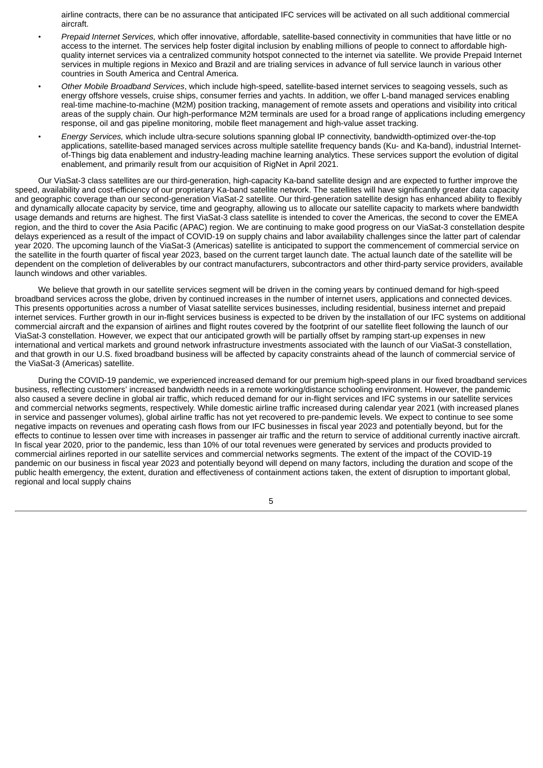airline contracts, there can be no assurance that anticipated IFC services will be activated on all such additional commercial aircraft.

- *Prepaid Internet Services,* which offer innovative, affordable, satellite-based connectivity in communities that have little or no access to the internet. The services help foster digital inclusion by enabling millions of people to connect to affordable high-quality internet services via a centralized community hotspot connected to the internet via satellite. We provide Prepaid Internet services in multiple regions in Mexico and Brazil and are trialing services in advance of full service launch in various other countries in South America and Central America.
- *Other Mobile Broadband Services*, which include high-speed, satellite-based internet services to seagoing vessels, such as energy offshore vessels, cruise ships, consumer ferries and yachts. In addition, we offer L-band managed services enabling real-time machine-to-machine (M2M) position tracking, management of remote assets and operations and visibility into critical areas of the supply chain. Our high-performance M2M terminals are used for a broad range of applications including emergency response, oil and gas pipeline monitoring, mobile fleet management and high-value asset tracking.
- *Energy Services,* which include ultra-secure solutions spanning global IP connectivity, bandwidth-optimized over-the-top applications, satellite-based managed services across multiple satellite frequency bands (Ku- and Ka-band), industrial Internet-of-Things big data enablement and industry-leading machine learning analytics. These services support the evolution of digital enablement, and primarily result from our acquisition of RigNet in April 2021.

Our ViaSat-3 class satellites are our third-generation, high-capacity Ka-band satellite design and are expected to further improve the speed, availability and cost-efficiency of our proprietary Ka-band satellite network. The satellites will have significantly greater data capacity and geographic coverage than our second-generation ViaSat-2 satellite. Our third-generation satellite design has enhanced ability to flexibly and dynamically allocate capacity by service, time and geography, allowing us to allocate our satellite capacity to markets where bandwidth usage demands and returns are highest. The first ViaSat-3 class satellite is intended to cover the Americas, the second to cover the EMEA region, and the third to cover the Asia Pacific (APAC) region. We are continuing to make good progress on our ViaSat-3 constellation despite delays experienced as a result of the impact of COVID-19 on supply chains and labor availability challenges since the latter part of calendar year 2020. The upcoming launch of the ViaSat-3 (Americas) satellite is anticipated to support the commencement of commercial service on the satellite in the fourth quarter of fiscal year 2023, based on the current target launch date. The actual launch date of the satellite will be dependent on the completion of deliverables by our contract manufacturers, subcontractors and other third-party service providers, available launch windows and other variables.

We believe that growth in our satellite services segment will be driven in the coming years by continued demand for high-speed broadband services across the globe, driven by continued increases in the number of internet users, applications and connected devices. This presents opportunities across a number of Viasat satellite services businesses, including residential, business internet and prepaid internet services. Further growth in our in-flight services business is expected to be driven by the installation of our IFC systems on additional commercial aircraft and the expansion of airlines and flight routes covered by the footprint of our satellite fleet following the launch of our ViaSat-3 constellation. However, we expect that our anticipated growth will be partially offset by ramping start-up expenses in new international and vertical markets and ground network infrastructure investments associated with the launch of our ViaSat-3 constellation, and that growth in our U.S. fixed broadband business will be affected by capacity constraints ahead of the launch of commercial service of the ViaSat-3 (Americas) satellite.

During the COVID-19 pandemic, we experienced increased demand for our premium high-speed plans in our fixed broadband services business, reflecting customers' increased bandwidth needs in a remote working/distance schooling environment. However, the pandemic also caused a severe decline in global air traffic, which reduced demand for our in-flight services and IFC systems in our satellite services and commercial networks segments, respectively. While domestic airline traffic increased during calendar year 2021 (with increased planes in service and passenger volumes), global airline traffic has not yet recovered to pre-pandemic levels. We expect to continue to see some negative impacts on revenues and operating cash flows from our IFC businesses in fiscal year 2023 and potentially beyond, but for the effects to continue to lessen over time with increases in passenger air traffic and the return to service of additional currently inactive aircraft. In fiscal year 2020, prior to the pandemic, less than 10% of our total revenues were generated by services and products provided to commercial airlines reported in our satellite services and commercial networks segments. The extent of the impact of the COVID-19 pandemic on our business in fiscal year 2023 and potentially beyond will depend on many factors, including the duration and scope of the public health emergency, the extent, duration and effectiveness of containment actions taken, the extent of disruption to important global, regional and local supply chains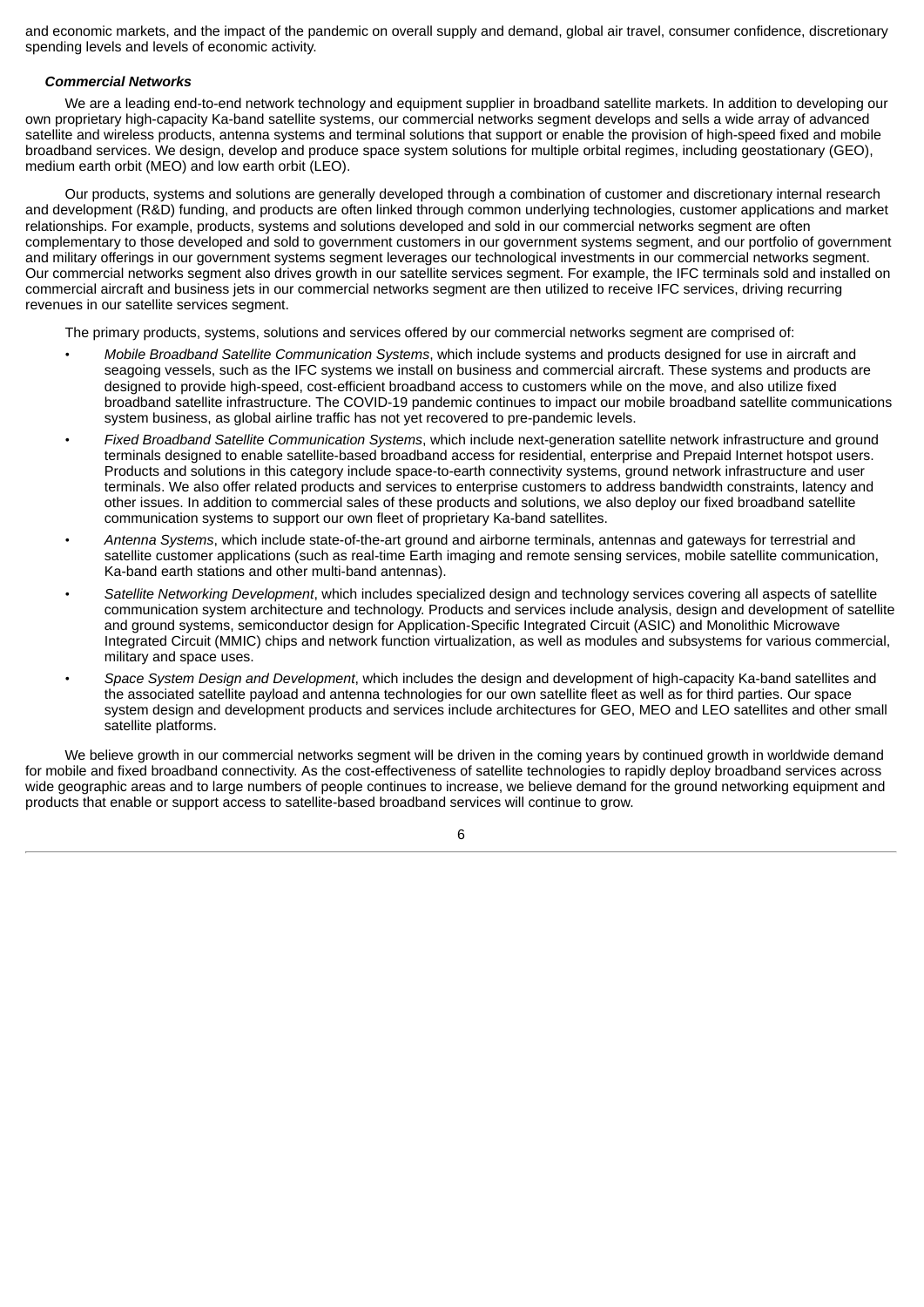and economic markets, and the impact of the pandemic on overall supply and demand, global air travel, consumer confidence, discretionary spending levels and levels of economic activity.

### *Commercial Networks*

We are a leading end-to-end network technology and equipment supplier in broadband satellite markets. In addition to developing our own proprietary high-capacity Ka-band satellite systems, our commercial networks segment develops and sells a wide array of advanced satellite and wireless products, antenna systems and terminal solutions that support or enable the provision of high-speed fixed and mobile broadband services. We design, develop and produce space system solutions for multiple orbital regimes, including geostationary (GEO), medium earth orbit (MEO) and low earth orbit (LEO).

Our products, systems and solutions are generally developed through a combination of customer and discretionary internal research and development (R&D) funding, and products are often linked through common underlying technologies, customer applications and market relationships. For example, products, systems and solutions developed and sold in our commercial networks segment are often complementary to those developed and sold to government customers in our government systems segment, and our portfolio of government and military offerings in our government systems segment leverages our technological investments in our commercial networks segment. Our commercial networks segment also drives growth in our satellite services segment. For example, the IFC terminals sold and installed on commercial aircraft and business jets in our commercial networks segment are then utilized to receive IFC services, driving recurring revenues in our satellite services segment.

The primary products, systems, solutions and services offered by our commercial networks segment are comprised of:

- *Mobile Broadband Satellite Communication Systems*, which include systems and products designed for use in aircraft and seagoing vessels, such as the IFC systems we install on business and commercial aircraft. These systems and products are designed to provide high-speed, cost-efficient broadband access to customers while on the move, and also utilize fixed broadband satellite infrastructure. The COVID-19 pandemic continues to impact our mobile broadband satellite communications system business, as global airline traffic has not yet recovered to pre-pandemic levels.
- *Fixed Broadband Satellite Communication Systems*, which include next-generation satellite network infrastructure and ground terminals designed to enable satellite-based broadband access for residential, enterprise and Prepaid Internet hotspot users. Products and solutions in this category include space-to-earth connectivity systems, ground network infrastructure and user terminals. We also offer related products and services to enterprise customers to address bandwidth constraints, latency and other issues. In addition to commercial sales of these products and solutions, we also deploy our fixed broadband satellite communication systems to support our own fleet of proprietary Ka-band satellites.
- *Antenna Systems*, which include state-of-the-art ground and airborne terminals, antennas and gateways for terrestrial and satellite customer applications (such as real-time Earth imaging and remote sensing services, mobile satellite communication, Ka-band earth stations and other multi-band antennas).
- *Satellite Networking Development*, which includes specialized design and technology services covering all aspects of satellite communication system architecture and technology. Products and services include analysis, design and development of satellite and ground systems, semiconductor design for Application-Specific Integrated Circuit (ASIC) and Monolithic Microwave Integrated Circuit (MMIC) chips and network function virtualization, as well as modules and subsystems for various commercial, military and space uses.
- *Space System Design and Development*, which includes the design and development of high-capacity Ka-band satellites and the associated satellite payload and antenna technologies for our own satellite fleet as well as for third parties. Our space system design and development products and services include architectures for GEO, MEO and LEO satellites and other small satellite platforms.

We believe growth in our commercial networks segment will be driven in the coming years by continued growth in worldwide demand for mobile and fixed broadband connectivity. As the cost-effectiveness of satellite technologies to rapidly deploy broadband services across wide geographic areas and to large numbers of people continues to increase, we believe demand for the ground networking equipment and products that enable or support access to satellite-based broadband services will continue to grow.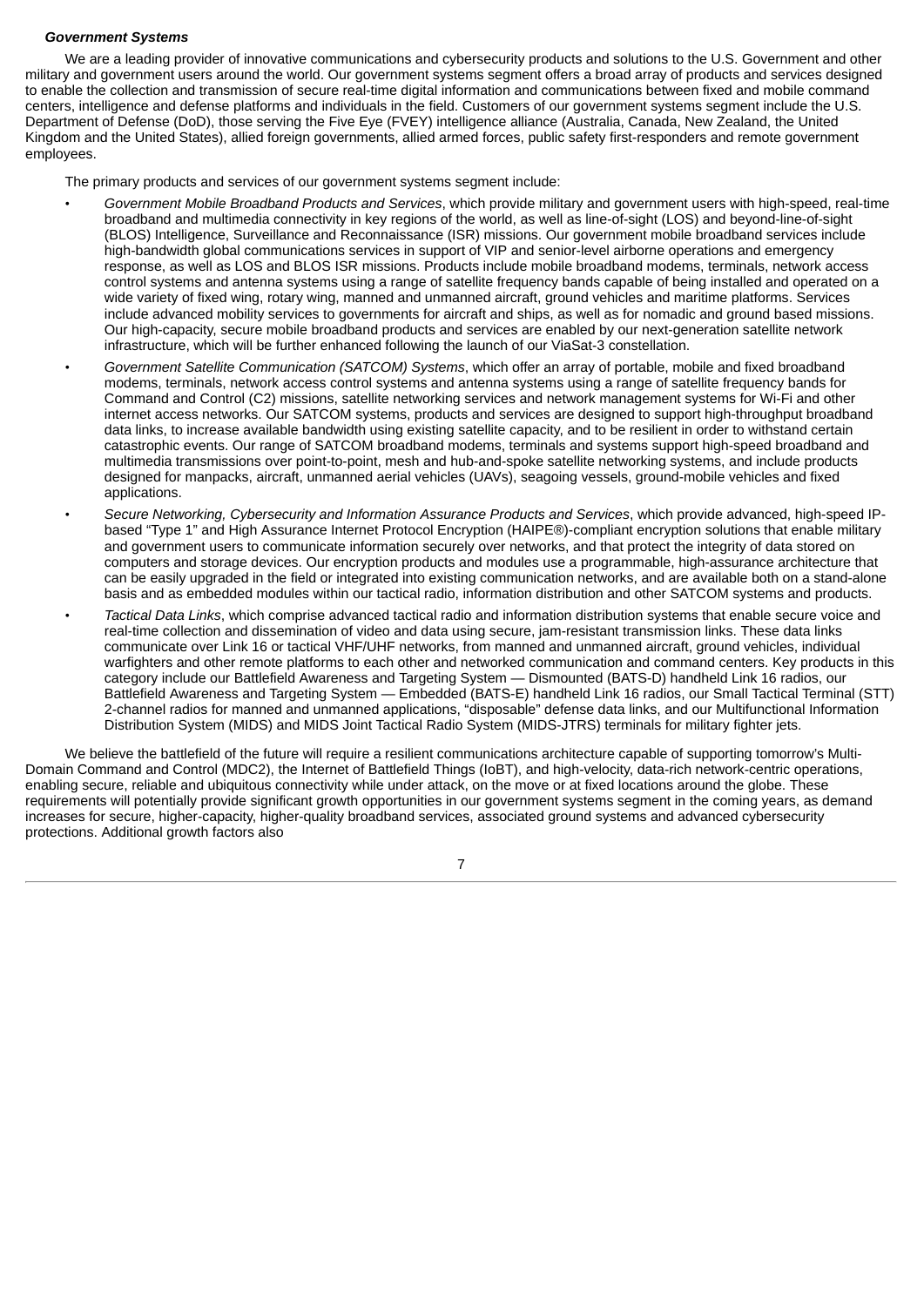***Government Systems***

We are a leading provider of innovative communications and cybersecurity products and solutions to the U.S. Government and other military and government users around the world. Our government systems segment offers a broad array of products and services designed to enable the collection and transmission of secure real-time digital information and communications between fixed and mobile command centers, intelligence and defense platforms and individuals in the field. Customers of our government systems segment include the U.S. Department of Defense (DoD), those serving the Five Eye (FVEY) intelligence alliance (Australia, Canada, New Zealand, the United Kingdom and the United States), allied foreign governments, allied armed forces, public safety first-responders and remote government employees.

The primary products and services of our government systems segment include:

- *Government Mobile Broadband Products and Services*, which provide military and government users with high-speed, real-time broadband and multimedia connectivity in key regions of the world, as well as line-of-sight (LOS) and beyond-line-of-sight (BLOS) Intelligence, Surveillance and Reconnaissance (ISR) missions. Our government mobile broadband services include high-bandwidth global communications services in support of VIP and senior-level airborne operations and emergency response, as well as LOS and BLOS ISR missions. Products include mobile broadband modems, terminals, network access control systems and antenna systems using a range of satellite frequency bands capable of being installed and operated on a wide variety of fixed wing, rotary wing, manned and unmanned aircraft, ground vehicles and maritime platforms. Services include advanced mobility services to governments for aircraft and ships, as well as for nomadic and ground based missions. Our high-capacity, secure mobile broadband products and services are enabled by our next-generation satellite network infrastructure, which will be further enhanced following the launch of our ViaSat-3 constellation.
- *Government Satellite Communication (SATCOM) Systems*, which offer an array of portable, mobile and fixed broadband modems, terminals, network access control systems and antenna systems using a range of satellite frequency bands for Command and Control (C2) missions, satellite networking services and network management systems for Wi-Fi and other internet access networks. Our SATCOM systems, products and services are designed to support high-throughput broadband data links, to increase available bandwidth using existing satellite capacity, and to be resilient in order to withstand certain catastrophic events. Our range of SATCOM broadband modems, terminals and systems support high-speed broadband and multimedia transmissions over point-to-point, mesh and hub-and-spoke satellite networking systems, and include products designed for manpacks, aircraft, unmanned aerial vehicles (UAVs), seagoing vessels, ground-mobile vehicles and fixed applications.
- *Secure Networking, Cybersecurity and Information Assurance Products and Services*, which provide advanced, high-speed IP-based "Type 1" and High Assurance Internet Protocol Encryption (HAIPE®)-compliant encryption solutions that enable military and government users to communicate information securely over networks, and that protect the integrity of data stored on computers and storage devices. Our encryption products and modules use a programmable, high-assurance architecture that can be easily upgraded in the field or integrated into existing communication networks, and are available both on a stand-alone basis and as embedded modules within our tactical radio, information distribution and other SATCOM systems and products.
- *Tactical Data Links*, which comprise advanced tactical radio and information distribution systems that enable secure voice and real-time collection and dissemination of video and data using secure, jam-resistant transmission links. These data links communicate over Link 16 or tactical VHF/UHF networks, from manned and unmanned aircraft, ground vehicles, individual warfighters and other remote platforms to each other and networked communication and command centers. Key products in this category include our Battlefield Awareness and Targeting System — Dismounted (BATS-D) handheld Link 16 radios, our Battlefield Awareness and Targeting System — Embedded (BATS-E) handheld Link 16 radios, our Small Tactical Terminal (STT) 2-channel radios for manned and unmanned applications, "disposable" defense data links, and our Multifunctional Information Distribution System (MIDS) and MIDS Joint Tactical Radio System (MIDS-JTRS) terminals for military fighter jets.

We believe the battlefield of the future will require a resilient communications architecture capable of supporting tomorrow's Multi-Domain Command and Control (MDC2), the Internet of Battlefield Things (IoBT), and high-velocity, data-rich network-centric operations, enabling secure, reliable and ubiquitous connectivity while under attack, on the move or at fixed locations around the globe. These requirements will potentially provide significant growth opportunities in our government systems segment in the coming years, as demand increases for secure, higher-capacity, higher-quality broadband services, associated ground systems and advanced cybersecurity protections. Additional growth factors also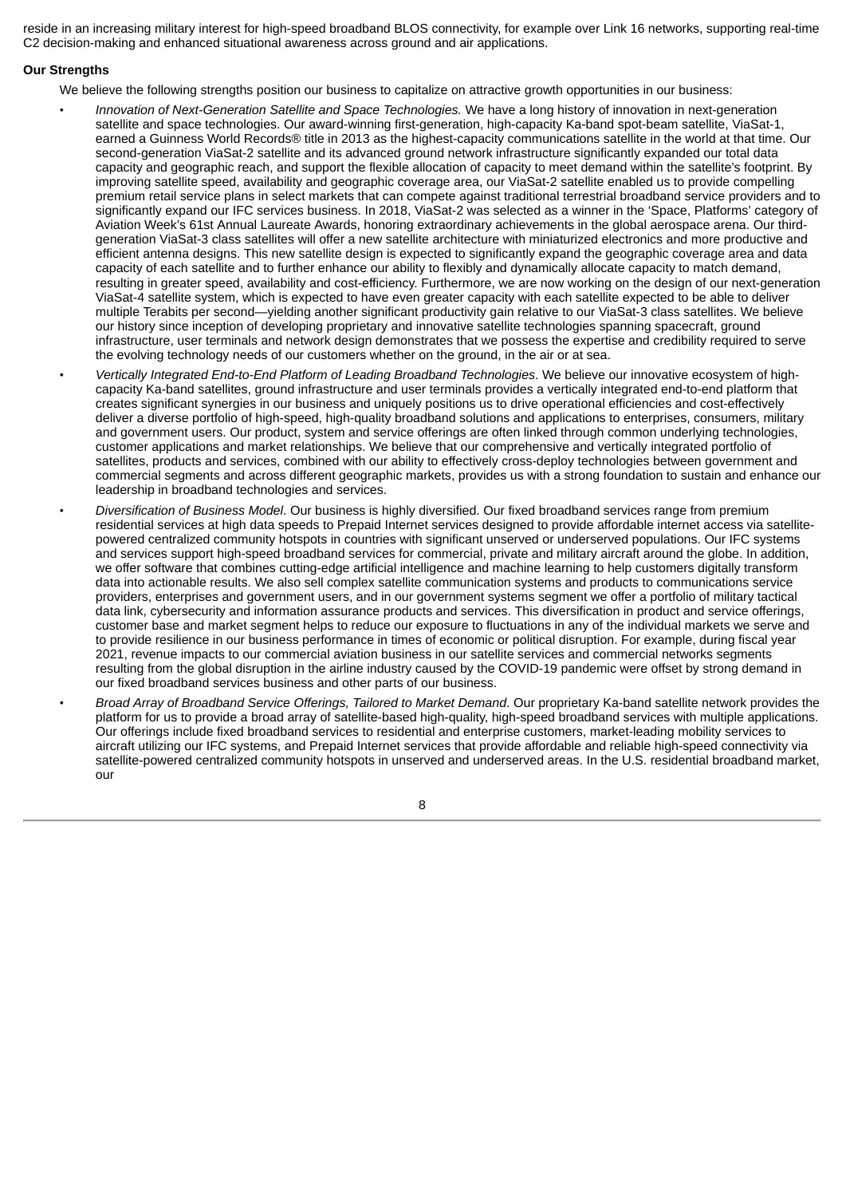reside in an increasing military interest for high-speed broadband BLOS connectivity, for example over Link 16 networks, supporting real-time C2 decision-making and enhanced situational awareness across ground and air applications.

**Our Strengths**

We believe the following strengths position our business to capitalize on attractive growth opportunities in our business:

- *Innovation of Next-Generation Satellite and Space Technologies.* We have a long history of innovation in next-generation satellite and space technologies. Our award-winning first-generation, high-capacity Ka-band spot-beam satellite, ViaSat-1, earned a Guinness World Records® title in 2013 as the highest-capacity communications satellite in the world at that time. Our second-generation ViaSat-2 satellite and its advanced ground network infrastructure significantly expanded our total data capacity and geographic reach, and support the flexible allocation of capacity to meet demand within the satellite's footprint. By improving satellite speed, availability and geographic coverage area, our ViaSat-2 satellite enabled us to provide compelling premium retail service plans in select markets that can compete against traditional terrestrial broadband service providers and to significantly expand our IFC services business. In 2018, ViaSat-2 was selected as a winner in the 'Space, Platforms' category of Aviation Week's 61st Annual Laureate Awards, honoring extraordinary achievements in the global aerospace arena. Our third-generation ViaSat-3 class satellites will offer a new satellite architecture with miniaturized electronics and more productive and efficient antenna designs. This new satellite design is expected to significantly expand the geographic coverage area and data capacity of each satellite and to further enhance our ability to flexibly and dynamically allocate capacity to match demand, resulting in greater speed, availability and cost-efficiency. Furthermore, we are now working on the design of our next-generation ViaSat-4 satellite system, which is expected to have even greater capacity with each satellite expected to be able to deliver multiple Terabits per second—yielding another significant productivity gain relative to our ViaSat-3 class satellites. We believe our history since inception of developing proprietary and innovative satellite technologies spanning spacecraft, ground infrastructure, user terminals and network design demonstrates that we possess the expertise and credibility required to serve the evolving technology needs of our customers whether on the ground, in the air or at sea.
- *Vertically Integrated End-to-End Platform of Leading Broadband Technologies*. We believe our innovative ecosystem of high-capacity Ka-band satellites, ground infrastructure and user terminals provides a vertically integrated end-to-end platform that creates significant synergies in our business and uniquely positions us to drive operational efficiencies and cost-effectively deliver a diverse portfolio of high-speed, high-quality broadband solutions and applications to enterprises, consumers, military and government users. Our product, system and service offerings are often linked through common underlying technologies, customer applications and market relationships. We believe that our comprehensive and vertically integrated portfolio of satellites, products and services, combined with our ability to effectively cross-deploy technologies between government and commercial segments and across different geographic markets, provides us with a strong foundation to sustain and enhance our leadership in broadband technologies and services.
- *Diversification of Business Model*. Our business is highly diversified. Our fixed broadband services range from premium residential services at high data speeds to Prepaid Internet services designed to provide affordable internet access via satellite-powered centralized community hotspots in countries with significant unserved or underserved populations. Our IFC systems and services support high-speed broadband services for commercial, private and military aircraft around the globe. In addition, we offer software that combines cutting-edge artificial intelligence and machine learning to help customers digitally transform data into actionable results. We also sell complex satellite communication systems and products to communications service providers, enterprises and government users, and in our government systems segment we offer a portfolio of military tactical data link, cybersecurity and information assurance products and services. This diversification in product and service offerings, customer base and market segment helps to reduce our exposure to fluctuations in any of the individual markets we serve and to provide resilience in our business performance in times of economic or political disruption. For example, during fiscal year 2021, revenue impacts to our commercial aviation business in our satellite services and commercial networks segments resulting from the global disruption in the airline industry caused by the COVID-19 pandemic were offset by strong demand in our fixed broadband services business and other parts of our business.
- *Broad Array of Broadband Service Offerings, Tailored to Market Demand*. Our proprietary Ka-band satellite network provides the platform for us to provide a broad array of satellite-based high-quality, high-speed broadband services with multiple applications. Our offerings include fixed broadband services to residential and enterprise customers, market-leading mobility services to aircraft utilizing our IFC systems, and Prepaid Internet services that provide affordable and reliable high-speed connectivity via satellite-powered centralized community hotspots in unserved and underserved areas. In the U.S. residential broadband market, our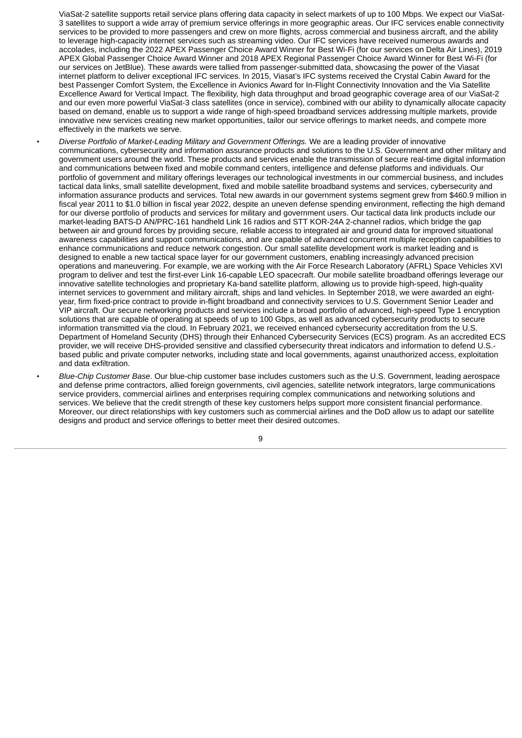ViaSat-2 satellite supports retail service plans offering data capacity in select markets of up to 100 Mbps. We expect our ViaSat-3 satellites to support a wide array of premium service offerings in more geographic areas. Our IFC services enable connectivity services to be provided to more passengers and crew on more flights, across commercial and business aircraft, and the ability to leverage high-capacity internet services such as streaming video. Our IFC services have received numerous awards and accolades, including the 2022 APEX Passenger Choice Award Winner for Best Wi-Fi (for our services on Delta Air Lines), 2019 APEX Global Passenger Choice Award Winner and 2018 APEX Regional Passenger Choice Award Winner for Best Wi-Fi (for our services on JetBlue). These awards were tallied from passenger-submitted data, showcasing the power of the Viasat internet platform to deliver exceptional IFC services. In 2015, Viasat's IFC systems received the Crystal Cabin Award for the best Passenger Comfort System, the Excellence in Avionics Award for In-Flight Connectivity Innovation and the Via Satellite Excellence Award for Vertical Impact. The flexibility, high data throughput and broad geographic coverage area of our ViaSat-2 and our even more powerful ViaSat-3 class satellites (once in service), combined with our ability to dynamically allocate capacity based on demand, enable us to support a wide range of high-speed broadband services addressing multiple markets, provide innovative new services creating new market opportunities, tailor our service offerings to market needs, and compete more effectively in the markets we serve.

- *Diverse Portfolio of Market-Leading Military and Government Offerings.* We are a leading provider of innovative communications, cybersecurity and information assurance products and solutions to the U.S. Government and other military and government users around the world. These products and services enable the transmission of secure real-time digital information and communications between fixed and mobile command centers, intelligence and defense platforms and individuals. Our portfolio of government and military offerings leverages our technological investments in our commercial business, and includes tactical data links, small satellite development, fixed and mobile satellite broadband systems and services, cybersecurity and information assurance products and services. Total new awards in our government systems segment grew from $460.9 million in fiscal year 2011 to $1.0 billion in fiscal year 2022, despite an uneven defense spending environment, reflecting the high demand for our diverse portfolio of products and services for military and government users. Our tactical data link products include our market-leading BATS-D AN/PRC-161 handheld Link 16 radios and STT KOR-24A 2-channel radios, which bridge the gap between air and ground forces by providing secure, reliable access to integrated air and ground data for improved situational awareness capabilities and support communications, and are capable of advanced concurrent multiple reception capabilities to enhance communications and reduce network congestion. Our small satellite development work is market leading and is designed to enable a new tactical space layer for our government customers, enabling increasingly advanced precision operations and maneuvering. For example, we are working with the Air Force Research Laboratory (AFRL) Space Vehicles XVI program to deliver and test the first-ever Link 16-capable LEO spacecraft. Our mobile satellite broadband offerings leverage our innovative satellite technologies and proprietary Ka-band satellite platform, allowing us to provide high-speed, high-quality internet services to government and military aircraft, ships and land vehicles. In September 2018, we were awarded an eight-year, firm fixed-price contract to provide in-flight broadband and connectivity services to U.S. Government Senior Leader and VIP aircraft. Our secure networking products and services include a broad portfolio of advanced, high-speed Type 1 encryption solutions that are capable of operating at speeds of up to 100 Gbps, as well as advanced cybersecurity products to secure information transmitted via the cloud. In February 2021, we received enhanced cybersecurity accreditation from the U.S. Department of Homeland Security (DHS) through their Enhanced Cybersecurity Services (ECS) program. As an accredited ECS provider, we will receive DHS-provided sensitive and classified cybersecurity threat indicators and information to defend U.S.-based public and private computer networks, including state and local governments, against unauthorized access, exploitation and data exfiltration.

- *Blue-Chip Customer Base*. Our blue-chip customer base includes customers such as the U.S. Government, leading aerospace and defense prime contractors, allied foreign governments, civil agencies, satellite network integrators, large communications service providers, commercial airlines and enterprises requiring complex communications and networking solutions and services. We believe that the credit strength of these key customers helps support more consistent financial performance. Moreover, our direct relationships with key customers such as commercial airlines and the DoD allow us to adapt our satellite designs and product and service offerings to better meet their desired outcomes.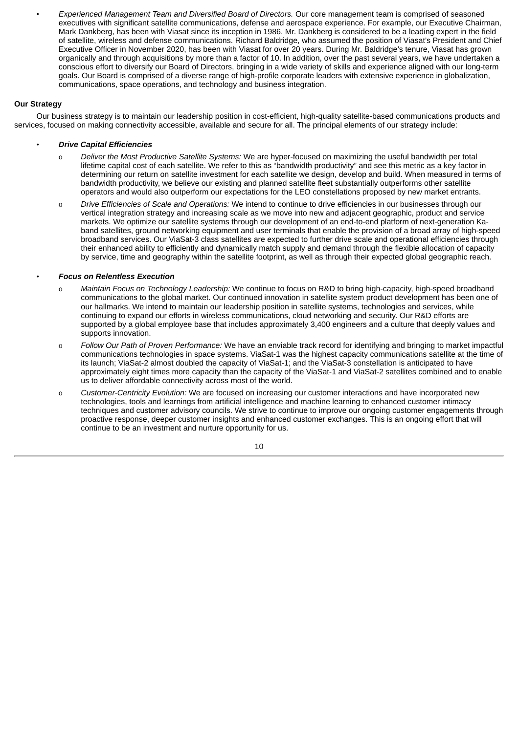- *Experienced Management Team and Diversified Board of Directors.* Our core management team is comprised of seasoned executives with significant satellite communications, defense and aerospace experience. For example, our Executive Chairman, Mark Dankberg, has been with Viasat since its inception in 1986. Mr. Dankberg is considered to be a leading expert in the field of satellite, wireless and defense communications. Richard Baldridge, who assumed the position of Viasat's President and Chief Executive Officer in November 2020, has been with Viasat for over 20 years. During Mr. Baldridge's tenure, Viasat has grown organically and through acquisitions by more than a factor of 10. In addition, over the past several years, we have undertaken a conscious effort to diversify our Board of Directors, bringing in a wide variety of skills and experience aligned with our long-term goals. Our Board is comprised of a diverse range of high-profile corporate leaders with extensive experience in globalization, communications, space operations, and technology and business integration.

**Our Strategy**

Our business strategy is to maintain our leadership position in cost-efficient, high-quality satellite-based communications products and services, focused on making connectivity accessible, available and secure for all. The principal elements of our strategy include:

- ***Drive Capital Efficiencies***
  - *Deliver the Most Productive Satellite Systems:* We are hyper-focused on maximizing the useful bandwidth per total lifetime capital cost of each satellite. We refer to this as "bandwidth productivity" and see this metric as a key factor in determining our return on satellite investment for each satellite we design, develop and build. When measured in terms of bandwidth productivity, we believe our existing and planned satellite fleet substantially outperforms other satellite operators and would also outperform our expectations for the LEO constellations proposed by new market entrants.
  - *Drive Efficiencies of Scale and Operations:* We intend to continue to drive efficiencies in our businesses through our vertical integration strategy and increasing scale as we move into new and adjacent geographic, product and service markets. We optimize our satellite systems through our development of an end-to-end platform of next-generation Ka-band satellites, ground networking equipment and user terminals that enable the provision of a broad array of high-speed broadband services. Our ViaSat-3 class satellites are expected to further drive scale and operational efficiencies through their enhanced ability to efficiently and dynamically match supply and demand through the flexible allocation of capacity by service, time and geography within the satellite footprint, as well as through their expected global geographic reach.

- ***Focus on Relentless Execution***
  - *Maintain Focus on Technology Leadership:* We continue to focus on R&D to bring high-capacity, high-speed broadband communications to the global market. Our continued innovation in satellite system product development has been one of our hallmarks. We intend to maintain our leadership position in satellite systems, technologies and services, while continuing to expand our efforts in wireless communications, cloud networking and security. Our R&D efforts are supported by a global employee base that includes approximately 3,400 engineers and a culture that deeply values and supports innovation.
  - *Follow Our Path of Proven Performance:* We have an enviable track record for identifying and bringing to market impactful communications technologies in space systems. ViaSat-1 was the highest capacity communications satellite at the time of its launch; ViaSat-2 almost doubled the capacity of ViaSat-1; and the ViaSat-3 constellation is anticipated to have approximately eight times more capacity than the capacity of the ViaSat-1 and ViaSat-2 satellites combined and to enable us to deliver affordable connectivity across most of the world.
  - *Customer-Centricity Evolution:* We are focused on increasing our customer interactions and have incorporated new technologies, tools and learnings from artificial intelligence and machine learning to enhanced customer intimacy techniques and customer advisory councils. We strive to continue to improve our ongoing customer engagements through proactive response, deeper customer insights and enhanced customer exchanges. This is an ongoing effort that will continue to be an investment and nurture opportunity for us.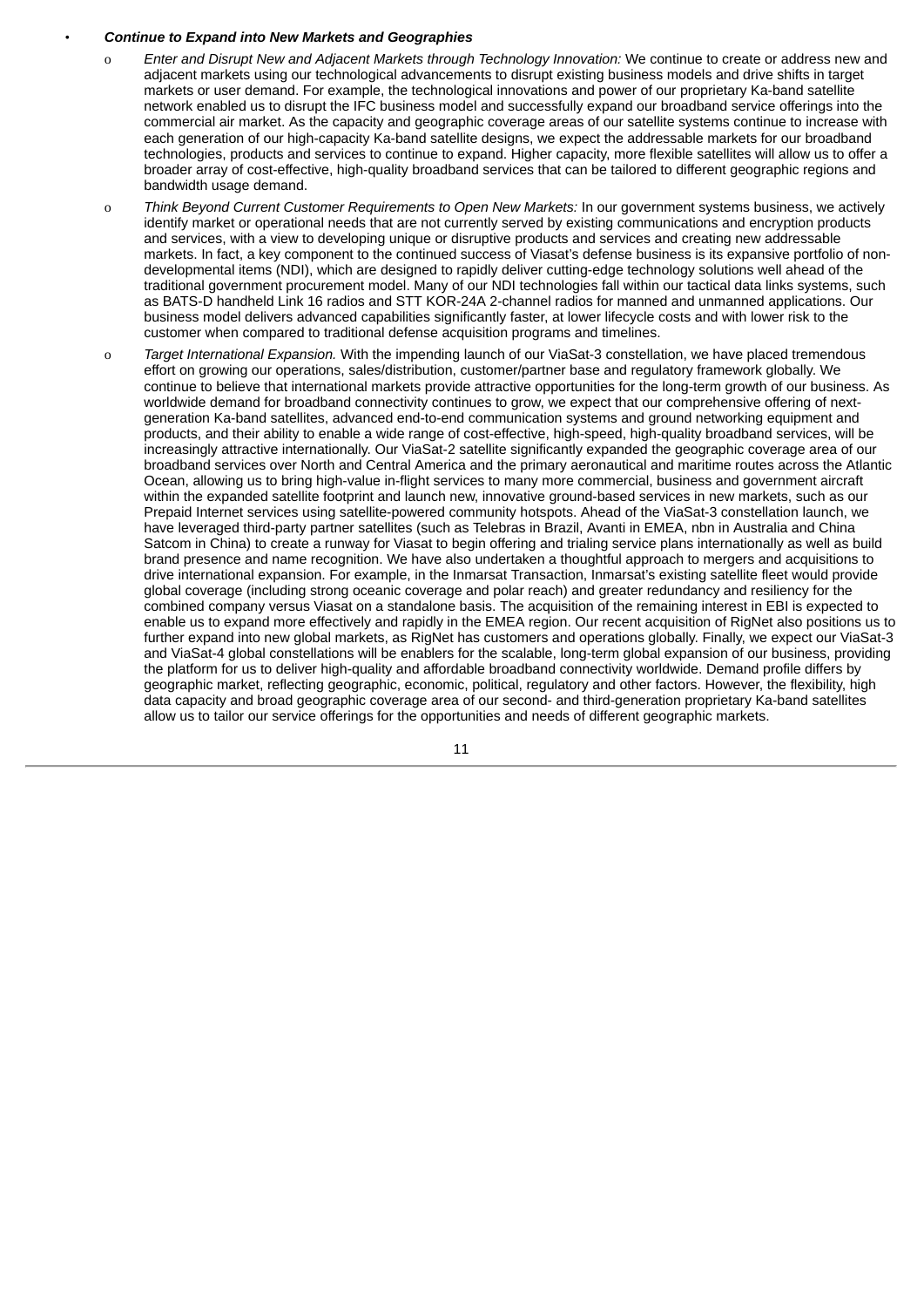- ***Continue to Expand into New Markets and Geographies***
  - *Enter and Disrupt New and Adjacent Markets through Technology Innovation:* We continue to create or address new and adjacent markets using our technological advancements to disrupt existing business models and drive shifts in target markets or user demand. For example, the technological innovations and power of our proprietary Ka-band satellite network enabled us to disrupt the IFC business model and successfully expand our broadband service offerings into the commercial air market. As the capacity and geographic coverage areas of our satellite systems continue to increase with each generation of our high-capacity Ka-band satellite designs, we expect the addressable markets for our broadband technologies, products and services to continue to expand. Higher capacity, more flexible satellites will allow us to offer a broader array of cost-effective, high-quality broadband services that can be tailored to different geographic regions and bandwidth usage demand.
  - *Think Beyond Current Customer Requirements to Open New Markets:* In our government systems business, we actively identify market or operational needs that are not currently served by existing communications and encryption products and services, with a view to developing unique or disruptive products and services and creating new addressable markets. In fact, a key component to the continued success of Viasat's defense business is its expansive portfolio of non-developmental items (NDI), which are designed to rapidly deliver cutting-edge technology solutions well ahead of the traditional government procurement model. Many of our NDI technologies fall within our tactical data links systems, such as BATS-D handheld Link 16 radios and STT KOR-24A 2-channel radios for manned and unmanned applications. Our business model delivers advanced capabilities significantly faster, at lower lifecycle costs and with lower risk to the customer when compared to traditional defense acquisition programs and timelines.
  - *Target International Expansion.* With the impending launch of our ViaSat-3 constellation, we have placed tremendous effort on growing our operations, sales/distribution, customer/partner base and regulatory framework globally. We continue to believe that international markets provide attractive opportunities for the long-term growth of our business. As worldwide demand for broadband connectivity continues to grow, we expect that our comprehensive offering of next-generation Ka-band satellites, advanced end-to-end communication systems and ground networking equipment and products, and their ability to enable a wide range of cost-effective, high-speed, high-quality broadband services, will be increasingly attractive internationally. Our ViaSat-2 satellite significantly expanded the geographic coverage area of our broadband services over North and Central America and the primary aeronautical and maritime routes across the Atlantic Ocean, allowing us to bring high-value in-flight services to many more commercial, business and government aircraft within the expanded satellite footprint and launch new, innovative ground-based services in new markets, such as our Prepaid Internet services using satellite-powered community hotspots. Ahead of the ViaSat-3 constellation launch, we have leveraged third-party partner satellites (such as Telebras in Brazil, Avanti in EMEA, nbn in Australia and China Satcom in China) to create a runway for Viasat to begin offering and trialing service plans internationally as well as build brand presence and name recognition. We have also undertaken a thoughtful approach to mergers and acquisitions to drive international expansion. For example, in the Inmarsat Transaction, Inmarsat's existing satellite fleet would provide global coverage (including strong oceanic coverage and polar reach) and greater redundancy and resiliency for the combined company versus Viasat on a standalone basis. The acquisition of the remaining interest in EBI is expected to enable us to expand more effectively and rapidly in the EMEA region. Our recent acquisition of RigNet also positions us to further expand into new global markets, as RigNet has customers and operations globally. Finally, we expect our ViaSat-3 and ViaSat-4 global constellations will be enablers for the scalable, long-term global expansion of our business, providing the platform for us to deliver high-quality and affordable broadband connectivity worldwide. Demand profile differs by geographic market, reflecting geographic, economic, political, regulatory and other factors. However, the flexibility, high data capacity and broad geographic coverage area of our second- and third-generation proprietary Ka-band satellites allow us to tailor our service offerings for the opportunities and needs of different geographic markets.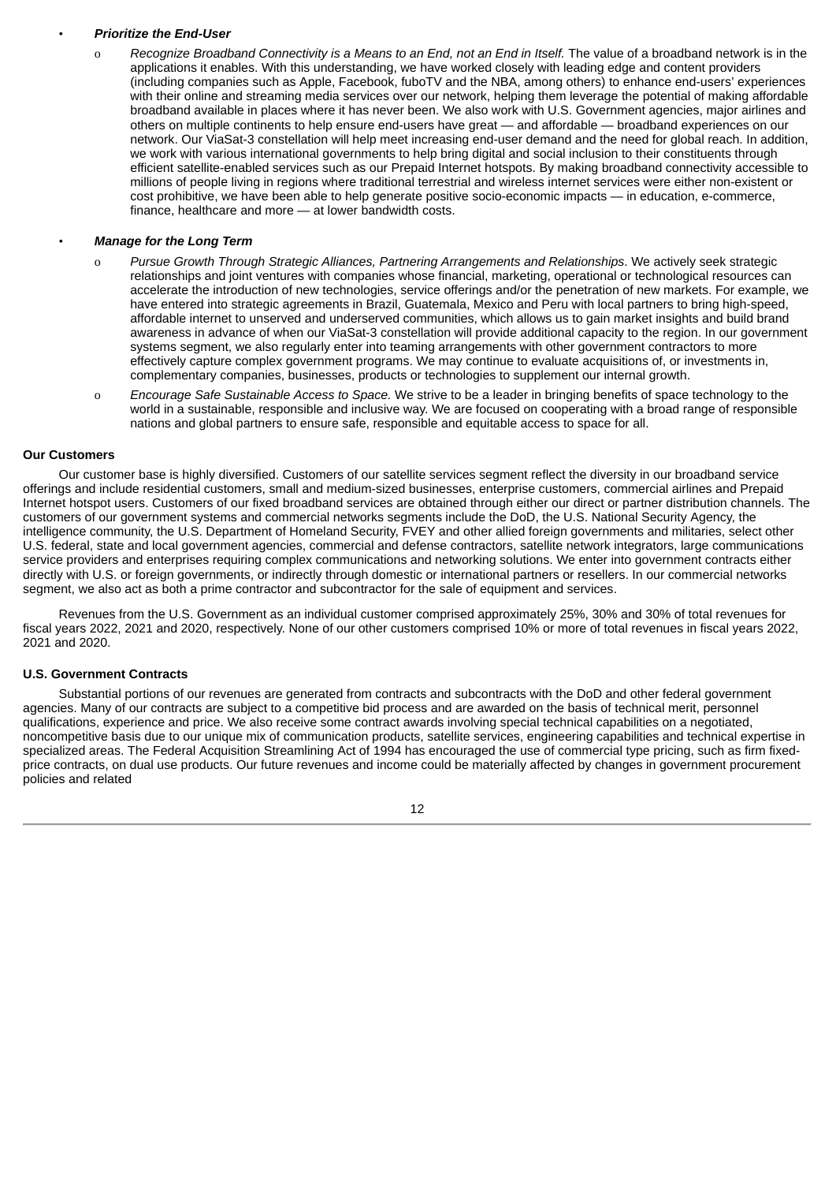- ***Prioritize the End-User***
  - *Recognize Broadband Connectivity is a Means to an End, not an End in Itself.* The value of a broadband network is in the applications it enables. With this understanding, we have worked closely with leading edge and content providers (including companies such as Apple, Facebook, fuboTV and the NBA, among others) to enhance end-users' experiences with their online and streaming media services over our network, helping them leverage the potential of making affordable broadband available in places where it has never been. We also work with U.S. Government agencies, major airlines and others on multiple continents to help ensure end-users have great — and affordable — broadband experiences on our network. Our ViaSat-3 constellation will help meet increasing end-user demand and the need for global reach. In addition, we work with various international governments to help bring digital and social inclusion to their constituents through efficient satellite-enabled services such as our Prepaid Internet hotspots. By making broadband connectivity accessible to millions of people living in regions where traditional terrestrial and wireless internet services were either non-existent or cost prohibitive, we have been able to help generate positive socio-economic impacts — in education, e-commerce, finance, healthcare and more — at lower bandwidth costs.

- ***Manage for the Long Term***
  - *Pursue Growth Through Strategic Alliances, Partnering Arrangements and Relationships*. We actively seek strategic relationships and joint ventures with companies whose financial, marketing, operational or technological resources can accelerate the introduction of new technologies, service offerings and/or the penetration of new markets. For example, we have entered into strategic agreements in Brazil, Guatemala, Mexico and Peru with local partners to bring high-speed, affordable internet to unserved and underserved communities, which allows us to gain market insights and build brand awareness in advance of when our ViaSat-3 constellation will provide additional capacity to the region. In our government systems segment, we also regularly enter into teaming arrangements with other government contractors to more effectively capture complex government programs. We may continue to evaluate acquisitions of, or investments in, complementary companies, businesses, products or technologies to supplement our internal growth.
  - *Encourage Safe Sustainable Access to Space.* We strive to be a leader in bringing benefits of space technology to the world in a sustainable, responsible and inclusive way. We are focused on cooperating with a broad range of responsible nations and global partners to ensure safe, responsible and equitable access to space for all.

**Our Customers**

Our customer base is highly diversified. Customers of our satellite services segment reflect the diversity in our broadband service offerings and include residential customers, small and medium-sized businesses, enterprise customers, commercial airlines and Prepaid Internet hotspot users. Customers of our fixed broadband services are obtained through either our direct or partner distribution channels. The customers of our government systems and commercial networks segments include the DoD, the U.S. National Security Agency, the intelligence community, the U.S. Department of Homeland Security, FVEY and other allied foreign governments and militaries, select other U.S. federal, state and local government agencies, commercial and defense contractors, satellite network integrators, large communications service providers and enterprises requiring complex communications and networking solutions. We enter into government contracts either directly with U.S. or foreign governments, or indirectly through domestic or international partners or resellers. In our commercial networks segment, we also act as both a prime contractor and subcontractor for the sale of equipment and services.

Revenues from the U.S. Government as an individual customer comprised approximately 25%, 30% and 30% of total revenues for fiscal years 2022, 2021 and 2020, respectively. None of our other customers comprised 10% or more of total revenues in fiscal years 2022, 2021 and 2020.

**U.S. Government Contracts**

Substantial portions of our revenues are generated from contracts and subcontracts with the DoD and other federal government agencies. Many of our contracts are subject to a competitive bid process and are awarded on the basis of technical merit, personnel qualifications, experience and price. We also receive some contract awards involving special technical capabilities on a negotiated, noncompetitive basis due to our unique mix of communication products, satellite services, engineering capabilities and technical expertise in specialized areas. The Federal Acquisition Streamlining Act of 1994 has encouraged the use of commercial type pricing, such as firm fixed-price contracts, on dual use products. Our future revenues and income could be materially affected by changes in government procurement policies and related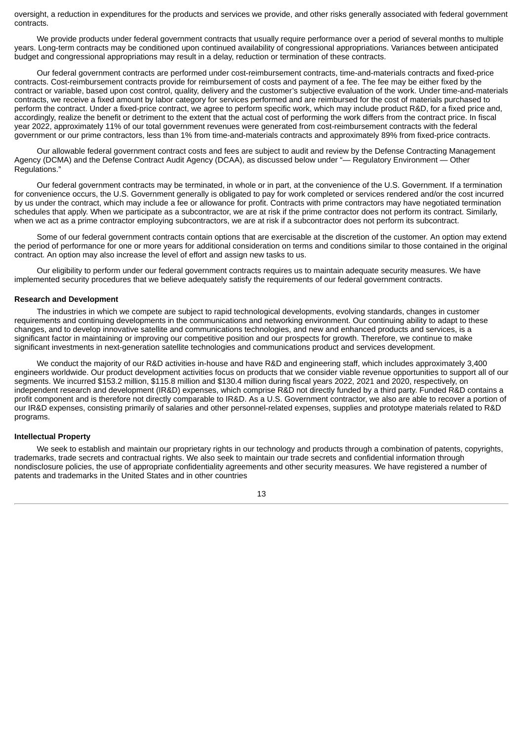oversight, a reduction in expenditures for the products and services we provide, and other risks generally associated with federal government contracts.

We provide products under federal government contracts that usually require performance over a period of several months to multiple years. Long-term contracts may be conditioned upon continued availability of congressional appropriations. Variances between anticipated budget and congressional appropriations may result in a delay, reduction or termination of these contracts.

Our federal government contracts are performed under cost-reimbursement contracts, time-and-materials contracts and fixed-price contracts. Cost-reimbursement contracts provide for reimbursement of costs and payment of a fee. The fee may be either fixed by the contract or variable, based upon cost control, quality, delivery and the customer's subjective evaluation of the work. Under time-and-materials contracts, we receive a fixed amount by labor category for services performed and are reimbursed for the cost of materials purchased to perform the contract. Under a fixed-price contract, we agree to perform specific work, which may include product R&D, for a fixed price and, accordingly, realize the benefit or detriment to the extent that the actual cost of performing the work differs from the contract price. In fiscal year 2022, approximately 11% of our total government revenues were generated from cost-reimbursement contracts with the federal government or our prime contractors, less than 1% from time-and-materials contracts and approximately 89% from fixed-price contracts.

Our allowable federal government contract costs and fees are subject to audit and review by the Defense Contracting Management Agency (DCMA) and the Defense Contract Audit Agency (DCAA), as discussed below under "— Regulatory Environment — Other Regulations."

Our federal government contracts may be terminated, in whole or in part, at the convenience of the U.S. Government. If a termination for convenience occurs, the U.S. Government generally is obligated to pay for work completed or services rendered and/or the cost incurred by us under the contract, which may include a fee or allowance for profit. Contracts with prime contractors may have negotiated termination schedules that apply. When we participate as a subcontractor, we are at risk if the prime contractor does not perform its contract. Similarly, when we act as a prime contractor employing subcontractors, we are at risk if a subcontractor does not perform its subcontract.

Some of our federal government contracts contain options that are exercisable at the discretion of the customer. An option may extend the period of performance for one or more years for additional consideration on terms and conditions similar to those contained in the original contract. An option may also increase the level of effort and assign new tasks to us.

Our eligibility to perform under our federal government contracts requires us to maintain adequate security measures. We have implemented security procedures that we believe adequately satisfy the requirements of our federal government contracts.

**Research and Development**

The industries in which we compete are subject to rapid technological developments, evolving standards, changes in customer requirements and continuing developments in the communications and networking environment. Our continuing ability to adapt to these changes, and to develop innovative satellite and communications technologies, and new and enhanced products and services, is a significant factor in maintaining or improving our competitive position and our prospects for growth. Therefore, we continue to make significant investments in next-generation satellite technologies and communications product and services development.

We conduct the majority of our R&D activities in-house and have R&D and engineering staff, which includes approximately 3,400 engineers worldwide. Our product development activities focus on products that we consider viable revenue opportunities to support all of our segments. We incurred $153.2 million, $115.8 million and $130.4 million during fiscal years 2022, 2021 and 2020, respectively, on independent research and development (IR&D) expenses, which comprise R&D not directly funded by a third party. Funded R&D contains a profit component and is therefore not directly comparable to IR&D. As a U.S. Government contractor, we also are able to recover a portion of our IR&D expenses, consisting primarily of salaries and other personnel-related expenses, supplies and prototype materials related to R&D programs.

**Intellectual Property**

We seek to establish and maintain our proprietary rights in our technology and products through a combination of patents, copyrights, trademarks, trade secrets and contractual rights. We also seek to maintain our trade secrets and confidential information through nondisclosure policies, the use of appropriate confidentiality agreements and other security measures. We have registered a number of patents and trademarks in the United States and in other countries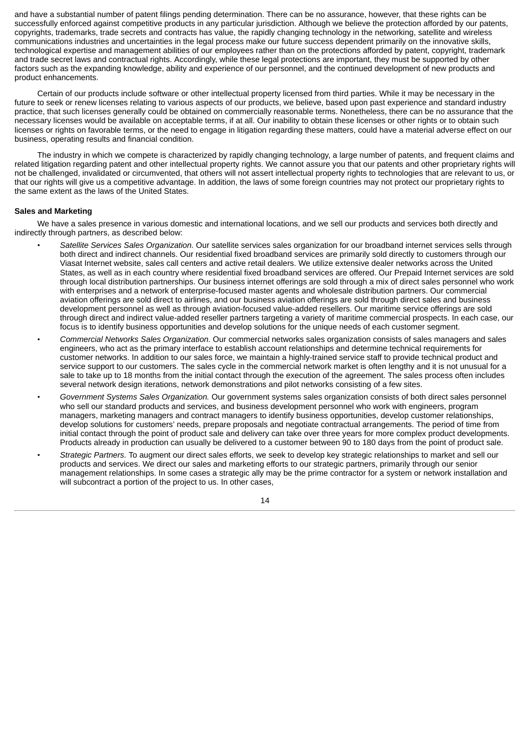and have a substantial number of patent filings pending determination. There can be no assurance, however, that these rights can be successfully enforced against competitive products in any particular jurisdiction. Although we believe the protection afforded by our patents, copyrights, trademarks, trade secrets and contracts has value, the rapidly changing technology in the networking, satellite and wireless communications industries and uncertainties in the legal process make our future success dependent primarily on the innovative skills, technological expertise and management abilities of our employees rather than on the protections afforded by patent, copyright, trademark and trade secret laws and contractual rights. Accordingly, while these legal protections are important, they must be supported by other factors such as the expanding knowledge, ability and experience of our personnel, and the continued development of new products and product enhancements.

Certain of our products include software or other intellectual property licensed from third parties. While it may be necessary in the future to seek or renew licenses relating to various aspects of our products, we believe, based upon past experience and standard industry practice, that such licenses generally could be obtained on commercially reasonable terms. Nonetheless, there can be no assurance that the necessary licenses would be available on acceptable terms, if at all. Our inability to obtain these licenses or other rights or to obtain such licenses or rights on favorable terms, or the need to engage in litigation regarding these matters, could have a material adverse effect on our business, operating results and financial condition.

The industry in which we compete is characterized by rapidly changing technology, a large number of patents, and frequent claims and related litigation regarding patent and other intellectual property rights. We cannot assure you that our patents and other proprietary rights will not be challenged, invalidated or circumvented, that others will not assert intellectual property rights to technologies that are relevant to us, or that our rights will give us a competitive advantage. In addition, the laws of some foreign countries may not protect our proprietary rights to the same extent as the laws of the United States.

**Sales and Marketing**

We have a sales presence in various domestic and international locations, and we sell our products and services both directly and indirectly through partners, as described below:

- *Satellite Services Sales Organization.* Our satellite services sales organization for our broadband internet services sells through both direct and indirect channels. Our residential fixed broadband services are primarily sold directly to customers through our Viasat Internet website, sales call centers and active retail dealers. We utilize extensive dealer networks across the United States, as well as in each country where residential fixed broadband services are offered. Our Prepaid Internet services are sold through local distribution partnerships. Our business internet offerings are sold through a mix of direct sales personnel who work with enterprises and a network of enterprise-focused master agents and wholesale distribution partners. Our commercial aviation offerings are sold direct to airlines, and our business aviation offerings are sold through direct sales and business development personnel as well as through aviation-focused value-added resellers. Our maritime service offerings are sold through direct and indirect value-added reseller partners targeting a variety of maritime commercial prospects. In each case, our focus is to identify business opportunities and develop solutions for the unique needs of each customer segment.
- *Commercial Networks Sales Organization.* Our commercial networks sales organization consists of sales managers and sales engineers, who act as the primary interface to establish account relationships and determine technical requirements for customer networks. In addition to our sales force, we maintain a highly-trained service staff to provide technical product and service support to our customers. The sales cycle in the commercial network market is often lengthy and it is not unusual for a sale to take up to 18 months from the initial contact through the execution of the agreement. The sales process often includes several network design iterations, network demonstrations and pilot networks consisting of a few sites.
- *Government Systems Sales Organization.* Our government systems sales organization consists of both direct sales personnel who sell our standard products and services, and business development personnel who work with engineers, program managers, marketing managers and contract managers to identify business opportunities, develop customer relationships, develop solutions for customers' needs, prepare proposals and negotiate contractual arrangements. The period of time from initial contact through the point of product sale and delivery can take over three years for more complex product developments. Products already in production can usually be delivered to a customer between 90 to 180 days from the point of product sale.
- *Strategic Partners.* To augment our direct sales efforts, we seek to develop key strategic relationships to market and sell our products and services. We direct our sales and marketing efforts to our strategic partners, primarily through our senior management relationships. In some cases a strategic ally may be the prime contractor for a system or network installation and will subcontract a portion of the project to us. In other cases,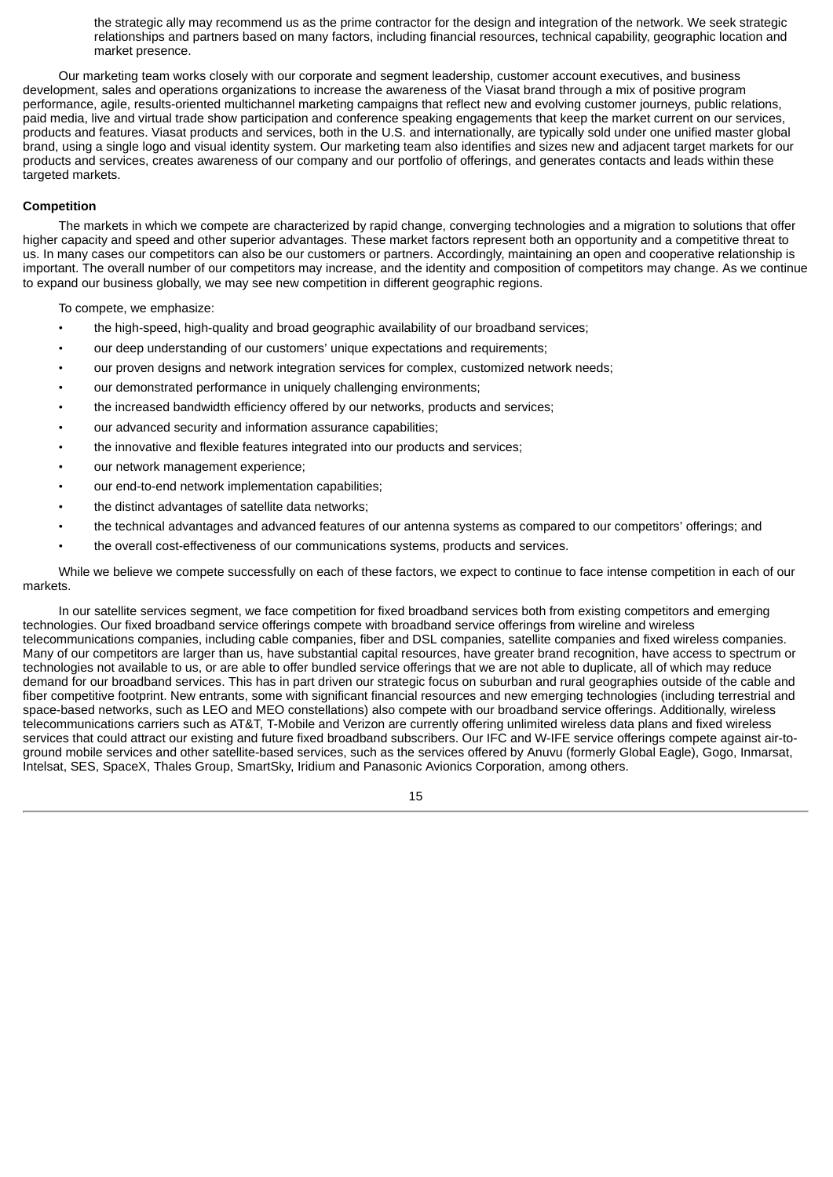the strategic ally may recommend us as the prime contractor for the design and integration of the network. We seek strategic relationships and partners based on many factors, including financial resources, technical capability, geographic location and market presence.

Our marketing team works closely with our corporate and segment leadership, customer account executives, and business development, sales and operations organizations to increase the awareness of the Viasat brand through a mix of positive program performance, agile, results-oriented multichannel marketing campaigns that reflect new and evolving customer journeys, public relations, paid media, live and virtual trade show participation and conference speaking engagements that keep the market current on our services, products and features. Viasat products and services, both in the U.S. and internationally, are typically sold under one unified master global brand, using a single logo and visual identity system. Our marketing team also identifies and sizes new and adjacent target markets for our products and services, creates awareness of our company and our portfolio of offerings, and generates contacts and leads within these targeted markets.

**Competition**

The markets in which we compete are characterized by rapid change, converging technologies and a migration to solutions that offer higher capacity and speed and other superior advantages. These market factors represent both an opportunity and a competitive threat to us. In many cases our competitors can also be our customers or partners. Accordingly, maintaining an open and cooperative relationship is important. The overall number of our competitors may increase, and the identity and composition of competitors may change. As we continue to expand our business globally, we may see new competition in different geographic regions.

To compete, we emphasize:

- the high-speed, high-quality and broad geographic availability of our broadband services;
- our deep understanding of our customers' unique expectations and requirements;
- our proven designs and network integration services for complex, customized network needs;
- our demonstrated performance in uniquely challenging environments;
- the increased bandwidth efficiency offered by our networks, products and services;
- our advanced security and information assurance capabilities;
- the innovative and flexible features integrated into our products and services;
- our network management experience;
- our end-to-end network implementation capabilities;
- the distinct advantages of satellite data networks;
- the technical advantages and advanced features of our antenna systems as compared to our competitors' offerings; and
- the overall cost-effectiveness of our communications systems, products and services.

While we believe we compete successfully on each of these factors, we expect to continue to face intense competition in each of our markets.

In our satellite services segment, we face competition for fixed broadband services both from existing competitors and emerging technologies. Our fixed broadband service offerings compete with broadband service offerings from wireline and wireless telecommunications companies, including cable companies, fiber and DSL companies, satellite companies and fixed wireless companies. Many of our competitors are larger than us, have substantial capital resources, have greater brand recognition, have access to spectrum or technologies not available to us, or are able to offer bundled service offerings that we are not able to duplicate, all of which may reduce demand for our broadband services. This has in part driven our strategic focus on suburban and rural geographies outside of the cable and fiber competitive footprint. New entrants, some with significant financial resources and new emerging technologies (including terrestrial and space-based networks, such as LEO and MEO constellations) also compete with our broadband service offerings. Additionally, wireless telecommunications carriers such as AT&T, T-Mobile and Verizon are currently offering unlimited wireless data plans and fixed wireless services that could attract our existing and future fixed broadband subscribers. Our IFC and W-IFE service offerings compete against air-to-ground mobile services and other satellite-based services, such as the services offered by Anuvu (formerly Global Eagle), Gogo, Inmarsat, Intelsat, SES, SpaceX, Thales Group, SmartSky, Iridium and Panasonic Avionics Corporation, among others.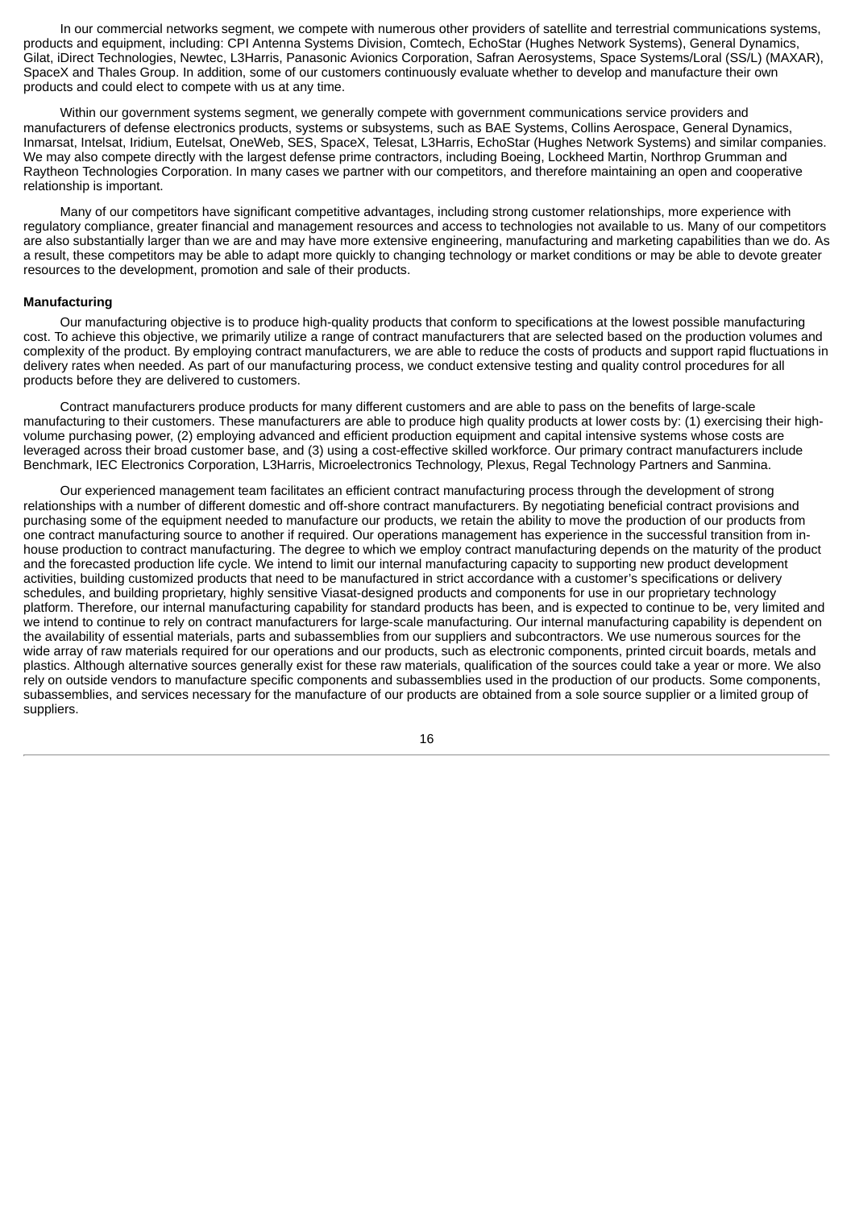In our commercial networks segment, we compete with numerous other providers of satellite and terrestrial communications systems, products and equipment, including: CPI Antenna Systems Division, Comtech, EchoStar (Hughes Network Systems), General Dynamics, Gilat, iDirect Technologies, Newtec, L3Harris, Panasonic Avionics Corporation, Safran Aerosystems, Space Systems/Loral (SS/L) (MAXAR), SpaceX and Thales Group. In addition, some of our customers continuously evaluate whether to develop and manufacture their own products and could elect to compete with us at any time.

Within our government systems segment, we generally compete with government communications service providers and manufacturers of defense electronics products, systems or subsystems, such as BAE Systems, Collins Aerospace, General Dynamics, Inmarsat, Intelsat, Iridium, Eutelsat, OneWeb, SES, SpaceX, Telesat, L3Harris, EchoStar (Hughes Network Systems) and similar companies. We may also compete directly with the largest defense prime contractors, including Boeing, Lockheed Martin, Northrop Grumman and Raytheon Technologies Corporation. In many cases we partner with our competitors, and therefore maintaining an open and cooperative relationship is important.

Many of our competitors have significant competitive advantages, including strong customer relationships, more experience with regulatory compliance, greater financial and management resources and access to technologies not available to us. Many of our competitors are also substantially larger than we are and may have more extensive engineering, manufacturing and marketing capabilities than we do. As a result, these competitors may be able to adapt more quickly to changing technology or market conditions or may be able to devote greater resources to the development, promotion and sale of their products.

**Manufacturing**

Our manufacturing objective is to produce high-quality products that conform to specifications at the lowest possible manufacturing cost. To achieve this objective, we primarily utilize a range of contract manufacturers that are selected based on the production volumes and complexity of the product. By employing contract manufacturers, we are able to reduce the costs of products and support rapid fluctuations in delivery rates when needed. As part of our manufacturing process, we conduct extensive testing and quality control procedures for all products before they are delivered to customers.

Contract manufacturers produce products for many different customers and are able to pass on the benefits of large-scale manufacturing to their customers. These manufacturers are able to produce high quality products at lower costs by: (1) exercising their high-volume purchasing power, (2) employing advanced and efficient production equipment and capital intensive systems whose costs are leveraged across their broad customer base, and (3) using a cost-effective skilled workforce. Our primary contract manufacturers include Benchmark, IEC Electronics Corporation, L3Harris, Microelectronics Technology, Plexus, Regal Technology Partners and Sanmina.

Our experienced management team facilitates an efficient contract manufacturing process through the development of strong relationships with a number of different domestic and off-shore contract manufacturers. By negotiating beneficial contract provisions and purchasing some of the equipment needed to manufacture our products, we retain the ability to move the production of our products from one contract manufacturing source to another if required. Our operations management has experience in the successful transition from in-house production to contract manufacturing. The degree to which we employ contract manufacturing depends on the maturity of the product and the forecasted production life cycle. We intend to limit our internal manufacturing capacity to supporting new product development activities, building customized products that need to be manufactured in strict accordance with a customer's specifications or delivery schedules, and building proprietary, highly sensitive Viasat-designed products and components for use in our proprietary technology platform. Therefore, our internal manufacturing capability for standard products has been, and is expected to continue to be, very limited and we intend to continue to rely on contract manufacturers for large-scale manufacturing. Our internal manufacturing capability is dependent on the availability of essential materials, parts and subassemblies from our suppliers and subcontractors. We use numerous sources for the wide array of raw materials required for our operations and our products, such as electronic components, printed circuit boards, metals and plastics. Although alternative sources generally exist for these raw materials, qualification of the sources could take a year or more. We also rely on outside vendors to manufacture specific components and subassemblies used in the production of our products. Some components, subassemblies, and services necessary for the manufacture of our products are obtained from a sole source supplier or a limited group of suppliers.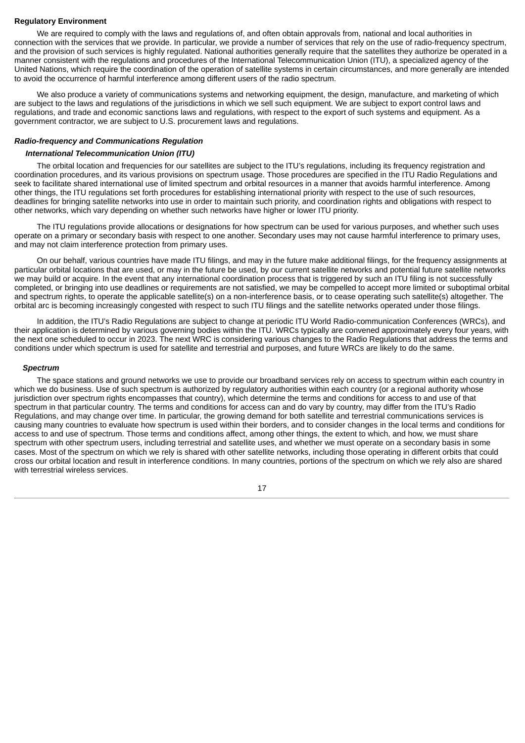**Regulatory Environment**

We are required to comply with the laws and regulations of, and often obtain approvals from, national and local authorities in connection with the services that we provide. In particular, we provide a number of services that rely on the use of radio-frequency spectrum, and the provision of such services is highly regulated. National authorities generally require that the satellites they authorize be operated in a manner consistent with the regulations and procedures of the International Telecommunication Union (ITU), a specialized agency of the United Nations, which require the coordination of the operation of satellite systems in certain circumstances, and more generally are intended to avoid the occurrence of harmful interference among different users of the radio spectrum.

We also produce a variety of communications systems and networking equipment, the design, manufacture, and marketing of which are subject to the laws and regulations of the jurisdictions in which we sell such equipment. We are subject to export control laws and regulations, and trade and economic sanctions laws and regulations, with respect to the export of such systems and equipment. As a government contractor, we are subject to U.S. procurement laws and regulations.

***Radio-frequency and Communications Regulation***

***International Telecommunication Union (ITU)***

The orbital location and frequencies for our satellites are subject to the ITU's regulations, including its frequency registration and coordination procedures, and its various provisions on spectrum usage. Those procedures are specified in the ITU Radio Regulations and seek to facilitate shared international use of limited spectrum and orbital resources in a manner that avoids harmful interference. Among other things, the ITU regulations set forth procedures for establishing international priority with respect to the use of such resources, deadlines for bringing satellite networks into use in order to maintain such priority, and coordination rights and obligations with respect to other networks, which vary depending on whether such networks have higher or lower ITU priority.

The ITU regulations provide allocations or designations for how spectrum can be used for various purposes, and whether such uses operate on a primary or secondary basis with respect to one another. Secondary uses may not cause harmful interference to primary uses, and may not claim interference protection from primary uses.

On our behalf, various countries have made ITU filings, and may in the future make additional filings, for the frequency assignments at particular orbital locations that are used, or may in the future be used, by our current satellite networks and potential future satellite networks we may build or acquire. In the event that any international coordination process that is triggered by such an ITU filing is not successfully completed, or bringing into use deadlines or requirements are not satisfied, we may be compelled to accept more limited or suboptimal orbital and spectrum rights, to operate the applicable satellite(s) on a non-interference basis, or to cease operating such satellite(s) altogether. The orbital arc is becoming increasingly congested with respect to such ITU filings and the satellite networks operated under those filings.

In addition, the ITU's Radio Regulations are subject to change at periodic ITU World Radio-communication Conferences (WRCs), and their application is determined by various governing bodies within the ITU. WRCs typically are convened approximately every four years, with the next one scheduled to occur in 2023. The next WRC is considering various changes to the Radio Regulations that address the terms and conditions under which spectrum is used for satellite and terrestrial and purposes, and future WRCs are likely to do the same.

***Spectrum***

The space stations and ground networks we use to provide our broadband services rely on access to spectrum within each country in which we do business. Use of such spectrum is authorized by regulatory authorities within each country (or a regional authority whose jurisdiction over spectrum rights encompasses that country), which determine the terms and conditions for access to and use of that spectrum in that particular country. The terms and conditions for access can and do vary by country, may differ from the ITU's Radio Regulations, and may change over time. In particular, the growing demand for both satellite and terrestrial communications services is causing many countries to evaluate how spectrum is used within their borders, and to consider changes in the local terms and conditions for access to and use of spectrum. Those terms and conditions affect, among other things, the extent to which, and how, we must share spectrum with other spectrum users, including terrestrial and satellite uses, and whether we must operate on a secondary basis in some cases. Most of the spectrum on which we rely is shared with other satellite networks, including those operating in different orbits that could cross our orbital location and result in interference conditions. In many countries, portions of the spectrum on which we rely also are shared with terrestrial wireless services.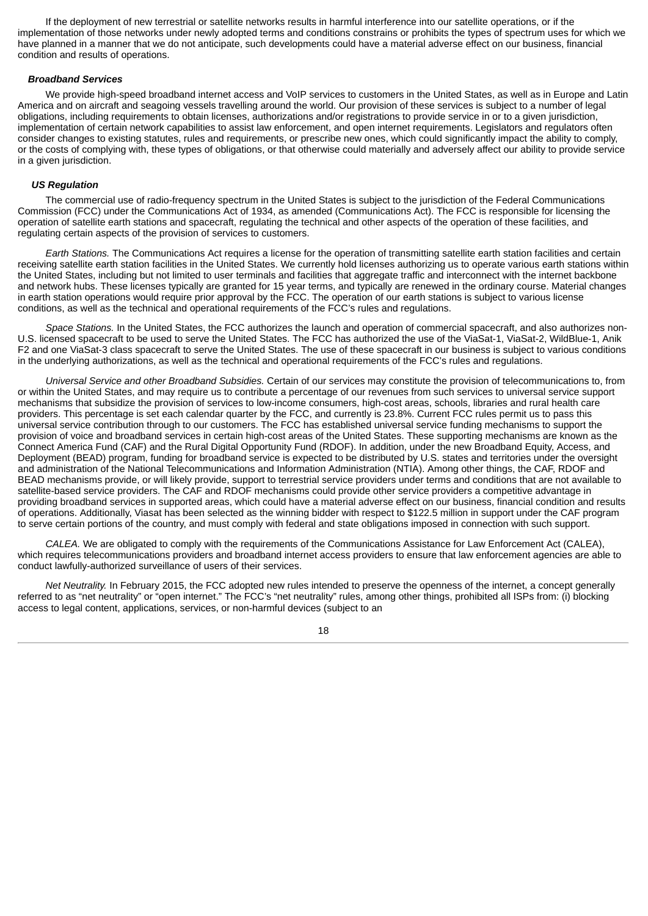If the deployment of new terrestrial or satellite networks results in harmful interference into our satellite operations, or if the implementation of those networks under newly adopted terms and conditions constrains or prohibits the types of spectrum uses for which we have planned in a manner that we do not anticipate, such developments could have a material adverse effect on our business, financial condition and results of operations.

***Broadband Services***

We provide high-speed broadband internet access and VoIP services to customers in the United States, as well as in Europe and Latin America and on aircraft and seagoing vessels travelling around the world. Our provision of these services is subject to a number of legal obligations, including requirements to obtain licenses, authorizations and/or registrations to provide service in or to a given jurisdiction, implementation of certain network capabilities to assist law enforcement, and open internet requirements. Legislators and regulators often consider changes to existing statutes, rules and requirements, or prescribe new ones, which could significantly impact the ability to comply, or the costs of complying with, these types of obligations, or that otherwise could materially and adversely affect our ability to provide service in a given jurisdiction.

***US Regulation***

The commercial use of radio-frequency spectrum in the United States is subject to the jurisdiction of the Federal Communications Commission (FCC) under the Communications Act of 1934, as amended (Communications Act). The FCC is responsible for licensing the operation of satellite earth stations and spacecraft, regulating the technical and other aspects of the operation of these facilities, and regulating certain aspects of the provision of services to customers.

*Earth Stations.* The Communications Act requires a license for the operation of transmitting satellite earth station facilities and certain receiving satellite earth station facilities in the United States. We currently hold licenses authorizing us to operate various earth stations within the United States, including but not limited to user terminals and facilities that aggregate traffic and interconnect with the internet backbone and network hubs. These licenses typically are granted for 15 year terms, and typically are renewed in the ordinary course. Material changes in earth station operations would require prior approval by the FCC. The operation of our earth stations is subject to various license conditions, as well as the technical and operational requirements of the FCC's rules and regulations.

*Space Stations.* In the United States, the FCC authorizes the launch and operation of commercial spacecraft, and also authorizes non-U.S. licensed spacecraft to be used to serve the United States. The FCC has authorized the use of the ViaSat-1, ViaSat-2, WildBlue-1, Anik F2 and one ViaSat-3 class spacecraft to serve the United States. The use of these spacecraft in our business is subject to various conditions in the underlying authorizations, as well as the technical and operational requirements of the FCC's rules and regulations.

*Universal Service and other Broadband Subsidies.* Certain of our services may constitute the provision of telecommunications to, from or within the United States, and may require us to contribute a percentage of our revenues from such services to universal service support mechanisms that subsidize the provision of services to low-income consumers, high-cost areas, schools, libraries and rural health care providers. This percentage is set each calendar quarter by the FCC, and currently is 23.8%. Current FCC rules permit us to pass this universal service contribution through to our customers. The FCC has established universal service funding mechanisms to support the provision of voice and broadband services in certain high-cost areas of the United States. These supporting mechanisms are known as the Connect America Fund (CAF) and the Rural Digital Opportunity Fund (RDOF). In addition, under the new Broadband Equity, Access, and Deployment (BEAD) program, funding for broadband service is expected to be distributed by U.S. states and territories under the oversight and administration of the National Telecommunications and Information Administration (NTIA). Among other things, the CAF, RDOF and BEAD mechanisms provide, or will likely provide, support to terrestrial service providers under terms and conditions that are not available to satellite-based service providers. The CAF and RDOF mechanisms could provide other service providers a competitive advantage in providing broadband services in supported areas, which could have a material adverse effect on our business, financial condition and results of operations. Additionally, Viasat has been selected as the winning bidder with respect to $122.5 million in support under the CAF program to serve certain portions of the country, and must comply with federal and state obligations imposed in connection with such support.

*CALEA.* We are obligated to comply with the requirements of the Communications Assistance for Law Enforcement Act (CALEA), which requires telecommunications providers and broadband internet access providers to ensure that law enforcement agencies are able to conduct lawfully-authorized surveillance of users of their services.

*Net Neutrality.* In February 2015, the FCC adopted new rules intended to preserve the openness of the internet, a concept generally referred to as "net neutrality" or "open internet." The FCC's "net neutrality" rules, among other things, prohibited all ISPs from: (i) blocking access to legal content, applications, services, or non-harmful devices (subject to an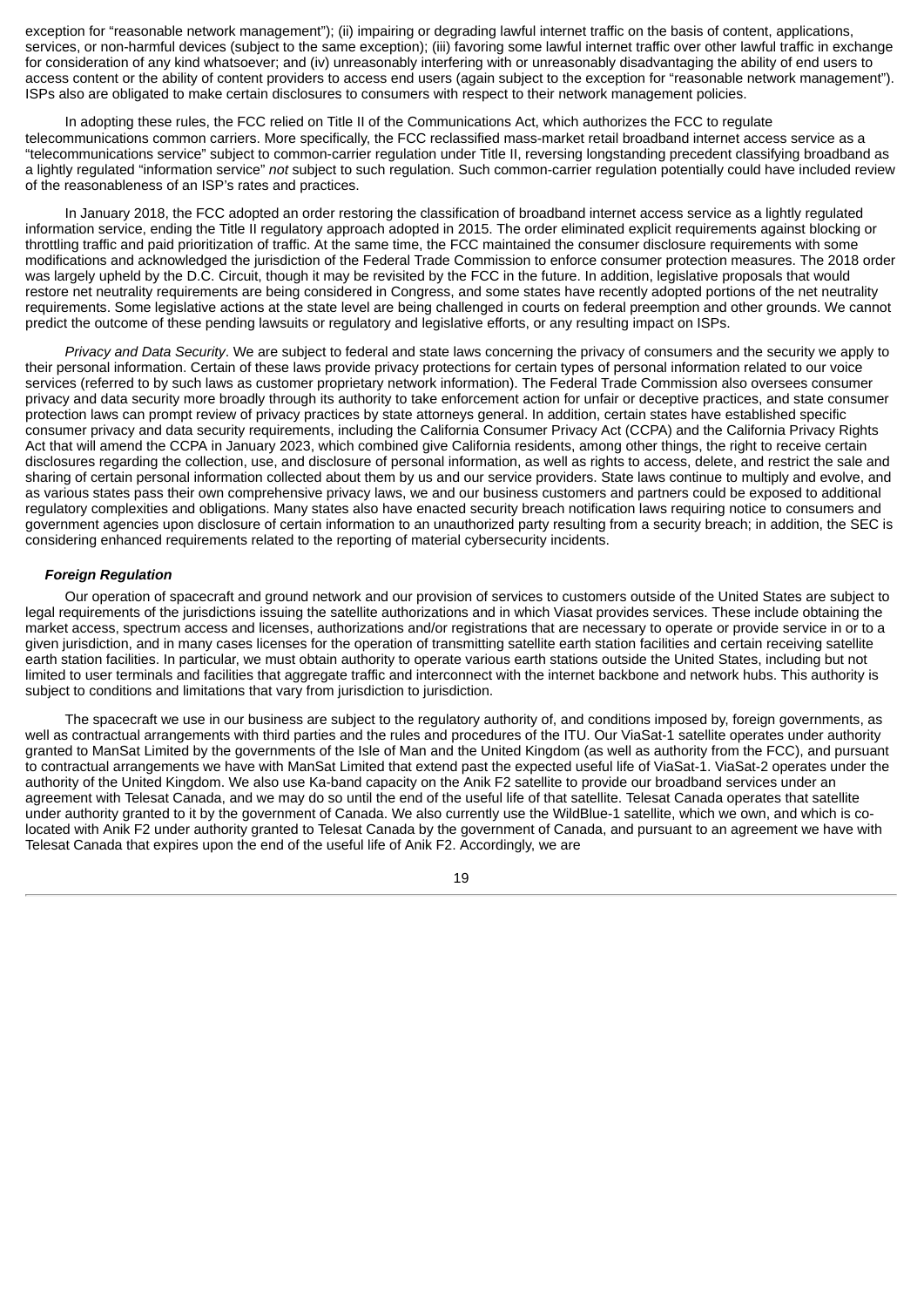exception for "reasonable network management"); (ii) impairing or degrading lawful internet traffic on the basis of content, applications, services, or non-harmful devices (subject to the same exception); (iii) favoring some lawful internet traffic over other lawful traffic in exchange for consideration of any kind whatsoever; and (iv) unreasonably interfering with or unreasonably disadvantaging the ability of end users to access content or the ability of content providers to access end users (again subject to the exception for "reasonable network management"). ISPs also are obligated to make certain disclosures to consumers with respect to their network management policies.

In adopting these rules, the FCC relied on Title II of the Communications Act, which authorizes the FCC to regulate telecommunications common carriers. More specifically, the FCC reclassified mass-market retail broadband internet access service as a "telecommunications service" subject to common-carrier regulation under Title II, reversing longstanding precedent classifying broadband as a lightly regulated "information service" *not* subject to such regulation. Such common-carrier regulation potentially could have included review of the reasonableness of an ISP's rates and practices.

In January 2018, the FCC adopted an order restoring the classification of broadband internet access service as a lightly regulated information service, ending the Title II regulatory approach adopted in 2015. The order eliminated explicit requirements against blocking or throttling traffic and paid prioritization of traffic. At the same time, the FCC maintained the consumer disclosure requirements with some modifications and acknowledged the jurisdiction of the Federal Trade Commission to enforce consumer protection measures. The 2018 order was largely upheld by the D.C. Circuit, though it may be revisited by the FCC in the future. In addition, legislative proposals that would restore net neutrality requirements are being considered in Congress, and some states have recently adopted portions of the net neutrality requirements. Some legislative actions at the state level are being challenged in courts on federal preemption and other grounds. We cannot predict the outcome of these pending lawsuits or regulatory and legislative efforts, or any resulting impact on ISPs.

*Privacy and Data Security*. We are subject to federal and state laws concerning the privacy of consumers and the security we apply to their personal information. Certain of these laws provide privacy protections for certain types of personal information related to our voice services (referred to by such laws as customer proprietary network information). The Federal Trade Commission also oversees consumer privacy and data security more broadly through its authority to take enforcement action for unfair or deceptive practices, and state consumer protection laws can prompt review of privacy practices by state attorneys general. In addition, certain states have established specific consumer privacy and data security requirements, including the California Consumer Privacy Act (CCPA) and the California Privacy Rights Act that will amend the CCPA in January 2023, which combined give California residents, among other things, the right to receive certain disclosures regarding the collection, use, and disclosure of personal information, as well as rights to access, delete, and restrict the sale and sharing of certain personal information collected about them by us and our service providers. State laws continue to multiply and evolve, and as various states pass their own comprehensive privacy laws, we and our business customers and partners could be exposed to additional regulatory complexities and obligations. Many states also have enacted security breach notification laws requiring notice to consumers and government agencies upon disclosure of certain information to an unauthorized party resulting from a security breach; in addition, the SEC is considering enhanced requirements related to the reporting of material cybersecurity incidents.

***Foreign Regulation***

Our operation of spacecraft and ground network and our provision of services to customers outside of the United States are subject to legal requirements of the jurisdictions issuing the satellite authorizations and in which Viasat provides services. These include obtaining the market access, spectrum access and licenses, authorizations and/or registrations that are necessary to operate or provide service in or to a given jurisdiction, and in many cases licenses for the operation of transmitting satellite earth station facilities and certain receiving satellite earth station facilities. In particular, we must obtain authority to operate various earth stations outside the United States, including but not limited to user terminals and facilities that aggregate traffic and interconnect with the internet backbone and network hubs. This authority is subject to conditions and limitations that vary from jurisdiction to jurisdiction.

The spacecraft we use in our business are subject to the regulatory authority of, and conditions imposed by, foreign governments, as well as contractual arrangements with third parties and the rules and procedures of the ITU. Our ViaSat-1 satellite operates under authority granted to ManSat Limited by the governments of the Isle of Man and the United Kingdom (as well as authority from the FCC), and pursuant to contractual arrangements we have with ManSat Limited that extend past the expected useful life of ViaSat-1. ViaSat-2 operates under the authority of the United Kingdom. We also use Ka-band capacity on the Anik F2 satellite to provide our broadband services under an agreement with Telesat Canada, and we may do so until the end of the useful life of that satellite. Telesat Canada operates that satellite under authority granted to it by the government of Canada. We also currently use the WildBlue-1 satellite, which we own, and which is co-located with Anik F2 under authority granted to Telesat Canada by the government of Canada, and pursuant to an agreement we have with Telesat Canada that expires upon the end of the useful life of Anik F2. Accordingly, we are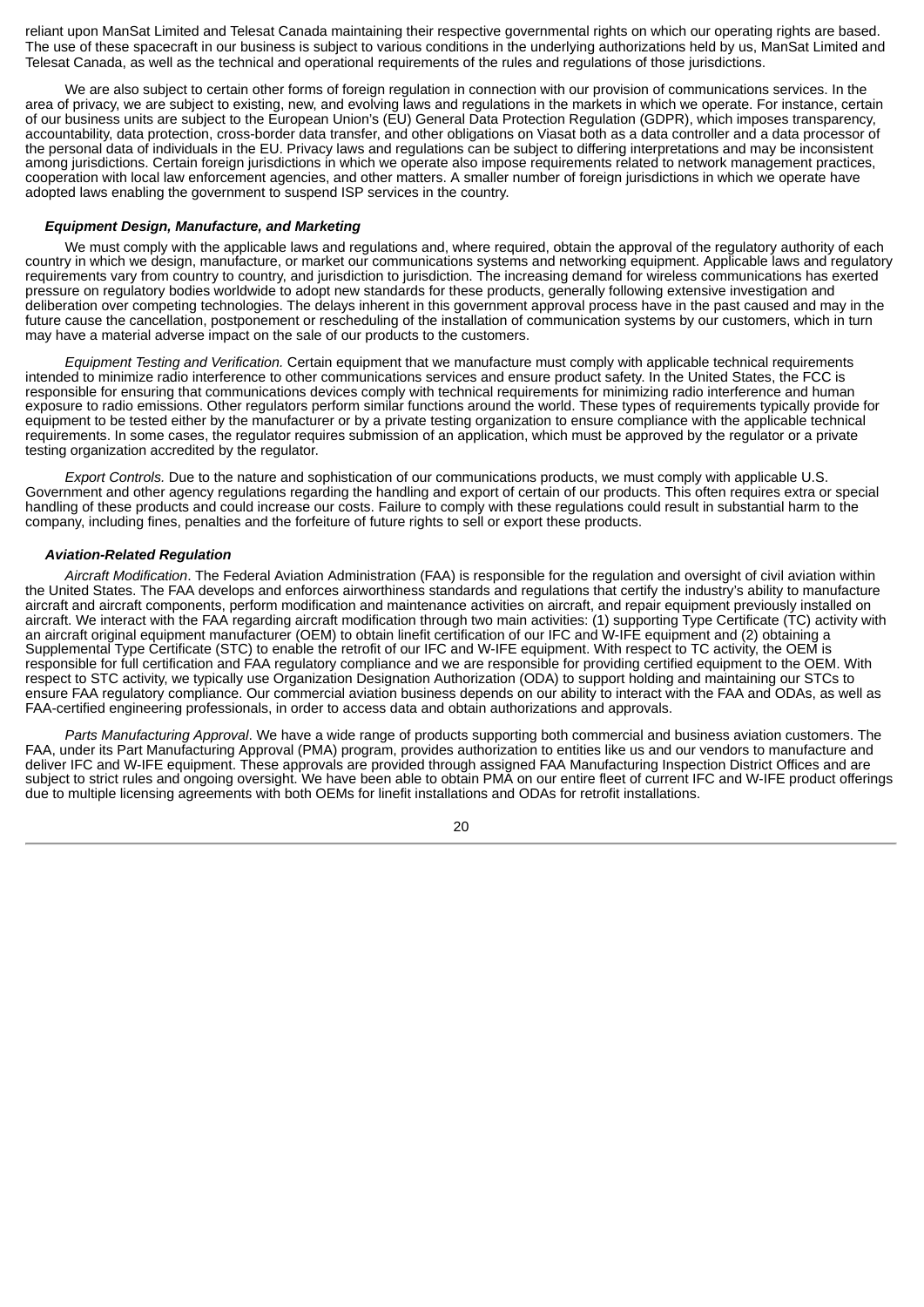reliant upon ManSat Limited and Telesat Canada maintaining their respective governmental rights on which our operating rights are based. The use of these spacecraft in our business is subject to various conditions in the underlying authorizations held by us, ManSat Limited and Telesat Canada, as well as the technical and operational requirements of the rules and regulations of those jurisdictions.

We are also subject to certain other forms of foreign regulation in connection with our provision of communications services. In the area of privacy, we are subject to existing, new, and evolving laws and regulations in the markets in which we operate. For instance, certain of our business units are subject to the European Union's (EU) General Data Protection Regulation (GDPR), which imposes transparency, accountability, data protection, cross-border data transfer, and other obligations on Viasat both as a data controller and a data processor of the personal data of individuals in the EU. Privacy laws and regulations can be subject to differing interpretations and may be inconsistent among jurisdictions. Certain foreign jurisdictions in which we operate also impose requirements related to network management practices, cooperation with local law enforcement agencies, and other matters. A smaller number of foreign jurisdictions in which we operate have adopted laws enabling the government to suspend ISP services in the country.

***Equipment Design, Manufacture, and Marketing***

We must comply with the applicable laws and regulations and, where required, obtain the approval of the regulatory authority of each country in which we design, manufacture, or market our communications systems and networking equipment. Applicable laws and regulatory requirements vary from country to country, and jurisdiction to jurisdiction. The increasing demand for wireless communications has exerted pressure on regulatory bodies worldwide to adopt new standards for these products, generally following extensive investigation and deliberation over competing technologies. The delays inherent in this government approval process have in the past caused and may in the future cause the cancellation, postponement or rescheduling of the installation of communication systems by our customers, which in turn may have a material adverse impact on the sale of our products to the customers.

*Equipment Testing and Verification.* Certain equipment that we manufacture must comply with applicable technical requirements intended to minimize radio interference to other communications services and ensure product safety. In the United States, the FCC is responsible for ensuring that communications devices comply with technical requirements for minimizing radio interference and human exposure to radio emissions. Other regulators perform similar functions around the world. These types of requirements typically provide for equipment to be tested either by the manufacturer or by a private testing organization to ensure compliance with the applicable technical requirements. In some cases, the regulator requires submission of an application, which must be approved by the regulator or a private testing organization accredited by the regulator.

*Export Controls.* Due to the nature and sophistication of our communications products, we must comply with applicable U.S. Government and other agency regulations regarding the handling and export of certain of our products. This often requires extra or special handling of these products and could increase our costs. Failure to comply with these regulations could result in substantial harm to the company, including fines, penalties and the forfeiture of future rights to sell or export these products.

***Aviation-Related Regulation***

*Aircraft Modification*. The Federal Aviation Administration (FAA) is responsible for the regulation and oversight of civil aviation within the United States. The FAA develops and enforces airworthiness standards and regulations that certify the industry's ability to manufacture aircraft and aircraft components, perform modification and maintenance activities on aircraft, and repair equipment previously installed on aircraft. We interact with the FAA regarding aircraft modification through two main activities: (1) supporting Type Certificate (TC) activity with an aircraft original equipment manufacturer (OEM) to obtain linefit certification of our IFC and W-IFE equipment and (2) obtaining a Supplemental Type Certificate (STC) to enable the retrofit of our IFC and W-IFE equipment. With respect to TC activity, the OEM is responsible for full certification and FAA regulatory compliance and we are responsible for providing certified equipment to the OEM. With respect to STC activity, we typically use Organization Designation Authorization (ODA) to support holding and maintaining our STCs to ensure FAA regulatory compliance. Our commercial aviation business depends on our ability to interact with the FAA and ODAs, as well as FAA-certified engineering professionals, in order to access data and obtain authorizations and approvals.

*Parts Manufacturing Approval*. We have a wide range of products supporting both commercial and business aviation customers. The FAA, under its Part Manufacturing Approval (PMA) program, provides authorization to entities like us and our vendors to manufacture and deliver IFC and W-IFE equipment. These approvals are provided through assigned FAA Manufacturing Inspection District Offices and are subject to strict rules and ongoing oversight. We have been able to obtain PMA on our entire fleet of current IFC and W-IFE product offerings due to multiple licensing agreements with both OEMs for linefit installations and ODAs for retrofit installations.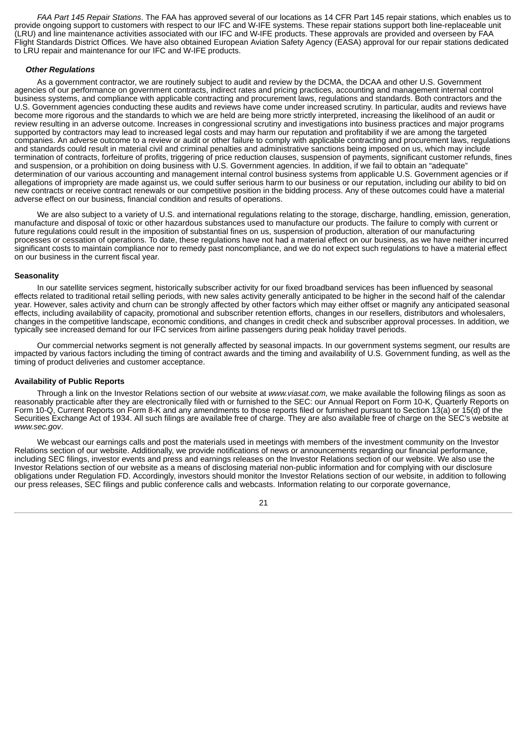*FAA Part 145 Repair Stations*. The FAA has approved several of our locations as 14 CFR Part 145 repair stations, which enables us to provide ongoing support to customers with respect to our IFC and W-IFE systems. These repair stations support both line-replaceable unit (LRU) and line maintenance activities associated with our IFC and W-IFE products. These approvals are provided and overseen by FAA Flight Standards District Offices. We have also obtained European Aviation Safety Agency (EASA) approval for our repair stations dedicated to LRU repair and maintenance for our IFC and W-IFE products.

***Other Regulations***

As a government contractor, we are routinely subject to audit and review by the DCMA, the DCAA and other U.S. Government agencies of our performance on government contracts, indirect rates and pricing practices, accounting and management internal control business systems, and compliance with applicable contracting and procurement laws, regulations and standards. Both contractors and the U.S. Government agencies conducting these audits and reviews have come under increased scrutiny. In particular, audits and reviews have become more rigorous and the standards to which we are held are being more strictly interpreted, increasing the likelihood of an audit or review resulting in an adverse outcome. Increases in congressional scrutiny and investigations into business practices and major programs supported by contractors may lead to increased legal costs and may harm our reputation and profitability if we are among the targeted companies. An adverse outcome to a review or audit or other failure to comply with applicable contracting and procurement laws, regulations and standards could result in material civil and criminal penalties and administrative sanctions being imposed on us, which may include termination of contracts, forfeiture of profits, triggering of price reduction clauses, suspension of payments, significant customer refunds, fines and suspension, or a prohibition on doing business with U.S. Government agencies. In addition, if we fail to obtain an "adequate" determination of our various accounting and management internal control business systems from applicable U.S. Government agencies or if allegations of impropriety are made against us, we could suffer serious harm to our business or our reputation, including our ability to bid on new contracts or receive contract renewals or our competitive position in the bidding process. Any of these outcomes could have a material adverse effect on our business, financial condition and results of operations.

We are also subject to a variety of U.S. and international regulations relating to the storage, discharge, handling, emission, generation, manufacture and disposal of toxic or other hazardous substances used to manufacture our products. The failure to comply with current or future regulations could result in the imposition of substantial fines on us, suspension of production, alteration of our manufacturing processes or cessation of operations. To date, these regulations have not had a material effect on our business, as we have neither incurred significant costs to maintain compliance nor to remedy past noncompliance, and we do not expect such regulations to have a material effect on our business in the current fiscal year.

**Seasonality**

In our satellite services segment, historically subscriber activity for our fixed broadband services has been influenced by seasonal effects related to traditional retail selling periods, with new sales activity generally anticipated to be higher in the second half of the calendar year. However, sales activity and churn can be strongly affected by other factors which may either offset or magnify any anticipated seasonal effects, including availability of capacity, promotional and subscriber retention efforts, changes in our resellers, distributors and wholesalers, changes in the competitive landscape, economic conditions, and changes in credit check and subscriber approval processes. In addition, we typically see increased demand for our IFC services from airline passengers during peak holiday travel periods.

Our commercial networks segment is not generally affected by seasonal impacts. In our government systems segment, our results are impacted by various factors including the timing of contract awards and the timing and availability of U.S. Government funding, as well as the timing of product deliveries and customer acceptance.

**Availability of Public Reports**

Through a link on the Investor Relations section of our website at *www.viasat.com,* we make available the following filings as soon as reasonably practicable after they are electronically filed with or furnished to the SEC: our Annual Report on Form 10-K, Quarterly Reports on Form 10-Q, Current Reports on Form 8-K and any amendments to those reports filed or furnished pursuant to Section 13(a) or 15(d) of the Securities Exchange Act of 1934. All such filings are available free of charge. They are also available free of charge on the SEC's website at *www.sec.gov*.

We webcast our earnings calls and post the materials used in meetings with members of the investment community on the Investor Relations section of our website. Additionally, we provide notifications of news or announcements regarding our financial performance, including SEC filings, investor events and press and earnings releases on the Investor Relations section of our website. We also use the Investor Relations section of our website as a means of disclosing material non-public information and for complying with our disclosure obligations under Regulation FD. Accordingly, investors should monitor the Investor Relations section of our website, in addition to following our press releases, SEC filings and public conference calls and webcasts. Information relating to our corporate governance,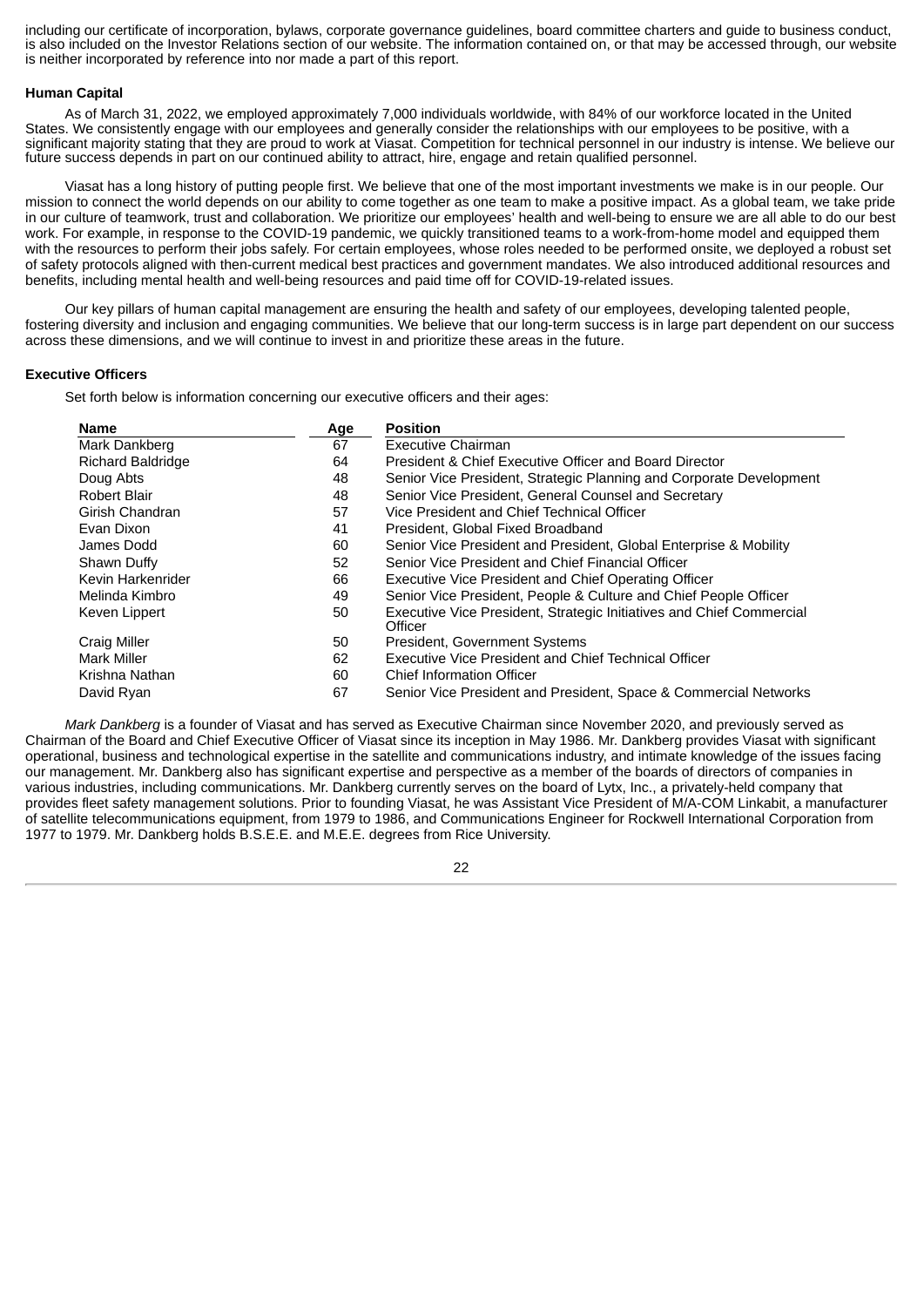including our certificate of incorporation, bylaws, corporate governance guidelines, board committee charters and guide to business conduct, is also included on the Investor Relations section of our website. The information contained on, or that may be accessed through, our website is neither incorporated by reference into nor made a part of this report.

### Human Capital

As of March 31, 2022, we employed approximately 7,000 individuals worldwide, with 84% of our workforce located in the United States. We consistently engage with our employees and generally consider the relationships with our employees to be positive, with a significant majority stating that they are proud to work at Viasat. Competition for technical personnel in our industry is intense. We believe our future success depends in part on our continued ability to attract, hire, engage and retain qualified personnel.

Viasat has a long history of putting people first. We believe that one of the most important investments we make is in our people. Our mission to connect the world depends on our ability to come together as one team to make a positive impact. As a global team, we take pride in our culture of teamwork, trust and collaboration. We prioritize our employees' health and well-being to ensure we are all able to do our best work. For example, in response to the COVID-19 pandemic, we quickly transitioned teams to a work-from-home model and equipped them with the resources to perform their jobs safely. For certain employees, whose roles needed to be performed onsite, we deployed a robust set of safety protocols aligned with then-current medical best practices and government mandates. We also introduced additional resources and benefits, including mental health and well-being resources and paid time off for COVID-19-related issues.

Our key pillars of human capital management are ensuring the health and safety of our employees, developing talented people, fostering diversity and inclusion and engaging communities. We believe that our long-term success is in large part dependent on our success across these dimensions, and we will continue to invest in and prioritize these areas in the future.

### Executive Officers

Set forth below is information concerning our executive officers and their ages:

| Name | Age | Position |
|---|---|---|
| Mark Dankberg | 67 | Executive Chairman |
| Richard Baldridge | 64 | President & Chief Executive Officer and Board Director |
| Doug Abts | 48 | Senior Vice President, Strategic Planning and Corporate Development |
| Robert Blair | 48 | Senior Vice President, General Counsel and Secretary |
| Girish Chandran | 57 | Vice President and Chief Technical Officer |
| Evan Dixon | 41 | President, Global Fixed Broadband |
| James Dodd | 60 | Senior Vice President and President, Global Enterprise & Mobility |
| Shawn Duffy | 52 | Senior Vice President and Chief Financial Officer |
| Kevin Harkenrider | 66 | Executive Vice President and Chief Operating Officer |
| Melinda Kimbro | 49 | Senior Vice President, People & Culture and Chief People Officer |
| Keven Lippert | 50 | Executive Vice President, Strategic Initiatives and Chief Commercial Officer |
| Craig Miller | 50 | President, Government Systems |
| Mark Miller | 62 | Executive Vice President and Chief Technical Officer |
| Krishna Nathan | 60 | Chief Information Officer |
| David Ryan | 67 | Senior Vice President and President, Space & Commercial Networks |

*Mark Dankberg* is a founder of Viasat and has served as Executive Chairman since November 2020, and previously served as Chairman of the Board and Chief Executive Officer of Viasat since its inception in May 1986. Mr. Dankberg provides Viasat with significant operational, business and technological expertise in the satellite and communications industry, and intimate knowledge of the issues facing our management. Mr. Dankberg also has significant expertise and perspective as a member of the boards of directors of companies in various industries, including communications. Mr. Dankberg currently serves on the board of Lytx, Inc., a privately-held company that provides fleet safety management solutions. Prior to founding Viasat, he was Assistant Vice President of M/A-COM Linkabit, a manufacturer of satellite telecommunications equipment, from 1979 to 1986, and Communications Engineer for Rockwell International Corporation from 1977 to 1979. Mr. Dankberg holds B.S.E.E. and M.E.E. degrees from Rice University.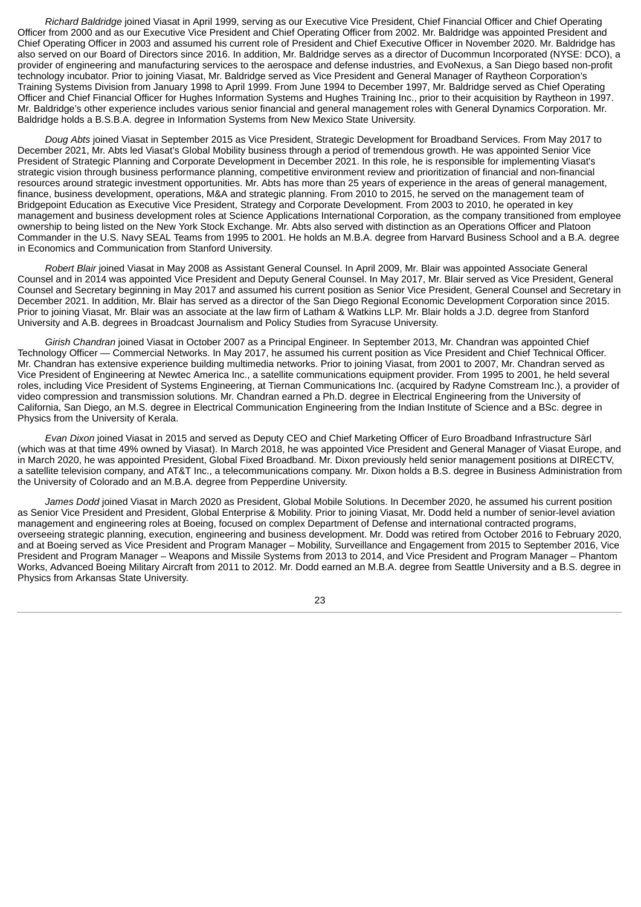*Richard Baldridge* joined Viasat in April 1999, serving as our Executive Vice President, Chief Financial Officer and Chief Operating Officer from 2000 and as our Executive Vice President and Chief Operating Officer from 2002. Mr. Baldridge was appointed President and Chief Operating Officer in 2003 and assumed his current role of President and Chief Executive Officer in November 2020. Mr. Baldridge has also served on our Board of Directors since 2016. In addition, Mr. Baldridge serves as a director of Ducommun Incorporated (NYSE: DCO), a provider of engineering and manufacturing services to the aerospace and defense industries, and EvoNexus, a San Diego based non-profit technology incubator. Prior to joining Viasat, Mr. Baldridge served as Vice President and General Manager of Raytheon Corporation's Training Systems Division from January 1998 to April 1999. From June 1994 to December 1997, Mr. Baldridge served as Chief Operating Officer and Chief Financial Officer for Hughes Information Systems and Hughes Training Inc., prior to their acquisition by Raytheon in 1997. Mr. Baldridge's other experience includes various senior financial and general management roles with General Dynamics Corporation. Mr. Baldridge holds a B.S.B.A. degree in Information Systems from New Mexico State University.

*Doug Abts* joined Viasat in September 2015 as Vice President, Strategic Development for Broadband Services. From May 2017 to December 2021, Mr. Abts led Viasat's Global Mobility business through a period of tremendous growth. He was appointed Senior Vice President of Strategic Planning and Corporate Development in December 2021. In this role, he is responsible for implementing Viasat's strategic vision through business performance planning, competitive environment review and prioritization of financial and non-financial resources around strategic investment opportunities. Mr. Abts has more than 25 years of experience in the areas of general management, finance, business development, operations, M&A and strategic planning. From 2010 to 2015, he served on the management team of Bridgepoint Education as Executive Vice President, Strategy and Corporate Development. From 2003 to 2010, he operated in key management and business development roles at Science Applications International Corporation, as the company transitioned from employee ownership to being listed on the New York Stock Exchange. Mr. Abts also served with distinction as an Operations Officer and Platoon Commander in the U.S. Navy SEAL Teams from 1995 to 2001. He holds an M.B.A. degree from Harvard Business School and a B.A. degree in Economics and Communication from Stanford University.

*Robert Blair* joined Viasat in May 2008 as Assistant General Counsel. In April 2009, Mr. Blair was appointed Associate General Counsel and in 2014 was appointed Vice President and Deputy General Counsel. In May 2017, Mr. Blair served as Vice President, General Counsel and Secretary beginning in May 2017 and assumed his current position as Senior Vice President, General Counsel and Secretary in December 2021. In addition, Mr. Blair has served as a director of the San Diego Regional Economic Development Corporation since 2015. Prior to joining Viasat, Mr. Blair was an associate at the law firm of Latham & Watkins LLP. Mr. Blair holds a J.D. degree from Stanford University and A.B. degrees in Broadcast Journalism and Policy Studies from Syracuse University.

*Girish Chandran* joined Viasat in October 2007 as a Principal Engineer. In September 2013, Mr. Chandran was appointed Chief Technology Officer — Commercial Networks. In May 2017, he assumed his current position as Vice President and Chief Technical Officer. Mr. Chandran has extensive experience building multimedia networks. Prior to joining Viasat, from 2001 to 2007, Mr. Chandran served as Vice President of Engineering at Newtec America Inc., a satellite communications equipment provider. From 1995 to 2001, he held several roles, including Vice President of Systems Engineering, at Tiernan Communications Inc. (acquired by Radyne Comstream Inc.), a provider of video compression and transmission solutions. Mr. Chandran earned a Ph.D. degree in Electrical Engineering from the University of California, San Diego, an M.S. degree in Electrical Communication Engineering from the Indian Institute of Science and a BSc. degree in Physics from the University of Kerala.

*Evan Dixon* joined Viasat in 2015 and served as Deputy CEO and Chief Marketing Officer of Euro Broadband Infrastructure Sàrl (which was at that time 49% owned by Viasat). In March 2018, he was appointed Vice President and General Manager of Viasat Europe, and in March 2020, he was appointed President, Global Fixed Broadband. Mr. Dixon previously held senior management positions at DIRECTV, a satellite television company, and AT&T Inc., a telecommunications company. Mr. Dixon holds a B.S. degree in Business Administration from the University of Colorado and an M.B.A. degree from Pepperdine University.

*James Dodd* joined Viasat in March 2020 as President, Global Mobile Solutions. In December 2020, he assumed his current position as Senior Vice President and President, Global Enterprise & Mobility. Prior to joining Viasat, Mr. Dodd held a number of senior-level aviation management and engineering roles at Boeing, focused on complex Department of Defense and international contracted programs, overseeing strategic planning, execution, engineering and business development. Mr. Dodd was retired from October 2016 to February 2020, and at Boeing served as Vice President and Program Manager – Mobility, Surveillance and Engagement from 2015 to September 2016, Vice President and Program Manager – Weapons and Missile Systems from 2013 to 2014, and Vice President and Program Manager – Phantom Works, Advanced Boeing Military Aircraft from 2011 to 2012. Mr. Dodd earned an M.B.A. degree from Seattle University and a B.S. degree in Physics from Arkansas State University.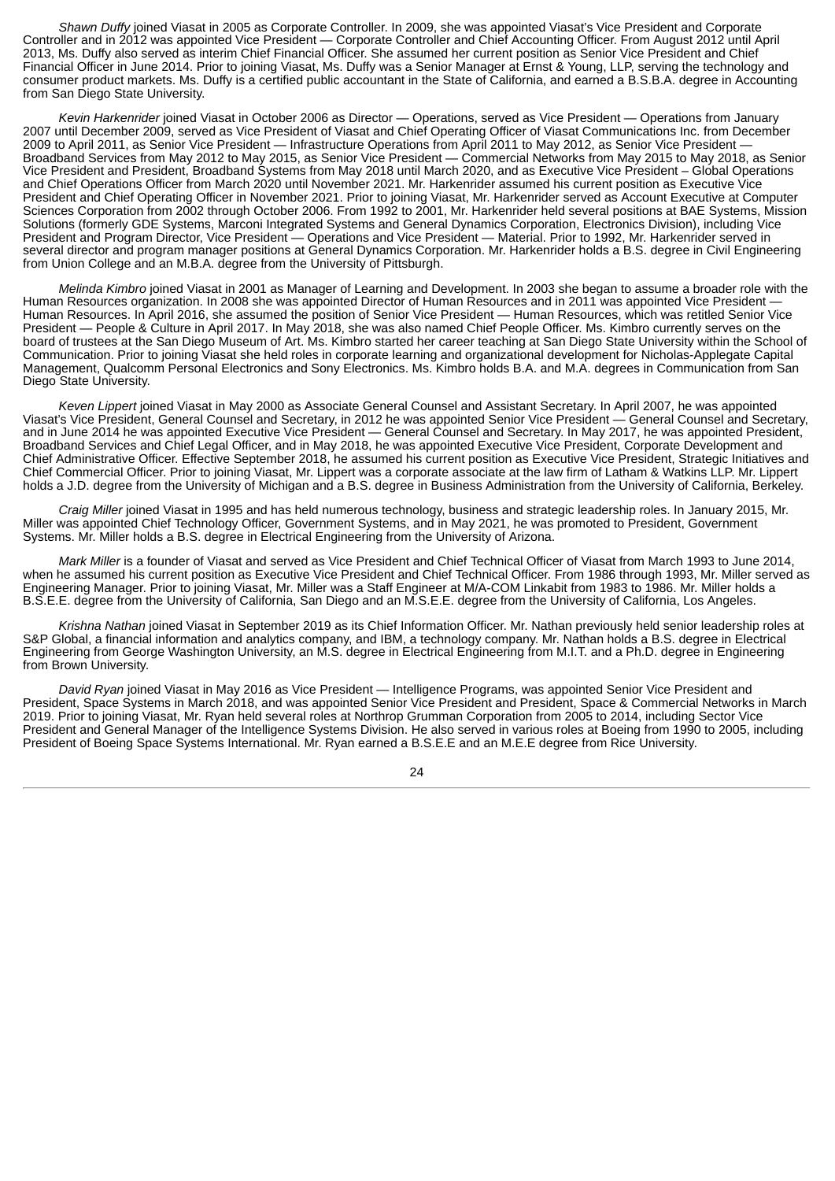*Shawn Duffy* joined Viasat in 2005 as Corporate Controller. In 2009, she was appointed Viasat's Vice President and Corporate Controller and in 2012 was appointed Vice President — Corporate Controller and Chief Accounting Officer. From August 2012 until April 2013, Ms. Duffy also served as interim Chief Financial Officer. She assumed her current position as Senior Vice President and Chief Financial Officer in June 2014. Prior to joining Viasat, Ms. Duffy was a Senior Manager at Ernst & Young, LLP, serving the technology and consumer product markets. Ms. Duffy is a certified public accountant in the State of California, and earned a B.S.B.A. degree in Accounting from San Diego State University.

*Kevin Harkenrider* joined Viasat in October 2006 as Director — Operations, served as Vice President — Operations from January 2007 until December 2009, served as Vice President of Viasat and Chief Operating Officer of Viasat Communications Inc. from December 2009 to April 2011, as Senior Vice President — Infrastructure Operations from April 2011 to May 2012, as Senior Vice President — Broadband Services from May 2012 to May 2015, as Senior Vice President — Commercial Networks from May 2015 to May 2018, as Senior Vice President and President, Broadband Systems from May 2018 until March 2020, and as Executive Vice President – Global Operations and Chief Operations Officer from March 2020 until November 2021. Mr. Harkenrider assumed his current position as Executive Vice President and Chief Operating Officer in November 2021. Prior to joining Viasat, Mr. Harkenrider served as Account Executive at Computer Sciences Corporation from 2002 through October 2006. From 1992 to 2001, Mr. Harkenrider held several positions at BAE Systems, Mission Solutions (formerly GDE Systems, Marconi Integrated Systems and General Dynamics Corporation, Electronics Division), including Vice President and Program Director, Vice President — Operations and Vice President — Material. Prior to 1992, Mr. Harkenrider served in several director and program manager positions at General Dynamics Corporation. Mr. Harkenrider holds a B.S. degree in Civil Engineering from Union College and an M.B.A. degree from the University of Pittsburgh.

*Melinda Kimbro* joined Viasat in 2001 as Manager of Learning and Development. In 2003 she began to assume a broader role with the Human Resources organization. In 2008 she was appointed Director of Human Resources and in 2011 was appointed Vice President — Human Resources. In April 2016, she assumed the position of Senior Vice President — Human Resources, which was retitled Senior Vice President — People & Culture in April 2017. In May 2018, she was also named Chief People Officer. Ms. Kimbro currently serves on the board of trustees at the San Diego Museum of Art. Ms. Kimbro started her career teaching at San Diego State University within the School of Communication. Prior to joining Viasat she held roles in corporate learning and organizational development for Nicholas-Applegate Capital Management, Qualcomm Personal Electronics and Sony Electronics. Ms. Kimbro holds B.A. and M.A. degrees in Communication from San Diego State University.

*Keven Lippert* joined Viasat in May 2000 as Associate General Counsel and Assistant Secretary. In April 2007, he was appointed Viasat's Vice President, General Counsel and Secretary, in 2012 he was appointed Senior Vice President — General Counsel and Secretary, and in June 2014 he was appointed Executive Vice President — General Counsel and Secretary. In May 2017, he was appointed President, Broadband Services and Chief Legal Officer, and in May 2018, he was appointed Executive Vice President, Corporate Development and Chief Administrative Officer. Effective September 2018, he assumed his current position as Executive Vice President, Strategic Initiatives and Chief Commercial Officer. Prior to joining Viasat, Mr. Lippert was a corporate associate at the law firm of Latham & Watkins LLP. Mr. Lippert holds a J.D. degree from the University of Michigan and a B.S. degree in Business Administration from the University of California, Berkeley.

*Craig Miller* joined Viasat in 1995 and has held numerous technology, business and strategic leadership roles. In January 2015, Mr. Miller was appointed Chief Technology Officer, Government Systems, and in May 2021, he was promoted to President, Government Systems. Mr. Miller holds a B.S. degree in Electrical Engineering from the University of Arizona.

*Mark Miller* is a founder of Viasat and served as Vice President and Chief Technical Officer of Viasat from March 1993 to June 2014, when he assumed his current position as Executive Vice President and Chief Technical Officer. From 1986 through 1993, Mr. Miller served as Engineering Manager. Prior to joining Viasat, Mr. Miller was a Staff Engineer at M/A-COM Linkabit from 1983 to 1986. Mr. Miller holds a B.S.E.E. degree from the University of California, San Diego and an M.S.E.E. degree from the University of California, Los Angeles.

*Krishna Nathan* joined Viasat in September 2019 as its Chief Information Officer. Mr. Nathan previously held senior leadership roles at S&P Global, a financial information and analytics company, and IBM, a technology company. Mr. Nathan holds a B.S. degree in Electrical Engineering from George Washington University, an M.S. degree in Electrical Engineering from M.I.T. and a Ph.D. degree in Engineering from Brown University.

*David Ryan* joined Viasat in May 2016 as Vice President — Intelligence Programs, was appointed Senior Vice President and President, Space Systems in March 2018, and was appointed Senior Vice President and President, Space & Commercial Networks in March 2019. Prior to joining Viasat, Mr. Ryan held several roles at Northrop Grumman Corporation from 2005 to 2014, including Sector Vice President and General Manager of the Intelligence Systems Division. He also served in various roles at Boeing from 1990 to 2005, including President of Boeing Space Systems International. Mr. Ryan earned a B.S.E.E and an M.E.E degree from Rice University.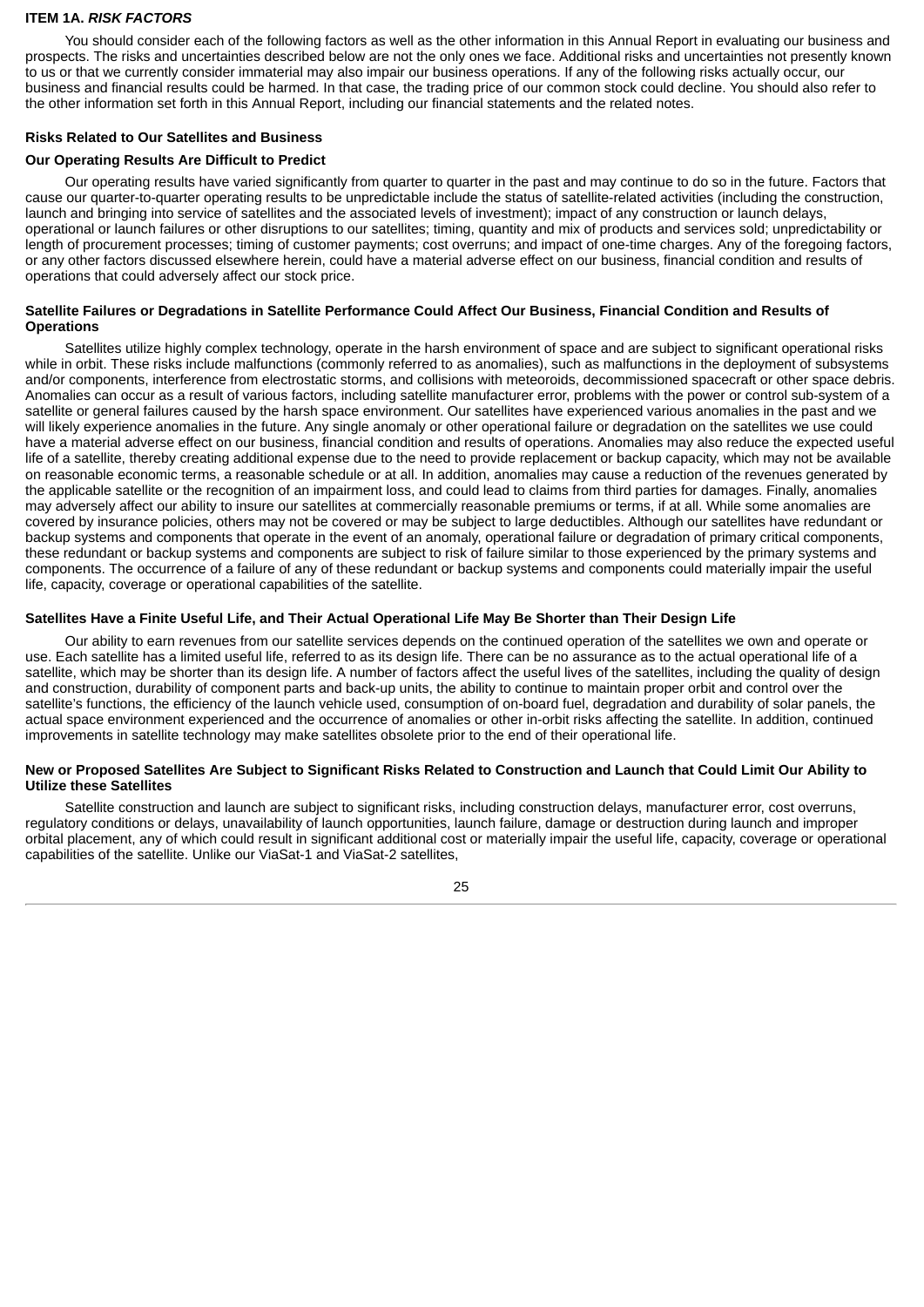## ITEM 1A. *RISK FACTORS*

You should consider each of the following factors as well as the other information in this Annual Report in evaluating our business and prospects. The risks and uncertainties described below are not the only ones we face. Additional risks and uncertainties not presently known to us or that we currently consider immaterial may also impair our business operations. If any of the following risks actually occur, our business and financial results could be harmed. In that case, the trading price of our common stock could decline. You should also refer to the other information set forth in this Annual Report, including our financial statements and the related notes.

### Risks Related to Our Satellites and Business

#### Our Operating Results Are Difficult to Predict

Our operating results have varied significantly from quarter to quarter in the past and may continue to do so in the future. Factors that cause our quarter-to-quarter operating results to be unpredictable include the status of satellite-related activities (including the construction, launch and bringing into service of satellites and the associated levels of investment); impact of any construction or launch delays, operational or launch failures or other disruptions to our satellites; timing, quantity and mix of products and services sold; unpredictability or length of procurement processes; timing of customer payments; cost overruns; and impact of one-time charges. Any of the foregoing factors, or any other factors discussed elsewhere herein, could have a material adverse effect on our business, financial condition and results of operations that could adversely affect our stock price.

#### Satellite Failures or Degradations in Satellite Performance Could Affect Our Business, Financial Condition and Results of Operations

Satellites utilize highly complex technology, operate in the harsh environment of space and are subject to significant operational risks while in orbit. These risks include malfunctions (commonly referred to as anomalies), such as malfunctions in the deployment of subsystems and/or components, interference from electrostatic storms, and collisions with meteoroids, decommissioned spacecraft or other space debris. Anomalies can occur as a result of various factors, including satellite manufacturer error, problems with the power or control sub-system of a satellite or general failures caused by the harsh space environment. Our satellites have experienced various anomalies in the past and we will likely experience anomalies in the future. Any single anomaly or other operational failure or degradation on the satellites we use could have a material adverse effect on our business, financial condition and results of operations. Anomalies may also reduce the expected useful life of a satellite, thereby creating additional expense due to the need to provide replacement or backup capacity, which may not be available on reasonable economic terms, a reasonable schedule or at all. In addition, anomalies may cause a reduction of the revenues generated by the applicable satellite or the recognition of an impairment loss, and could lead to claims from third parties for damages. Finally, anomalies may adversely affect our ability to insure our satellites at commercially reasonable premiums or terms, if at all. While some anomalies are covered by insurance policies, others may not be covered or may be subject to large deductibles. Although our satellites have redundant or backup systems and components that operate in the event of an anomaly, operational failure or degradation of primary critical components, these redundant or backup systems and components are subject to risk of failure similar to those experienced by the primary systems and components. The occurrence of a failure of any of these redundant or backup systems and components could materially impair the useful life, capacity, coverage or operational capabilities of the satellite.

#### Satellites Have a Finite Useful Life, and Their Actual Operational Life May Be Shorter than Their Design Life

Our ability to earn revenues from our satellite services depends on the continued operation of the satellites we own and operate or use. Each satellite has a limited useful life, referred to as its design life. There can be no assurance as to the actual operational life of a satellite, which may be shorter than its design life. A number of factors affect the useful lives of the satellites, including the quality of design and construction, durability of component parts and back-up units, the ability to continue to maintain proper orbit and control over the satellite's functions, the efficiency of the launch vehicle used, consumption of on-board fuel, degradation and durability of solar panels, the actual space environment experienced and the occurrence of anomalies or other in-orbit risks affecting the satellite. In addition, continued improvements in satellite technology may make satellites obsolete prior to the end of their operational life.

#### New or Proposed Satellites Are Subject to Significant Risks Related to Construction and Launch that Could Limit Our Ability to Utilize these Satellites

Satellite construction and launch are subject to significant risks, including construction delays, manufacturer error, cost overruns, regulatory conditions or delays, unavailability of launch opportunities, launch failure, damage or destruction during launch and improper orbital placement, any of which could result in significant additional cost or materially impair the useful life, capacity, coverage or operational capabilities of the satellite. Unlike our ViaSat-1 and ViaSat-2 satellites,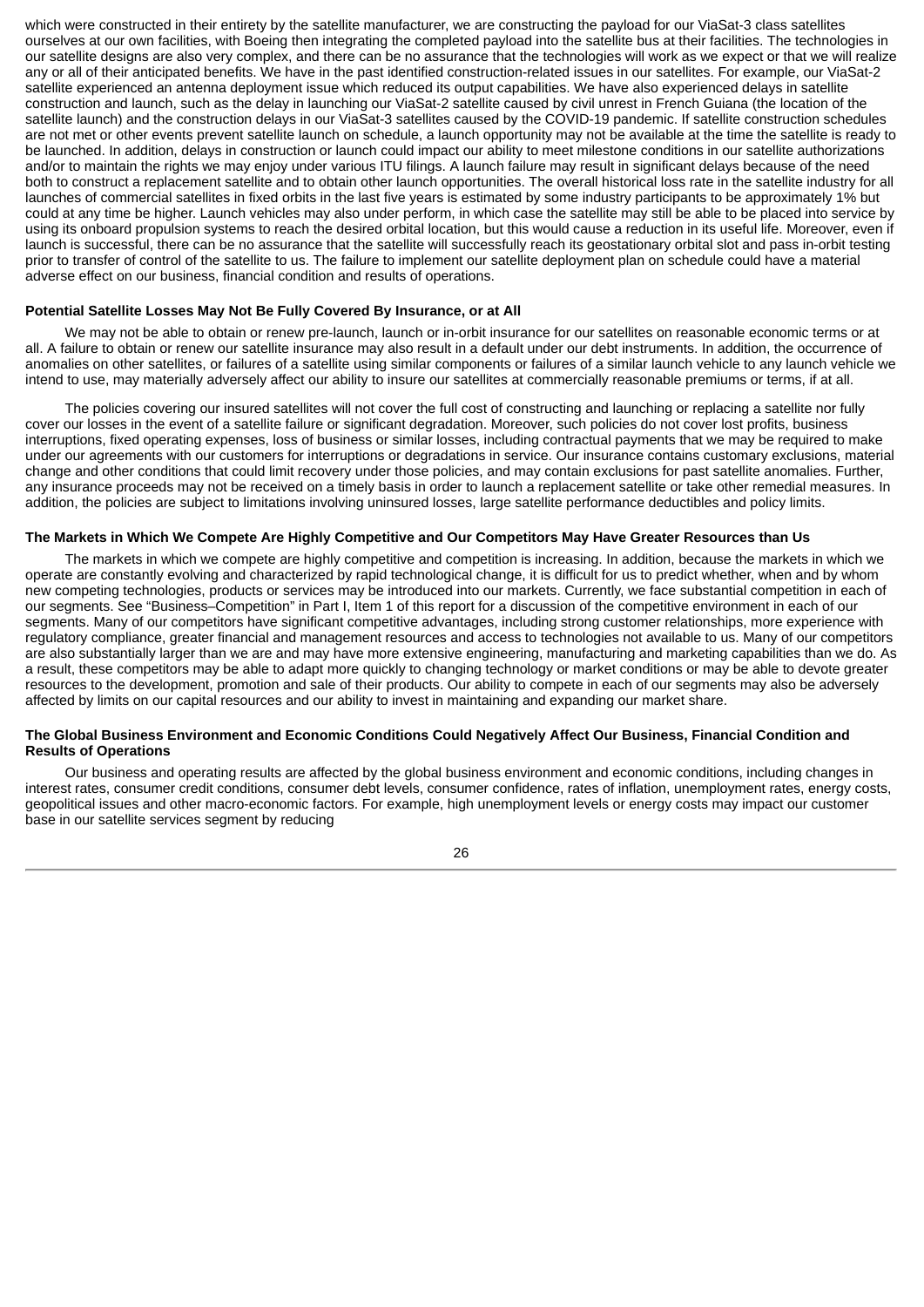which were constructed in their entirety by the satellite manufacturer, we are constructing the payload for our ViaSat-3 class satellites ourselves at our own facilities, with Boeing then integrating the completed payload into the satellite bus at their facilities. The technologies in our satellite designs are also very complex, and there can be no assurance that the technologies will work as we expect or that we will realize any or all of their anticipated benefits. We have in the past identified construction-related issues in our satellites. For example, our ViaSat-2 satellite experienced an antenna deployment issue which reduced its output capabilities. We have also experienced delays in satellite construction and launch, such as the delay in launching our ViaSat-2 satellite caused by civil unrest in French Guiana (the location of the satellite launch) and the construction delays in our ViaSat-3 satellites caused by the COVID-19 pandemic. If satellite construction schedules are not met or other events prevent satellite launch on schedule, a launch opportunity may not be available at the time the satellite is ready to be launched. In addition, delays in construction or launch could impact our ability to meet milestone conditions in our satellite authorizations and/or to maintain the rights we may enjoy under various ITU filings. A launch failure may result in significant delays because of the need both to construct a replacement satellite and to obtain other launch opportunities. The overall historical loss rate in the satellite industry for all launches of commercial satellites in fixed orbits in the last five years is estimated by some industry participants to be approximately 1% but could at any time be higher. Launch vehicles may also under perform, in which case the satellite may still be able to be placed into service by using its onboard propulsion systems to reach the desired orbital location, but this would cause a reduction in its useful life. Moreover, even if launch is successful, there can be no assurance that the satellite will successfully reach its geostationary orbital slot and pass in-orbit testing prior to transfer of control of the satellite to us. The failure to implement our satellite deployment plan on schedule could have a material adverse effect on our business, financial condition and results of operations.

**Potential Satellite Losses May Not Be Fully Covered By Insurance, or at All**

We may not be able to obtain or renew pre-launch, launch or in-orbit insurance for our satellites on reasonable economic terms or at all. A failure to obtain or renew our satellite insurance may also result in a default under our debt instruments. In addition, the occurrence of anomalies on other satellites, or failures of a satellite using similar components or failures of a similar launch vehicle to any launch vehicle we intend to use, may materially adversely affect our ability to insure our satellites at commercially reasonable premiums or terms, if at all.

The policies covering our insured satellites will not cover the full cost of constructing and launching or replacing a satellite nor fully cover our losses in the event of a satellite failure or significant degradation. Moreover, such policies do not cover lost profits, business interruptions, fixed operating expenses, loss of business or similar losses, including contractual payments that we may be required to make under our agreements with our customers for interruptions or degradations in service. Our insurance contains customary exclusions, material change and other conditions that could limit recovery under those policies, and may contain exclusions for past satellite anomalies. Further, any insurance proceeds may not be received on a timely basis in order to launch a replacement satellite or take other remedial measures. In addition, the policies are subject to limitations involving uninsured losses, large satellite performance deductibles and policy limits.

**The Markets in Which We Compete Are Highly Competitive and Our Competitors May Have Greater Resources than Us**

The markets in which we compete are highly competitive and competition is increasing. In addition, because the markets in which we operate are constantly evolving and characterized by rapid technological change, it is difficult for us to predict whether, when and by whom new competing technologies, products or services may be introduced into our markets. Currently, we face substantial competition in each of our segments. See “Business–Competition” in Part I, Item 1 of this report for a discussion of the competitive environment in each of our segments. Many of our competitors have significant competitive advantages, including strong customer relationships, more experience with regulatory compliance, greater financial and management resources and access to technologies not available to us. Many of our competitors are also substantially larger than we are and may have more extensive engineering, manufacturing and marketing capabilities than we do. As a result, these competitors may be able to adapt more quickly to changing technology or market conditions or may be able to devote greater resources to the development, promotion and sale of their products. Our ability to compete in each of our segments may also be adversely affected by limits on our capital resources and our ability to invest in maintaining and expanding our market share.

**The Global Business Environment and Economic Conditions Could Negatively Affect Our Business, Financial Condition and Results of Operations**

Our business and operating results are affected by the global business environment and economic conditions, including changes in interest rates, consumer credit conditions, consumer debt levels, consumer confidence, rates of inflation, unemployment rates, energy costs, geopolitical issues and other macro-economic factors. For example, high unemployment levels or energy costs may impact our customer base in our satellite services segment by reducing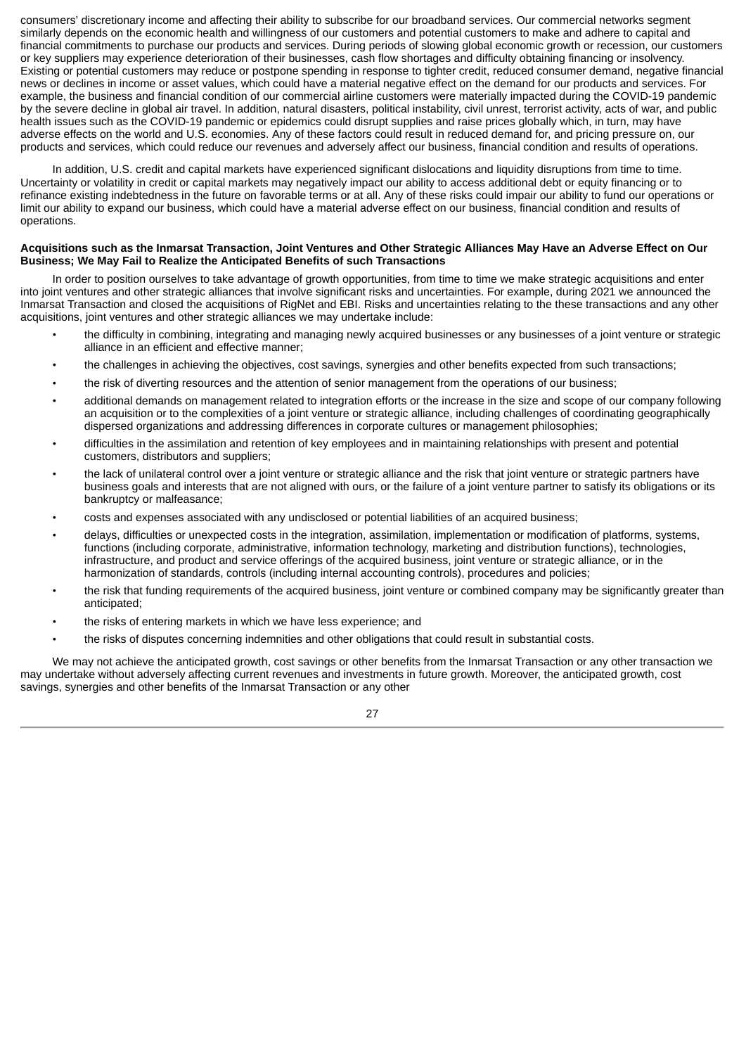consumers' discretionary income and affecting their ability to subscribe for our broadband services. Our commercial networks segment similarly depends on the economic health and willingness of our customers and potential customers to make and adhere to capital and financial commitments to purchase our products and services. During periods of slowing global economic growth or recession, our customers or key suppliers may experience deterioration of their businesses, cash flow shortages and difficulty obtaining financing or insolvency. Existing or potential customers may reduce or postpone spending in response to tighter credit, reduced consumer demand, negative financial news or declines in income or asset values, which could have a material negative effect on the demand for our products and services. For example, the business and financial condition of our commercial airline customers were materially impacted during the COVID-19 pandemic by the severe decline in global air travel. In addition, natural disasters, political instability, civil unrest, terrorist activity, acts of war, and public health issues such as the COVID-19 pandemic or epidemics could disrupt supplies and raise prices globally which, in turn, may have adverse effects on the world and U.S. economies. Any of these factors could result in reduced demand for, and pricing pressure on, our products and services, which could reduce our revenues and adversely affect our business, financial condition and results of operations.

In addition, U.S. credit and capital markets have experienced significant dislocations and liquidity disruptions from time to time. Uncertainty or volatility in credit or capital markets may negatively impact our ability to access additional debt or equity financing or to refinance existing indebtedness in the future on favorable terms or at all. Any of these risks could impair our ability to fund our operations or limit our ability to expand our business, which could have a material adverse effect on our business, financial condition and results of operations.

**Acquisitions such as the Inmarsat Transaction, Joint Ventures and Other Strategic Alliances May Have an Adverse Effect on Our Business; We May Fail to Realize the Anticipated Benefits of such Transactions**

In order to position ourselves to take advantage of growth opportunities, from time to time we make strategic acquisitions and enter into joint ventures and other strategic alliances that involve significant risks and uncertainties. For example, during 2021 we announced the Inmarsat Transaction and closed the acquisitions of RigNet and EBI. Risks and uncertainties relating to the these transactions and any other acquisitions, joint ventures and other strategic alliances we may undertake include:

- the difficulty in combining, integrating and managing newly acquired businesses or any businesses of a joint venture or strategic alliance in an efficient and effective manner;
- the challenges in achieving the objectives, cost savings, synergies and other benefits expected from such transactions;
- the risk of diverting resources and the attention of senior management from the operations of our business;
- additional demands on management related to integration efforts or the increase in the size and scope of our company following an acquisition or to the complexities of a joint venture or strategic alliance, including challenges of coordinating geographically dispersed organizations and addressing differences in corporate cultures or management philosophies;
- difficulties in the assimilation and retention of key employees and in maintaining relationships with present and potential customers, distributors and suppliers;
- the lack of unilateral control over a joint venture or strategic alliance and the risk that joint venture or strategic partners have business goals and interests that are not aligned with ours, or the failure of a joint venture partner to satisfy its obligations or its bankruptcy or malfeasance;
- costs and expenses associated with any undisclosed or potential liabilities of an acquired business;
- delays, difficulties or unexpected costs in the integration, assimilation, implementation or modification of platforms, systems, functions (including corporate, administrative, information technology, marketing and distribution functions), technologies, infrastructure, and product and service offerings of the acquired business, joint venture or strategic alliance, or in the harmonization of standards, controls (including internal accounting controls), procedures and policies;
- the risk that funding requirements of the acquired business, joint venture or combined company may be significantly greater than anticipated;
- the risks of entering markets in which we have less experience; and
- the risks of disputes concerning indemnities and other obligations that could result in substantial costs.

We may not achieve the anticipated growth, cost savings or other benefits from the Inmarsat Transaction or any other transaction we may undertake without adversely affecting current revenues and investments in future growth. Moreover, the anticipated growth, cost savings, synergies and other benefits of the Inmarsat Transaction or any other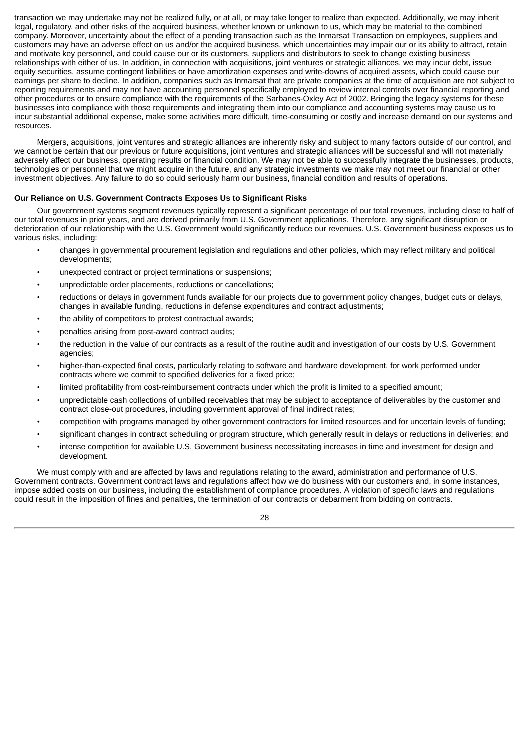transaction we may undertake may not be realized fully, or at all, or may take longer to realize than expected. Additionally, we may inherit legal, regulatory, and other risks of the acquired business, whether known or unknown to us, which may be material to the combined company. Moreover, uncertainty about the effect of a pending transaction such as the Inmarsat Transaction on employees, suppliers and customers may have an adverse effect on us and/or the acquired business, which uncertainties may impair our or its ability to attract, retain and motivate key personnel, and could cause our or its customers, suppliers and distributors to seek to change existing business relationships with either of us. In addition, in connection with acquisitions, joint ventures or strategic alliances, we may incur debt, issue equity securities, assume contingent liabilities or have amortization expenses and write-downs of acquired assets, which could cause our earnings per share to decline. In addition, companies such as Inmarsat that are private companies at the time of acquisition are not subject to reporting requirements and may not have accounting personnel specifically employed to review internal controls over financial reporting and other procedures or to ensure compliance with the requirements of the Sarbanes-Oxley Act of 2002. Bringing the legacy systems for these businesses into compliance with those requirements and integrating them into our compliance and accounting systems may cause us to incur substantial additional expense, make some activities more difficult, time-consuming or costly and increase demand on our systems and resources.

Mergers, acquisitions, joint ventures and strategic alliances are inherently risky and subject to many factors outside of our control, and we cannot be certain that our previous or future acquisitions, joint ventures and strategic alliances will be successful and will not materially adversely affect our business, operating results or financial condition. We may not be able to successfully integrate the businesses, products, technologies or personnel that we might acquire in the future, and any strategic investments we make may not meet our financial or other investment objectives. Any failure to do so could seriously harm our business, financial condition and results of operations.

**Our Reliance on U.S. Government Contracts Exposes Us to Significant Risks**

Our government systems segment revenues typically represent a significant percentage of our total revenues, including close to half of our total revenues in prior years, and are derived primarily from U.S. Government applications. Therefore, any significant disruption or deterioration of our relationship with the U.S. Government would significantly reduce our revenues. U.S. Government business exposes us to various risks, including:

- changes in governmental procurement legislation and regulations and other policies, which may reflect military and political developments;
- unexpected contract or project terminations or suspensions;
- unpredictable order placements, reductions or cancellations;
- reductions or delays in government funds available for our projects due to government policy changes, budget cuts or delays, changes in available funding, reductions in defense expenditures and contract adjustments;
- the ability of competitors to protest contractual awards;
- penalties arising from post-award contract audits;
- the reduction in the value of our contracts as a result of the routine audit and investigation of our costs by U.S. Government agencies;
- higher-than-expected final costs, particularly relating to software and hardware development, for work performed under contracts where we commit to specified deliveries for a fixed price;
- limited profitability from cost-reimbursement contracts under which the profit is limited to a specified amount;
- unpredictable cash collections of unbilled receivables that may be subject to acceptance of deliverables by the customer and contract close-out procedures, including government approval of final indirect rates;
- competition with programs managed by other government contractors for limited resources and for uncertain levels of funding;
- significant changes in contract scheduling or program structure, which generally result in delays or reductions in deliveries; and
- intense competition for available U.S. Government business necessitating increases in time and investment for design and development.

We must comply with and are affected by laws and regulations relating to the award, administration and performance of U.S. Government contracts. Government contract laws and regulations affect how we do business with our customers and, in some instances, impose added costs on our business, including the establishment of compliance procedures. A violation of specific laws and regulations could result in the imposition of fines and penalties, the termination of our contracts or debarment from bidding on contracts.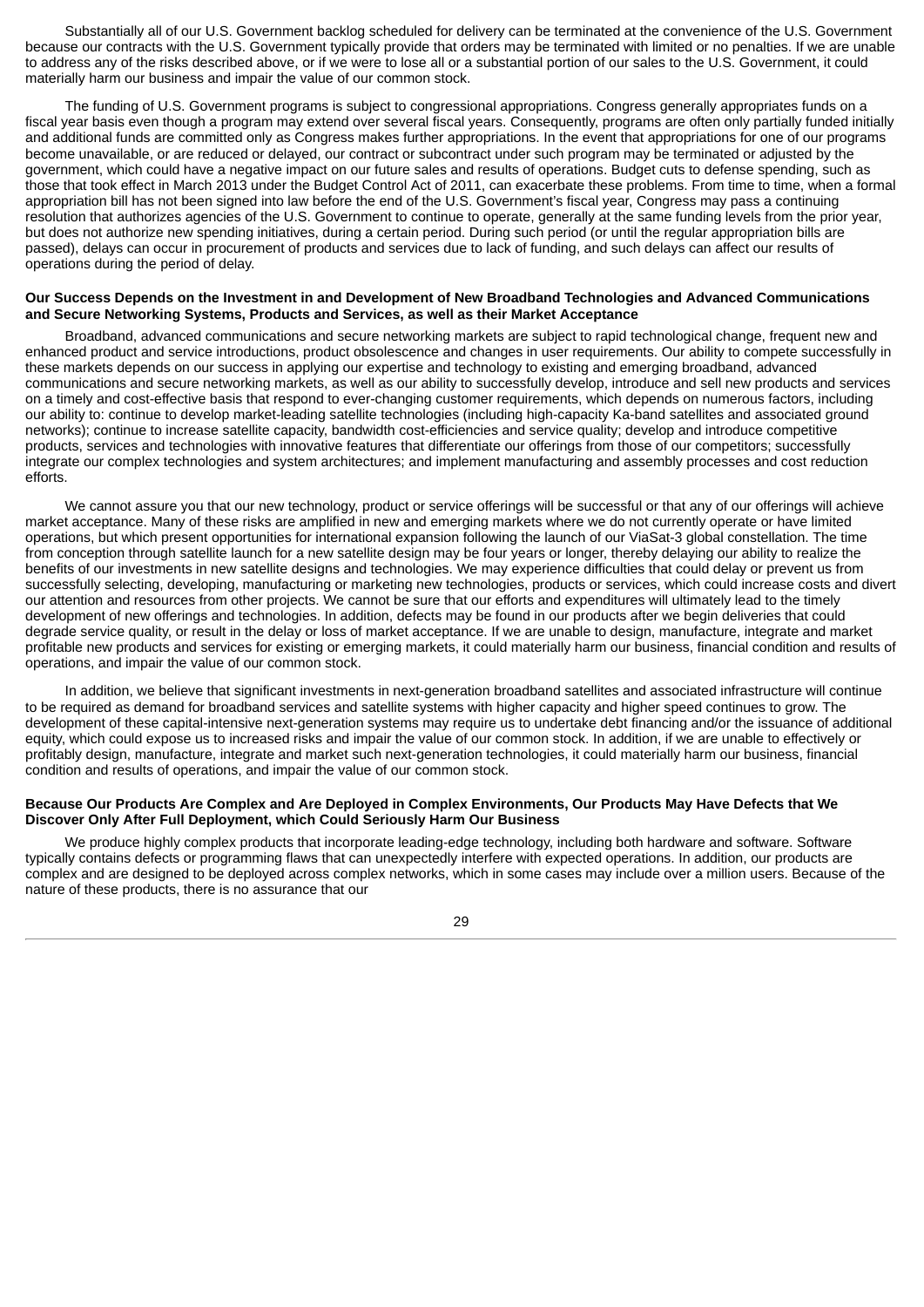Substantially all of our U.S. Government backlog scheduled for delivery can be terminated at the convenience of the U.S. Government because our contracts with the U.S. Government typically provide that orders may be terminated with limited or no penalties. If we are unable to address any of the risks described above, or if we were to lose all or a substantial portion of our sales to the U.S. Government, it could materially harm our business and impair the value of our common stock.

The funding of U.S. Government programs is subject to congressional appropriations. Congress generally appropriates funds on a fiscal year basis even though a program may extend over several fiscal years. Consequently, programs are often only partially funded initially and additional funds are committed only as Congress makes further appropriations. In the event that appropriations for one of our programs become unavailable, or are reduced or delayed, our contract or subcontract under such program may be terminated or adjusted by the government, which could have a negative impact on our future sales and results of operations. Budget cuts to defense spending, such as those that took effect in March 2013 under the Budget Control Act of 2011, can exacerbate these problems. From time to time, when a formal appropriation bill has not been signed into law before the end of the U.S. Government's fiscal year, Congress may pass a continuing resolution that authorizes agencies of the U.S. Government to continue to operate, generally at the same funding levels from the prior year, but does not authorize new spending initiatives, during a certain period. During such period (or until the regular appropriation bills are passed), delays can occur in procurement of products and services due to lack of funding, and such delays can affect our results of operations during the period of delay.

**Our Success Depends on the Investment in and Development of New Broadband Technologies and Advanced Communications and Secure Networking Systems, Products and Services, as well as their Market Acceptance**

Broadband, advanced communications and secure networking markets are subject to rapid technological change, frequent new and enhanced product and service introductions, product obsolescence and changes in user requirements. Our ability to compete successfully in these markets depends on our success in applying our expertise and technology to existing and emerging broadband, advanced communications and secure networking markets, as well as our ability to successfully develop, introduce and sell new products and services on a timely and cost-effective basis that respond to ever-changing customer requirements, which depends on numerous factors, including our ability to: continue to develop market-leading satellite technologies (including high-capacity Ka-band satellites and associated ground networks); continue to increase satellite capacity, bandwidth cost-efficiencies and service quality; develop and introduce competitive products, services and technologies with innovative features that differentiate our offerings from those of our competitors; successfully integrate our complex technologies and system architectures; and implement manufacturing and assembly processes and cost reduction efforts.

We cannot assure you that our new technology, product or service offerings will be successful or that any of our offerings will achieve market acceptance. Many of these risks are amplified in new and emerging markets where we do not currently operate or have limited operations, but which present opportunities for international expansion following the launch of our ViaSat-3 global constellation. The time from conception through satellite launch for a new satellite design may be four years or longer, thereby delaying our ability to realize the benefits of our investments in new satellite designs and technologies. We may experience difficulties that could delay or prevent us from successfully selecting, developing, manufacturing or marketing new technologies, products or services, which could increase costs and divert our attention and resources from other projects. We cannot be sure that our efforts and expenditures will ultimately lead to the timely development of new offerings and technologies. In addition, defects may be found in our products after we begin deliveries that could degrade service quality, or result in the delay or loss of market acceptance. If we are unable to design, manufacture, integrate and market profitable new products and services for existing or emerging markets, it could materially harm our business, financial condition and results of operations, and impair the value of our common stock.

In addition, we believe that significant investments in next-generation broadband satellites and associated infrastructure will continue to be required as demand for broadband services and satellite systems with higher capacity and higher speed continues to grow. The development of these capital-intensive next-generation systems may require us to undertake debt financing and/or the issuance of additional equity, which could expose us to increased risks and impair the value of our common stock. In addition, if we are unable to effectively or profitably design, manufacture, integrate and market such next-generation technologies, it could materially harm our business, financial condition and results of operations, and impair the value of our common stock.

**Because Our Products Are Complex and Are Deployed in Complex Environments, Our Products May Have Defects that We Discover Only After Full Deployment, which Could Seriously Harm Our Business**

We produce highly complex products that incorporate leading-edge technology, including both hardware and software. Software typically contains defects or programming flaws that can unexpectedly interfere with expected operations. In addition, our products are complex and are designed to be deployed across complex networks, which in some cases may include over a million users. Because of the nature of these products, there is no assurance that our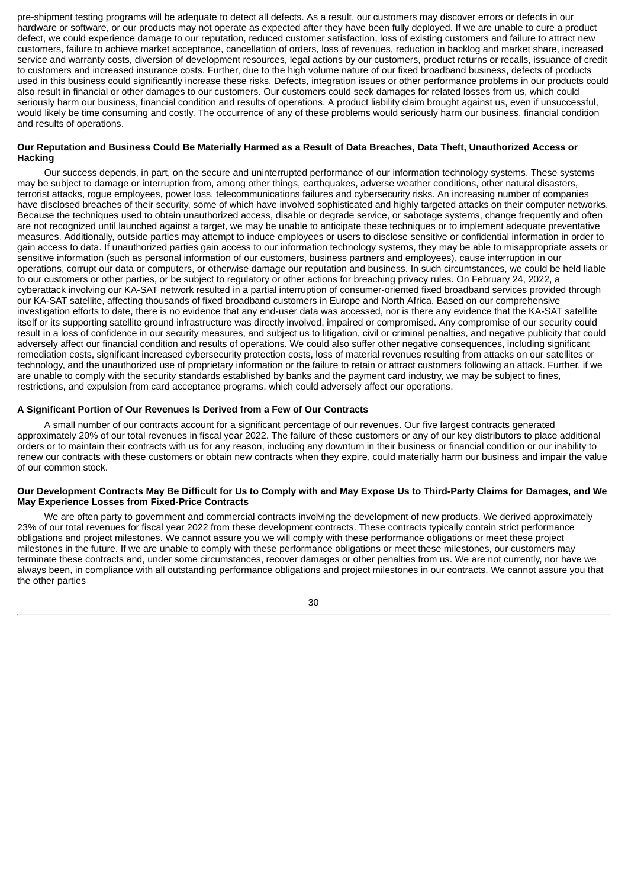pre-shipment testing programs will be adequate to detect all defects. As a result, our customers may discover errors or defects in our hardware or software, or our products may not operate as expected after they have been fully deployed. If we are unable to cure a product defect, we could experience damage to our reputation, reduced customer satisfaction, loss of existing customers and failure to attract new customers, failure to achieve market acceptance, cancellation of orders, loss of revenues, reduction in backlog and market share, increased service and warranty costs, diversion of development resources, legal actions by our customers, product returns or recalls, issuance of credit to customers and increased insurance costs. Further, due to the high volume nature of our fixed broadband business, defects of products used in this business could significantly increase these risks. Defects, integration issues or other performance problems in our products could also result in financial or other damages to our customers. Our customers could seek damages for related losses from us, which could seriously harm our business, financial condition and results of operations. A product liability claim brought against us, even if unsuccessful, would likely be time consuming and costly. The occurrence of any of these problems would seriously harm our business, financial condition and results of operations.

**Our Reputation and Business Could Be Materially Harmed as a Result of Data Breaches, Data Theft, Unauthorized Access or Hacking**

Our success depends, in part, on the secure and uninterrupted performance of our information technology systems. These systems may be subject to damage or interruption from, among other things, earthquakes, adverse weather conditions, other natural disasters, terrorist attacks, rogue employees, power loss, telecommunications failures and cybersecurity risks. An increasing number of companies have disclosed breaches of their security, some of which have involved sophisticated and highly targeted attacks on their computer networks. Because the techniques used to obtain unauthorized access, disable or degrade service, or sabotage systems, change frequently and often are not recognized until launched against a target, we may be unable to anticipate these techniques or to implement adequate preventative measures. Additionally, outside parties may attempt to induce employees or users to disclose sensitive or confidential information in order to gain access to data. If unauthorized parties gain access to our information technology systems, they may be able to misappropriate assets or sensitive information (such as personal information of our customers, business partners and employees), cause interruption in our operations, corrupt our data or computers, or otherwise damage our reputation and business. In such circumstances, we could be held liable to our customers or other parties, or be subject to regulatory or other actions for breaching privacy rules. On February 24, 2022, a cyberattack involving our KA-SAT network resulted in a partial interruption of consumer-oriented fixed broadband services provided through our KA-SAT satellite, affecting thousands of fixed broadband customers in Europe and North Africa. Based on our comprehensive investigation efforts to date, there is no evidence that any end-user data was accessed, nor is there any evidence that the KA-SAT satellite itself or its supporting satellite ground infrastructure was directly involved, impaired or compromised. Any compromise of our security could result in a loss of confidence in our security measures, and subject us to litigation, civil or criminal penalties, and negative publicity that could adversely affect our financial condition and results of operations. We could also suffer other negative consequences, including significant remediation costs, significant increased cybersecurity protection costs, loss of material revenues resulting from attacks on our satellites or technology, and the unauthorized use of proprietary information or the failure to retain or attract customers following an attack. Further, if we are unable to comply with the security standards established by banks and the payment card industry, we may be subject to fines, restrictions, and expulsion from card acceptance programs, which could adversely affect our operations.

**A Significant Portion of Our Revenues Is Derived from a Few of Our Contracts**

A small number of our contracts account for a significant percentage of our revenues. Our five largest contracts generated approximately 20% of our total revenues in fiscal year 2022. The failure of these customers or any of our key distributors to place additional orders or to maintain their contracts with us for any reason, including any downturn in their business or financial condition or our inability to renew our contracts with these customers or obtain new contracts when they expire, could materially harm our business and impair the value of our common stock.

**Our Development Contracts May Be Difficult for Us to Comply with and May Expose Us to Third-Party Claims for Damages, and We May Experience Losses from Fixed-Price Contracts**

We are often party to government and commercial contracts involving the development of new products. We derived approximately 23% of our total revenues for fiscal year 2022 from these development contracts. These contracts typically contain strict performance obligations and project milestones. We cannot assure you we will comply with these performance obligations or meet these project milestones in the future. If we are unable to comply with these performance obligations or meet these milestones, our customers may terminate these contracts and, under some circumstances, recover damages or other penalties from us. We are not currently, nor have we always been, in compliance with all outstanding performance obligations and project milestones in our contracts. We cannot assure you that the other parties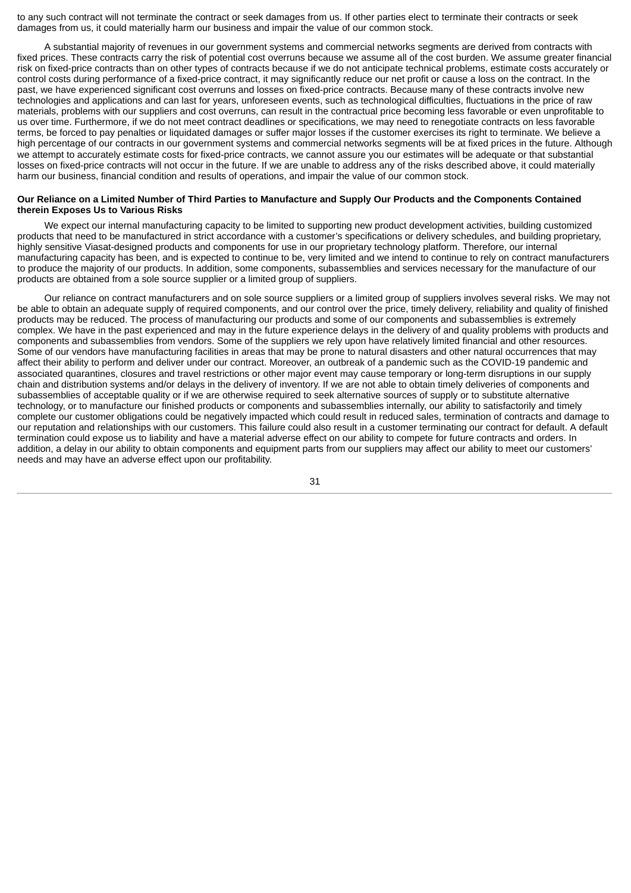to any such contract will not terminate the contract or seek damages from us. If other parties elect to terminate their contracts or seek damages from us, it could materially harm our business and impair the value of our common stock.

A substantial majority of revenues in our government systems and commercial networks segments are derived from contracts with fixed prices. These contracts carry the risk of potential cost overruns because we assume all of the cost burden. We assume greater financial risk on fixed-price contracts than on other types of contracts because if we do not anticipate technical problems, estimate costs accurately or control costs during performance of a fixed-price contract, it may significantly reduce our net profit or cause a loss on the contract. In the past, we have experienced significant cost overruns and losses on fixed-price contracts. Because many of these contracts involve new technologies and applications and can last for years, unforeseen events, such as technological difficulties, fluctuations in the price of raw materials, problems with our suppliers and cost overruns, can result in the contractual price becoming less favorable or even unprofitable to us over time. Furthermore, if we do not meet contract deadlines or specifications, we may need to renegotiate contracts on less favorable terms, be forced to pay penalties or liquidated damages or suffer major losses if the customer exercises its right to terminate. We believe a high percentage of our contracts in our government systems and commercial networks segments will be at fixed prices in the future. Although we attempt to accurately estimate costs for fixed-price contracts, we cannot assure you our estimates will be adequate or that substantial losses on fixed-price contracts will not occur in the future. If we are unable to address any of the risks described above, it could materially harm our business, financial condition and results of operations, and impair the value of our common stock.

**Our Reliance on a Limited Number of Third Parties to Manufacture and Supply Our Products and the Components Contained therein Exposes Us to Various Risks**

We expect our internal manufacturing capacity to be limited to supporting new product development activities, building customized products that need to be manufactured in strict accordance with a customer's specifications or delivery schedules, and building proprietary, highly sensitive Viasat-designed products and components for use in our proprietary technology platform. Therefore, our internal manufacturing capacity has been, and is expected to continue to be, very limited and we intend to continue to rely on contract manufacturers to produce the majority of our products. In addition, some components, subassemblies and services necessary for the manufacture of our products are obtained from a sole source supplier or a limited group of suppliers.

Our reliance on contract manufacturers and on sole source suppliers or a limited group of suppliers involves several risks. We may not be able to obtain an adequate supply of required components, and our control over the price, timely delivery, reliability and quality of finished products may be reduced. The process of manufacturing our products and some of our components and subassemblies is extremely complex. We have in the past experienced and may in the future experience delays in the delivery of and quality problems with products and components and subassemblies from vendors. Some of the suppliers we rely upon have relatively limited financial and other resources. Some of our vendors have manufacturing facilities in areas that may be prone to natural disasters and other natural occurrences that may affect their ability to perform and deliver under our contract. Moreover, an outbreak of a pandemic such as the COVID-19 pandemic and associated quarantines, closures and travel restrictions or other major event may cause temporary or long-term disruptions in our supply chain and distribution systems and/or delays in the delivery of inventory. If we are not able to obtain timely deliveries of components and subassemblies of acceptable quality or if we are otherwise required to seek alternative sources of supply or to substitute alternative technology, or to manufacture our finished products or components and subassemblies internally, our ability to satisfactorily and timely complete our customer obligations could be negatively impacted which could result in reduced sales, termination of contracts and damage to our reputation and relationships with our customers. This failure could also result in a customer terminating our contract for default. A default termination could expose us to liability and have a material adverse effect on our ability to compete for future contracts and orders. In addition, a delay in our ability to obtain components and equipment parts from our suppliers may affect our ability to meet our customers' needs and may have an adverse effect upon our profitability.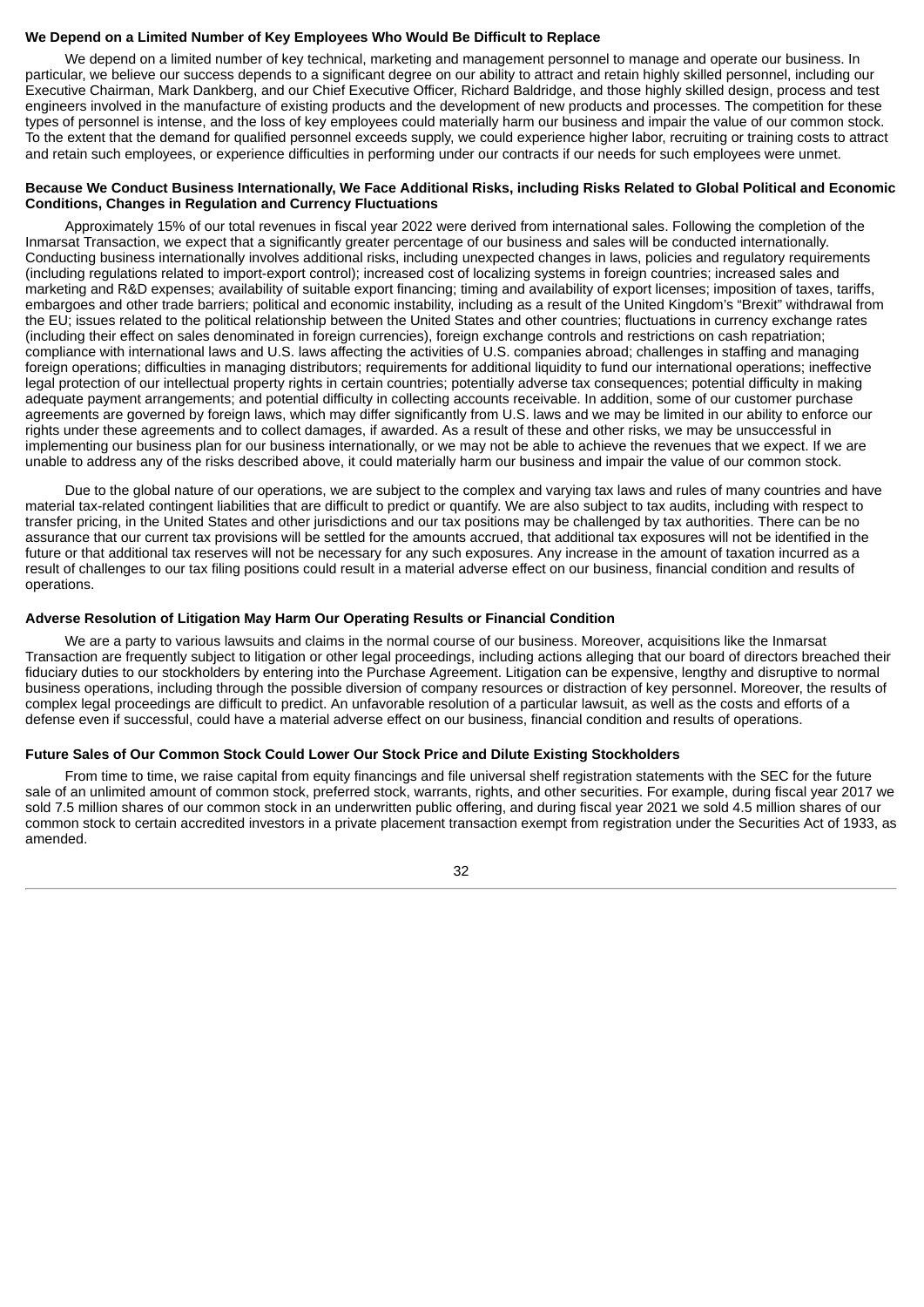**We Depend on a Limited Number of Key Employees Who Would Be Difficult to Replace**

We depend on a limited number of key technical, marketing and management personnel to manage and operate our business. In particular, we believe our success depends to a significant degree on our ability to attract and retain highly skilled personnel, including our Executive Chairman, Mark Dankberg, and our Chief Executive Officer, Richard Baldridge, and those highly skilled design, process and test engineers involved in the manufacture of existing products and the development of new products and processes. The competition for these types of personnel is intense, and the loss of key employees could materially harm our business and impair the value of our common stock. To the extent that the demand for qualified personnel exceeds supply, we could experience higher labor, recruiting or training costs to attract and retain such employees, or experience difficulties in performing under our contracts if our needs for such employees were unmet.

**Because We Conduct Business Internationally, We Face Additional Risks, including Risks Related to Global Political and Economic Conditions, Changes in Regulation and Currency Fluctuations**

Approximately 15% of our total revenues in fiscal year 2022 were derived from international sales. Following the completion of the Inmarsat Transaction, we expect that a significantly greater percentage of our business and sales will be conducted internationally. Conducting business internationally involves additional risks, including unexpected changes in laws, policies and regulatory requirements (including regulations related to import-export control); increased cost of localizing systems in foreign countries; increased sales and marketing and R&D expenses; availability of suitable export financing; timing and availability of export licenses; imposition of taxes, tariffs, embargoes and other trade barriers; political and economic instability, including as a result of the United Kingdom's "Brexit" withdrawal from the EU; issues related to the political relationship between the United States and other countries; fluctuations in currency exchange rates (including their effect on sales denominated in foreign currencies), foreign exchange controls and restrictions on cash repatriation; compliance with international laws and U.S. laws affecting the activities of U.S. companies abroad; challenges in staffing and managing foreign operations; difficulties in managing distributors; requirements for additional liquidity to fund our international operations; ineffective legal protection of our intellectual property rights in certain countries; potentially adverse tax consequences; potential difficulty in making adequate payment arrangements; and potential difficulty in collecting accounts receivable. In addition, some of our customer purchase agreements are governed by foreign laws, which may differ significantly from U.S. laws and we may be limited in our ability to enforce our rights under these agreements and to collect damages, if awarded. As a result of these and other risks, we may be unsuccessful in implementing our business plan for our business internationally, or we may not be able to achieve the revenues that we expect. If we are unable to address any of the risks described above, it could materially harm our business and impair the value of our common stock.

Due to the global nature of our operations, we are subject to the complex and varying tax laws and rules of many countries and have material tax-related contingent liabilities that are difficult to predict or quantify. We are also subject to tax audits, including with respect to transfer pricing, in the United States and other jurisdictions and our tax positions may be challenged by tax authorities. There can be no assurance that our current tax provisions will be settled for the amounts accrued, that additional tax exposures will not be identified in the future or that additional tax reserves will not be necessary for any such exposures. Any increase in the amount of taxation incurred as a result of challenges to our tax filing positions could result in a material adverse effect on our business, financial condition and results of operations.

**Adverse Resolution of Litigation May Harm Our Operating Results or Financial Condition**

We are a party to various lawsuits and claims in the normal course of our business. Moreover, acquisitions like the Inmarsat Transaction are frequently subject to litigation or other legal proceedings, including actions alleging that our board of directors breached their fiduciary duties to our stockholders by entering into the Purchase Agreement. Litigation can be expensive, lengthy and disruptive to normal business operations, including through the possible diversion of company resources or distraction of key personnel. Moreover, the results of complex legal proceedings are difficult to predict. An unfavorable resolution of a particular lawsuit, as well as the costs and efforts of a defense even if successful, could have a material adverse effect on our business, financial condition and results of operations.

**Future Sales of Our Common Stock Could Lower Our Stock Price and Dilute Existing Stockholders**

From time to time, we raise capital from equity financings and file universal shelf registration statements with the SEC for the future sale of an unlimited amount of common stock, preferred stock, warrants, rights, and other securities. For example, during fiscal year 2017 we sold 7.5 million shares of our common stock in an underwritten public offering, and during fiscal year 2021 we sold 4.5 million shares of our common stock to certain accredited investors in a private placement transaction exempt from registration under the Securities Act of 1933, as amended.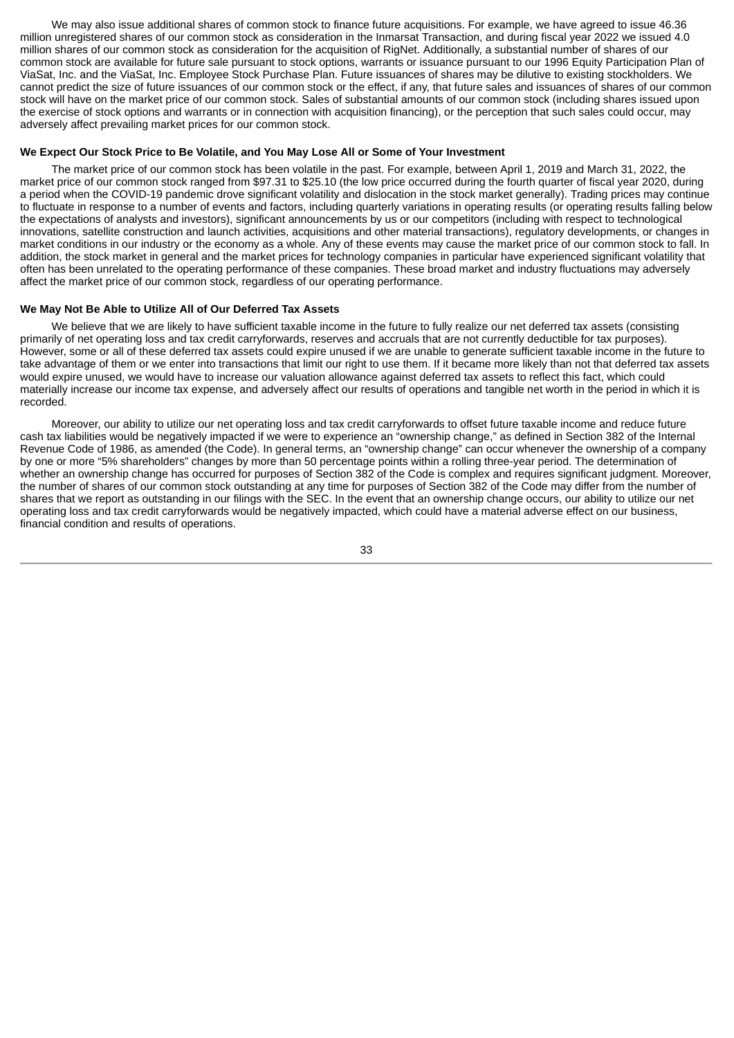We may also issue additional shares of common stock to finance future acquisitions. For example, we have agreed to issue 46.36 million unregistered shares of our common stock as consideration in the Inmarsat Transaction, and during fiscal year 2022 we issued 4.0 million shares of our common stock as consideration for the acquisition of RigNet. Additionally, a substantial number of shares of our common stock are available for future sale pursuant to stock options, warrants or issuance pursuant to our 1996 Equity Participation Plan of ViaSat, Inc. and the ViaSat, Inc. Employee Stock Purchase Plan. Future issuances of shares may be dilutive to existing stockholders. We cannot predict the size of future issuances of our common stock or the effect, if any, that future sales and issuances of shares of our common stock will have on the market price of our common stock. Sales of substantial amounts of our common stock (including shares issued upon the exercise of stock options and warrants or in connection with acquisition financing), or the perception that such sales could occur, may adversely affect prevailing market prices for our common stock.

**We Expect Our Stock Price to Be Volatile, and You May Lose All or Some of Your Investment**

The market price of our common stock has been volatile in the past. For example, between April 1, 2019 and March 31, 2022, the market price of our common stock ranged from $97.31 to $25.10 (the low price occurred during the fourth quarter of fiscal year 2020, during a period when the COVID-19 pandemic drove significant volatility and dislocation in the stock market generally). Trading prices may continue to fluctuate in response to a number of events and factors, including quarterly variations in operating results (or operating results falling below the expectations of analysts and investors), significant announcements by us or our competitors (including with respect to technological innovations, satellite construction and launch activities, acquisitions and other material transactions), regulatory developments, or changes in market conditions in our industry or the economy as a whole. Any of these events may cause the market price of our common stock to fall. In addition, the stock market in general and the market prices for technology companies in particular have experienced significant volatility that often has been unrelated to the operating performance of these companies. These broad market and industry fluctuations may adversely affect the market price of our common stock, regardless of our operating performance.

**We May Not Be Able to Utilize All of Our Deferred Tax Assets**

We believe that we are likely to have sufficient taxable income in the future to fully realize our net deferred tax assets (consisting primarily of net operating loss and tax credit carryforwards, reserves and accruals that are not currently deductible for tax purposes). However, some or all of these deferred tax assets could expire unused if we are unable to generate sufficient taxable income in the future to take advantage of them or we enter into transactions that limit our right to use them. If it became more likely than not that deferred tax assets would expire unused, we would have to increase our valuation allowance against deferred tax assets to reflect this fact, which could materially increase our income tax expense, and adversely affect our results of operations and tangible net worth in the period in which it is recorded.

Moreover, our ability to utilize our net operating loss and tax credit carryforwards to offset future taxable income and reduce future cash tax liabilities would be negatively impacted if we were to experience an "ownership change," as defined in Section 382 of the Internal Revenue Code of 1986, as amended (the Code). In general terms, an "ownership change" can occur whenever the ownership of a company by one or more "5% shareholders" changes by more than 50 percentage points within a rolling three-year period. The determination of whether an ownership change has occurred for purposes of Section 382 of the Code is complex and requires significant judgment. Moreover, the number of shares of our common stock outstanding at any time for purposes of Section 382 of the Code may differ from the number of shares that we report as outstanding in our filings with the SEC. In the event that an ownership change occurs, our ability to utilize our net operating loss and tax credit carryforwards would be negatively impacted, which could have a material adverse effect on our business, financial condition and results of operations.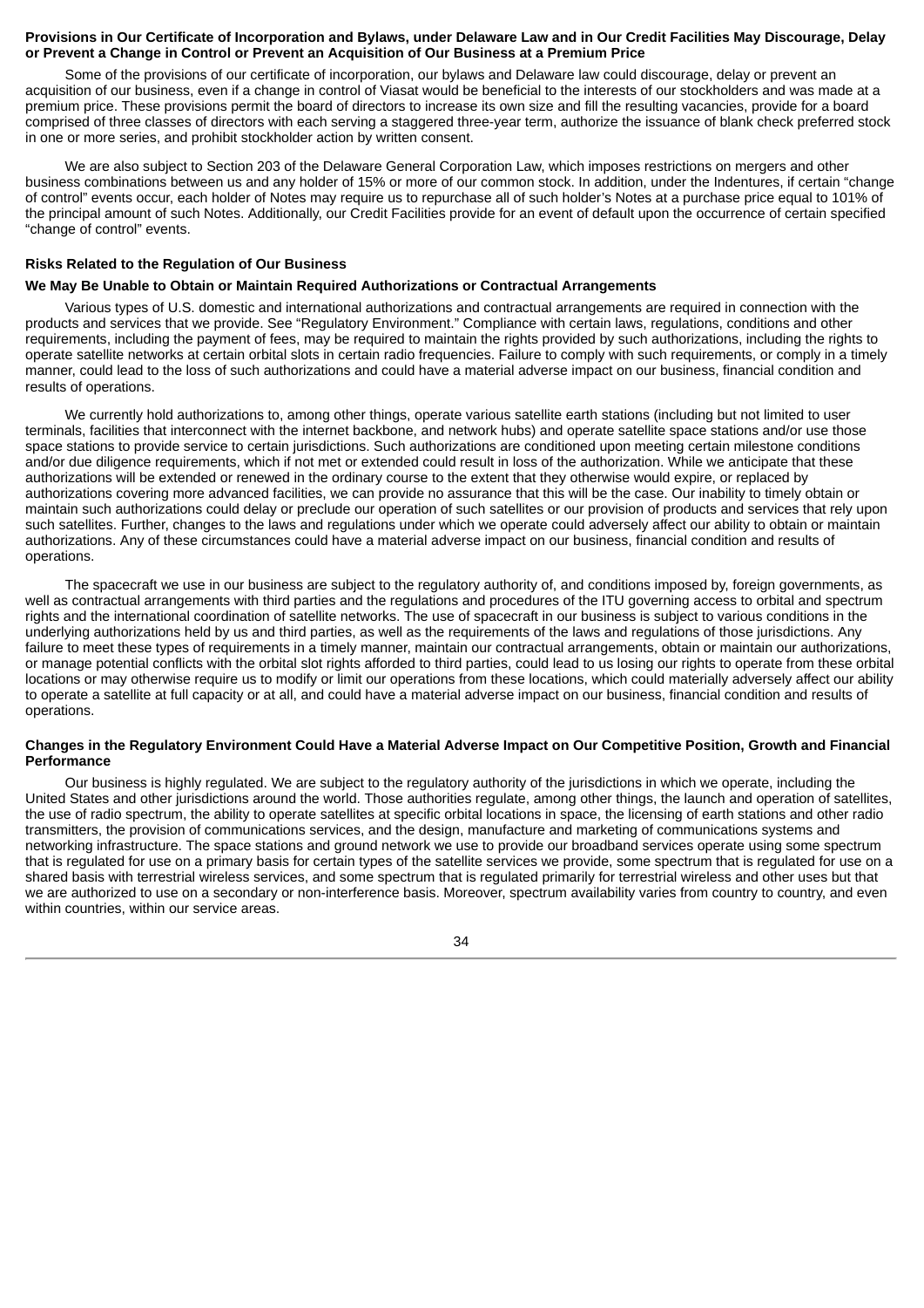**Provisions in Our Certificate of Incorporation and Bylaws, under Delaware Law and in Our Credit Facilities May Discourage, Delay or Prevent a Change in Control or Prevent an Acquisition of Our Business at a Premium Price**

Some of the provisions of our certificate of incorporation, our bylaws and Delaware law could discourage, delay or prevent an acquisition of our business, even if a change in control of Viasat would be beneficial to the interests of our stockholders and was made at a premium price. These provisions permit the board of directors to increase its own size and fill the resulting vacancies, provide for a board comprised of three classes of directors with each serving a staggered three-year term, authorize the issuance of blank check preferred stock in one or more series, and prohibit stockholder action by written consent.

We are also subject to Section 203 of the Delaware General Corporation Law, which imposes restrictions on mergers and other business combinations between us and any holder of 15% or more of our common stock. In addition, under the Indentures, if certain "change of control" events occur, each holder of Notes may require us to repurchase all of such holder's Notes at a purchase price equal to 101% of the principal amount of such Notes. Additionally, our Credit Facilities provide for an event of default upon the occurrence of certain specified "change of control" events.

**Risks Related to the Regulation of Our Business**

**We May Be Unable to Obtain or Maintain Required Authorizations or Contractual Arrangements**

Various types of U.S. domestic and international authorizations and contractual arrangements are required in connection with the products and services that we provide. See "Regulatory Environment." Compliance with certain laws, regulations, conditions and other requirements, including the payment of fees, may be required to maintain the rights provided by such authorizations, including the rights to operate satellite networks at certain orbital slots in certain radio frequencies. Failure to comply with such requirements, or comply in a timely manner, could lead to the loss of such authorizations and could have a material adverse impact on our business, financial condition and results of operations.

We currently hold authorizations to, among other things, operate various satellite earth stations (including but not limited to user terminals, facilities that interconnect with the internet backbone, and network hubs) and operate satellite space stations and/or use those space stations to provide service to certain jurisdictions. Such authorizations are conditioned upon meeting certain milestone conditions and/or due diligence requirements, which if not met or extended could result in loss of the authorization. While we anticipate that these authorizations will be extended or renewed in the ordinary course to the extent that they otherwise would expire, or replaced by authorizations covering more advanced facilities, we can provide no assurance that this will be the case. Our inability to timely obtain or maintain such authorizations could delay or preclude our operation of such satellites or our provision of products and services that rely upon such satellites. Further, changes to the laws and regulations under which we operate could adversely affect our ability to obtain or maintain authorizations. Any of these circumstances could have a material adverse impact on our business, financial condition and results of operations.

The spacecraft we use in our business are subject to the regulatory authority of, and conditions imposed by, foreign governments, as well as contractual arrangements with third parties and the regulations and procedures of the ITU governing access to orbital and spectrum rights and the international coordination of satellite networks. The use of spacecraft in our business is subject to various conditions in the underlying authorizations held by us and third parties, as well as the requirements of the laws and regulations of those jurisdictions. Any failure to meet these types of requirements in a timely manner, maintain our contractual arrangements, obtain or maintain our authorizations, or manage potential conflicts with the orbital slot rights afforded to third parties, could lead to us losing our rights to operate from these orbital locations or may otherwise require us to modify or limit our operations from these locations, which could materially adversely affect our ability to operate a satellite at full capacity or at all, and could have a material adverse impact on our business, financial condition and results of operations.

**Changes in the Regulatory Environment Could Have a Material Adverse Impact on Our Competitive Position, Growth and Financial Performance**

Our business is highly regulated. We are subject to the regulatory authority of the jurisdictions in which we operate, including the United States and other jurisdictions around the world. Those authorities regulate, among other things, the launch and operation of satellites, the use of radio spectrum, the ability to operate satellites at specific orbital locations in space, the licensing of earth stations and other radio transmitters, the provision of communications services, and the design, manufacture and marketing of communications systems and networking infrastructure. The space stations and ground network we use to provide our broadband services operate using some spectrum that is regulated for use on a primary basis for certain types of the satellite services we provide, some spectrum that is regulated for use on a shared basis with terrestrial wireless services, and some spectrum that is regulated primarily for terrestrial wireless and other uses but that we are authorized to use on a secondary or non-interference basis. Moreover, spectrum availability varies from country to country, and even within countries, within our service areas.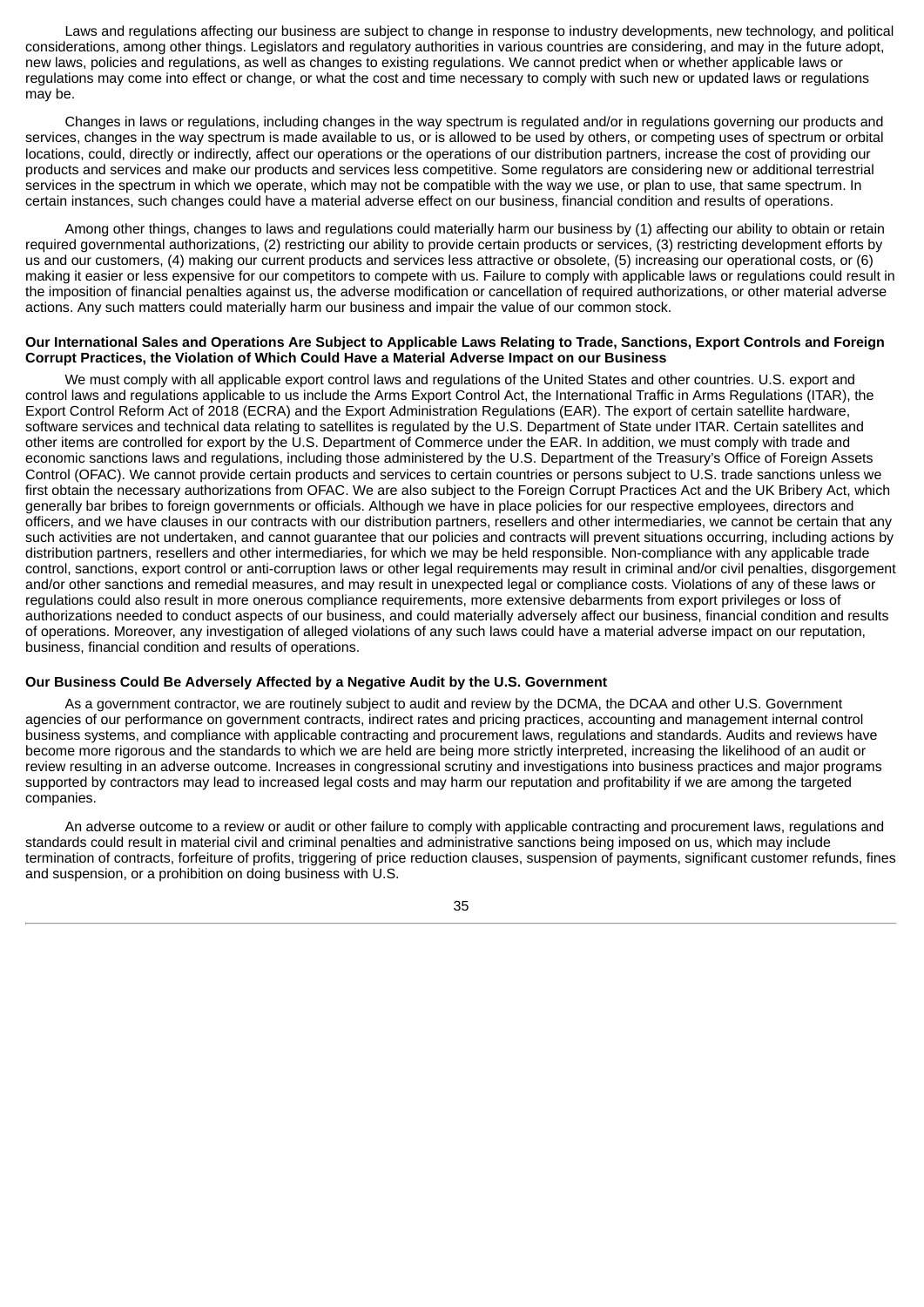Laws and regulations affecting our business are subject to change in response to industry developments, new technology, and political considerations, among other things. Legislators and regulatory authorities in various countries are considering, and may in the future adopt, new laws, policies and regulations, as well as changes to existing regulations. We cannot predict when or whether applicable laws or regulations may come into effect or change, or what the cost and time necessary to comply with such new or updated laws or regulations may be.

Changes in laws or regulations, including changes in the way spectrum is regulated and/or in regulations governing our products and services, changes in the way spectrum is made available to us, or is allowed to be used by others, or competing uses of spectrum or orbital locations, could, directly or indirectly, affect our operations or the operations of our distribution partners, increase the cost of providing our products and services and make our products and services less competitive. Some regulators are considering new or additional terrestrial services in the spectrum in which we operate, which may not be compatible with the way we use, or plan to use, that same spectrum. In certain instances, such changes could have a material adverse effect on our business, financial condition and results of operations.

Among other things, changes to laws and regulations could materially harm our business by (1) affecting our ability to obtain or retain required governmental authorizations, (2) restricting our ability to provide certain products or services, (3) restricting development efforts by us and our customers, (4) making our current products and services less attractive or obsolete, (5) increasing our operational costs, or (6) making it easier or less expensive for our competitors to compete with us. Failure to comply with applicable laws or regulations could result in the imposition of financial penalties against us, the adverse modification or cancellation of required authorizations, or other material adverse actions. Any such matters could materially harm our business and impair the value of our common stock.

**Our International Sales and Operations Are Subject to Applicable Laws Relating to Trade, Sanctions, Export Controls and Foreign Corrupt Practices, the Violation of Which Could Have a Material Adverse Impact on our Business**

We must comply with all applicable export control laws and regulations of the United States and other countries. U.S. export and control laws and regulations applicable to us include the Arms Export Control Act, the International Traffic in Arms Regulations (ITAR), the Export Control Reform Act of 2018 (ECRA) and the Export Administration Regulations (EAR). The export of certain satellite hardware, software services and technical data relating to satellites is regulated by the U.S. Department of State under ITAR. Certain satellites and other items are controlled for export by the U.S. Department of Commerce under the EAR. In addition, we must comply with trade and economic sanctions laws and regulations, including those administered by the U.S. Department of the Treasury's Office of Foreign Assets Control (OFAC). We cannot provide certain products and services to certain countries or persons subject to U.S. trade sanctions unless we first obtain the necessary authorizations from OFAC. We are also subject to the Foreign Corrupt Practices Act and the UK Bribery Act, which generally bar bribes to foreign governments or officials. Although we have in place policies for our respective employees, directors and officers, and we have clauses in our contracts with our distribution partners, resellers and other intermediaries, we cannot be certain that any such activities are not undertaken, and cannot guarantee that our policies and contracts will prevent situations occurring, including actions by distribution partners, resellers and other intermediaries, for which we may be held responsible. Non-compliance with any applicable trade control, sanctions, export control or anti-corruption laws or other legal requirements may result in criminal and/or civil penalties, disgorgement and/or other sanctions and remedial measures, and may result in unexpected legal or compliance costs. Violations of any of these laws or regulations could also result in more onerous compliance requirements, more extensive debarments from export privileges or loss of authorizations needed to conduct aspects of our business, and could materially adversely affect our business, financial condition and results of operations. Moreover, any investigation of alleged violations of any such laws could have a material adverse impact on our reputation, business, financial condition and results of operations.

**Our Business Could Be Adversely Affected by a Negative Audit by the U.S. Government**

As a government contractor, we are routinely subject to audit and review by the DCMA, the DCAA and other U.S. Government agencies of our performance on government contracts, indirect rates and pricing practices, accounting and management internal control business systems, and compliance with applicable contracting and procurement laws, regulations and standards. Audits and reviews have become more rigorous and the standards to which we are held are being more strictly interpreted, increasing the likelihood of an audit or review resulting in an adverse outcome. Increases in congressional scrutiny and investigations into business practices and major programs supported by contractors may lead to increased legal costs and may harm our reputation and profitability if we are among the targeted companies.

An adverse outcome to a review or audit or other failure to comply with applicable contracting and procurement laws, regulations and standards could result in material civil and criminal penalties and administrative sanctions being imposed on us, which may include termination of contracts, forfeiture of profits, triggering of price reduction clauses, suspension of payments, significant customer refunds, fines and suspension, or a prohibition on doing business with U.S.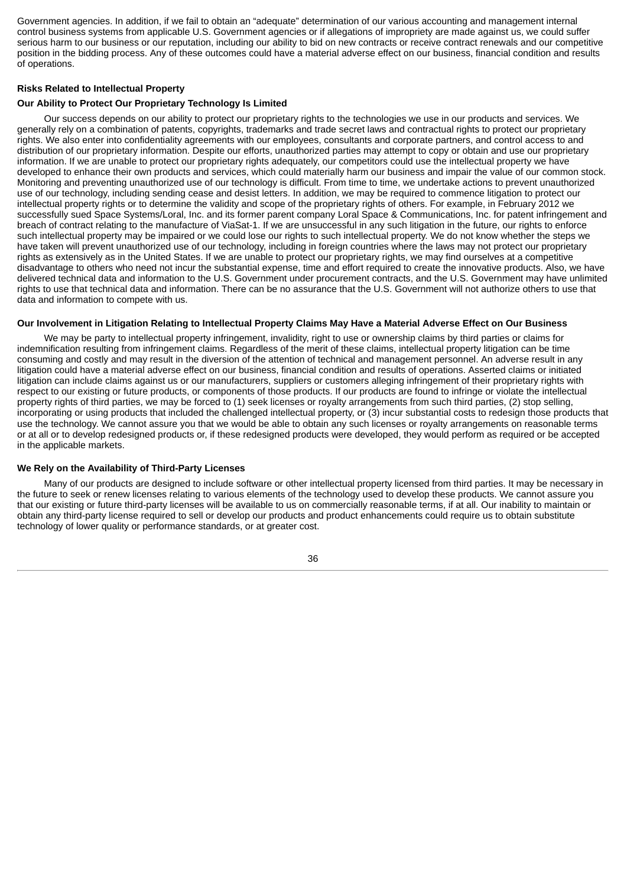Government agencies. In addition, if we fail to obtain an "adequate" determination of our various accounting and management internal control business systems from applicable U.S. Government agencies or if allegations of impropriety are made against us, we could suffer serious harm to our business or our reputation, including our ability to bid on new contracts or receive contract renewals and our competitive position in the bidding process. Any of these outcomes could have a material adverse effect on our business, financial condition and results of operations.

**Risks Related to Intellectual Property**

**Our Ability to Protect Our Proprietary Technology Is Limited**

Our success depends on our ability to protect our proprietary rights to the technologies we use in our products and services. We generally rely on a combination of patents, copyrights, trademarks and trade secret laws and contractual rights to protect our proprietary rights. We also enter into confidentiality agreements with our employees, consultants and corporate partners, and control access to and distribution of our proprietary information. Despite our efforts, unauthorized parties may attempt to copy or obtain and use our proprietary information. If we are unable to protect our proprietary rights adequately, our competitors could use the intellectual property we have developed to enhance their own products and services, which could materially harm our business and impair the value of our common stock. Monitoring and preventing unauthorized use of our technology is difficult. From time to time, we undertake actions to prevent unauthorized use of our technology, including sending cease and desist letters. In addition, we may be required to commence litigation to protect our intellectual property rights or to determine the validity and scope of the proprietary rights of others. For example, in February 2012 we successfully sued Space Systems/Loral, Inc. and its former parent company Loral Space & Communications, Inc. for patent infringement and breach of contract relating to the manufacture of ViaSat-1. If we are unsuccessful in any such litigation in the future, our rights to enforce such intellectual property may be impaired or we could lose our rights to such intellectual property. We do not know whether the steps we have taken will prevent unauthorized use of our technology, including in foreign countries where the laws may not protect our proprietary rights as extensively as in the United States. If we are unable to protect our proprietary rights, we may find ourselves at a competitive disadvantage to others who need not incur the substantial expense, time and effort required to create the innovative products. Also, we have delivered technical data and information to the U.S. Government under procurement contracts, and the U.S. Government may have unlimited rights to use that technical data and information. There can be no assurance that the U.S. Government will not authorize others to use that data and information to compete with us.

**Our Involvement in Litigation Relating to Intellectual Property Claims May Have a Material Adverse Effect on Our Business**

We may be party to intellectual property infringement, invalidity, right to use or ownership claims by third parties or claims for indemnification resulting from infringement claims. Regardless of the merit of these claims, intellectual property litigation can be time consuming and costly and may result in the diversion of the attention of technical and management personnel. An adverse result in any litigation could have a material adverse effect on our business, financial condition and results of operations. Asserted claims or initiated litigation can include claims against us or our manufacturers, suppliers or customers alleging infringement of their proprietary rights with respect to our existing or future products, or components of those products. If our products are found to infringe or violate the intellectual property rights of third parties, we may be forced to (1) seek licenses or royalty arrangements from such third parties, (2) stop selling, incorporating or using products that included the challenged intellectual property, or (3) incur substantial costs to redesign those products that use the technology. We cannot assure you that we would be able to obtain any such licenses or royalty arrangements on reasonable terms or at all or to develop redesigned products or, if these redesigned products were developed, they would perform as required or be accepted in the applicable markets.

**We Rely on the Availability of Third-Party Licenses**

Many of our products are designed to include software or other intellectual property licensed from third parties. It may be necessary in the future to seek or renew licenses relating to various elements of the technology used to develop these products. We cannot assure you that our existing or future third-party licenses will be available to us on commercially reasonable terms, if at all. Our inability to maintain or obtain any third-party license required to sell or develop our products and product enhancements could require us to obtain substitute technology of lower quality or performance standards, or at greater cost.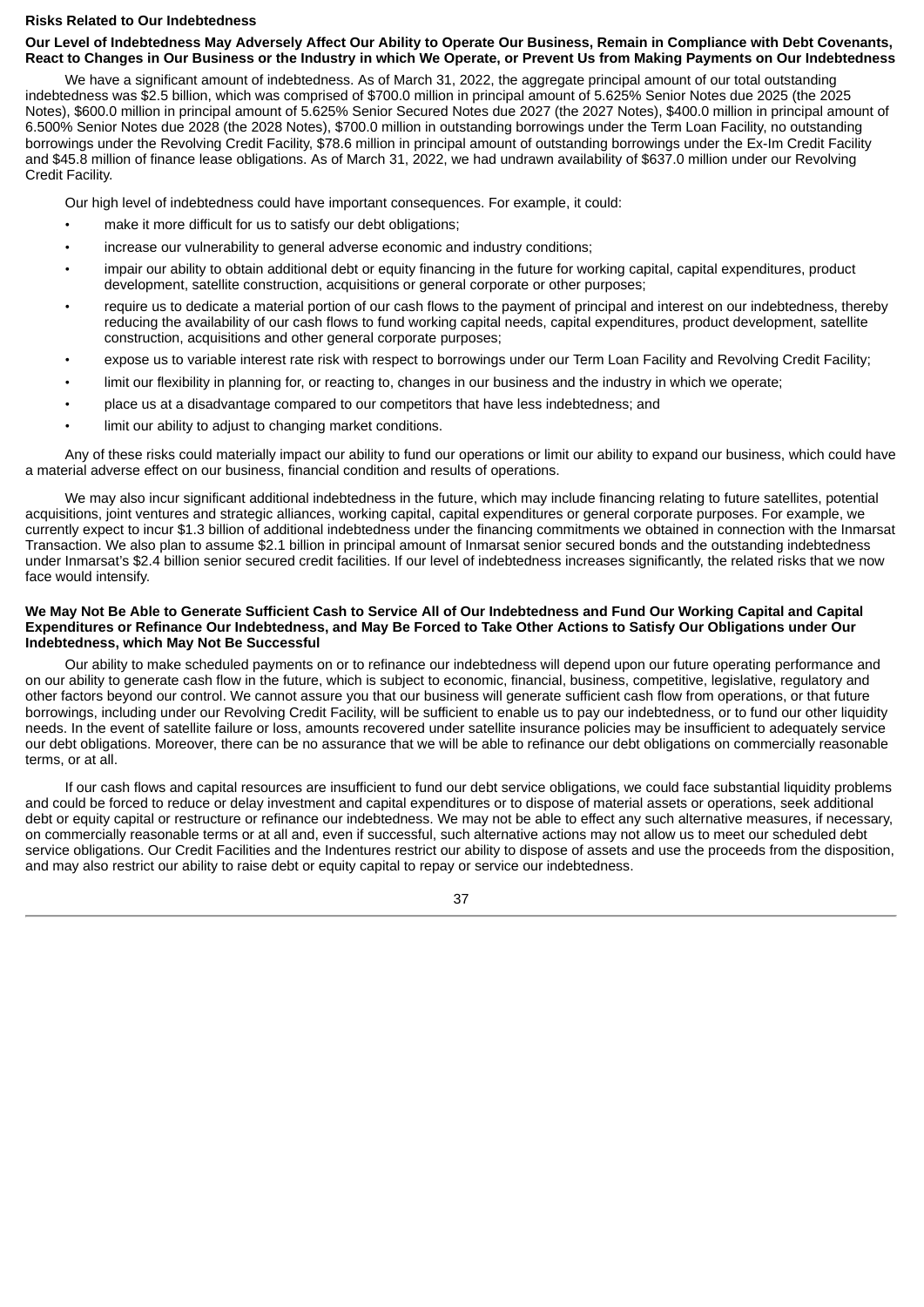**Risks Related to Our Indebtedness**

**Our Level of Indebtedness May Adversely Affect Our Ability to Operate Our Business, Remain in Compliance with Debt Covenants, React to Changes in Our Business or the Industry in which We Operate, or Prevent Us from Making Payments on Our Indebtedness**

We have a significant amount of indebtedness. As of March 31, 2022, the aggregate principal amount of our total outstanding indebtedness was $2.5 billion, which was comprised of $700.0 million in principal amount of 5.625% Senior Notes due 2025 (the 2025 Notes), $600.0 million in principal amount of 5.625% Senior Secured Notes due 2027 (the 2027 Notes), $400.0 million in principal amount of 6.500% Senior Notes due 2028 (the 2028 Notes), $700.0 million in outstanding borrowings under the Term Loan Facility, no outstanding borrowings under the Revolving Credit Facility, $78.6 million in principal amount of outstanding borrowings under the Ex-Im Credit Facility and $45.8 million of finance lease obligations. As of March 31, 2022, we had undrawn availability of $637.0 million under our Revolving Credit Facility.

Our high level of indebtedness could have important consequences. For example, it could:

- make it more difficult for us to satisfy our debt obligations;
- increase our vulnerability to general adverse economic and industry conditions;
- impair our ability to obtain additional debt or equity financing in the future for working capital, capital expenditures, product development, satellite construction, acquisitions or general corporate or other purposes;
- require us to dedicate a material portion of our cash flows to the payment of principal and interest on our indebtedness, thereby reducing the availability of our cash flows to fund working capital needs, capital expenditures, product development, satellite construction, acquisitions and other general corporate purposes;
- expose us to variable interest rate risk with respect to borrowings under our Term Loan Facility and Revolving Credit Facility;
- limit our flexibility in planning for, or reacting to, changes in our business and the industry in which we operate;
- place us at a disadvantage compared to our competitors that have less indebtedness; and
- limit our ability to adjust to changing market conditions.

Any of these risks could materially impact our ability to fund our operations or limit our ability to expand our business, which could have a material adverse effect on our business, financial condition and results of operations.

We may also incur significant additional indebtedness in the future, which may include financing relating to future satellites, potential acquisitions, joint ventures and strategic alliances, working capital, capital expenditures or general corporate purposes. For example, we currently expect to incur $1.3 billion of additional indebtedness under the financing commitments we obtained in connection with the Inmarsat Transaction. We also plan to assume $2.1 billion in principal amount of Inmarsat senior secured bonds and the outstanding indebtedness under Inmarsat's $2.4 billion senior secured credit facilities. If our level of indebtedness increases significantly, the related risks that we now face would intensify.

**We May Not Be Able to Generate Sufficient Cash to Service All of Our Indebtedness and Fund Our Working Capital and Capital Expenditures or Refinance Our Indebtedness, and May Be Forced to Take Other Actions to Satisfy Our Obligations under Our Indebtedness, which May Not Be Successful**

Our ability to make scheduled payments on or to refinance our indebtedness will depend upon our future operating performance and on our ability to generate cash flow in the future, which is subject to economic, financial, business, competitive, legislative, regulatory and other factors beyond our control. We cannot assure you that our business will generate sufficient cash flow from operations, or that future borrowings, including under our Revolving Credit Facility, will be sufficient to enable us to pay our indebtedness, or to fund our other liquidity needs. In the event of satellite failure or loss, amounts recovered under satellite insurance policies may be insufficient to adequately service our debt obligations. Moreover, there can be no assurance that we will be able to refinance our debt obligations on commercially reasonable terms, or at all.

If our cash flows and capital resources are insufficient to fund our debt service obligations, we could face substantial liquidity problems and could be forced to reduce or delay investment and capital expenditures or to dispose of material assets or operations, seek additional debt or equity capital or restructure or refinance our indebtedness. We may not be able to effect any such alternative measures, if necessary, on commercially reasonable terms or at all and, even if successful, such alternative actions may not allow us to meet our scheduled debt service obligations. Our Credit Facilities and the Indentures restrict our ability to dispose of assets and use the proceeds from the disposition, and may also restrict our ability to raise debt or equity capital to repay or service our indebtedness.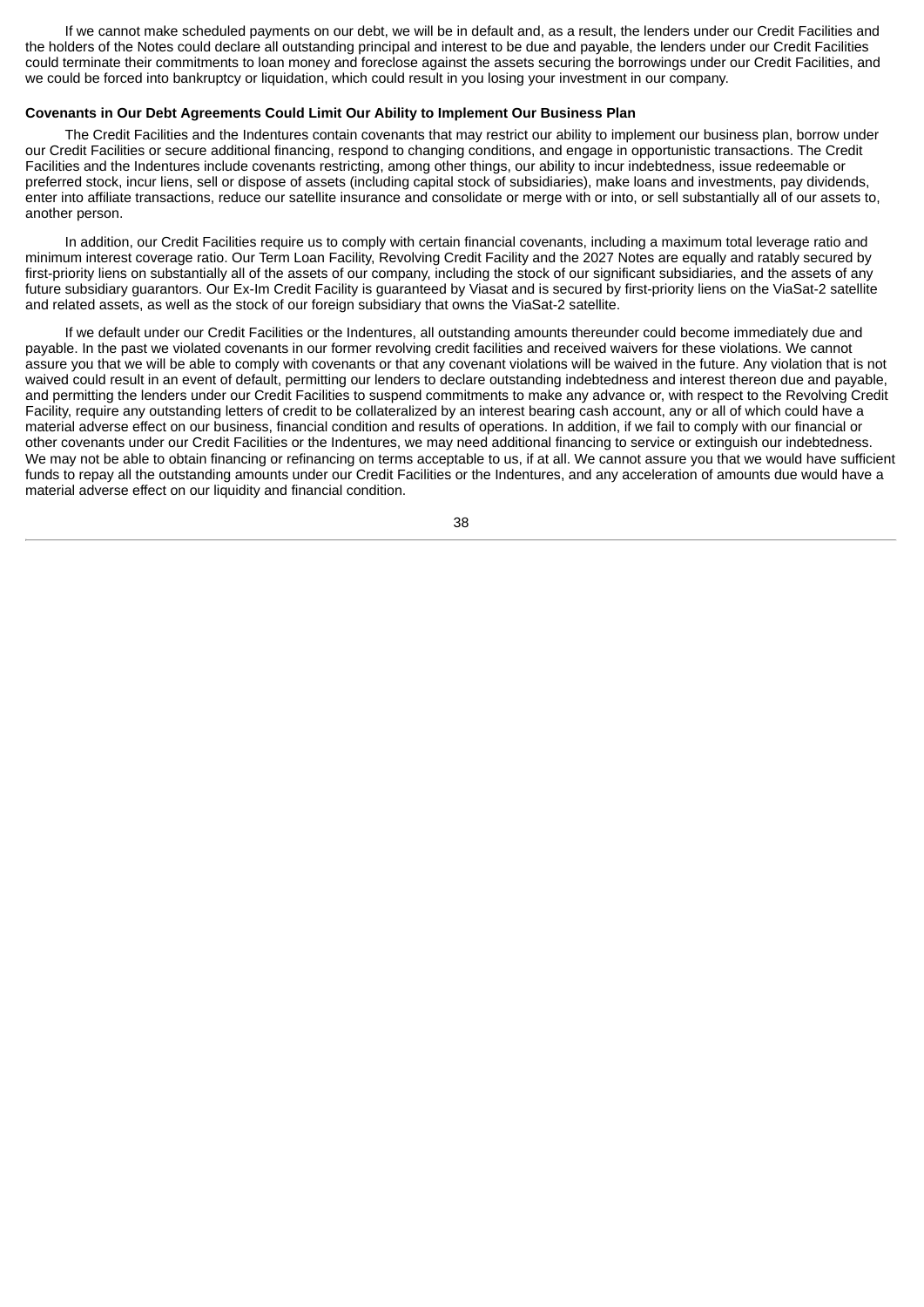If we cannot make scheduled payments on our debt, we will be in default and, as a result, the lenders under our Credit Facilities and the holders of the Notes could declare all outstanding principal and interest to be due and payable, the lenders under our Credit Facilities could terminate their commitments to loan money and foreclose against the assets securing the borrowings under our Credit Facilities, and we could be forced into bankruptcy or liquidation, which could result in you losing your investment in our company.

**Covenants in Our Debt Agreements Could Limit Our Ability to Implement Our Business Plan**

The Credit Facilities and the Indentures contain covenants that may restrict our ability to implement our business plan, borrow under our Credit Facilities or secure additional financing, respond to changing conditions, and engage in opportunistic transactions. The Credit Facilities and the Indentures include covenants restricting, among other things, our ability to incur indebtedness, issue redeemable or preferred stock, incur liens, sell or dispose of assets (including capital stock of subsidiaries), make loans and investments, pay dividends, enter into affiliate transactions, reduce our satellite insurance and consolidate or merge with or into, or sell substantially all of our assets to, another person.

In addition, our Credit Facilities require us to comply with certain financial covenants, including a maximum total leverage ratio and minimum interest coverage ratio. Our Term Loan Facility, Revolving Credit Facility and the 2027 Notes are equally and ratably secured by first-priority liens on substantially all of the assets of our company, including the stock of our significant subsidiaries, and the assets of any future subsidiary guarantors. Our Ex-Im Credit Facility is guaranteed by Viasat and is secured by first-priority liens on the ViaSat-2 satellite and related assets, as well as the stock of our foreign subsidiary that owns the ViaSat-2 satellite.

If we default under our Credit Facilities or the Indentures, all outstanding amounts thereunder could become immediately due and payable. In the past we violated covenants in our former revolving credit facilities and received waivers for these violations. We cannot assure you that we will be able to comply with covenants or that any covenant violations will be waived in the future. Any violation that is not waived could result in an event of default, permitting our lenders to declare outstanding indebtedness and interest thereon due and payable, and permitting the lenders under our Credit Facilities to suspend commitments to make any advance or, with respect to the Revolving Credit Facility, require any outstanding letters of credit to be collateralized by an interest bearing cash account, any or all of which could have a material adverse effect on our business, financial condition and results of operations. In addition, if we fail to comply with our financial or other covenants under our Credit Facilities or the Indentures, we may need additional financing to service or extinguish our indebtedness. We may not be able to obtain financing or refinancing on terms acceptable to us, if at all. We cannot assure you that we would have sufficient funds to repay all the outstanding amounts under our Credit Facilities or the Indentures, and any acceleration of amounts due would have a material adverse effect on our liquidity and financial condition.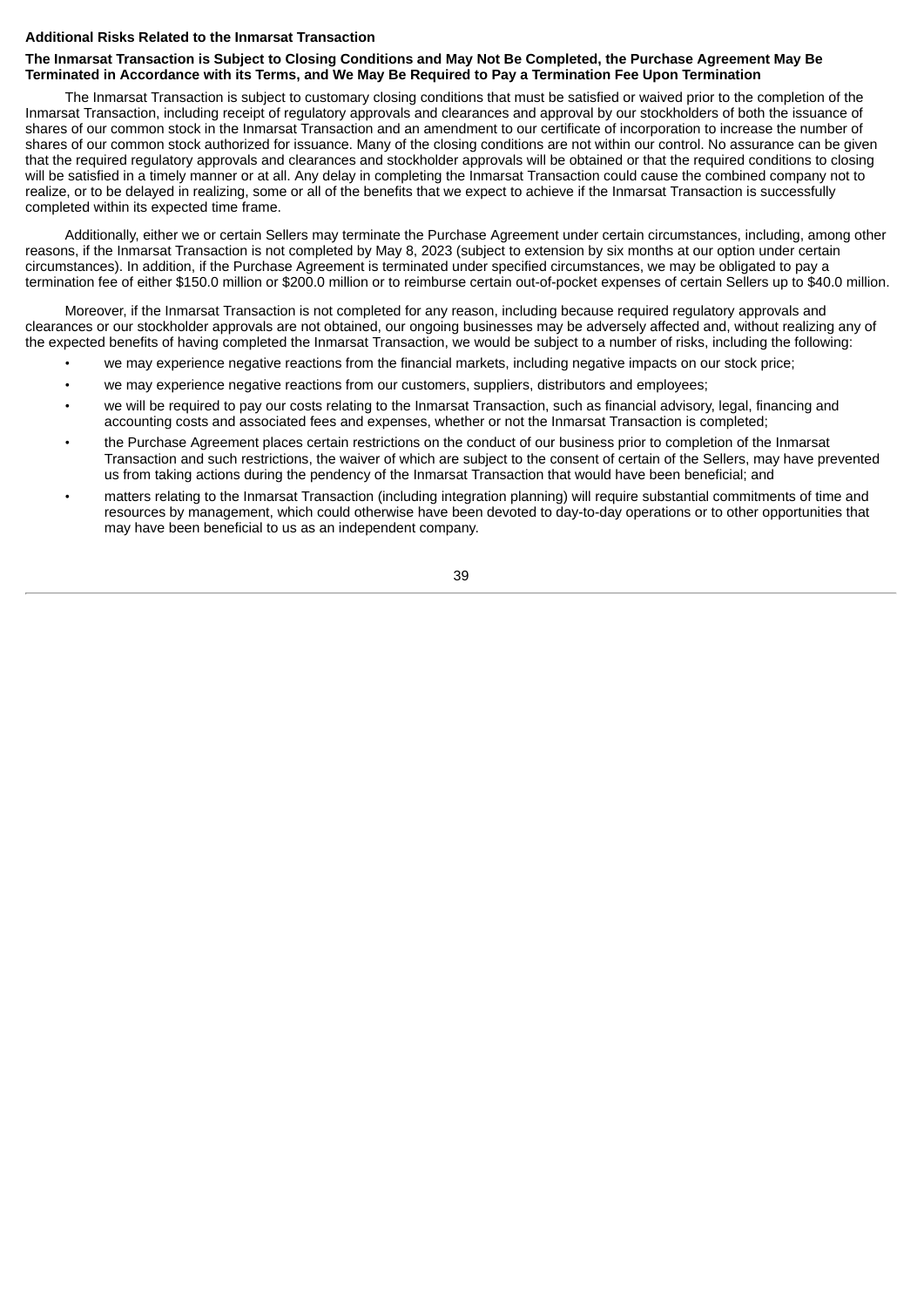### Additional Risks Related to the Inmarsat Transaction

#### The Inmarsat Transaction is Subject to Closing Conditions and May Not Be Completed, the Purchase Agreement May Be Terminated in Accordance with its Terms, and We May Be Required to Pay a Termination Fee Upon Termination

The Inmarsat Transaction is subject to customary closing conditions that must be satisfied or waived prior to the completion of the Inmarsat Transaction, including receipt of regulatory approvals and clearances and approval by our stockholders of both the issuance of shares of our common stock in the Inmarsat Transaction and an amendment to our certificate of incorporation to increase the number of shares of our common stock authorized for issuance. Many of the closing conditions are not within our control. No assurance can be given that the required regulatory approvals and clearances and stockholder approvals will be obtained or that the required conditions to closing will be satisfied in a timely manner or at all. Any delay in completing the Inmarsat Transaction could cause the combined company not to realize, or to be delayed in realizing, some or all of the benefits that we expect to achieve if the Inmarsat Transaction is successfully completed within its expected time frame.

Additionally, either we or certain Sellers may terminate the Purchase Agreement under certain circumstances, including, among other reasons, if the Inmarsat Transaction is not completed by May 8, 2023 (subject to extension by six months at our option under certain circumstances). In addition, if the Purchase Agreement is terminated under specified circumstances, we may be obligated to pay a termination fee of either $150.0 million or $200.0 million or to reimburse certain out-of-pocket expenses of certain Sellers up to $40.0 million.

Moreover, if the Inmarsat Transaction is not completed for any reason, including because required regulatory approvals and clearances or our stockholder approvals are not obtained, our ongoing businesses may be adversely affected and, without realizing any of the expected benefits of having completed the Inmarsat Transaction, we would be subject to a number of risks, including the following:

- we may experience negative reactions from the financial markets, including negative impacts on our stock price;
- we may experience negative reactions from our customers, suppliers, distributors and employees;
- we will be required to pay our costs relating to the Inmarsat Transaction, such as financial advisory, legal, financing and accounting costs and associated fees and expenses, whether or not the Inmarsat Transaction is completed;
- the Purchase Agreement places certain restrictions on the conduct of our business prior to completion of the Inmarsat Transaction and such restrictions, the waiver of which are subject to the consent of certain of the Sellers, may have prevented us from taking actions during the pendency of the Inmarsat Transaction that would have been beneficial; and
- matters relating to the Inmarsat Transaction (including integration planning) will require substantial commitments of time and resources by management, which could otherwise have been devoted to day-to-day operations or to other opportunities that may have been beneficial to us as an independent company.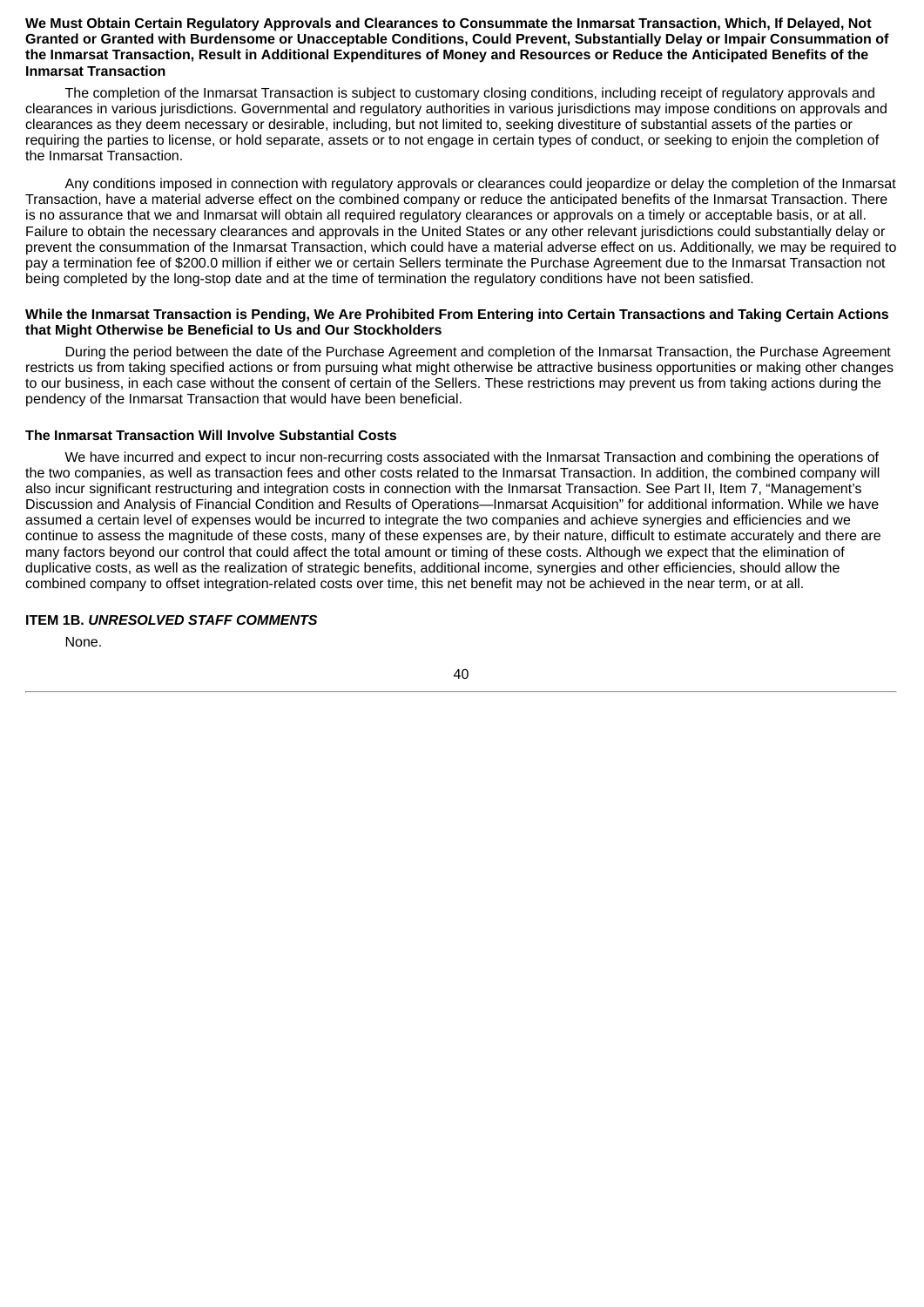**We Must Obtain Certain Regulatory Approvals and Clearances to Consummate the Inmarsat Transaction, Which, If Delayed, Not Granted or Granted with Burdensome or Unacceptable Conditions, Could Prevent, Substantially Delay or Impair Consummation of the Inmarsat Transaction, Result in Additional Expenditures of Money and Resources or Reduce the Anticipated Benefits of the Inmarsat Transaction**

The completion of the Inmarsat Transaction is subject to customary closing conditions, including receipt of regulatory approvals and clearances in various jurisdictions. Governmental and regulatory authorities in various jurisdictions may impose conditions on approvals and clearances as they deem necessary or desirable, including, but not limited to, seeking divestiture of substantial assets of the parties or requiring the parties to license, or hold separate, assets or to not engage in certain types of conduct, or seeking to enjoin the completion of the Inmarsat Transaction.

Any conditions imposed in connection with regulatory approvals or clearances could jeopardize or delay the completion of the Inmarsat Transaction, have a material adverse effect on the combined company or reduce the anticipated benefits of the Inmarsat Transaction. There is no assurance that we and Inmarsat will obtain all required regulatory clearances or approvals on a timely or acceptable basis, or at all. Failure to obtain the necessary clearances and approvals in the United States or any other relevant jurisdictions could substantially delay or prevent the consummation of the Inmarsat Transaction, which could have a material adverse effect on us. Additionally, we may be required to pay a termination fee of $200.0 million if either we or certain Sellers terminate the Purchase Agreement due to the Inmarsat Transaction not being completed by the long-stop date and at the time of termination the regulatory conditions have not been satisfied.

**While the Inmarsat Transaction is Pending, We Are Prohibited From Entering into Certain Transactions and Taking Certain Actions that Might Otherwise be Beneficial to Us and Our Stockholders**

During the period between the date of the Purchase Agreement and completion of the Inmarsat Transaction, the Purchase Agreement restricts us from taking specified actions or from pursuing what might otherwise be attractive business opportunities or making other changes to our business, in each case without the consent of certain of the Sellers. These restrictions may prevent us from taking actions during the pendency of the Inmarsat Transaction that would have been beneficial.

**The Inmarsat Transaction Will Involve Substantial Costs**

We have incurred and expect to incur non-recurring costs associated with the Inmarsat Transaction and combining the operations of the two companies, as well as transaction fees and other costs related to the Inmarsat Transaction. In addition, the combined company will also incur significant restructuring and integration costs in connection with the Inmarsat Transaction. See Part II, Item 7, "Management's Discussion and Analysis of Financial Condition and Results of Operations—Inmarsat Acquisition" for additional information. While we have assumed a certain level of expenses would be incurred to integrate the two companies and achieve synergies and efficiencies and we continue to assess the magnitude of these costs, many of these expenses are, by their nature, difficult to estimate accurately and there are many factors beyond our control that could affect the total amount or timing of these costs. Although we expect that the elimination of duplicative costs, as well as the realization of strategic benefits, additional income, synergies and other efficiencies, should allow the combined company to offset integration-related costs over time, this net benefit may not be achieved in the near term, or at all.

## ITEM 1B. *UNRESOLVED STAFF COMMENTS*

None.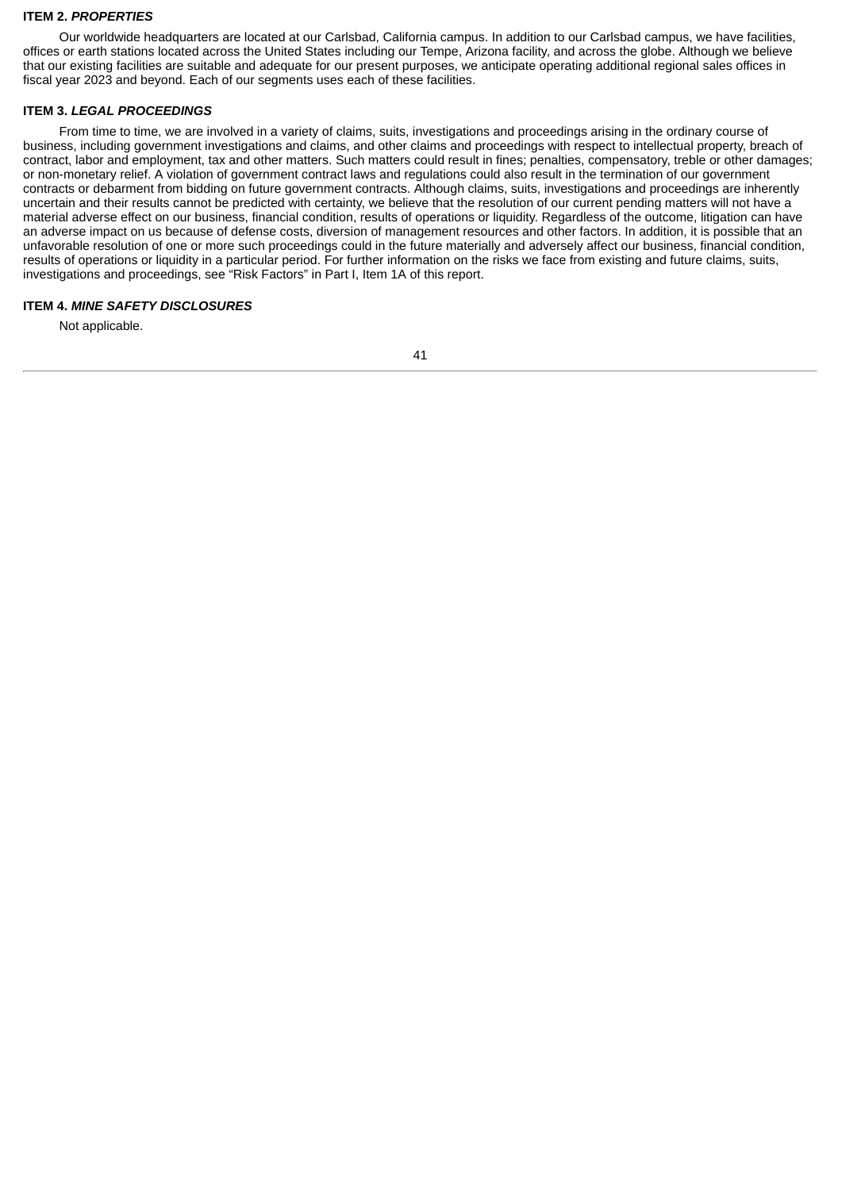## ITEM 2. *PROPERTIES*

Our worldwide headquarters are located at our Carlsbad, California campus. In addition to our Carlsbad campus, we have facilities, offices or earth stations located across the United States including our Tempe, Arizona facility, and across the globe. Although we believe that our existing facilities are suitable and adequate for our present purposes, we anticipate operating additional regional sales offices in fiscal year 2023 and beyond. Each of our segments uses each of these facilities.

## ITEM 3. *LEGAL PROCEEDINGS*

From time to time, we are involved in a variety of claims, suits, investigations and proceedings arising in the ordinary course of business, including government investigations and claims, and other claims and proceedings with respect to intellectual property, breach of contract, labor and employment, tax and other matters. Such matters could result in fines; penalties, compensatory, treble or other damages; or non-monetary relief. A violation of government contract laws and regulations could also result in the termination of our government contracts or debarment from bidding on future government contracts. Although claims, suits, investigations and proceedings are inherently uncertain and their results cannot be predicted with certainty, we believe that the resolution of our current pending matters will not have a material adverse effect on our business, financial condition, results of operations or liquidity. Regardless of the outcome, litigation can have an adverse impact on us because of defense costs, diversion of management resources and other factors. In addition, it is possible that an unfavorable resolution of one or more such proceedings could in the future materially and adversely affect our business, financial condition, results of operations or liquidity in a particular period. For further information on the risks we face from existing and future claims, suits, investigations and proceedings, see “Risk Factors” in Part I, Item 1A of this report.

## ITEM 4. *MINE SAFETY DISCLOSURES*

Not applicable.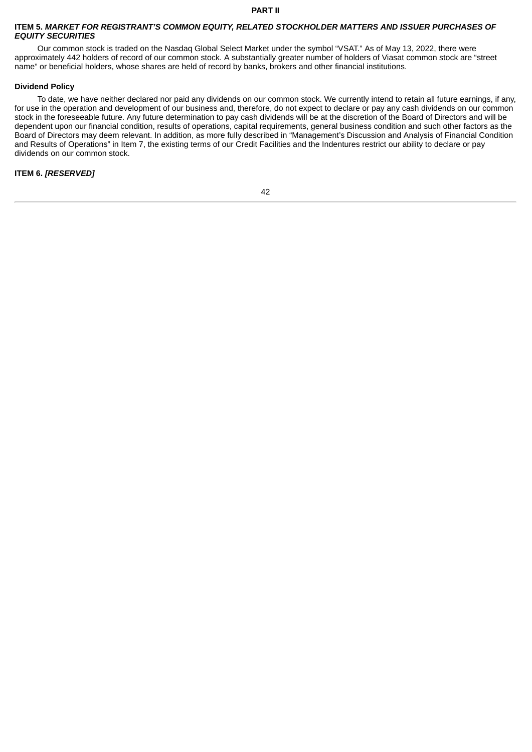# PART II

## ITEM 5. *MARKET FOR REGISTRANT'S COMMON EQUITY, RELATED STOCKHOLDER MATTERS AND ISSUER PURCHASES OF EQUITY SECURITIES*

Our common stock is traded on the Nasdaq Global Select Market under the symbol "VSAT." As of May 13, 2022, there were approximately 442 holders of record of our common stock. A substantially greater number of holders of Viasat common stock are "street name" or beneficial holders, whose shares are held of record by banks, brokers and other financial institutions.

### Dividend Policy

To date, we have neither declared nor paid any dividends on our common stock. We currently intend to retain all future earnings, if any, for use in the operation and development of our business and, therefore, do not expect to declare or pay any cash dividends on our common stock in the foreseeable future. Any future determination to pay cash dividends will be at the discretion of the Board of Directors and will be dependent upon our financial condition, results of operations, capital requirements, general business condition and such other factors as the Board of Directors may deem relevant. In addition, as more fully described in "Management's Discussion and Analysis of Financial Condition and Results of Operations" in Item 7, the existing terms of our Credit Facilities and the Indentures restrict our ability to declare or pay dividends on our common stock.

## ITEM 6. *[RESERVED]*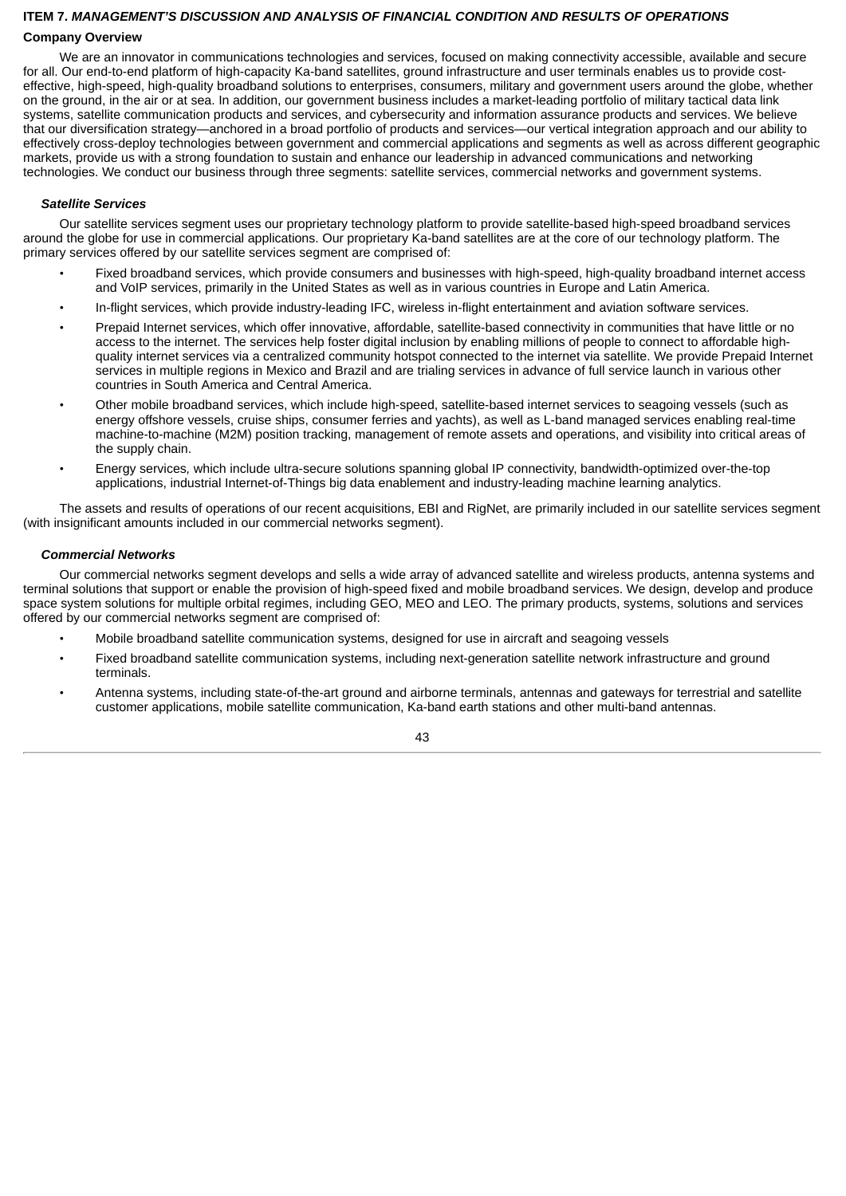## ITEM 7. *MANAGEMENT'S DISCUSSION AND ANALYSIS OF FINANCIAL CONDITION AND RESULTS OF OPERATIONS*

### Company Overview

We are an innovator in communications technologies and services, focused on making connectivity accessible, available and secure for all. Our end-to-end platform of high-capacity Ka-band satellites, ground infrastructure and user terminals enables us to provide cost-effective, high-speed, high-quality broadband solutions to enterprises, consumers, military and government users around the globe, whether on the ground, in the air or at sea. In addition, our government business includes a market-leading portfolio of military tactical data link systems, satellite communication products and services, and cybersecurity and information assurance products and services. We believe that our diversification strategy—anchored in a broad portfolio of products and services—our vertical integration approach and our ability to effectively cross-deploy technologies between government and commercial applications and segments as well as across different geographic markets, provide us with a strong foundation to sustain and enhance our leadership in advanced communications and networking technologies. We conduct our business through three segments: satellite services, commercial networks and government systems.

#### *Satellite Services*

Our satellite services segment uses our proprietary technology platform to provide satellite-based high-speed broadband services around the globe for use in commercial applications. Our proprietary Ka-band satellites are at the core of our technology platform. The primary services offered by our satellite services segment are comprised of:

- Fixed broadband services, which provide consumers and businesses with high-speed, high-quality broadband internet access and VoIP services, primarily in the United States as well as in various countries in Europe and Latin America.
- In-flight services, which provide industry-leading IFC, wireless in-flight entertainment and aviation software services.
- Prepaid Internet services, which offer innovative, affordable, satellite-based connectivity in communities that have little or no access to the internet. The services help foster digital inclusion by enabling millions of people to connect to affordable high-quality internet services via a centralized community hotspot connected to the internet via satellite. We provide Prepaid Internet services in multiple regions in Mexico and Brazil and are trialing services in advance of full service launch in various other countries in South America and Central America.
- Other mobile broadband services, which include high-speed, satellite-based internet services to seagoing vessels (such as energy offshore vessels, cruise ships, consumer ferries and yachts), as well as L-band managed services enabling real-time machine-to-machine (M2M) position tracking, management of remote assets and operations, and visibility into critical areas of the supply chain.
- Energy services, which include ultra-secure solutions spanning global IP connectivity, bandwidth-optimized over-the-top applications, industrial Internet-of-Things big data enablement and industry-leading machine learning analytics.

The assets and results of operations of our recent acquisitions, EBI and RigNet, are primarily included in our satellite services segment (with insignificant amounts included in our commercial networks segment).

#### *Commercial Networks*

Our commercial networks segment develops and sells a wide array of advanced satellite and wireless products, antenna systems and terminal solutions that support or enable the provision of high-speed fixed and mobile broadband services. We design, develop and produce space system solutions for multiple orbital regimes, including GEO, MEO and LEO. The primary products, systems, solutions and services offered by our commercial networks segment are comprised of:

- Mobile broadband satellite communication systems, designed for use in aircraft and seagoing vessels
- Fixed broadband satellite communication systems, including next-generation satellite network infrastructure and ground terminals.
- Antenna systems, including state-of-the-art ground and airborne terminals, antennas and gateways for terrestrial and satellite customer applications, mobile satellite communication, Ka-band earth stations and other multi-band antennas.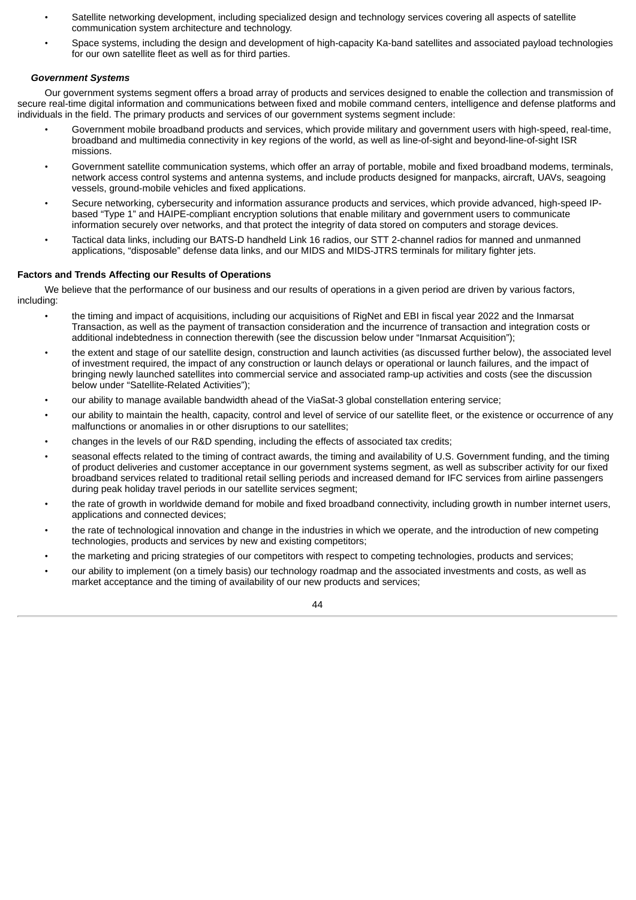- Satellite networking development, including specialized design and technology services covering all aspects of satellite communication system architecture and technology.
- Space systems, including the design and development of high-capacity Ka-band satellites and associated payload technologies for our own satellite fleet as well as for third parties.

### *Government Systems*

Our government systems segment offers a broad array of products and services designed to enable the collection and transmission of secure real-time digital information and communications between fixed and mobile command centers, intelligence and defense platforms and individuals in the field. The primary products and services of our government systems segment include:

- Government mobile broadband products and services, which provide military and government users with high-speed, real-time, broadband and multimedia connectivity in key regions of the world, as well as line-of-sight and beyond-line-of-sight ISR missions.
- Government satellite communication systems, which offer an array of portable, mobile and fixed broadband modems, terminals, network access control systems and antenna systems, and include products designed for manpacks, aircraft, UAVs, seagoing vessels, ground-mobile vehicles and fixed applications.
- Secure networking, cybersecurity and information assurance products and services, which provide advanced, high-speed IP-based "Type 1" and HAIPE-compliant encryption solutions that enable military and government users to communicate information securely over networks, and that protect the integrity of data stored on computers and storage devices.
- Tactical data links, including our BATS-D handheld Link 16 radios, our STT 2-channel radios for manned and unmanned applications, "disposable" defense data links, and our MIDS and MIDS-JTRS terminals for military fighter jets.

## Factors and Trends Affecting our Results of Operations

We believe that the performance of our business and our results of operations in a given period are driven by various factors, including:

- the timing and impact of acquisitions, including our acquisitions of RigNet and EBI in fiscal year 2022 and the Inmarsat Transaction, as well as the payment of transaction consideration and the incurrence of transaction and integration costs or additional indebtedness in connection therewith (see the discussion below under "Inmarsat Acquisition");
- the extent and stage of our satellite design, construction and launch activities (as discussed further below), the associated level of investment required, the impact of any construction or launch delays or operational or launch failures, and the impact of bringing newly launched satellites into commercial service and associated ramp-up activities and costs (see the discussion below under "Satellite-Related Activities");
- our ability to manage available bandwidth ahead of the ViaSat-3 global constellation entering service;
- our ability to maintain the health, capacity, control and level of service of our satellite fleet, or the existence or occurrence of any malfunctions or anomalies in or other disruptions to our satellites;
- changes in the levels of our R&D spending, including the effects of associated tax credits;
- seasonal effects related to the timing of contract awards, the timing and availability of U.S. Government funding, and the timing of product deliveries and customer acceptance in our government systems segment, as well as subscriber activity for our fixed broadband services related to traditional retail selling periods and increased demand for IFC services from airline passengers during peak holiday travel periods in our satellite services segment;
- the rate of growth in worldwide demand for mobile and fixed broadband connectivity, including growth in number internet users, applications and connected devices;
- the rate of technological innovation and change in the industries in which we operate, and the introduction of new competing technologies, products and services by new and existing competitors;
- the marketing and pricing strategies of our competitors with respect to competing technologies, products and services;
- our ability to implement (on a timely basis) our technology roadmap and the associated investments and costs, as well as market acceptance and the timing of availability of our new products and services;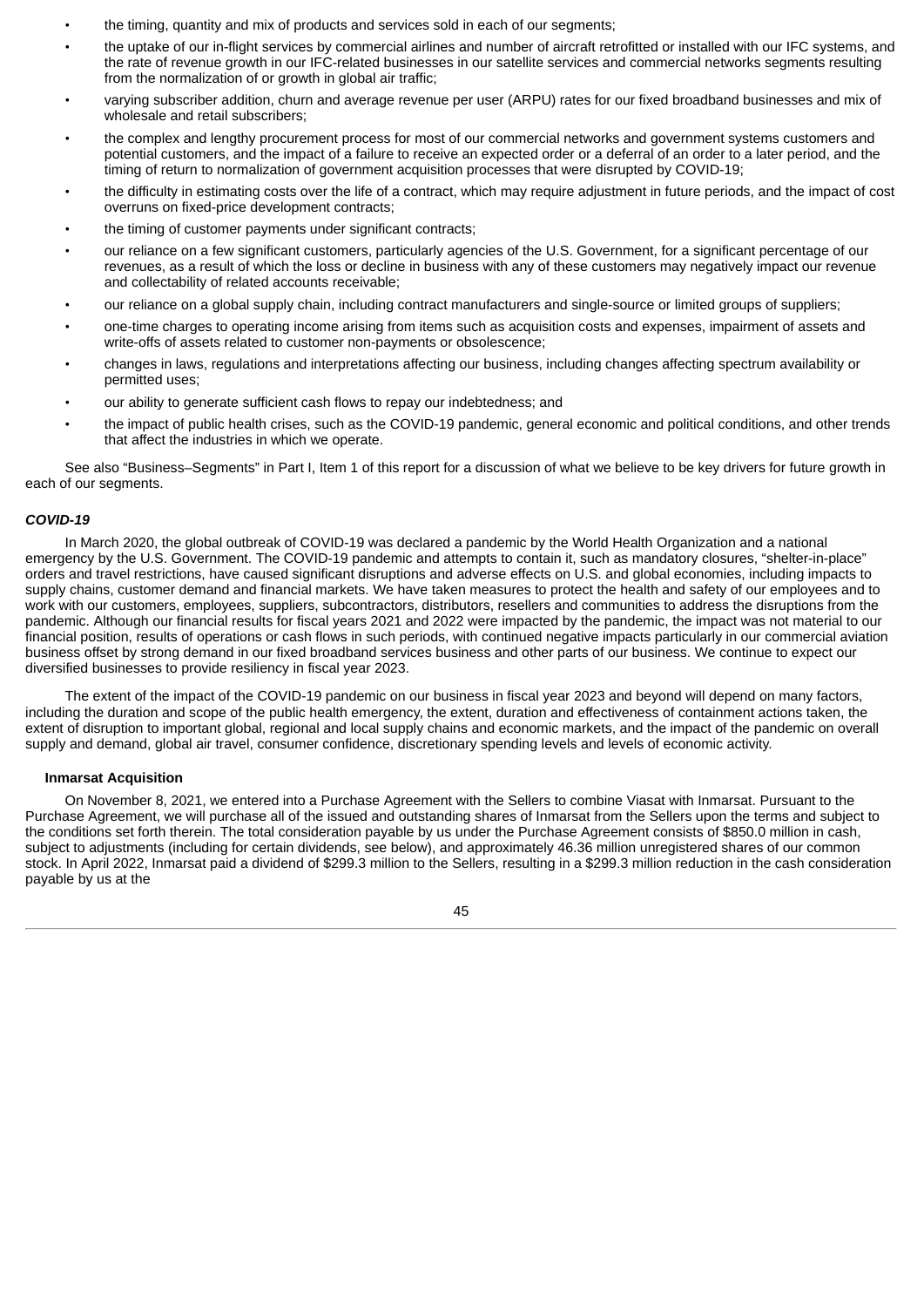- the timing, quantity and mix of products and services sold in each of our segments;
- the uptake of our in-flight services by commercial airlines and number of aircraft retrofitted or installed with our IFC systems, and the rate of revenue growth in our IFC-related businesses in our satellite services and commercial networks segments resulting from the normalization of or growth in global air traffic;
- varying subscriber addition, churn and average revenue per user (ARPU) rates for our fixed broadband businesses and mix of wholesale and retail subscribers;
- the complex and lengthy procurement process for most of our commercial networks and government systems customers and potential customers, and the impact of a failure to receive an expected order or a deferral of an order to a later period, and the timing of return to normalization of government acquisition processes that were disrupted by COVID-19;
- the difficulty in estimating costs over the life of a contract, which may require adjustment in future periods, and the impact of cost overruns on fixed-price development contracts;
- the timing of customer payments under significant contracts;
- our reliance on a few significant customers, particularly agencies of the U.S. Government, for a significant percentage of our revenues, as a result of which the loss or decline in business with any of these customers may negatively impact our revenue and collectability of related accounts receivable;
- our reliance on a global supply chain, including contract manufacturers and single-source or limited groups of suppliers;
- one-time charges to operating income arising from items such as acquisition costs and expenses, impairment of assets and write-offs of assets related to customer non-payments or obsolescence;
- changes in laws, regulations and interpretations affecting our business, including changes affecting spectrum availability or permitted uses;
- our ability to generate sufficient cash flows to repay our indebtedness; and
- the impact of public health crises, such as the COVID-19 pandemic, general economic and political conditions, and other trends that affect the industries in which we operate.

See also "Business–Segments" in Part I, Item 1 of this report for a discussion of what we believe to be key drivers for future growth in each of our segments.

### *COVID-19*

In March 2020, the global outbreak of COVID-19 was declared a pandemic by the World Health Organization and a national emergency by the U.S. Government. The COVID-19 pandemic and attempts to contain it, such as mandatory closures, "shelter-in-place" orders and travel restrictions, have caused significant disruptions and adverse effects on U.S. and global economies, including impacts to supply chains, customer demand and financial markets. We have taken measures to protect the health and safety of our employees and to work with our customers, employees, suppliers, subcontractors, distributors, resellers and communities to address the disruptions from the pandemic. Although our financial results for fiscal years 2021 and 2022 were impacted by the pandemic, the impact was not material to our financial position, results of operations or cash flows in such periods, with continued negative impacts particularly in our commercial aviation business offset by strong demand in our fixed broadband services business and other parts of our business. We continue to expect our diversified businesses to provide resiliency in fiscal year 2023.

The extent of the impact of the COVID-19 pandemic on our business in fiscal year 2023 and beyond will depend on many factors, including the duration and scope of the public health emergency, the extent, duration and effectiveness of containment actions taken, the extent of disruption to important global, regional and local supply chains and economic markets, and the impact of the pandemic on overall supply and demand, global air travel, consumer confidence, discretionary spending levels and levels of economic activity.

#### Inmarsat Acquisition

On November 8, 2021, we entered into a Purchase Agreement with the Sellers to combine Viasat with Inmarsat. Pursuant to the Purchase Agreement, we will purchase all of the issued and outstanding shares of Inmarsat from the Sellers upon the terms and subject to the conditions set forth therein. The total consideration payable by us under the Purchase Agreement consists of $850.0 million in cash, subject to adjustments (including for certain dividends, see below), and approximately 46.36 million unregistered shares of our common stock. In April 2022, Inmarsat paid a dividend of $299.3 million to the Sellers, resulting in a $299.3 million reduction in the cash consideration payable by us at the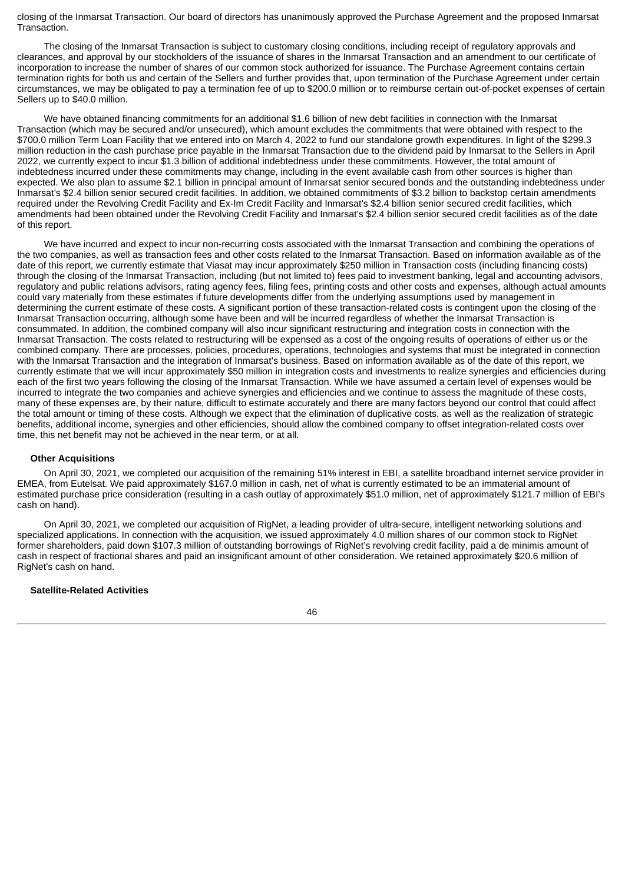closing of the Inmarsat Transaction. Our board of directors has unanimously approved the Purchase Agreement and the proposed Inmarsat Transaction.

The closing of the Inmarsat Transaction is subject to customary closing conditions, including receipt of regulatory approvals and clearances, and approval by our stockholders of the issuance of shares in the Inmarsat Transaction and an amendment to our certificate of incorporation to increase the number of shares of our common stock authorized for issuance. The Purchase Agreement contains certain termination rights for both us and certain of the Sellers and further provides that, upon termination of the Purchase Agreement under certain circumstances, we may be obligated to pay a termination fee of up to $200.0 million or to reimburse certain out-of-pocket expenses of certain Sellers up to $40.0 million.

We have obtained financing commitments for an additional $1.6 billion of new debt facilities in connection with the Inmarsat Transaction (which may be secured and/or unsecured), which amount excludes the commitments that were obtained with respect to the $700.0 million Term Loan Facility that we entered into on March 4, 2022 to fund our standalone growth expenditures. In light of the $299.3 million reduction in the cash purchase price payable in the Inmarsat Transaction due to the dividend paid by Inmarsat to the Sellers in April 2022, we currently expect to incur $1.3 billion of additional indebtedness under these commitments. However, the total amount of indebtedness incurred under these commitments may change, including in the event available cash from other sources is higher than expected. We also plan to assume $2.1 billion in principal amount of Inmarsat senior secured bonds and the outstanding indebtedness under Inmarsat's $2.4 billion senior secured credit facilities. In addition, we obtained commitments of $3.2 billion to backstop certain amendments required under the Revolving Credit Facility and Ex-Im Credit Facility and Inmarsat's $2.4 billion senior secured credit facilities, which amendments had been obtained under the Revolving Credit Facility and Inmarsat's $2.4 billion senior secured credit facilities as of the date of this report.

We have incurred and expect to incur non-recurring costs associated with the Inmarsat Transaction and combining the operations of the two companies, as well as transaction fees and other costs related to the Inmarsat Transaction. Based on information available as of the date of this report, we currently estimate that Viasat may incur approximately $250 million in Transaction costs (including financing costs) through the closing of the Inmarsat Transaction, including (but not limited to) fees paid to investment banking, legal and accounting advisors, regulatory and public relations advisors, rating agency fees, filing fees, printing costs and other costs and expenses, although actual amounts could vary materially from these estimates if future developments differ from the underlying assumptions used by management in determining the current estimate of these costs. A significant portion of these transaction-related costs is contingent upon the closing of the Inmarsat Transaction occurring, although some have been and will be incurred regardless of whether the Inmarsat Transaction is consummated. In addition, the combined company will also incur significant restructuring and integration costs in connection with the Inmarsat Transaction. The costs related to restructuring will be expensed as a cost of the ongoing results of operations of either us or the combined company. There are processes, policies, procedures, operations, technologies and systems that must be integrated in connection with the Inmarsat Transaction and the integration of Inmarsat's business. Based on information available as of the date of this report, we currently estimate that we will incur approximately $50 million in integration costs and investments to realize synergies and efficiencies during each of the first two years following the closing of the Inmarsat Transaction. While we have assumed a certain level of expenses would be incurred to integrate the two companies and achieve synergies and efficiencies and we continue to assess the magnitude of these costs, many of these expenses are, by their nature, difficult to estimate accurately and there are many factors beyond our control that could affect the total amount or timing of these costs. Although we expect that the elimination of duplicative costs, as well as the realization of strategic benefits, additional income, synergies and other efficiencies, should allow the combined company to offset integration-related costs over time, this net benefit may not be achieved in the near term, or at all.

**Other Acquisitions**

On April 30, 2021, we completed our acquisition of the remaining 51% interest in EBI, a satellite broadband internet service provider in EMEA, from Eutelsat. We paid approximately $167.0 million in cash, net of what is currently estimated to be an immaterial amount of estimated purchase price consideration (resulting in a cash outlay of approximately $51.0 million, net of approximately $121.7 million of EBI's cash on hand).

On April 30, 2021, we completed our acquisition of RigNet, a leading provider of ultra-secure, intelligent networking solutions and specialized applications. In connection with the acquisition, we issued approximately 4.0 million shares of our common stock to RigNet former shareholders, paid down $107.3 million of outstanding borrowings of RigNet's revolving credit facility, paid a de minimis amount of cash in respect of fractional shares and paid an insignificant amount of other consideration. We retained approximately $20.6 million of RigNet's cash on hand.

**Satellite-Related Activities**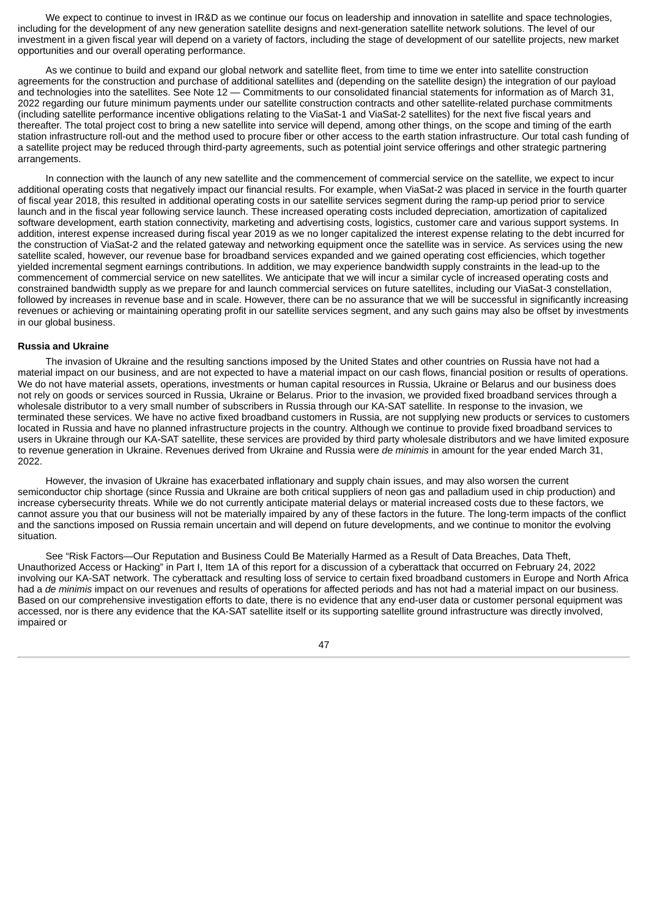We expect to continue to invest in IR&D as we continue our focus on leadership and innovation in satellite and space technologies, including for the development of any new generation satellite designs and next-generation satellite network solutions. The level of our investment in a given fiscal year will depend on a variety of factors, including the stage of development of our satellite projects, new market opportunities and our overall operating performance.

As we continue to build and expand our global network and satellite fleet, from time to time we enter into satellite construction agreements for the construction and purchase of additional satellites and (depending on the satellite design) the integration of our payload and technologies into the satellites. See Note 12 — Commitments to our consolidated financial statements for information as of March 31, 2022 regarding our future minimum payments under our satellite construction contracts and other satellite-related purchase commitments (including satellite performance incentive obligations relating to the ViaSat-1 and ViaSat-2 satellites) for the next five fiscal years and thereafter. The total project cost to bring a new satellite into service will depend, among other things, on the scope and timing of the earth station infrastructure roll-out and the method used to procure fiber or other access to the earth station infrastructure. Our total cash funding of a satellite project may be reduced through third-party agreements, such as potential joint service offerings and other strategic partnering arrangements.

In connection with the launch of any new satellite and the commencement of commercial service on the satellite, we expect to incur additional operating costs that negatively impact our financial results. For example, when ViaSat-2 was placed in service in the fourth quarter of fiscal year 2018, this resulted in additional operating costs in our satellite services segment during the ramp-up period prior to service launch and in the fiscal year following service launch. These increased operating costs included depreciation, amortization of capitalized software development, earth station connectivity, marketing and advertising costs, logistics, customer care and various support systems. In addition, interest expense increased during fiscal year 2019 as we no longer capitalized the interest expense relating to the debt incurred for the construction of ViaSat-2 and the related gateway and networking equipment once the satellite was in service. As services using the new satellite scaled, however, our revenue base for broadband services expanded and we gained operating cost efficiencies, which together yielded incremental segment earnings contributions. In addition, we may experience bandwidth supply constraints in the lead-up to the commencement of commercial service on new satellites. We anticipate that we will incur a similar cycle of increased operating costs and constrained bandwidth supply as we prepare for and launch commercial services on future satellites, including our ViaSat-3 constellation, followed by increases in revenue base and in scale. However, there can be no assurance that we will be successful in significantly increasing revenues or achieving or maintaining operating profit in our satellite services segment, and any such gains may also be offset by investments in our global business.

**Russia and Ukraine**

The invasion of Ukraine and the resulting sanctions imposed by the United States and other countries on Russia have not had a material impact on our business, and are not expected to have a material impact on our cash flows, financial position or results of operations. We do not have material assets, operations, investments or human capital resources in Russia, Ukraine or Belarus and our business does not rely on goods or services sourced in Russia, Ukraine or Belarus. Prior to the invasion, we provided fixed broadband services through a wholesale distributor to a very small number of subscribers in Russia through our KA-SAT satellite. In response to the invasion, we terminated these services. We have no active fixed broadband customers in Russia, are not supplying new products or services to customers located in Russia and have no planned infrastructure projects in the country. Although we continue to provide fixed broadband services to users in Ukraine through our KA-SAT satellite, these services are provided by third party wholesale distributors and we have limited exposure to revenue generation in Ukraine. Revenues derived from Ukraine and Russia were *de minimis* in amount for the year ended March 31, 2022.

However, the invasion of Ukraine has exacerbated inflationary and supply chain issues, and may also worsen the current semiconductor chip shortage (since Russia and Ukraine are both critical suppliers of neon gas and palladium used in chip production) and increase cybersecurity threats. While we do not currently anticipate material delays or material increased costs due to these factors, we cannot assure you that our business will not be materially impaired by any of these factors in the future. The long-term impacts of the conflict and the sanctions imposed on Russia remain uncertain and will depend on future developments, and we continue to monitor the evolving situation.

See "Risk Factors—Our Reputation and Business Could Be Materially Harmed as a Result of Data Breaches, Data Theft, Unauthorized Access or Hacking" in Part I, Item 1A of this report for a discussion of a cyberattack that occurred on February 24, 2022 involving our KA-SAT network. The cyberattack and resulting loss of service to certain fixed broadband customers in Europe and North Africa had a *de minimis* impact on our revenues and results of operations for affected periods and has not had a material impact on our business. Based on our comprehensive investigation efforts to date, there is no evidence that any end-user data or customer personal equipment was accessed, nor is there any evidence that the KA-SAT satellite itself or its supporting satellite ground infrastructure was directly involved, impaired or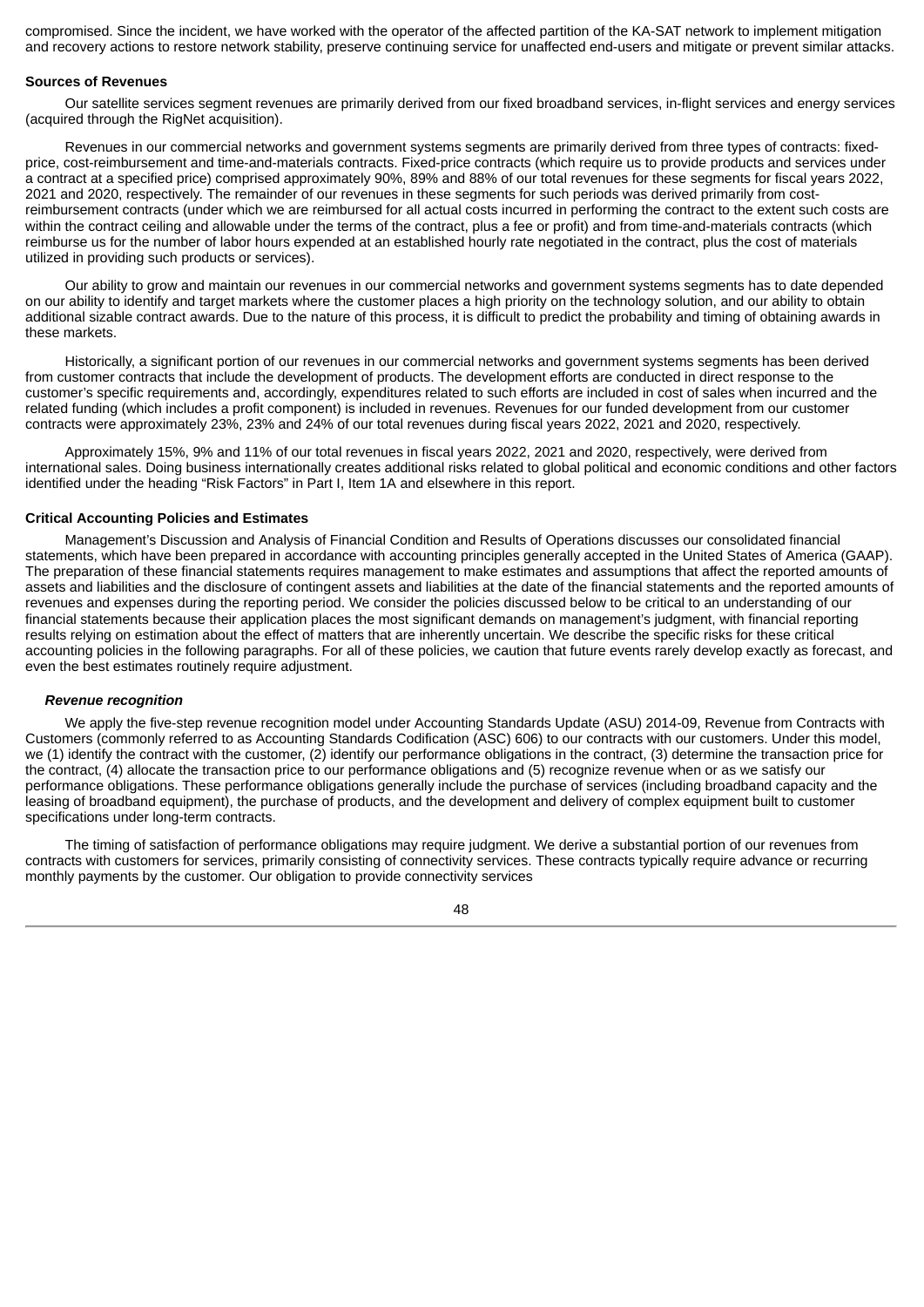compromised. Since the incident, we have worked with the operator of the affected partition of the KA-SAT network to implement mitigation and recovery actions to restore network stability, preserve continuing service for unaffected end-users and mitigate or prevent similar attacks.

**Sources of Revenues**

Our satellite services segment revenues are primarily derived from our fixed broadband services, in-flight services and energy services (acquired through the RigNet acquisition).

Revenues in our commercial networks and government systems segments are primarily derived from three types of contracts: fixed-price, cost-reimbursement and time-and-materials contracts. Fixed-price contracts (which require us to provide products and services under a contract at a specified price) comprised approximately 90%, 89% and 88% of our total revenues for these segments for fiscal years 2022, 2021 and 2020, respectively. The remainder of our revenues in these segments for such periods was derived primarily from cost-reimbursement contracts (under which we are reimbursed for all actual costs incurred in performing the contract to the extent such costs are within the contract ceiling and allowable under the terms of the contract, plus a fee or profit) and from time-and-materials contracts (which reimburse us for the number of labor hours expended at an established hourly rate negotiated in the contract, plus the cost of materials utilized in providing such products or services).

Our ability to grow and maintain our revenues in our commercial networks and government systems segments has to date depended on our ability to identify and target markets where the customer places a high priority on the technology solution, and our ability to obtain additional sizable contract awards. Due to the nature of this process, it is difficult to predict the probability and timing of obtaining awards in these markets.

Historically, a significant portion of our revenues in our commercial networks and government systems segments has been derived from customer contracts that include the development of products. The development efforts are conducted in direct response to the customer's specific requirements and, accordingly, expenditures related to such efforts are included in cost of sales when incurred and the related funding (which includes a profit component) is included in revenues. Revenues for our funded development from our customer contracts were approximately 23%, 23% and 24% of our total revenues during fiscal years 2022, 2021 and 2020, respectively.

Approximately 15%, 9% and 11% of our total revenues in fiscal years 2022, 2021 and 2020, respectively, were derived from international sales. Doing business internationally creates additional risks related to global political and economic conditions and other factors identified under the heading "Risk Factors" in Part I, Item 1A and elsewhere in this report.

**Critical Accounting Policies and Estimates**

Management's Discussion and Analysis of Financial Condition and Results of Operations discusses our consolidated financial statements, which have been prepared in accordance with accounting principles generally accepted in the United States of America (GAAP). The preparation of these financial statements requires management to make estimates and assumptions that affect the reported amounts of assets and liabilities and the disclosure of contingent assets and liabilities at the date of the financial statements and the reported amounts of revenues and expenses during the reporting period. We consider the policies discussed below to be critical to an understanding of our financial statements because their application places the most significant demands on management's judgment, with financial reporting results relying on estimation about the effect of matters that are inherently uncertain. We describe the specific risks for these critical accounting policies in the following paragraphs. For all of these policies, we caution that future events rarely develop exactly as forecast, and even the best estimates routinely require adjustment.

***Revenue recognition***

We apply the five-step revenue recognition model under Accounting Standards Update (ASU) 2014-09, Revenue from Contracts with Customers (commonly referred to as Accounting Standards Codification (ASC) 606) to our contracts with our customers. Under this model, we (1) identify the contract with the customer, (2) identify our performance obligations in the contract, (3) determine the transaction price for the contract, (4) allocate the transaction price to our performance obligations and (5) recognize revenue when or as we satisfy our performance obligations. These performance obligations generally include the purchase of services (including broadband capacity and the leasing of broadband equipment), the purchase of products, and the development and delivery of complex equipment built to customer specifications under long-term contracts.

The timing of satisfaction of performance obligations may require judgment. We derive a substantial portion of our revenues from contracts with customers for services, primarily consisting of connectivity services. These contracts typically require advance or recurring monthly payments by the customer. Our obligation to provide connectivity services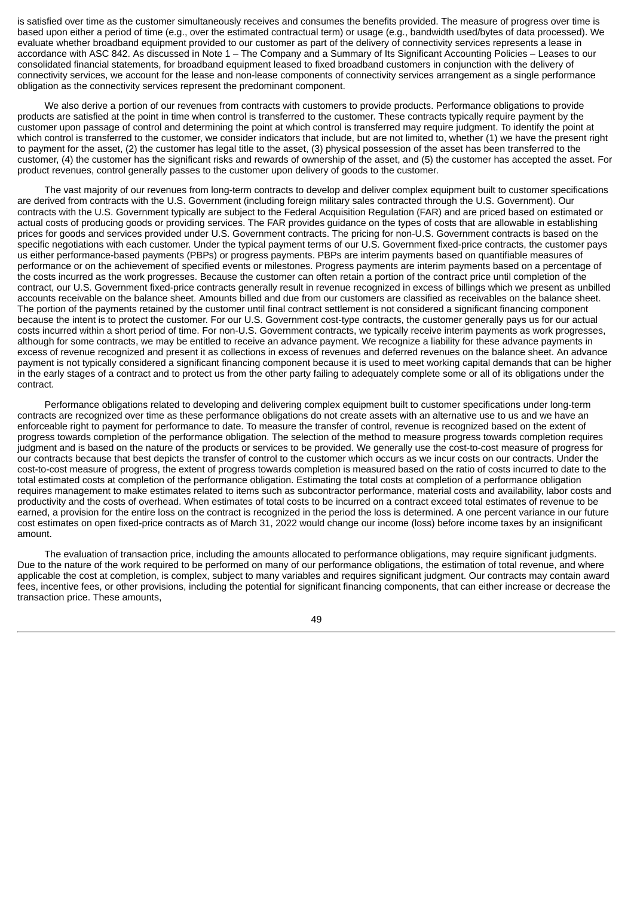is satisfied over time as the customer simultaneously receives and consumes the benefits provided. The measure of progress over time is based upon either a period of time (e.g., over the estimated contractual term) or usage (e.g., bandwidth used/bytes of data processed). We evaluate whether broadband equipment provided to our customer as part of the delivery of connectivity services represents a lease in accordance with ASC 842. As discussed in Note 1 – The Company and a Summary of Its Significant Accounting Policies – Leases to our consolidated financial statements, for broadband equipment leased to fixed broadband customers in conjunction with the delivery of connectivity services, we account for the lease and non-lease components of connectivity services arrangement as a single performance obligation as the connectivity services represent the predominant component.

We also derive a portion of our revenues from contracts with customers to provide products. Performance obligations to provide products are satisfied at the point in time when control is transferred to the customer. These contracts typically require payment by the customer upon passage of control and determining the point at which control is transferred may require judgment. To identify the point at which control is transferred to the customer, we consider indicators that include, but are not limited to, whether (1) we have the present right to payment for the asset, (2) the customer has legal title to the asset, (3) physical possession of the asset has been transferred to the customer, (4) the customer has the significant risks and rewards of ownership of the asset, and (5) the customer has accepted the asset. For product revenues, control generally passes to the customer upon delivery of goods to the customer.

The vast majority of our revenues from long-term contracts to develop and deliver complex equipment built to customer specifications are derived from contracts with the U.S. Government (including foreign military sales contracted through the U.S. Government). Our contracts with the U.S. Government typically are subject to the Federal Acquisition Regulation (FAR) and are priced based on estimated or actual costs of producing goods or providing services. The FAR provides guidance on the types of costs that are allowable in establishing prices for goods and services provided under U.S. Government contracts. The pricing for non-U.S. Government contracts is based on the specific negotiations with each customer. Under the typical payment terms of our U.S. Government fixed-price contracts, the customer pays us either performance-based payments (PBPs) or progress payments. PBPs are interim payments based on quantifiable measures of performance or on the achievement of specified events or milestones. Progress payments are interim payments based on a percentage of the costs incurred as the work progresses. Because the customer can often retain a portion of the contract price until completion of the contract, our U.S. Government fixed-price contracts generally result in revenue recognized in excess of billings which we present as unbilled accounts receivable on the balance sheet. Amounts billed and due from our customers are classified as receivables on the balance sheet. The portion of the payments retained by the customer until final contract settlement is not considered a significant financing component because the intent is to protect the customer. For our U.S. Government cost-type contracts, the customer generally pays us for our actual costs incurred within a short period of time. For non-U.S. Government contracts, we typically receive interim payments as work progresses, although for some contracts, we may be entitled to receive an advance payment. We recognize a liability for these advance payments in excess of revenue recognized and present it as collections in excess of revenues and deferred revenues on the balance sheet. An advance payment is not typically considered a significant financing component because it is used to meet working capital demands that can be higher in the early stages of a contract and to protect us from the other party failing to adequately complete some or all of its obligations under the contract.

Performance obligations related to developing and delivering complex equipment built to customer specifications under long-term contracts are recognized over time as these performance obligations do not create assets with an alternative use to us and we have an enforceable right to payment for performance to date. To measure the transfer of control, revenue is recognized based on the extent of progress towards completion of the performance obligation. The selection of the method to measure progress towards completion requires judgment and is based on the nature of the products or services to be provided. We generally use the cost-to-cost measure of progress for our contracts because that best depicts the transfer of control to the customer which occurs as we incur costs on our contracts. Under the cost-to-cost measure of progress, the extent of progress towards completion is measured based on the ratio of costs incurred to date to the total estimated costs at completion of the performance obligation. Estimating the total costs at completion of a performance obligation requires management to make estimates related to items such as subcontractor performance, material costs and availability, labor costs and productivity and the costs of overhead. When estimates of total costs to be incurred on a contract exceed total estimates of revenue to be earned, a provision for the entire loss on the contract is recognized in the period the loss is determined. A one percent variance in our future cost estimates on open fixed-price contracts as of March 31, 2022 would change our income (loss) before income taxes by an insignificant amount.

The evaluation of transaction price, including the amounts allocated to performance obligations, may require significant judgments. Due to the nature of the work required to be performed on many of our performance obligations, the estimation of total revenue, and where applicable the cost at completion, is complex, subject to many variables and requires significant judgment. Our contracts may contain award fees, incentive fees, or other provisions, including the potential for significant financing components, that can either increase or decrease the transaction price. These amounts,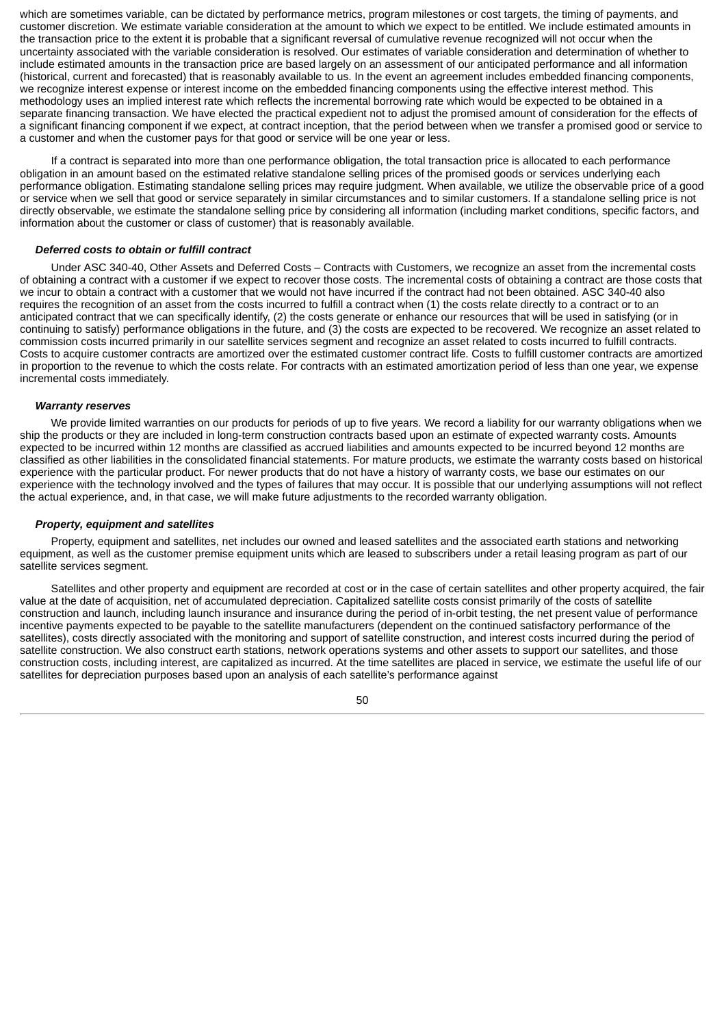which are sometimes variable, can be dictated by performance metrics, program milestones or cost targets, the timing of payments, and customer discretion. We estimate variable consideration at the amount to which we expect to be entitled. We include estimated amounts in the transaction price to the extent it is probable that a significant reversal of cumulative revenue recognized will not occur when the uncertainty associated with the variable consideration is resolved. Our estimates of variable consideration and determination of whether to include estimated amounts in the transaction price are based largely on an assessment of our anticipated performance and all information (historical, current and forecasted) that is reasonably available to us. In the event an agreement includes embedded financing components, we recognize interest expense or interest income on the embedded financing components using the effective interest method. This methodology uses an implied interest rate which reflects the incremental borrowing rate which would be expected to be obtained in a separate financing transaction. We have elected the practical expedient not to adjust the promised amount of consideration for the effects of a significant financing component if we expect, at contract inception, that the period between when we transfer a promised good or service to a customer and when the customer pays for that good or service will be one year or less.

If a contract is separated into more than one performance obligation, the total transaction price is allocated to each performance obligation in an amount based on the estimated relative standalone selling prices of the promised goods or services underlying each performance obligation. Estimating standalone selling prices may require judgment. When available, we utilize the observable price of a good or service when we sell that good or service separately in similar circumstances and to similar customers. If a standalone selling price is not directly observable, we estimate the standalone selling price by considering all information (including market conditions, specific factors, and information about the customer or class of customer) that is reasonably available.

***Deferred costs to obtain or fulfill contract***

Under ASC 340-40, Other Assets and Deferred Costs – Contracts with Customers, we recognize an asset from the incremental costs of obtaining a contract with a customer if we expect to recover those costs. The incremental costs of obtaining a contract are those costs that we incur to obtain a contract with a customer that we would not have incurred if the contract had not been obtained. ASC 340-40 also requires the recognition of an asset from the costs incurred to fulfill a contract when (1) the costs relate directly to a contract or to an anticipated contract that we can specifically identify, (2) the costs generate or enhance our resources that will be used in satisfying (or in continuing to satisfy) performance obligations in the future, and (3) the costs are expected to be recovered. We recognize an asset related to commission costs incurred primarily in our satellite services segment and recognize an asset related to costs incurred to fulfill contracts. Costs to acquire customer contracts are amortized over the estimated customer contract life. Costs to fulfill customer contracts are amortized in proportion to the revenue to which the costs relate. For contracts with an estimated amortization period of less than one year, we expense incremental costs immediately.

***Warranty reserves***

We provide limited warranties on our products for periods of up to five years. We record a liability for our warranty obligations when we ship the products or they are included in long-term construction contracts based upon an estimate of expected warranty costs. Amounts expected to be incurred within 12 months are classified as accrued liabilities and amounts expected to be incurred beyond 12 months are classified as other liabilities in the consolidated financial statements. For mature products, we estimate the warranty costs based on historical experience with the particular product. For newer products that do not have a history of warranty costs, we base our estimates on our experience with the technology involved and the types of failures that may occur. It is possible that our underlying assumptions will not reflect the actual experience, and, in that case, we will make future adjustments to the recorded warranty obligation.

***Property, equipment and satellites***

Property, equipment and satellites, net includes our owned and leased satellites and the associated earth stations and networking equipment, as well as the customer premise equipment units which are leased to subscribers under a retail leasing program as part of our satellite services segment.

Satellites and other property and equipment are recorded at cost or in the case of certain satellites and other property acquired, the fair value at the date of acquisition, net of accumulated depreciation. Capitalized satellite costs consist primarily of the costs of satellite construction and launch, including launch insurance and insurance during the period of in-orbit testing, the net present value of performance incentive payments expected to be payable to the satellite manufacturers (dependent on the continued satisfactory performance of the satellites), costs directly associated with the monitoring and support of satellite construction, and interest costs incurred during the period of satellite construction. We also construct earth stations, network operations systems and other assets to support our satellites, and those construction costs, including interest, are capitalized as incurred. At the time satellites are placed in service, we estimate the useful life of our satellites for depreciation purposes based upon an analysis of each satellite's performance against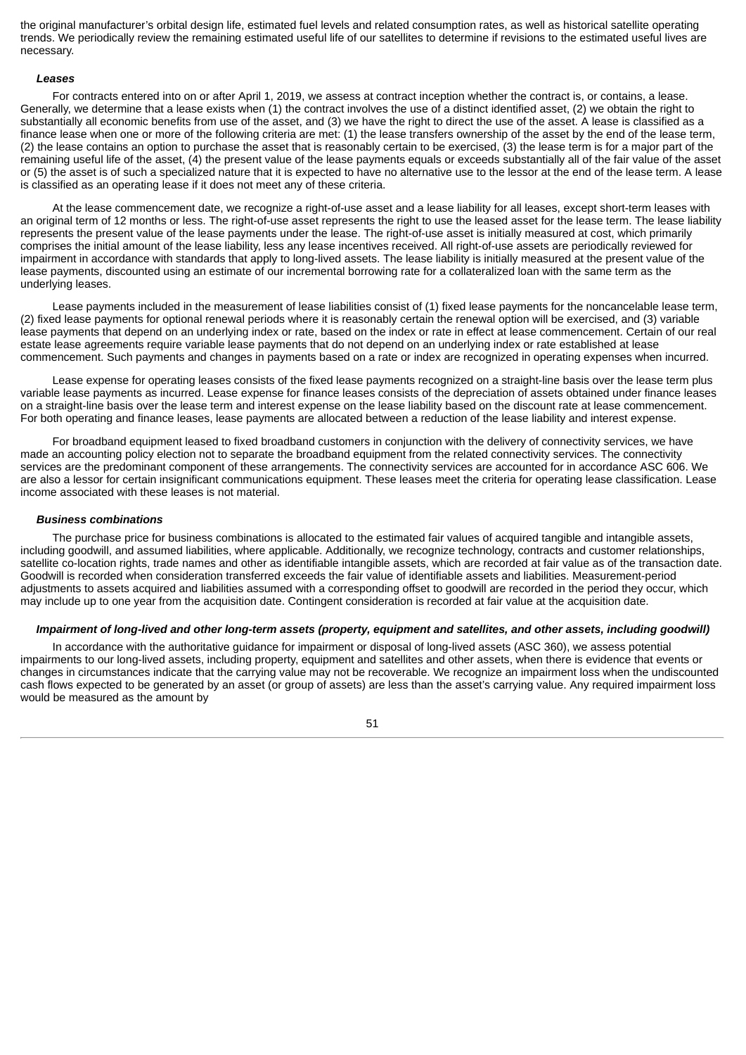the original manufacturer's orbital design life, estimated fuel levels and related consumption rates, as well as historical satellite operating trends. We periodically review the remaining estimated useful life of our satellites to determine if revisions to the estimated useful lives are necessary.

***Leases***

For contracts entered into on or after April 1, 2019, we assess at contract inception whether the contract is, or contains, a lease. Generally, we determine that a lease exists when (1) the contract involves the use of a distinct identified asset, (2) we obtain the right to substantially all economic benefits from use of the asset, and (3) we have the right to direct the use of the asset. A lease is classified as a finance lease when one or more of the following criteria are met: (1) the lease transfers ownership of the asset by the end of the lease term, (2) the lease contains an option to purchase the asset that is reasonably certain to be exercised, (3) the lease term is for a major part of the remaining useful life of the asset, (4) the present value of the lease payments equals or exceeds substantially all of the fair value of the asset or (5) the asset is of such a specialized nature that it is expected to have no alternative use to the lessor at the end of the lease term. A lease is classified as an operating lease if it does not meet any of these criteria.

At the lease commencement date, we recognize a right-of-use asset and a lease liability for all leases, except short-term leases with an original term of 12 months or less. The right-of-use asset represents the right to use the leased asset for the lease term. The lease liability represents the present value of the lease payments under the lease. The right-of-use asset is initially measured at cost, which primarily comprises the initial amount of the lease liability, less any lease incentives received. All right-of-use assets are periodically reviewed for impairment in accordance with standards that apply to long-lived assets. The lease liability is initially measured at the present value of the lease payments, discounted using an estimate of our incremental borrowing rate for a collateralized loan with the same term as the underlying leases.

Lease payments included in the measurement of lease liabilities consist of (1) fixed lease payments for the noncancelable lease term, (2) fixed lease payments for optional renewal periods where it is reasonably certain the renewal option will be exercised, and (3) variable lease payments that depend on an underlying index or rate, based on the index or rate in effect at lease commencement. Certain of our real estate lease agreements require variable lease payments that do not depend on an underlying index or rate established at lease commencement. Such payments and changes in payments based on a rate or index are recognized in operating expenses when incurred.

Lease expense for operating leases consists of the fixed lease payments recognized on a straight-line basis over the lease term plus variable lease payments as incurred. Lease expense for finance leases consists of the depreciation of assets obtained under finance leases on a straight-line basis over the lease term and interest expense on the lease liability based on the discount rate at lease commencement. For both operating and finance leases, lease payments are allocated between a reduction of the lease liability and interest expense.

For broadband equipment leased to fixed broadband customers in conjunction with the delivery of connectivity services, we have made an accounting policy election not to separate the broadband equipment from the related connectivity services. The connectivity services are the predominant component of these arrangements. The connectivity services are accounted for in accordance ASC 606. We are also a lessor for certain insignificant communications equipment. These leases meet the criteria for operating lease classification. Lease income associated with these leases is not material.

***Business combinations***

The purchase price for business combinations is allocated to the estimated fair values of acquired tangible and intangible assets, including goodwill, and assumed liabilities, where applicable. Additionally, we recognize technology, contracts and customer relationships, satellite co-location rights, trade names and other as identifiable intangible assets, which are recorded at fair value as of the transaction date. Goodwill is recorded when consideration transferred exceeds the fair value of identifiable assets and liabilities. Measurement-period adjustments to assets acquired and liabilities assumed with a corresponding offset to goodwill are recorded in the period they occur, which may include up to one year from the acquisition date. Contingent consideration is recorded at fair value at the acquisition date.

***Impairment of long-lived and other long-term assets (property, equipment and satellites, and other assets, including goodwill)***

In accordance with the authoritative guidance for impairment or disposal of long-lived assets (ASC 360), we assess potential impairments to our long-lived assets, including property, equipment and satellites and other assets, when there is evidence that events or changes in circumstances indicate that the carrying value may not be recoverable. We recognize an impairment loss when the undiscounted cash flows expected to be generated by an asset (or group of assets) are less than the asset's carrying value. Any required impairment loss would be measured as the amount by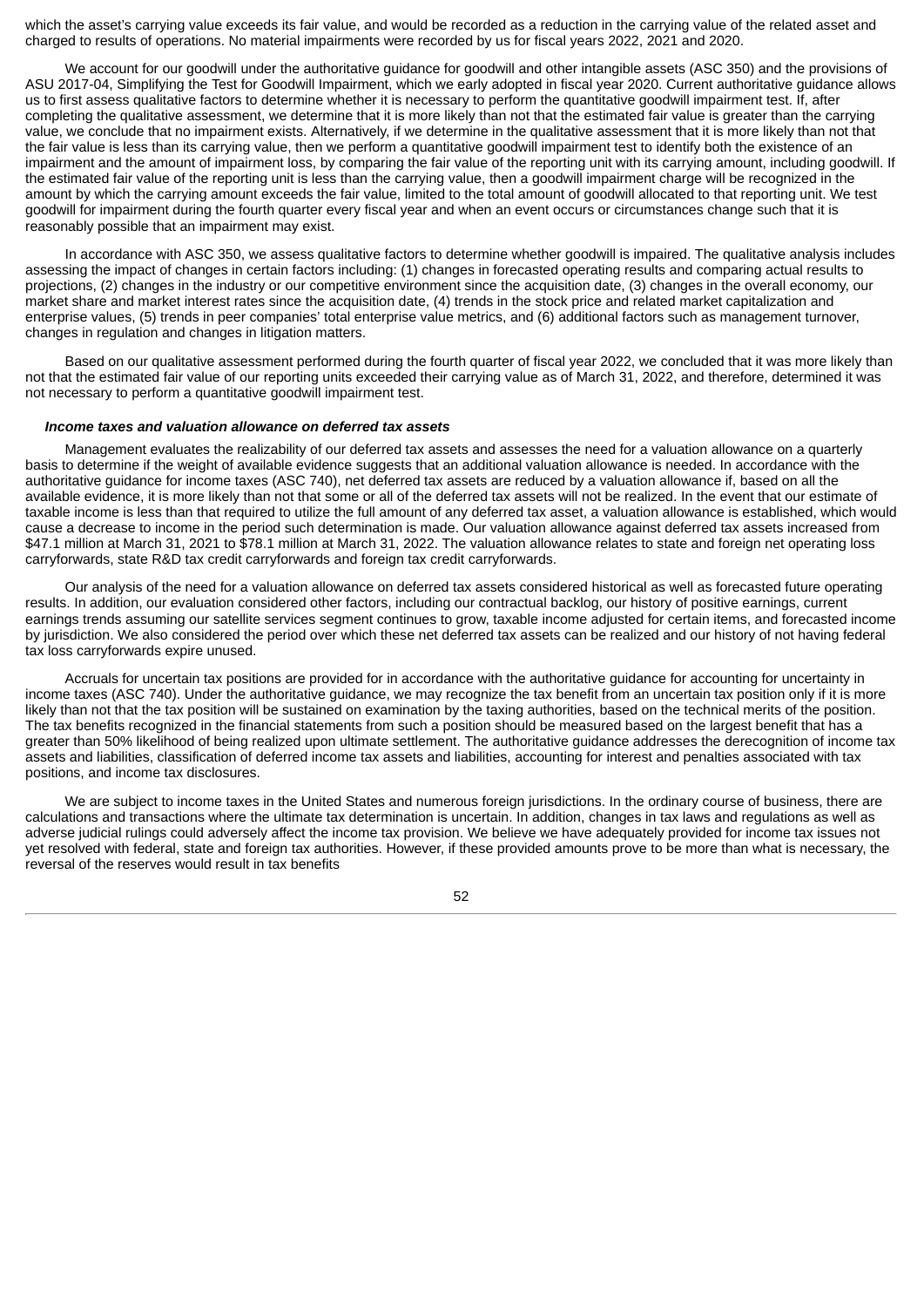which the asset's carrying value exceeds its fair value, and would be recorded as a reduction in the carrying value of the related asset and charged to results of operations. No material impairments were recorded by us for fiscal years 2022, 2021 and 2020.

We account for our goodwill under the authoritative guidance for goodwill and other intangible assets (ASC 350) and the provisions of ASU 2017-04, Simplifying the Test for Goodwill Impairment, which we early adopted in fiscal year 2020. Current authoritative guidance allows us to first assess qualitative factors to determine whether it is necessary to perform the quantitative goodwill impairment test. If, after completing the qualitative assessment, we determine that it is more likely than not that the estimated fair value is greater than the carrying value, we conclude that no impairment exists. Alternatively, if we determine in the qualitative assessment that it is more likely than not that the fair value is less than its carrying value, then we perform a quantitative goodwill impairment test to identify both the existence of an impairment and the amount of impairment loss, by comparing the fair value of the reporting unit with its carrying amount, including goodwill. If the estimated fair value of the reporting unit is less than the carrying value, then a goodwill impairment charge will be recognized in the amount by which the carrying amount exceeds the fair value, limited to the total amount of goodwill allocated to that reporting unit. We test goodwill for impairment during the fourth quarter every fiscal year and when an event occurs or circumstances change such that it is reasonably possible that an impairment may exist.

In accordance with ASC 350, we assess qualitative factors to determine whether goodwill is impaired. The qualitative analysis includes assessing the impact of changes in certain factors including: (1) changes in forecasted operating results and comparing actual results to projections, (2) changes in the industry or our competitive environment since the acquisition date, (3) changes in the overall economy, our market share and market interest rates since the acquisition date, (4) trends in the stock price and related market capitalization and enterprise values, (5) trends in peer companies' total enterprise value metrics, and (6) additional factors such as management turnover, changes in regulation and changes in litigation matters.

Based on our qualitative assessment performed during the fourth quarter of fiscal year 2022, we concluded that it was more likely than not that the estimated fair value of our reporting units exceeded their carrying value as of March 31, 2022, and therefore, determined it was not necessary to perform a quantitative goodwill impairment test.

***Income taxes and valuation allowance on deferred tax assets***

Management evaluates the realizability of our deferred tax assets and assesses the need for a valuation allowance on a quarterly basis to determine if the weight of available evidence suggests that an additional valuation allowance is needed. In accordance with the authoritative guidance for income taxes (ASC 740), net deferred tax assets are reduced by a valuation allowance if, based on all the available evidence, it is more likely than not that some or all of the deferred tax assets will not be realized. In the event that our estimate of taxable income is less than that required to utilize the full amount of any deferred tax asset, a valuation allowance is established, which would cause a decrease to income in the period such determination is made. Our valuation allowance against deferred tax assets increased from $47.1 million at March 31, 2021 to $78.1 million at March 31, 2022. The valuation allowance relates to state and foreign net operating loss carryforwards, state R&D tax credit carryforwards and foreign tax credit carryforwards.

Our analysis of the need for a valuation allowance on deferred tax assets considered historical as well as forecasted future operating results. In addition, our evaluation considered other factors, including our contractual backlog, our history of positive earnings, current earnings trends assuming our satellite services segment continues to grow, taxable income adjusted for certain items, and forecasted income by jurisdiction. We also considered the period over which these net deferred tax assets can be realized and our history of not having federal tax loss carryforwards expire unused.

Accruals for uncertain tax positions are provided for in accordance with the authoritative guidance for accounting for uncertainty in income taxes (ASC 740). Under the authoritative guidance, we may recognize the tax benefit from an uncertain tax position only if it is more likely than not that the tax position will be sustained on examination by the taxing authorities, based on the technical merits of the position. The tax benefits recognized in the financial statements from such a position should be measured based on the largest benefit that has a greater than 50% likelihood of being realized upon ultimate settlement. The authoritative guidance addresses the derecognition of income tax assets and liabilities, classification of deferred income tax assets and liabilities, accounting for interest and penalties associated with tax positions, and income tax disclosures.

We are subject to income taxes in the United States and numerous foreign jurisdictions. In the ordinary course of business, there are calculations and transactions where the ultimate tax determination is uncertain. In addition, changes in tax laws and regulations as well as adverse judicial rulings could adversely affect the income tax provision. We believe we have adequately provided for income tax issues not yet resolved with federal, state and foreign tax authorities. However, if these provided amounts prove to be more than what is necessary, the reversal of the reserves would result in tax benefits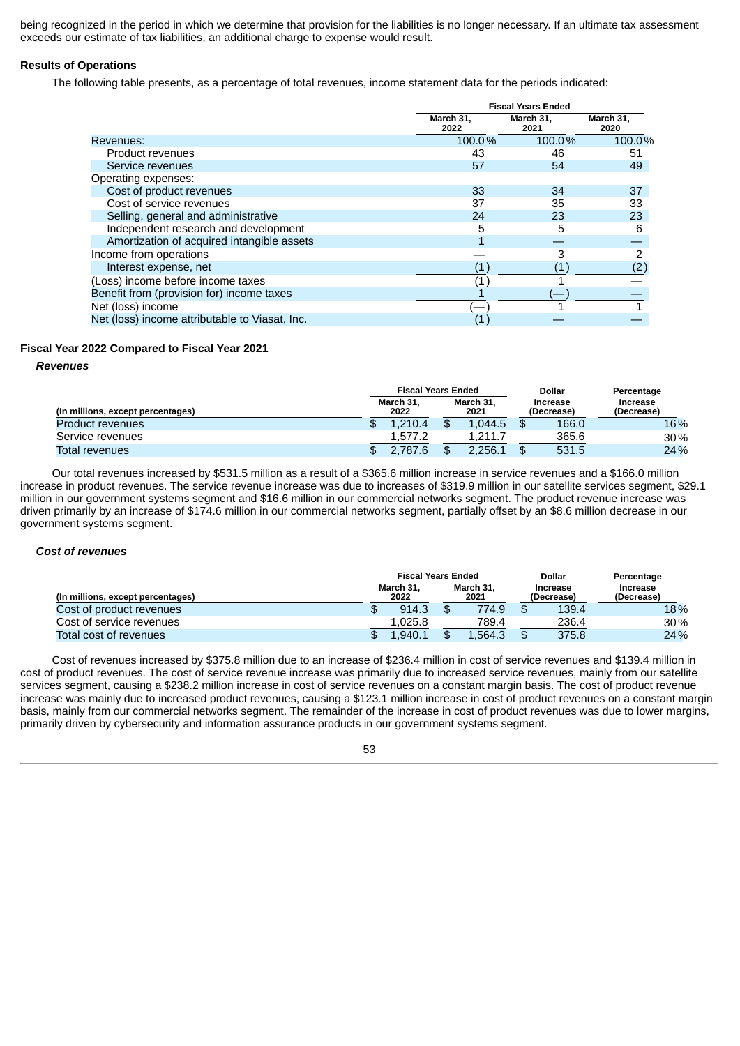being recognized in the period in which we determine that provision for the liabilities is no longer necessary. If an ultimate tax assessment exceeds our estimate of tax liabilities, an additional charge to expense would result.

## Results of Operations

The following table presents, as a percentage of total revenues, income statement data for the periods indicated:

| | Fiscal Years Ended | | |
|---|---|---|---|
| | March 31, 2022 | March 31, 2021 | March 31, 2020 |
| Revenues: | 100.0% | 100.0% | 100.0% |
| Product revenues | 43 | 46 | 51 |
| Service revenues | 57 | 54 | 49 |
| Operating expenses: | | | |
| Cost of product revenues | 33 | 34 | 37 |
| Cost of service revenues | 37 | 35 | 33 |
| Selling, general and administrative | 24 | 23 | 23 |
| Independent research and development | 5 | 5 | 6 |
| Amortization of acquired intangible assets | 1 | — | — |
| Income from operations | — | 3 | 2 |
| Interest expense, net | (1) | (1) | (2) |
| (Loss) income before income taxes | (1) | 1 | — |
| Benefit from (provision for) income taxes | 1 | (—) | — |
| Net (loss) income | (—) | 1 | 1 |
| Net (loss) income attributable to Viasat, Inc. | (1) | — | — |

## Fiscal Year 2022 Compared to Fiscal Year 2021

### *Revenues*

| (In millions, except percentages) | Fiscal Years Ended March 31, 2022 | Fiscal Years Ended March 31, 2021 | Dollar Increase (Decrease) | Percentage Increase (Decrease) |
|---|---|---|---|---|
| Product revenues | $ 1,210.4 | $ 1,044.5 | $ 166.0 | 16% |
| Service revenues | 1,577.2 | 1,211.7 | 365.6 | 30% |
| Total revenues | $ 2,787.6 | $ 2,256.1 | $ 531.5 | 24% |

Our total revenues increased by $531.5 million as a result of a $365.6 million increase in service revenues and a $166.0 million increase in product revenues. The service revenue increase was due to increases of $319.9 million in our satellite services segment, $29.1 million in our government systems segment and $16.6 million in our commercial networks segment. The product revenue increase was driven primarily by an increase of $174.6 million in our commercial networks segment, partially offset by an $8.6 million decrease in our government systems segment.

### *Cost of revenues*

| (In millions, except percentages) | Fiscal Years Ended March 31, 2022 | Fiscal Years Ended March 31, 2021 | Dollar Increase (Decrease) | Percentage Increase (Decrease) |
|---|---|---|---|---|
| Cost of product revenues | $ 914.3 | $ 774.9 | $ 139.4 | 18% |
| Cost of service revenues | 1,025.8 | 789.4 | 236.4 | 30% |
| Total cost of revenues | $ 1,940.1 | $ 1,564.3 | $ 375.8 | 24% |

Cost of revenues increased by $375.8 million due to an increase of $236.4 million in cost of service revenues and $139.4 million in cost of product revenues. The cost of service revenue increase was primarily due to increased service revenues, mainly from our satellite services segment, causing a $238.2 million increase in cost of service revenues on a constant margin basis. The cost of product revenue increase was mainly due to increased product revenues, causing a $123.1 million increase in cost of product revenues on a constant margin basis, mainly from our commercial networks segment. The remainder of the increase in cost of product revenues was due to lower margins, primarily driven by cybersecurity and information assurance products in our government systems segment.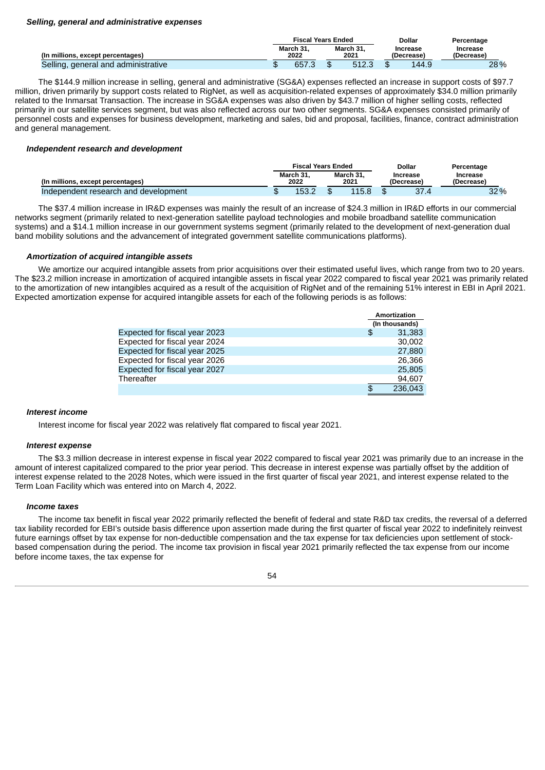***Selling, general and administrative expenses***

| (In millions, except percentages) | Fiscal Years Ended March 31, 2022 | Fiscal Years Ended March 31, 2021 | Dollar Increase (Decrease) | Percentage Increase (Decrease) |
|---|---|---|---|---|
| Selling, general and administrative | $ 657.3 | $ 512.3 | $ 144.9 | 28% |

The $144.9 million increase in selling, general and administrative (SG&A) expenses reflected an increase in support costs of $97.7 million, driven primarily by support costs related to RigNet, as well as acquisition-related expenses of approximately $34.0 million primarily related to the Inmarsat Transaction. The increase in SG&A expenses was also driven by $43.7 million of higher selling costs, reflected primarily in our satellite services segment, but was also reflected across our two other segments. SG&A expenses consisted primarily of personnel costs and expenses for business development, marketing and sales, bid and proposal, facilities, finance, contract administration and general management.

***Independent research and development***

| (In millions, except percentages) | Fiscal Years Ended March 31, 2022 | Fiscal Years Ended March 31, 2021 | Dollar Increase (Decrease) | Percentage Increase (Decrease) |
|---|---|---|---|---|
| Independent research and development | $ 153.2 | $ 115.8 | $ 37.4 | 32% |

The $37.4 million increase in IR&D expenses was mainly the result of an increase of $24.3 million in IR&D efforts in our commercial networks segment (primarily related to next-generation satellite payload technologies and mobile broadband satellite communication systems) and a $14.1 million increase in our government systems segment (primarily related to the development of next-generation dual band mobility solutions and the advancement of integrated government satellite communications platforms).

***Amortization of acquired intangible assets***

We amortize our acquired intangible assets from prior acquisitions over their estimated useful lives, which range from two to 20 years. The $23.2 million increase in amortization of acquired intangible assets in fiscal year 2022 compared to fiscal year 2021 was primarily related to the amortization of new intangibles acquired as a result of the acquisition of RigNet and of the remaining 51% interest in EBI in April 2021. Expected amortization expense for acquired intangible assets for each of the following periods is as follows:

| | Amortization (In thousands) |
|---|---|
| Expected for fiscal year 2023 | $ 31,383 |
| Expected for fiscal year 2024 | 30,002 |
| Expected for fiscal year 2025 | 27,880 |
| Expected for fiscal year 2026 | 26,366 |
| Expected for fiscal year 2027 | 25,805 |
| Thereafter | 94,607 |
| | $ 236,043 |

***Interest income***

Interest income for fiscal year 2022 was relatively flat compared to fiscal year 2021.

***Interest expense***

The $3.3 million decrease in interest expense in fiscal year 2022 compared to fiscal year 2021 was primarily due to an increase in the amount of interest capitalized compared to the prior year period. This decrease in interest expense was partially offset by the addition of interest expense related to the 2028 Notes, which were issued in the first quarter of fiscal year 2021, and interest expense related to the Term Loan Facility which was entered into on March 4, 2022.

***Income taxes***

The income tax benefit in fiscal year 2022 primarily reflected the benefit of federal and state R&D tax credits, the reversal of a deferred tax liability recorded for EBI's outside basis difference upon assertion made during the first quarter of fiscal year 2022 to indefinitely reinvest future earnings offset by tax expense for non-deductible compensation and the tax expense for tax deficiencies upon settlement of stock-based compensation during the period. The income tax provision in fiscal year 2021 primarily reflected the tax expense from our income before income taxes, the tax expense for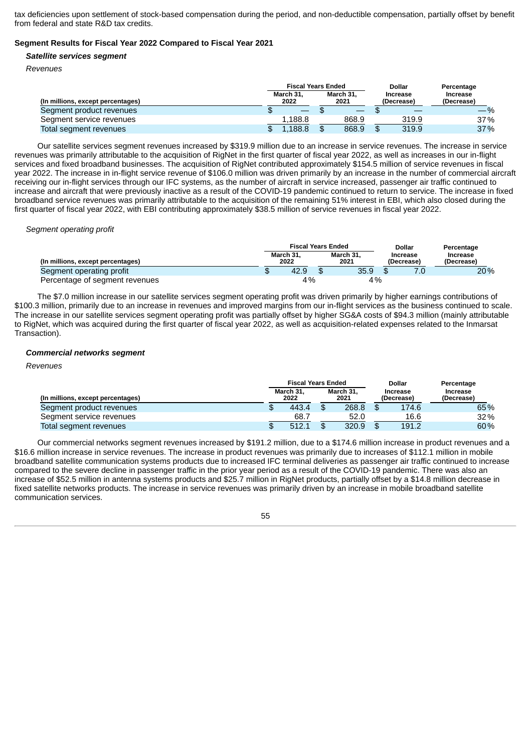tax deficiencies upon settlement of stock-based compensation during the period, and non-deductible compensation, partially offset by benefit from federal and state R&D tax credits.

**Segment Results for Fiscal Year 2022 Compared to Fiscal Year 2021**

***Satellite services segment***

*Revenues*

| (In millions, except percentages) | Fiscal Years Ended March 31, 2022 | Fiscal Years Ended March 31, 2021 | Dollar Increase (Decrease) | Percentage Increase (Decrease) |
|---|---|---|---|---|
| Segment product revenues | $ — | $ — | $ — | —% |
| Segment service revenues | 1,188.8 | 868.9 | 319.9 | 37% |
| Total segment revenues | $ 1,188.8 | $ 868.9 | $ 319.9 | 37% |

Our satellite services segment revenues increased by $319.9 million due to an increase in service revenues. The increase in service revenues was primarily attributable to the acquisition of RigNet in the first quarter of fiscal year 2022, as well as increases in our in-flight services and fixed broadband businesses. The acquisition of RigNet contributed approximately $154.5 million of service revenues in fiscal year 2022. The increase in in-flight service revenue of $106.0 million was driven primarily by an increase in the number of commercial aircraft receiving our in-flight services through our IFC systems, as the number of aircraft in service increased, passenger air traffic continued to increase and aircraft that were previously inactive as a result of the COVID-19 pandemic continued to return to service. The increase in fixed broadband service revenues was primarily attributable to the acquisition of the remaining 51% interest in EBI, which also closed during the first quarter of fiscal year 2022, with EBI contributing approximately $38.5 million of service revenues in fiscal year 2022.

*Segment operating profit*

| (In millions, except percentages) | Fiscal Years Ended March 31, 2022 | Fiscal Years Ended March 31, 2021 | Dollar Increase (Decrease) | Percentage Increase (Decrease) |
|---|---|---|---|---|
| Segment operating profit | $ 42.9 | $ 35.9 | $ 7.0 | 20% |
| Percentage of segment revenues | 4% | 4% | | |

The $7.0 million increase in our satellite services segment operating profit was driven primarily by higher earnings contributions of $100.3 million, primarily due to an increase in revenues and improved margins from our in-flight services as the business continued to scale. The increase in our satellite services segment operating profit was partially offset by higher SG&A costs of $94.3 million (mainly attributable to RigNet, which was acquired during the first quarter of fiscal year 2022, as well as acquisition-related expenses related to the Inmarsat Transaction).

***Commercial networks segment***

*Revenues*

| (In millions, except percentages) | Fiscal Years Ended March 31, 2022 | Fiscal Years Ended March 31, 2021 | Dollar Increase (Decrease) | Percentage Increase (Decrease) |
|---|---|---|---|---|
| Segment product revenues | $ 443.4 | $ 268.8 | $ 174.6 | 65% |
| Segment service revenues | 68.7 | 52.0 | 16.6 | 32% |
| Total segment revenues | $ 512.1 | $ 320.9 | $ 191.2 | 60% |

Our commercial networks segment revenues increased by $191.2 million, due to a $174.6 million increase in product revenues and a $16.6 million increase in service revenues. The increase in product revenues was primarily due to increases of $112.1 million in mobile broadband satellite communication systems products due to increased IFC terminal deliveries as passenger air traffic continued to increase compared to the severe decline in passenger traffic in the prior year period as a result of the COVID-19 pandemic. There was also an increase of $52.5 million in antenna systems products and $25.7 million in RigNet products, partially offset by a $14.8 million decrease in fixed satellite networks products. The increase in service revenues was primarily driven by an increase in mobile broadband satellite communication services.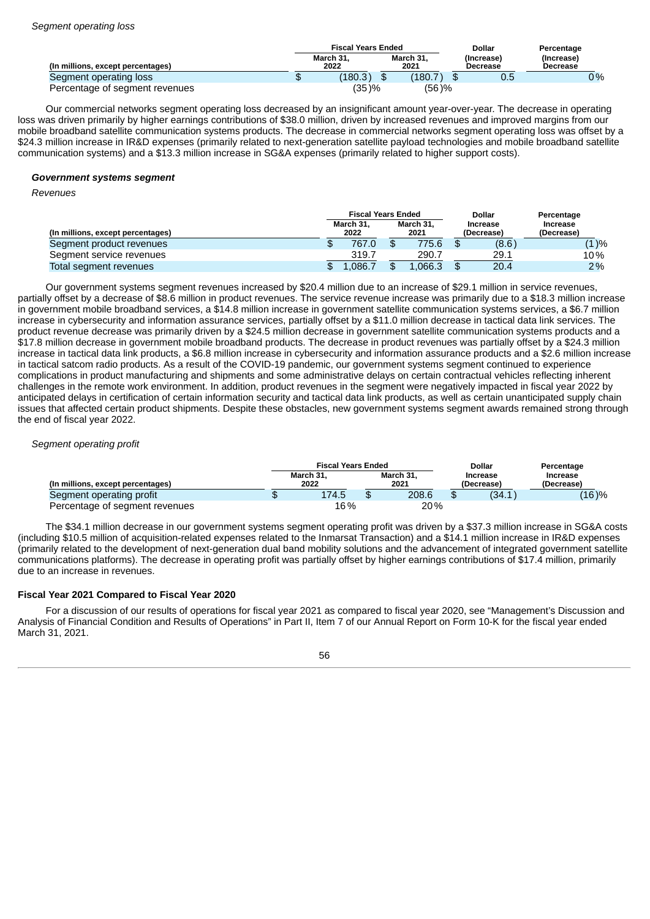*Segment operating loss*

| (In millions, except percentages) | Fiscal Years Ended March 31, 2022 | Fiscal Years Ended March 31, 2021 | Dollar (Increase) Decrease | Percentage (Increase) Decrease |
|---|---|---|---|---|
| Segment operating loss | $ (180.3) | $ (180.7) | $ 0.5 | 0% |
| Percentage of segment revenues | (35)% | (56)% | | |

Our commercial networks segment operating loss decreased by an insignificant amount year-over-year. The decrease in operating loss was driven primarily by higher earnings contributions of $38.0 million, driven by increased revenues and improved margins from our mobile broadband satellite communication systems products. The decrease in commercial networks segment operating loss was offset by a $24.3 million increase in IR&D expenses (primarily related to next-generation satellite payload technologies and mobile broadband satellite communication systems) and a $13.3 million increase in SG&A expenses (primarily related to higher support costs).

***Government systems segment***

*Revenues*

| (In millions, except percentages) | Fiscal Years Ended March 31, 2022 | Fiscal Years Ended March 31, 2021 | Dollar Increase (Decrease) | Percentage Increase (Decrease) |
|---|---|---|---|---|
| Segment product revenues | $ 767.0 | $ 775.6 | $ (8.6) | (1)% |
| Segment service revenues | 319.7 | 290.7 | 29.1 | 10% |
| Total segment revenues | $ 1,086.7 | $ 1,066.3 | $ 20.4 | 2% |

Our government systems segment revenues increased by $20.4 million due to an increase of $29.1 million in service revenues, partially offset by a decrease of $8.6 million in product revenues. The service revenue increase was primarily due to a $18.3 million increase in government mobile broadband services, a $14.8 million increase in government satellite communication systems services, a $6.7 million increase in cybersecurity and information assurance services, partially offset by a $11.0 million decrease in tactical data link services. The product revenue decrease was primarily driven by a $24.5 million decrease in government satellite communication systems products and a $17.8 million decrease in government mobile broadband products. The decrease in product revenues was partially offset by a $24.3 million increase in tactical data link products, a $6.8 million increase in cybersecurity and information assurance products and a $2.6 million increase in tactical satcom radio products. As a result of the COVID-19 pandemic, our government systems segment continued to experience complications in product manufacturing and shipments and some administrative delays on certain contractual vehicles reflecting inherent challenges in the remote work environment. In addition, product revenues in the segment were negatively impacted in fiscal year 2022 by anticipated delays in certification of certain information security and tactical data link products, as well as certain unanticipated supply chain issues that affected certain product shipments. Despite these obstacles, new government systems segment awards remained strong through the end of fiscal year 2022.

*Segment operating profit*

| (In millions, except percentages) | Fiscal Years Ended March 31, 2022 | Fiscal Years Ended March 31, 2021 | Dollar Increase (Decrease) | Percentage Increase (Decrease) |
|---|---|---|---|---|
| Segment operating profit | $ 174.5 | $ 208.6 | $ (34.1) | (16)% |
| Percentage of segment revenues | 16% | 20% | | |

The $34.1 million decrease in our government systems segment operating profit was driven by a $37.3 million increase in SG&A costs (including $10.5 million of acquisition-related expenses related to the Inmarsat Transaction) and a $14.1 million increase in IR&D expenses (primarily related to the development of next-generation dual band mobility solutions and the advancement of integrated government satellite communications platforms). The decrease in operating profit was partially offset by higher earnings contributions of $17.4 million, primarily due to an increase in revenues.

**Fiscal Year 2021 Compared to Fiscal Year 2020**

For a discussion of our results of operations for fiscal year 2021 as compared to fiscal year 2020, see "Management's Discussion and Analysis of Financial Condition and Results of Operations" in Part II, Item 7 of our Annual Report on Form 10-K for the fiscal year ended March 31, 2021.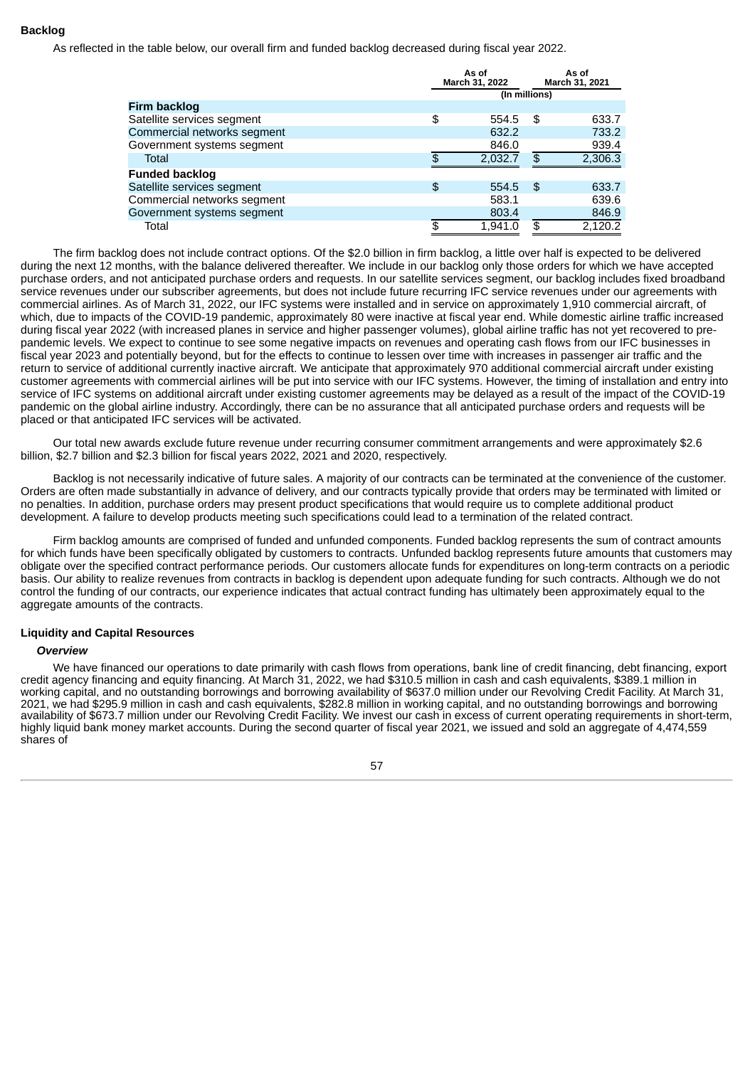**Backlog**

As reflected in the table below, our overall firm and funded backlog decreased during fiscal year 2022.

| | As of March 31, 2022 | As of March 31, 2021 |
|---|---|---|
| | (In millions) | |
| **Firm backlog** | | |
| Satellite services segment | $ 554.5 | $ 633.7 |
| Commercial networks segment | 632.2 | 733.2 |
| Government systems segment | 846.0 | 939.4 |
| Total | $ 2,032.7 | $ 2,306.3 |
| **Funded backlog** | | |
| Satellite services segment | $ 554.5 | $ 633.7 |
| Commercial networks segment | 583.1 | 639.6 |
| Government systems segment | 803.4 | 846.9 |
| Total | $ 1,941.0 | $ 2,120.2 |

The firm backlog does not include contract options. Of the $2.0 billion in firm backlog, a little over half is expected to be delivered during the next 12 months, with the balance delivered thereafter. We include in our backlog only those orders for which we have accepted purchase orders, and not anticipated purchase orders and requests. In our satellite services segment, our backlog includes fixed broadband service revenues under our subscriber agreements, but does not include future recurring IFC service revenues under our agreements with commercial airlines. As of March 31, 2022, our IFC systems were installed and in service on approximately 1,910 commercial aircraft, of which, due to impacts of the COVID-19 pandemic, approximately 80 were inactive at fiscal year end. While domestic airline traffic increased during fiscal year 2022 (with increased planes in service and higher passenger volumes), global airline traffic has not yet recovered to pre-pandemic levels. We expect to continue to see some negative impacts on revenues and operating cash flows from our IFC businesses in fiscal year 2023 and potentially beyond, but for the effects to continue to lessen over time with increases in passenger air traffic and the return to service of additional currently inactive aircraft. We anticipate that approximately 970 additional commercial aircraft under existing customer agreements with commercial airlines will be put into service with our IFC systems. However, the timing of installation and entry into service of IFC systems on additional aircraft under existing customer agreements may be delayed as a result of the impact of the COVID-19 pandemic on the global airline industry. Accordingly, there can be no assurance that all anticipated purchase orders and requests will be placed or that anticipated IFC services will be activated.

Our total new awards exclude future revenue under recurring consumer commitment arrangements and were approximately $2.6 billion, $2.7 billion and $2.3 billion for fiscal years 2022, 2021 and 2020, respectively.

Backlog is not necessarily indicative of future sales. A majority of our contracts can be terminated at the convenience of the customer. Orders are often made substantially in advance of delivery, and our contracts typically provide that orders may be terminated with limited or no penalties. In addition, purchase orders may present product specifications that would require us to complete additional product development. A failure to develop products meeting such specifications could lead to a termination of the related contract.

Firm backlog amounts are comprised of funded and unfunded components. Funded backlog represents the sum of contract amounts for which funds have been specifically obligated by customers to contracts. Unfunded backlog represents future amounts that customers may obligate over the specified contract performance periods. Our customers allocate funds for expenditures on long-term contracts on a periodic basis. Our ability to realize revenues from contracts in backlog is dependent upon adequate funding for such contracts. Although we do not control the funding of our contracts, our experience indicates that actual contract funding has ultimately been approximately equal to the aggregate amounts of the contracts.

**Liquidity and Capital Resources**

***Overview***

We have financed our operations to date primarily with cash flows from operations, bank line of credit financing, debt financing, export credit agency financing and equity financing. At March 31, 2022, we had $310.5 million in cash and cash equivalents, $389.1 million in working capital, and no outstanding borrowings and borrowing availability of $637.0 million under our Revolving Credit Facility. At March 31, 2021, we had $295.9 million in cash and cash equivalents, $282.8 million in working capital, and no outstanding borrowings and borrowing availability of $673.7 million under our Revolving Credit Facility. We invest our cash in excess of current operating requirements in short-term, highly liquid bank money market accounts. During the second quarter of fiscal year 2021, we issued and sold an aggregate of 4,474,559 shares of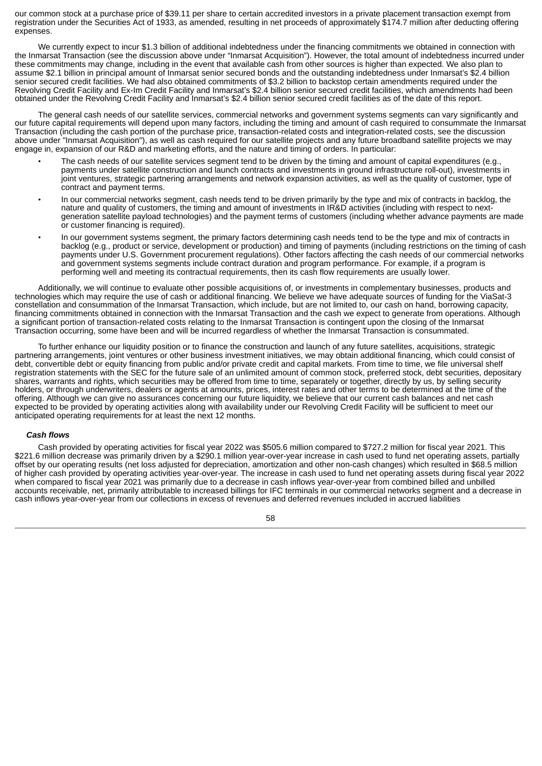our common stock at a purchase price of $39.11 per share to certain accredited investors in a private placement transaction exempt from registration under the Securities Act of 1933, as amended, resulting in net proceeds of approximately $174.7 million after deducting offering expenses.

We currently expect to incur $1.3 billion of additional indebtedness under the financing commitments we obtained in connection with the Inmarsat Transaction (see the discussion above under "Inmarsat Acquisition"). However, the total amount of indebtedness incurred under these commitments may change, including in the event that available cash from other sources is higher than expected. We also plan to assume $2.1 billion in principal amount of Inmarsat senior secured bonds and the outstanding indebtedness under Inmarsat's $2.4 billion senior secured credit facilities. We had also obtained commitments of $3.2 billion to backstop certain amendments required under the Revolving Credit Facility and Ex-Im Credit Facility and Inmarsat's $2.4 billion senior secured credit facilities, which amendments had been obtained under the Revolving Credit Facility and Inmarsat's $2.4 billion senior secured credit facilities as of the date of this report.

The general cash needs of our satellite services, commercial networks and government systems segments can vary significantly and our future capital requirements will depend upon many factors, including the timing and amount of cash required to consummate the Inmarsat Transaction (including the cash portion of the purchase price, transaction-related costs and integration-related costs, see the discussion above under "Inmarsat Acquisition"), as well as cash required for our satellite projects and any future broadband satellite projects we may engage in, expansion of our R&D and marketing efforts, and the nature and timing of orders. In particular:

- The cash needs of our satellite services segment tend to be driven by the timing and amount of capital expenditures (e.g., payments under satellite construction and launch contracts and investments in ground infrastructure roll-out), investments in joint ventures, strategic partnering arrangements and network expansion activities, as well as the quality of customer, type of contract and payment terms.
- In our commercial networks segment, cash needs tend to be driven primarily by the type and mix of contracts in backlog, the nature and quality of customers, the timing and amount of investments in IR&D activities (including with respect to next-generation satellite payload technologies) and the payment terms of customers (including whether advance payments are made or customer financing is required).
- In our government systems segment, the primary factors determining cash needs tend to be the type and mix of contracts in backlog (e.g., product or service, development or production) and timing of payments (including restrictions on the timing of cash payments under U.S. Government procurement regulations). Other factors affecting the cash needs of our commercial networks and government systems segments include contract duration and program performance. For example, if a program is performing well and meeting its contractual requirements, then its cash flow requirements are usually lower.

Additionally, we will continue to evaluate other possible acquisitions of, or investments in complementary businesses, products and technologies which may require the use of cash or additional financing. We believe we have adequate sources of funding for the ViaSat-3 constellation and consummation of the Inmarsat Transaction, which include, but are not limited to, our cash on hand, borrowing capacity, financing commitments obtained in connection with the Inmarsat Transaction and the cash we expect to generate from operations. Although a significant portion of transaction-related costs relating to the Inmarsat Transaction is contingent upon the closing of the Inmarsat Transaction occurring, some have been and will be incurred regardless of whether the Inmarsat Transaction is consummated.

To further enhance our liquidity position or to finance the construction and launch of any future satellites, acquisitions, strategic partnering arrangements, joint ventures or other business investment initiatives, we may obtain additional financing, which could consist of debt, convertible debt or equity financing from public and/or private credit and capital markets. From time to time, we file universal shelf registration statements with the SEC for the future sale of an unlimited amount of common stock, preferred stock, debt securities, depositary shares, warrants and rights, which securities may be offered from time to time, separately or together, directly by us, by selling security holders, or through underwriters, dealers or agents at amounts, prices, interest rates and other terms to be determined at the time of the offering. Although we can give no assurances concerning our future liquidity, we believe that our current cash balances and net cash expected to be provided by operating activities along with availability under our Revolving Credit Facility will be sufficient to meet our anticipated operating requirements for at least the next 12 months.

***Cash flows***

Cash provided by operating activities for fiscal year 2022 was $505.6 million compared to $727.2 million for fiscal year 2021. This $221.6 million decrease was primarily driven by a $290.1 million year-over-year increase in cash used to fund net operating assets, partially offset by our operating results (net loss adjusted for depreciation, amortization and other non-cash changes) which resulted in $68.5 million of higher cash provided by operating activities year-over-year. The increase in cash used to fund net operating assets during fiscal year 2022 when compared to fiscal year 2021 was primarily due to a decrease in cash inflows year-over-year from combined billed and unbilled accounts receivable, net, primarily attributable to increased billings for IFC terminals in our commercial networks segment and a decrease in cash inflows year-over-year from our collections in excess of revenues and deferred revenues included in accrued liabilities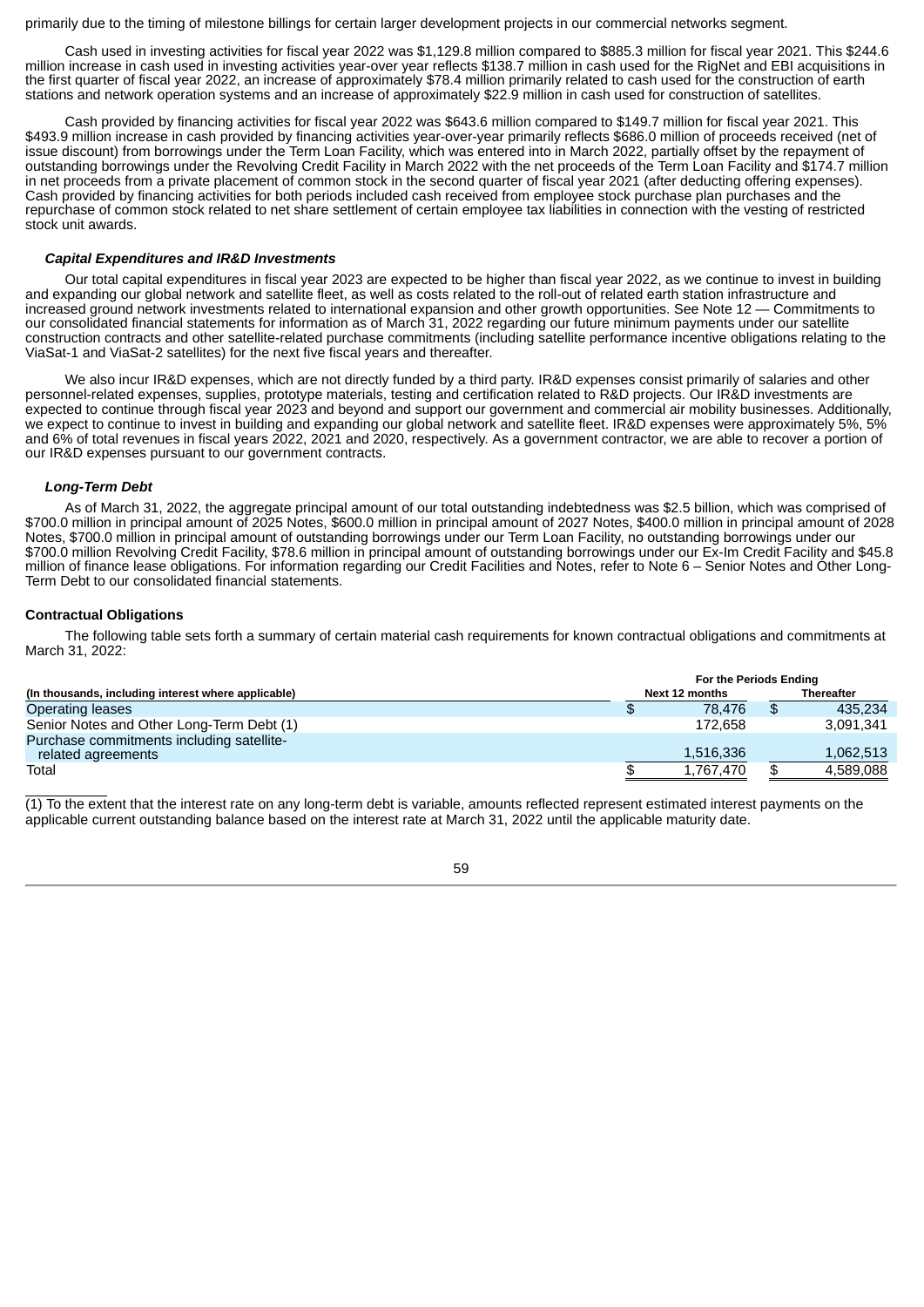primarily due to the timing of milestone billings for certain larger development projects in our commercial networks segment.

Cash used in investing activities for fiscal year 2022 was $1,129.8 million compared to $885.3 million for fiscal year 2021. This $244.6 million increase in cash used in investing activities year-over year reflects $138.7 million in cash used for the RigNet and EBI acquisitions in the first quarter of fiscal year 2022, an increase of approximately $78.4 million primarily related to cash used for the construction of earth stations and network operation systems and an increase of approximately $22.9 million in cash used for construction of satellites.

Cash provided by financing activities for fiscal year 2022 was $643.6 million compared to $149.7 million for fiscal year 2021. This $493.9 million increase in cash provided by financing activities year-over-year primarily reflects $686.0 million of proceeds received (net of issue discount) from borrowings under the Term Loan Facility, which was entered into in March 2022, partially offset by the repayment of outstanding borrowings under the Revolving Credit Facility in March 2022 with the net proceeds of the Term Loan Facility and $174.7 million in net proceeds from a private placement of common stock in the second quarter of fiscal year 2021 (after deducting offering expenses). Cash provided by financing activities for both periods included cash received from employee stock purchase plan purchases and the repurchase of common stock related to net share settlement of certain employee tax liabilities in connection with the vesting of restricted stock unit awards.

### *Capital Expenditures and IR&D Investments*

Our total capital expenditures in fiscal year 2023 are expected to be higher than fiscal year 2022, as we continue to invest in building and expanding our global network and satellite fleet, as well as costs related to the roll-out of related earth station infrastructure and increased ground network investments related to international expansion and other growth opportunities. See Note 12 — Commitments to our consolidated financial statements for information as of March 31, 2022 regarding our future minimum payments under our satellite construction contracts and other satellite-related purchase commitments (including satellite performance incentive obligations relating to the ViaSat-1 and ViaSat-2 satellites) for the next five fiscal years and thereafter.

We also incur IR&D expenses, which are not directly funded by a third party. IR&D expenses consist primarily of salaries and other personnel-related expenses, supplies, prototype materials, testing and certification related to R&D projects. Our IR&D investments are expected to continue through fiscal year 2023 and beyond and support our government and commercial air mobility businesses. Additionally, we expect to continue to invest in building and expanding our global network and satellite fleet. IR&D expenses were approximately 5%, 5% and 6% of total revenues in fiscal years 2022, 2021 and 2020, respectively. As a government contractor, we are able to recover a portion of our IR&D expenses pursuant to our government contracts.

### *Long-Term Debt*

As of March 31, 2022, the aggregate principal amount of our total outstanding indebtedness was $2.5 billion, which was comprised of $700.0 million in principal amount of 2025 Notes, $600.0 million in principal amount of 2027 Notes, $400.0 million in principal amount of 2028 Notes, $700.0 million in principal amount of outstanding borrowings under our Term Loan Facility, no outstanding borrowings under our $700.0 million Revolving Credit Facility, $78.6 million in principal amount of outstanding borrowings under our Ex-Im Credit Facility and $45.8 million of finance lease obligations. For information regarding our Credit Facilities and Notes, refer to Note 6 – Senior Notes and Other Long-Term Debt to our consolidated financial statements.

## Contractual Obligations

The following table sets forth a summary of certain material cash requirements for known contractual obligations and commitments at March 31, 2022:

| (In thousands, including interest where applicable) | For the Periods Ending | |
|---|---|---|
| | Next 12 months | Thereafter |
| Operating leases | $ 78,476 | $ 435,234 |
| Senior Notes and Other Long-Term Debt (1) | 172,658 | 3,091,341 |
| Purchase commitments including satellite-related agreements | 1,516,336 | 1,062,513 |
| Total | $ 1,767,470 | $ 4,589,088 |

(1) To the extent that the interest rate on any long-term debt is variable, amounts reflected represent estimated interest payments on the applicable current outstanding balance based on the interest rate at March 31, 2022 until the applicable maturity date.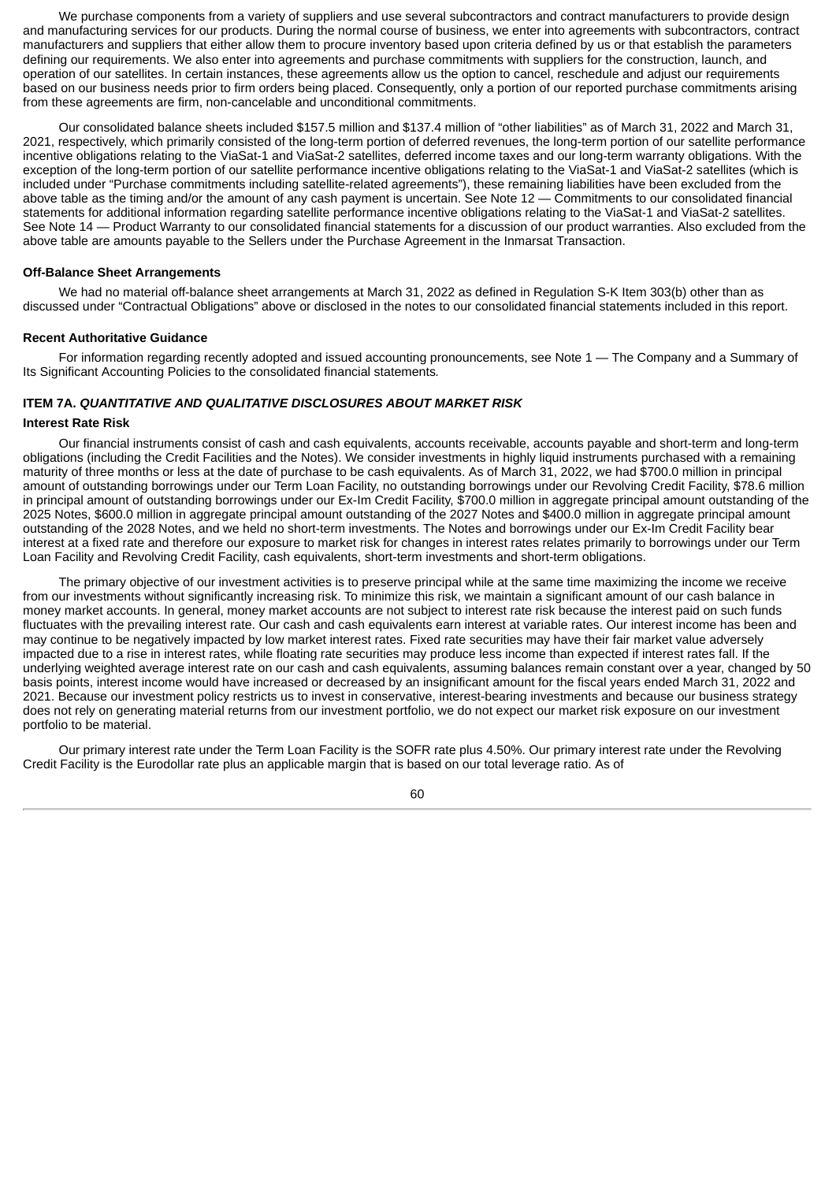We purchase components from a variety of suppliers and use several subcontractors and contract manufacturers to provide design and manufacturing services for our products. During the normal course of business, we enter into agreements with subcontractors, contract manufacturers and suppliers that either allow them to procure inventory based upon criteria defined by us or that establish the parameters defining our requirements. We also enter into agreements and purchase commitments with suppliers for the construction, launch, and operation of our satellites. In certain instances, these agreements allow us the option to cancel, reschedule and adjust our requirements based on our business needs prior to firm orders being placed. Consequently, only a portion of our reported purchase commitments arising from these agreements are firm, non-cancelable and unconditional commitments.

Our consolidated balance sheets included $157.5 million and $137.4 million of "other liabilities" as of March 31, 2022 and March 31, 2021, respectively, which primarily consisted of the long-term portion of deferred revenues, the long-term portion of our satellite performance incentive obligations relating to the ViaSat-1 and ViaSat-2 satellites, deferred income taxes and our long-term warranty obligations. With the exception of the long-term portion of our satellite performance incentive obligations relating to the ViaSat-1 and ViaSat-2 satellites (which is included under "Purchase commitments including satellite-related agreements"), these remaining liabilities have been excluded from the above table as the timing and/or the amount of any cash payment is uncertain. See Note 12 — Commitments to our consolidated financial statements for additional information regarding satellite performance incentive obligations relating to the ViaSat-1 and ViaSat-2 satellites. See Note 14 — Product Warranty to our consolidated financial statements for a discussion of our product warranties. Also excluded from the above table are amounts payable to the Sellers under the Purchase Agreement in the Inmarsat Transaction.

**Off-Balance Sheet Arrangements**

We had no material off-balance sheet arrangements at March 31, 2022 as defined in Regulation S-K Item 303(b) other than as discussed under "Contractual Obligations" above or disclosed in the notes to our consolidated financial statements included in this report.

**Recent Authoritative Guidance**

For information regarding recently adopted and issued accounting pronouncements, see Note 1 — The Company and a Summary of Its Significant Accounting Policies to the consolidated financial statements*.*

## ITEM 7A. *QUANTITATIVE AND QUALITATIVE DISCLOSURES ABOUT MARKET RISK*

**Interest Rate Risk**

Our financial instruments consist of cash and cash equivalents, accounts receivable, accounts payable and short-term and long-term obligations (including the Credit Facilities and the Notes). We consider investments in highly liquid instruments purchased with a remaining maturity of three months or less at the date of purchase to be cash equivalents. As of March 31, 2022, we had $700.0 million in principal amount of outstanding borrowings under our Term Loan Facility, no outstanding borrowings under our Revolving Credit Facility, $78.6 million in principal amount of outstanding borrowings under our Ex-Im Credit Facility, $700.0 million in aggregate principal amount outstanding of the 2025 Notes, $600.0 million in aggregate principal amount outstanding of the 2027 Notes and $400.0 million in aggregate principal amount outstanding of the 2028 Notes, and we held no short-term investments. The Notes and borrowings under our Ex-Im Credit Facility bear interest at a fixed rate and therefore our exposure to market risk for changes in interest rates relates primarily to borrowings under our Term Loan Facility and Revolving Credit Facility, cash equivalents, short-term investments and short-term obligations.

The primary objective of our investment activities is to preserve principal while at the same time maximizing the income we receive from our investments without significantly increasing risk. To minimize this risk, we maintain a significant amount of our cash balance in money market accounts. In general, money market accounts are not subject to interest rate risk because the interest paid on such funds fluctuates with the prevailing interest rate. Our cash and cash equivalents earn interest at variable rates. Our interest income has been and may continue to be negatively impacted by low market interest rates. Fixed rate securities may have their fair market value adversely impacted due to a rise in interest rates, while floating rate securities may produce less income than expected if interest rates fall. If the underlying weighted average interest rate on our cash and cash equivalents, assuming balances remain constant over a year, changed by 50 basis points, interest income would have increased or decreased by an insignificant amount for the fiscal years ended March 31, 2022 and 2021. Because our investment policy restricts us to invest in conservative, interest-bearing investments and because our business strategy does not rely on generating material returns from our investment portfolio, we do not expect our market risk exposure on our investment portfolio to be material.

Our primary interest rate under the Term Loan Facility is the SOFR rate plus 4.50%. Our primary interest rate under the Revolving Credit Facility is the Eurodollar rate plus an applicable margin that is based on our total leverage ratio. As of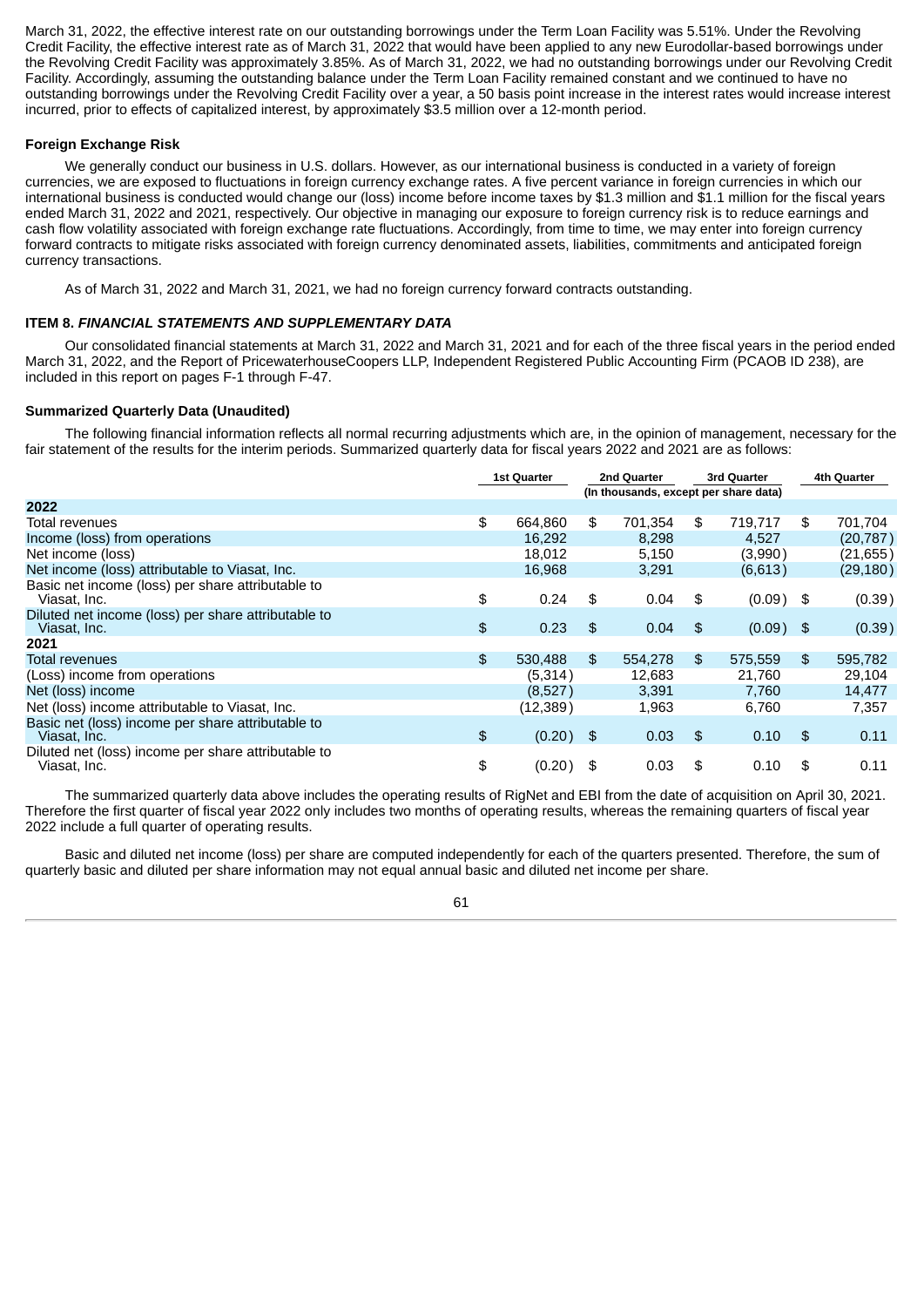March 31, 2022, the effective interest rate on our outstanding borrowings under the Term Loan Facility was 5.51%. Under the Revolving Credit Facility, the effective interest rate as of March 31, 2022 that would have been applied to any new Eurodollar-based borrowings under the Revolving Credit Facility was approximately 3.85%. As of March 31, 2022, we had no outstanding borrowings under our Revolving Credit Facility. Accordingly, assuming the outstanding balance under the Term Loan Facility remained constant and we continued to have no outstanding borrowings under the Revolving Credit Facility over a year, a 50 basis point increase in the interest rates would increase interest incurred, prior to effects of capitalized interest, by approximately $3.5 million over a 12-month period.

**Foreign Exchange Risk**

We generally conduct our business in U.S. dollars. However, as our international business is conducted in a variety of foreign currencies, we are exposed to fluctuations in foreign currency exchange rates. A five percent variance in foreign currencies in which our international business is conducted would change our (loss) income before income taxes by $1.3 million and $1.1 million for the fiscal years ended March 31, 2022 and 2021, respectively. Our objective in managing our exposure to foreign currency risk is to reduce earnings and cash flow volatility associated with foreign exchange rate fluctuations. Accordingly, from time to time, we may enter into foreign currency forward contracts to mitigate risks associated with foreign currency denominated assets, liabilities, commitments and anticipated foreign currency transactions.

As of March 31, 2022 and March 31, 2021, we had no foreign currency forward contracts outstanding.

## ITEM 8. *FINANCIAL STATEMENTS AND SUPPLEMENTARY DATA*

Our consolidated financial statements at March 31, 2022 and March 31, 2021 and for each of the three fiscal years in the period ended March 31, 2022, and the Report of PricewaterhouseCoopers LLP, Independent Registered Public Accounting Firm (PCAOB ID 238), are included in this report on pages F-1 through F-47.

**Summarized Quarterly Data (Unaudited)**

The following financial information reflects all normal recurring adjustments which are, in the opinion of management, necessary for the fair statement of the results for the interim periods. Summarized quarterly data for fiscal years 2022 and 2021 are as follows:

| | 1st Quarter | 2nd Quarter | 3rd Quarter | 4th Quarter |
|---|---|---|---|---|
| | (In thousands, except per share data) | | | |
| **2022** | | | | |
| Total revenues | $ 664,860 | $ 701,354 | $ 719,717 | $ 701,704 |
| Income (loss) from operations | 16,292 | 8,298 | 4,527 | (20,787) |
| Net income (loss) | 18,012 | 5,150 | (3,990) | (21,655) |
| Net income (loss) attributable to Viasat, Inc. | 16,968 | 3,291 | (6,613) | (29,180) |
| Basic net income (loss) per share attributable to Viasat, Inc. | $ 0.24 | $ 0.04 | $ (0.09) | $ (0.39) |
| Diluted net income (loss) per share attributable to Viasat, Inc. | $ 0.23 | $ 0.04 | $ (0.09) | $ (0.39) |
| **2021** | | | | |
| Total revenues | $ 530,488 | $ 554,278 | $ 575,559 | $ 595,782 |
| (Loss) income from operations | (5,314) | 12,683 | 21,760 | 29,104 |
| Net (loss) income | (8,527) | 3,391 | 7,760 | 14,477 |
| Net (loss) income attributable to Viasat, Inc. | (12,389) | 1,963 | 6,760 | 7,357 |
| Basic net (loss) income per share attributable to Viasat, Inc. | $ (0.20) | $ 0.03 | $ 0.10 | $ 0.11 |
| Diluted net (loss) income per share attributable to Viasat, Inc. | $ (0.20) | $ 0.03 | $ 0.10 | $ 0.11 |

The summarized quarterly data above includes the operating results of RigNet and EBI from the date of acquisition on April 30, 2021. Therefore the first quarter of fiscal year 2022 only includes two months of operating results, whereas the remaining quarters of fiscal year 2022 include a full quarter of operating results.

Basic and diluted net income (loss) per share are computed independently for each of the quarters presented. Therefore, the sum of quarterly basic and diluted per share information may not equal annual basic and diluted net income per share.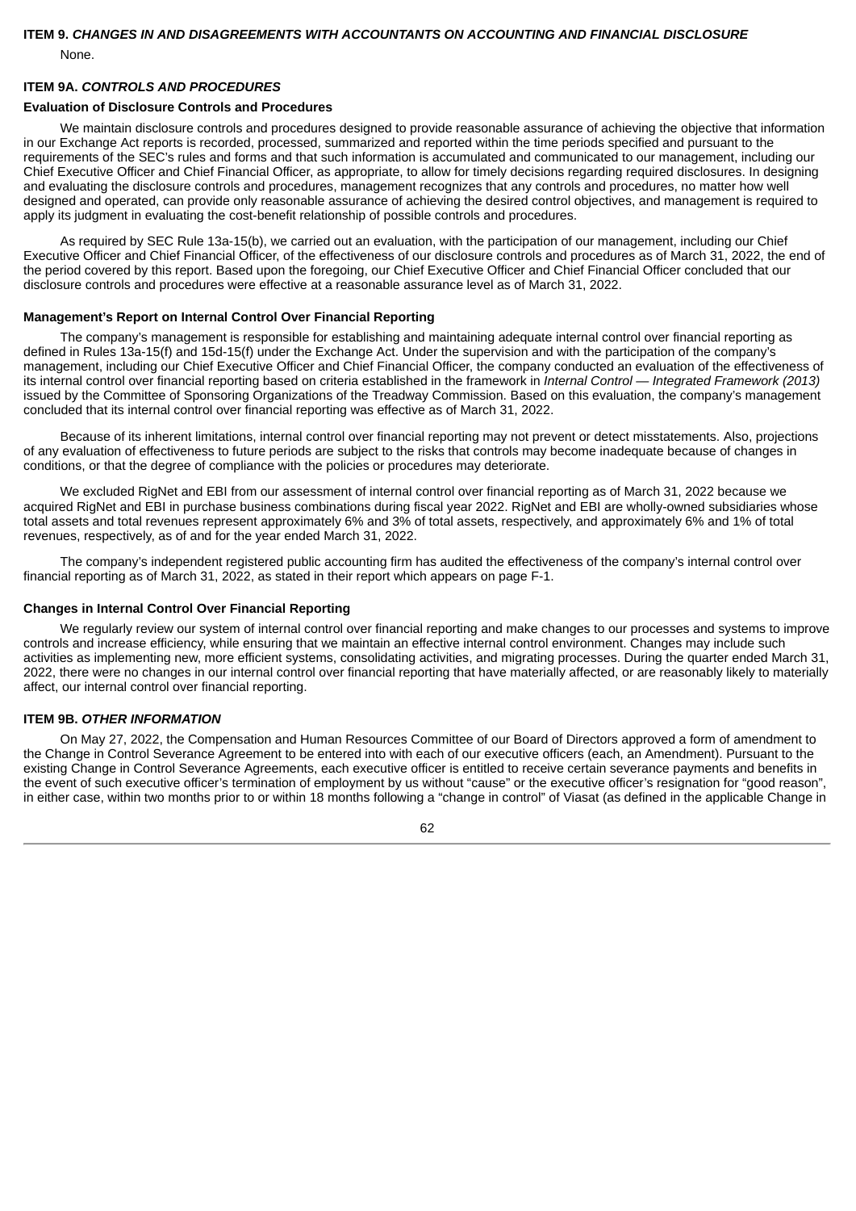## ITEM 9. *CHANGES IN AND DISAGREEMENTS WITH ACCOUNTANTS ON ACCOUNTING AND FINANCIAL DISCLOSURE*

None.

## ITEM 9A. *CONTROLS AND PROCEDURES*

### Evaluation of Disclosure Controls and Procedures

We maintain disclosure controls and procedures designed to provide reasonable assurance of achieving the objective that information in our Exchange Act reports is recorded, processed, summarized and reported within the time periods specified and pursuant to the requirements of the SEC's rules and forms and that such information is accumulated and communicated to our management, including our Chief Executive Officer and Chief Financial Officer, as appropriate, to allow for timely decisions regarding required disclosures. In designing and evaluating the disclosure controls and procedures, management recognizes that any controls and procedures, no matter how well designed and operated, can provide only reasonable assurance of achieving the desired control objectives, and management is required to apply its judgment in evaluating the cost-benefit relationship of possible controls and procedures.

As required by SEC Rule 13a-15(b), we carried out an evaluation, with the participation of our management, including our Chief Executive Officer and Chief Financial Officer, of the effectiveness of our disclosure controls and procedures as of March 31, 2022, the end of the period covered by this report. Based upon the foregoing, our Chief Executive Officer and Chief Financial Officer concluded that our disclosure controls and procedures were effective at a reasonable assurance level as of March 31, 2022.

### Management's Report on Internal Control Over Financial Reporting

The company's management is responsible for establishing and maintaining adequate internal control over financial reporting as defined in Rules 13a-15(f) and 15d-15(f) under the Exchange Act. Under the supervision and with the participation of the company's management, including our Chief Executive Officer and Chief Financial Officer, the company conducted an evaluation of the effectiveness of its internal control over financial reporting based on criteria established in the framework in *Internal Control — Integrated Framework (2013)* issued by the Committee of Sponsoring Organizations of the Treadway Commission. Based on this evaluation, the company's management concluded that its internal control over financial reporting was effective as of March 31, 2022.

Because of its inherent limitations, internal control over financial reporting may not prevent or detect misstatements. Also, projections of any evaluation of effectiveness to future periods are subject to the risks that controls may become inadequate because of changes in conditions, or that the degree of compliance with the policies or procedures may deteriorate.

We excluded RigNet and EBI from our assessment of internal control over financial reporting as of March 31, 2022 because we acquired RigNet and EBI in purchase business combinations during fiscal year 2022. RigNet and EBI are wholly-owned subsidiaries whose total assets and total revenues represent approximately 6% and 3% of total assets, respectively, and approximately 6% and 1% of total revenues, respectively, as of and for the year ended March 31, 2022.

The company's independent registered public accounting firm has audited the effectiveness of the company's internal control over financial reporting as of March 31, 2022, as stated in their report which appears on page F-1.

### Changes in Internal Control Over Financial Reporting

We regularly review our system of internal control over financial reporting and make changes to our processes and systems to improve controls and increase efficiency, while ensuring that we maintain an effective internal control environment. Changes may include such activities as implementing new, more efficient systems, consolidating activities, and migrating processes. During the quarter ended March 31, 2022, there were no changes in our internal control over financial reporting that have materially affected, or are reasonably likely to materially affect, our internal control over financial reporting.

## ITEM 9B. *OTHER INFORMATION*

On May 27, 2022, the Compensation and Human Resources Committee of our Board of Directors approved a form of amendment to the Change in Control Severance Agreement to be entered into with each of our executive officers (each, an Amendment). Pursuant to the existing Change in Control Severance Agreements, each executive officer is entitled to receive certain severance payments and benefits in the event of such executive officer's termination of employment by us without "cause" or the executive officer's resignation for "good reason", in either case, within two months prior to or within 18 months following a "change in control" of Viasat (as defined in the applicable Change in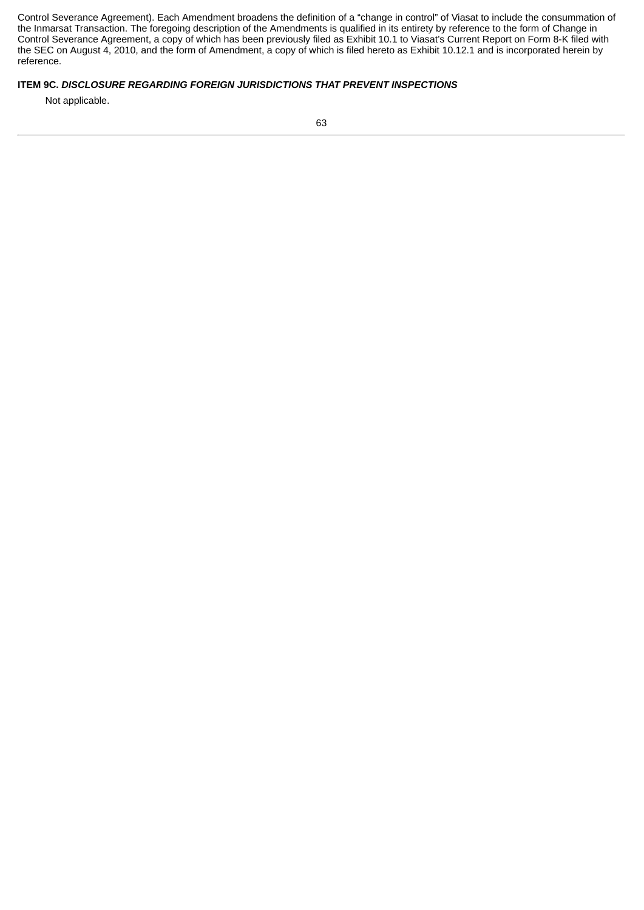Control Severance Agreement). Each Amendment broadens the definition of a "change in control" of Viasat to include the consummation of the Inmarsat Transaction. The foregoing description of the Amendments is qualified in its entirety by reference to the form of Change in Control Severance Agreement, a copy of which has been previously filed as Exhibit 10.1 to Viasat's Current Report on Form 8-K filed with the SEC on August 4, 2010, and the form of Amendment, a copy of which is filed hereto as Exhibit 10.12.1 and is incorporated herein by reference.

## ITEM 9C. *DISCLOSURE REGARDING FOREIGN JURISDICTIONS THAT PREVENT INSPECTIONS*

Not applicable.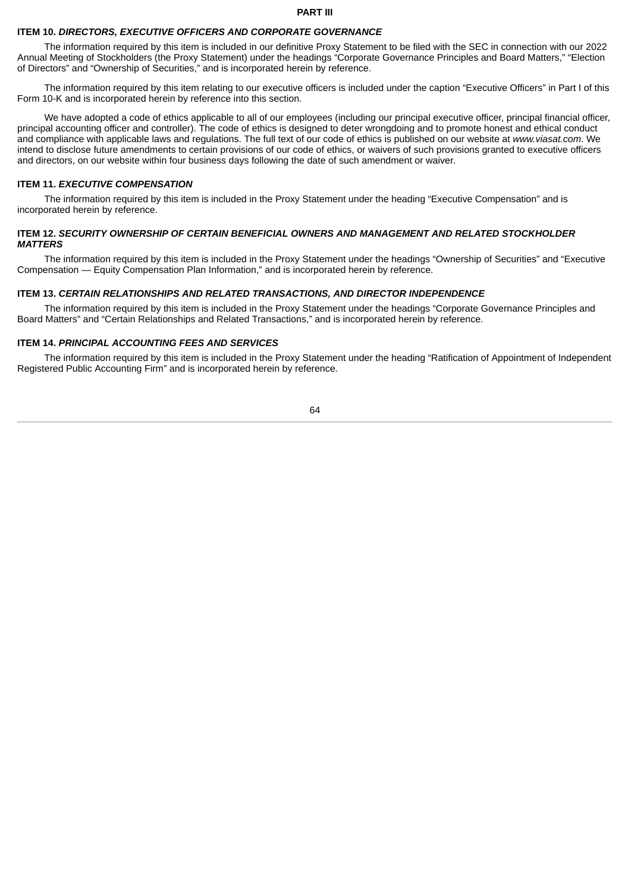# PART III

## ITEM 10. *DIRECTORS, EXECUTIVE OFFICERS AND CORPORATE GOVERNANCE*

The information required by this item is included in our definitive Proxy Statement to be filed with the SEC in connection with our 2022 Annual Meeting of Stockholders (the Proxy Statement) under the headings "Corporate Governance Principles and Board Matters," "Election of Directors" and "Ownership of Securities," and is incorporated herein by reference.

The information required by this item relating to our executive officers is included under the caption "Executive Officers" in Part I of this Form 10-K and is incorporated herein by reference into this section.

We have adopted a code of ethics applicable to all of our employees (including our principal executive officer, principal financial officer, principal accounting officer and controller). The code of ethics is designed to deter wrongdoing and to promote honest and ethical conduct and compliance with applicable laws and regulations. The full text of our code of ethics is published on our website at *www.viasat.com*. We intend to disclose future amendments to certain provisions of our code of ethics, or waivers of such provisions granted to executive officers and directors, on our website within four business days following the date of such amendment or waiver.

## ITEM 11. *EXECUTIVE COMPENSATION*

The information required by this item is included in the Proxy Statement under the heading "Executive Compensation" and is incorporated herein by reference.

## ITEM 12. *SECURITY OWNERSHIP OF CERTAIN BENEFICIAL OWNERS AND MANAGEMENT AND RELATED STOCKHOLDER MATTERS*

The information required by this item is included in the Proxy Statement under the headings "Ownership of Securities" and "Executive Compensation — Equity Compensation Plan Information," and is incorporated herein by reference.

## ITEM 13. *CERTAIN RELATIONSHIPS AND RELATED TRANSACTIONS, AND DIRECTOR INDEPENDENCE*

The information required by this item is included in the Proxy Statement under the headings "Corporate Governance Principles and Board Matters" and "Certain Relationships and Related Transactions," and is incorporated herein by reference.

## ITEM 14. *PRINCIPAL ACCOUNTING FEES AND SERVICES*

The information required by this item is included in the Proxy Statement under the heading "Ratification of Appointment of Independent Registered Public Accounting Firm" and is incorporated herein by reference.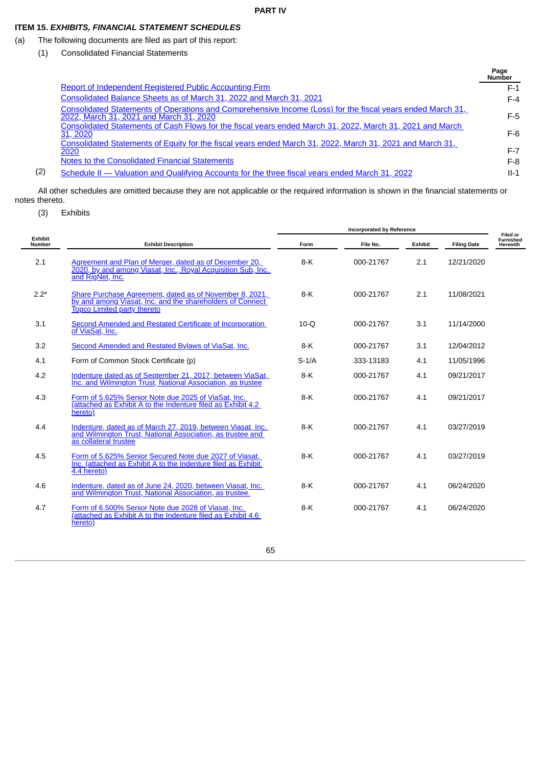# PART IV

## ITEM 15. *EXHIBITS, FINANCIAL STATEMENT SCHEDULES*

(a) The following documents are filed as part of this report:

(1) Consolidated Financial Statements

| | Page Number |
|---|---|
| Report of Independent Registered Public Accounting Firm | F-1 |
| Consolidated Balance Sheets as of March 31, 2022 and March 31, 2021 | F-4 |
| Consolidated Statements of Operations and Comprehensive Income (Loss) for the fiscal years ended March 31, 2022, March 31, 2021 and March 31, 2020 | F-5 |
| Consolidated Statements of Cash Flows for the fiscal years ended March 31, 2022, March 31, 2021 and March 31, 2020 | F-6 |
| Consolidated Statements of Equity for the fiscal years ended March 31, 2022, March 31, 2021 and March 31, 2020 | F-7 |
| Notes to the Consolidated Financial Statements | F-8 |
| (2) Schedule II — Valuation and Qualifying Accounts for the three fiscal years ended March 31, 2022 | II-1 |

All other schedules are omitted because they are not applicable or the required information is shown in the financial statements or notes thereto.

(3) Exhibits

| Exhibit Number | Exhibit Description | Incorporated by Reference | | | | Filed or Furnished Herewith |
|---|---|---|---|---|---|---|
| | | Form | File No. | Exhibit | Filing Date | |
| 2.1 | Agreement and Plan of Merger, dated as of December 20, 2020, by and among Viasat, Inc., Royal Acquisition Sub, Inc. and RigNet, Inc. | 8-K | 000-21767 | 2.1 | 12/21/2020 | |
| 2.2* | Share Purchase Agreement, dated as of November 8, 2021, by and among Viasat, Inc. and the shareholders of Connect Topco Limited party thereto | 8-K | 000-21767 | 2.1 | 11/08/2021 | |
| 3.1 | Second Amended and Restated Certificate of Incorporation of ViaSat, Inc. | 10-Q | 000-21767 | 3.1 | 11/14/2000 | |
| 3.2 | Second Amended and Restated Bylaws of ViaSat, Inc. | 8-K | 000-21767 | 3.1 | 12/04/2012 | |
| 4.1 | Form of Common Stock Certificate (p) | S-1/A | 333-13183 | 4.1 | 11/05/1996 | |
| 4.2 | Indenture dated as of September 21, 2017, between ViaSat, Inc. and Wilmington Trust, National Association, as trustee | 8-K | 000-21767 | 4.1 | 09/21/2017 | |
| 4.3 | Form of 5.625% Senior Note due 2025 of ViaSat, Inc. (attached as Exhibit A to the Indenture filed as Exhibit 4.2 hereto) | 8-K | 000-21767 | 4.1 | 09/21/2017 | |
| 4.4 | Indenture, dated as of March 27, 2019, between Viasat, Inc. and Wilmington Trust, National Association, as trustee and as collateral trustee | 8-K | 000-21767 | 4.1 | 03/27/2019 | |
| 4.5 | Form of 5.625% Senior Secured Note due 2027 of Viasat, Inc. (attached as Exhibit A to the Indenture filed as Exhibit 4.4 hereto) | 8-K | 000-21767 | 4.1 | 03/27/2019 | |
| 4.6 | Indenture, dated as of June 24, 2020, between Viasat, Inc. and Wilmington Trust, National Association, as trustee. | 8-K | 000-21767 | 4.1 | 06/24/2020 | |
| 4.7 | Form of 6.500% Senior Note due 2028 of Viasat, Inc. (attached as Exhibit A to the Indenture filed as Exhibit 4.6 hereto) | 8-K | 000-21767 | 4.1 | 06/24/2020 | |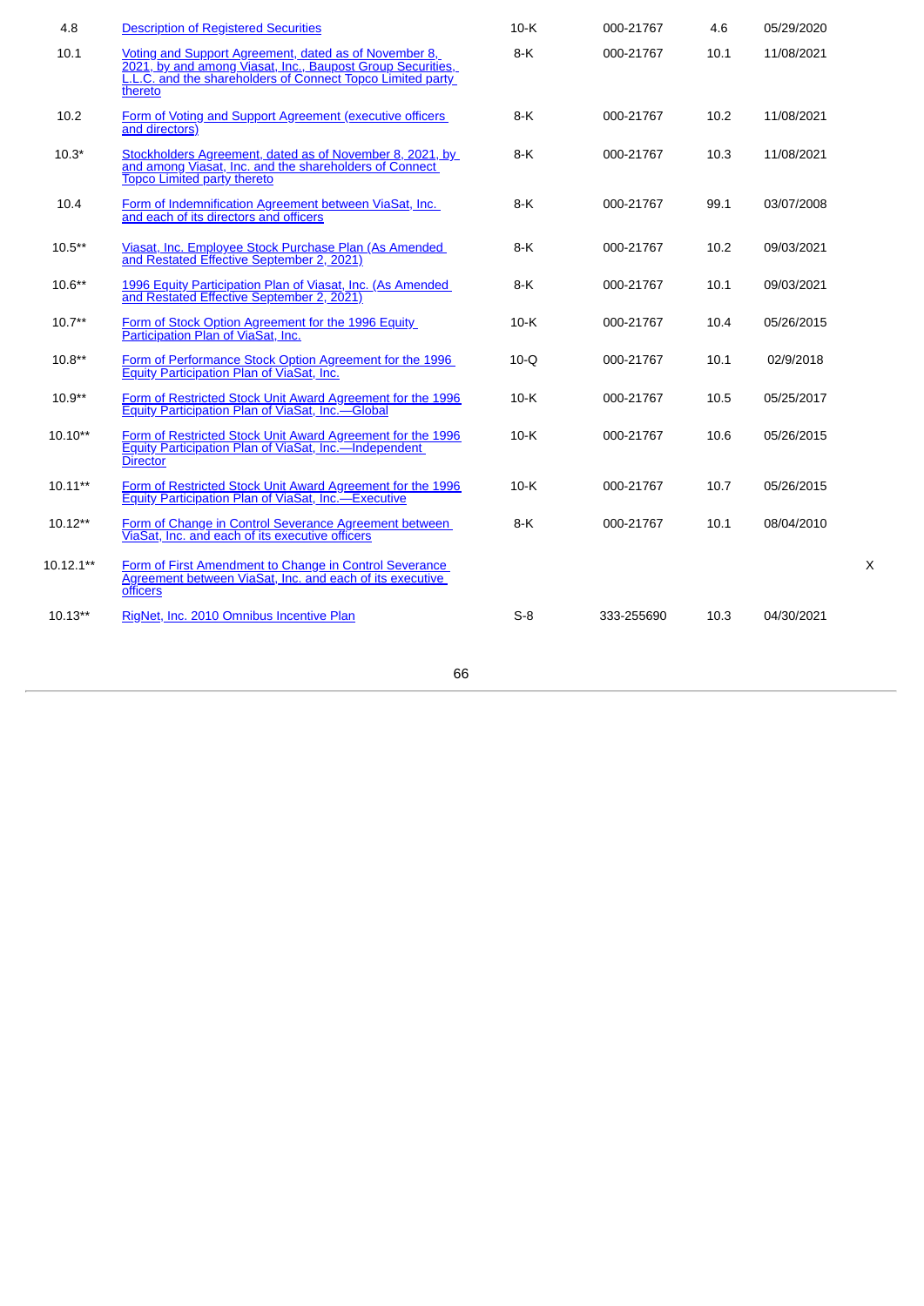| | | | | | | |
|---|---|---|---|---|---|---|
| 4.8 | Description of Registered Securities | 10-K | 000-21767 | 4.6 | 05/29/2020 | |
| 10.1 | Voting and Support Agreement, dated as of November 8, 2021, by and among Viasat, Inc., Baupost Group Securities, L.L.C. and the shareholders of Connect Topco Limited party thereto | 8-K | 000-21767 | 10.1 | 11/08/2021 | |
| 10.2 | Form of Voting and Support Agreement (executive officers and directors) | 8-K | 000-21767 | 10.2 | 11/08/2021 | |
| 10.3* | Stockholders Agreement, dated as of November 8, 2021, by and among Viasat, Inc. and the shareholders of Connect Topco Limited party thereto | 8-K | 000-21767 | 10.3 | 11/08/2021 | |
| 10.4 | Form of Indemnification Agreement between ViaSat, Inc. and each of its directors and officers | 8-K | 000-21767 | 99.1 | 03/07/2008 | |
| 10.5** | Viasat, Inc. Employee Stock Purchase Plan (As Amended and Restated Effective September 2, 2021) | 8-K | 000-21767 | 10.2 | 09/03/2021 | |
| 10.6** | 1996 Equity Participation Plan of Viasat, Inc. (As Amended and Restated Effective September 2, 2021) | 8-K | 000-21767 | 10.1 | 09/03/2021 | |
| 10.7** | Form of Stock Option Agreement for the 1996 Equity Participation Plan of ViaSat, Inc. | 10-K | 000-21767 | 10.4 | 05/26/2015 | |
| 10.8** | Form of Performance Stock Option Agreement for the 1996 Equity Participation Plan of ViaSat, Inc. | 10-Q | 000-21767 | 10.1 | 02/9/2018 | |
| 10.9** | Form of Restricted Stock Unit Award Agreement for the 1996 Equity Participation Plan of ViaSat, Inc.—Global | 10-K | 000-21767 | 10.5 | 05/25/2017 | |
| 10.10** | Form of Restricted Stock Unit Award Agreement for the 1996 Equity Participation Plan of ViaSat, Inc.—Independent Director | 10-K | 000-21767 | 10.6 | 05/26/2015 | |
| 10.11** | Form of Restricted Stock Unit Award Agreement for the 1996 Equity Participation Plan of ViaSat, Inc.—Executive | 10-K | 000-21767 | 10.7 | 05/26/2015 | |
| 10.12** | Form of Change in Control Severance Agreement between ViaSat, Inc. and each of its executive officers | 8-K | 000-21767 | 10.1 | 08/04/2010 | |
| 10.12.1** | Form of First Amendment to Change in Control Severance Agreement between ViaSat, Inc. and each of its executive officers | | | | | X |
| 10.13** | RigNet, Inc. 2010 Omnibus Incentive Plan | S-8 | 333-255690 | 10.3 | 04/30/2021 | |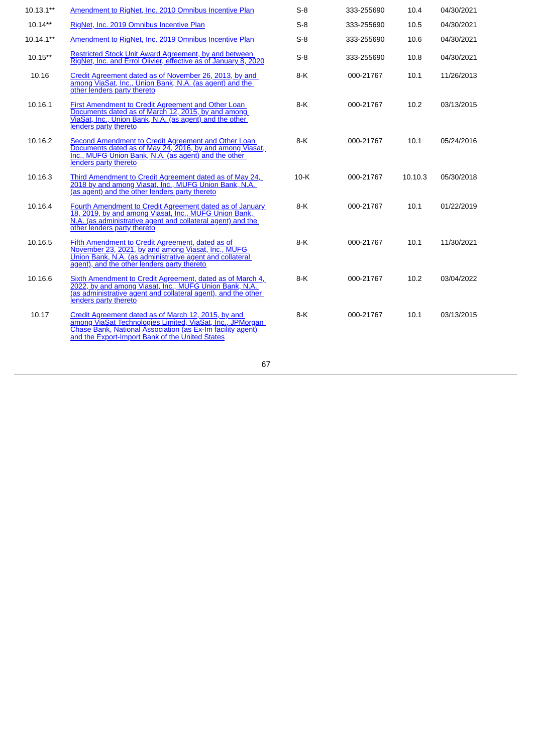| | | | | | |
|---|---|---|---|---|---|
| 10.13.1** | Amendment to RigNet, Inc. 2010 Omnibus Incentive Plan | S-8 | 333-255690 | 10.4 | 04/30/2021 |
| 10.14** | RigNet, Inc. 2019 Omnibus Incentive Plan | S-8 | 333-255690 | 10.5 | 04/30/2021 |
| 10.14.1** | Amendment to RigNet, Inc. 2019 Omnibus Incentive Plan | S-8 | 333-255690 | 10.6 | 04/30/2021 |
| 10.15** | Restricted Stock Unit Award Agreement, by and between RigNet, Inc. and Errol Olivier, effective as of January 8, 2020 | S-8 | 333-255690 | 10.8 | 04/30/2021 |
| 10.16 | Credit Agreement dated as of November 26, 2013, by and among ViaSat, Inc., Union Bank, N.A. (as agent) and the other lenders party thereto | 8-K | 000-21767 | 10.1 | 11/26/2013 |
| 10.16.1 | First Amendment to Credit Agreement and Other Loan Documents dated as of March 12, 2015, by and among ViaSat, Inc., Union Bank, N.A. (as agent) and the other lenders party thereto | 8-K | 000-21767 | 10.2 | 03/13/2015 |
| 10.16.2 | Second Amendment to Credit Agreement and Other Loan Documents dated as of May 24, 2016, by and among Viasat, Inc., MUFG Union Bank, N.A. (as agent) and the other lenders party thereto | 8-K | 000-21767 | 10.1 | 05/24/2016 |
| 10.16.3 | Third Amendment to Credit Agreement dated as of May 24, 2018 by and among Viasat, Inc., MUFG Union Bank, N.A. (as agent) and the other lenders party thereto | 10-K | 000-21767 | 10.10.3 | 05/30/2018 |
| 10.16.4 | Fourth Amendment to Credit Agreement dated as of January 18, 2019, by and among Viasat, Inc., MUFG Union Bank, N.A. (as administrative agent and collateral agent) and the other lenders party thereto | 8-K | 000-21767 | 10.1 | 01/22/2019 |
| 10.16.5 | Fifth Amendment to Credit Agreement, dated as of November 23, 2021, by and among Viasat, Inc., MUFG Union Bank, N.A. (as administrative agent and collateral agent), and the other lenders party thereto | 8-K | 000-21767 | 10.1 | 11/30/2021 |
| 10.16.6 | Sixth Amendment to Credit Agreement, dated as of March 4, 2022, by and among Viasat, Inc., MUFG Union Bank, N.A. (as administrative agent and collateral agent), and the other lenders party thereto | 8-K | 000-21767 | 10.2 | 03/04/2022 |
| 10.17 | Credit Agreement dated as of March 12, 2015, by and among ViaSat Technologies Limited, ViaSat, Inc., JPMorgan Chase Bank, National Association (as Ex-Im facility agent) and the Export-Import Bank of the United States | 8-K | 000-21767 | 10.1 | 03/13/2015 |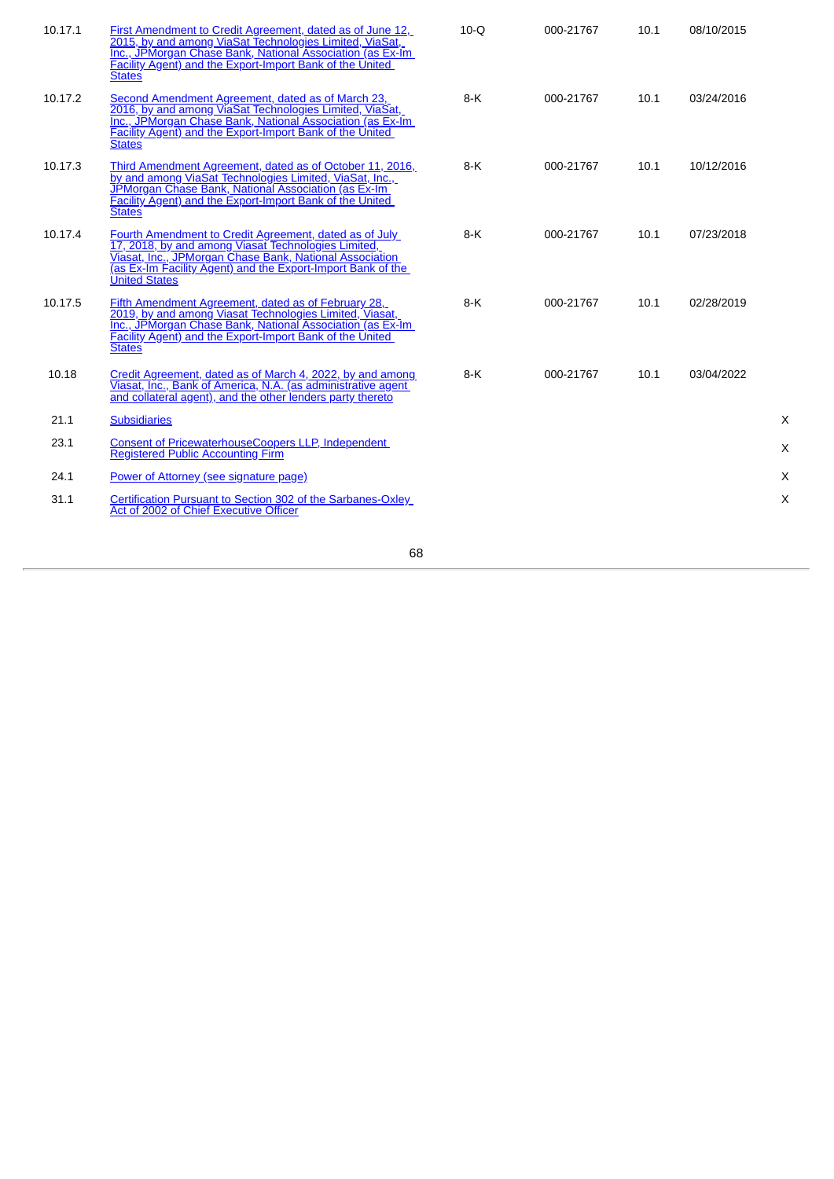| | | | | | | |
|---|---|---|---|---|---|---|
| 10.17.1 | First Amendment to Credit Agreement, dated as of June 12, 2015, by and among ViaSat Technologies Limited, ViaSat, Inc., JPMorgan Chase Bank, National Association (as Ex-Im Facility Agent) and the Export-Import Bank of the United States | 10-Q | 000-21767 | 10.1 | 08/10/2015 | |
| 10.17.2 | Second Amendment Agreement, dated as of March 23, 2016, by and among ViaSat Technologies Limited, ViaSat, Inc., JPMorgan Chase Bank, National Association (as Ex-Im Facility Agent) and the Export-Import Bank of the United States | 8-K | 000-21767 | 10.1 | 03/24/2016 | |
| 10.17.3 | Third Amendment Agreement, dated as of October 11, 2016, by and among ViaSat Technologies Limited, ViaSat, Inc., JPMorgan Chase Bank, National Association (as Ex-Im Facility Agent) and the Export-Import Bank of the United States | 8-K | 000-21767 | 10.1 | 10/12/2016 | |
| 10.17.4 | Fourth Amendment to Credit Agreement, dated as of July 17, 2018, by and among Viasat Technologies Limited, Viasat, Inc., JPMorgan Chase Bank, National Association (as Ex-Im Facility Agent) and the Export-Import Bank of the United States | 8-K | 000-21767 | 10.1 | 07/23/2018 | |
| 10.17.5 | Fifth Amendment Agreement, dated as of February 28, 2019, by and among Viasat Technologies Limited, Viasat, Inc., JPMorgan Chase Bank, National Association (as Ex-Im Facility Agent) and the Export-Import Bank of the United States | 8-K | 000-21767 | 10.1 | 02/28/2019 | |
| 10.18 | Credit Agreement, dated as of March 4, 2022, by and among Viasat, Inc., Bank of America, N.A. (as administrative agent and collateral agent), and the other lenders party thereto | 8-K | 000-21767 | 10.1 | 03/04/2022 | |
| 21.1 | Subsidiaries | | | | | X |
| 23.1 | Consent of PricewaterhouseCoopers LLP, Independent Registered Public Accounting Firm | | | | | X |
| 24.1 | Power of Attorney (see signature page) | | | | | X |
| 31.1 | Certification Pursuant to Section 302 of the Sarbanes-Oxley Act of 2002 of Chief Executive Officer | | | | | X |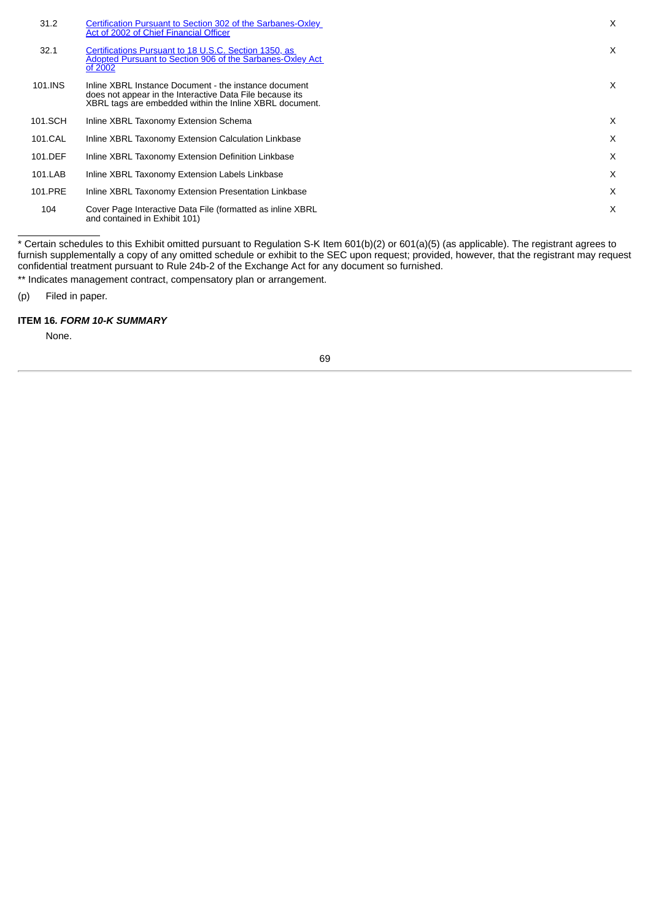| | | |
|---|---|---|
| 31.2 | [Certification Pursuant to Section 302 of the Sarbanes-Oxley Act of 2002 of Chief Financial Officer]() | X |
| 32.1 | [Certifications Pursuant to 18 U.S.C. Section 1350, as Adopted Pursuant to Section 906 of the Sarbanes-Oxley Act of 2002]() | X |
| 101.INS | Inline XBRL Instance Document - the instance document does not appear in the Interactive Data File because its XBRL tags are embedded within the Inline XBRL document. | X |
| 101.SCH | Inline XBRL Taxonomy Extension Schema | X |
| 101.CAL | Inline XBRL Taxonomy Extension Calculation Linkbase | X |
| 101.DEF | Inline XBRL Taxonomy Extension Definition Linkbase | X |
| 101.LAB | Inline XBRL Taxonomy Extension Labels Linkbase | X |
| 101.PRE | Inline XBRL Taxonomy Extension Presentation Linkbase | X |
| 104 | Cover Page Interactive Data File (formatted as inline XBRL and contained in Exhibit 101) | X |

* Certain schedules to this Exhibit omitted pursuant to Regulation S-K Item 601(b)(2) or 601(a)(5) (as applicable). The registrant agrees to furnish supplementally a copy of any omitted schedule or exhibit to the SEC upon request; provided, however, that the registrant may request confidential treatment pursuant to Rule 24b-2 of the Exchange Act for any document so furnished.

** Indicates management contract, compensatory plan or arrangement.

(p) Filed in paper.

**ITEM 16. *FORM 10-K SUMMARY***

None.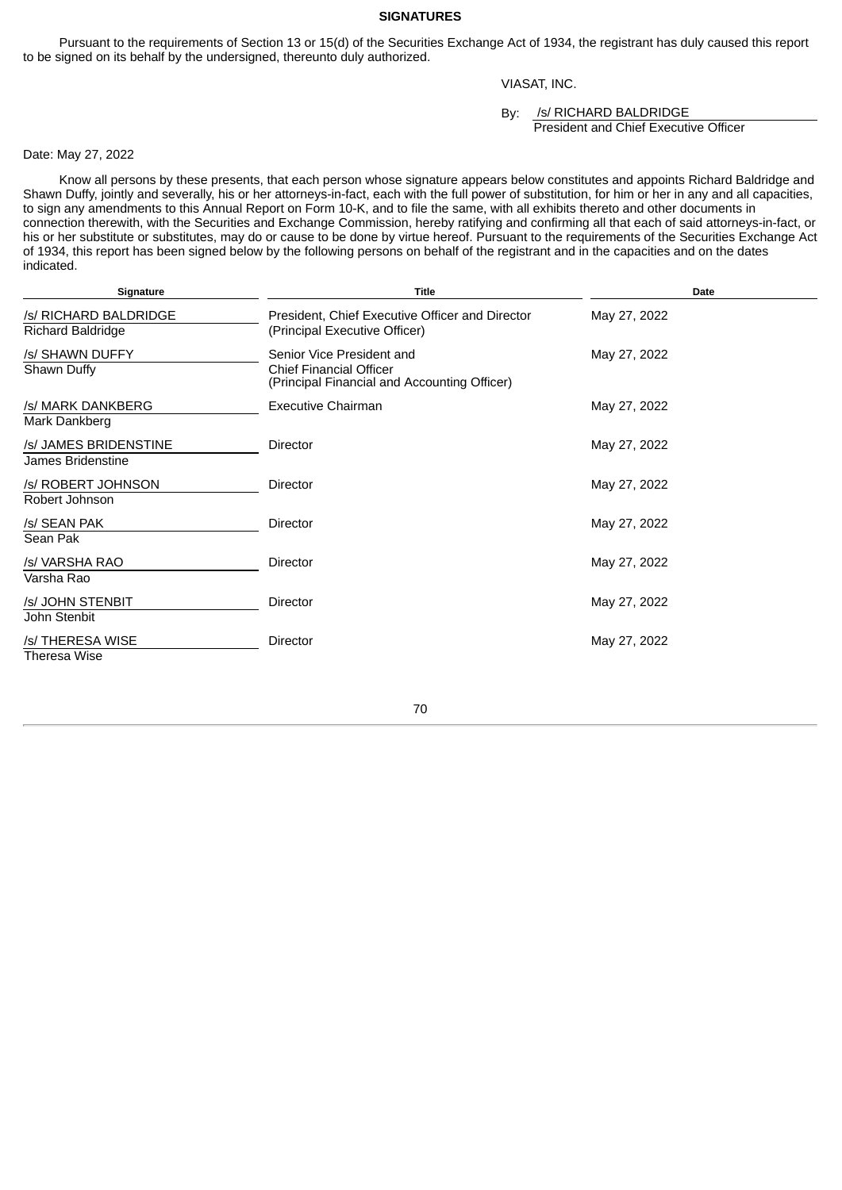## SIGNATURES

Pursuant to the requirements of Section 13 or 15(d) of the Securities Exchange Act of 1934, the registrant has duly caused this report to be signed on its behalf by the undersigned, thereunto duly authorized.

VIASAT, INC.

By: /s/ RICHARD BALDRIDGE
President and Chief Executive Officer

Date: May 27, 2022

Know all persons by these presents, that each person whose signature appears below constitutes and appoints Richard Baldridge and Shawn Duffy, jointly and severally, his or her attorneys-in-fact, each with the full power of substitution, for him or her in any and all capacities, to sign any amendments to this Annual Report on Form 10-K, and to file the same, with all exhibits thereto and other documents in connection therewith, with the Securities and Exchange Commission, hereby ratifying and confirming all that each of said attorneys-in-fact, or his or her substitute or substitutes, may do or cause to be done by virtue hereof. Pursuant to the requirements of the Securities Exchange Act of 1934, this report has been signed below by the following persons on behalf of the registrant and in the capacities and on the dates indicated.

| Signature | Title | Date |
|---|---|---|
| /s/ RICHARD BALDRIDGE<br>Richard Baldridge | President, Chief Executive Officer and Director<br>(Principal Executive Officer) | May 27, 2022 |
| /s/ SHAWN DUFFY<br>Shawn Duffy | Senior Vice President and<br>Chief Financial Officer<br>(Principal Financial and Accounting Officer) | May 27, 2022 |
| /s/ MARK DANKBERG<br>Mark Dankberg | Executive Chairman | May 27, 2022 |
| /s/ JAMES BRIDENSTINE<br>James Bridenstine | Director | May 27, 2022 |
| /s/ ROBERT JOHNSON<br>Robert Johnson | Director | May 27, 2022 |
| /s/ SEAN PAK<br>Sean Pak | Director | May 27, 2022 |
| /s/ VARSHA RAO<br>Varsha Rao | Director | May 27, 2022 |
| /s/ JOHN STENBIT<br>John Stenbit | Director | May 27, 2022 |
| /s/ THERESA WISE<br>Theresa Wise | Director | May 27, 2022 |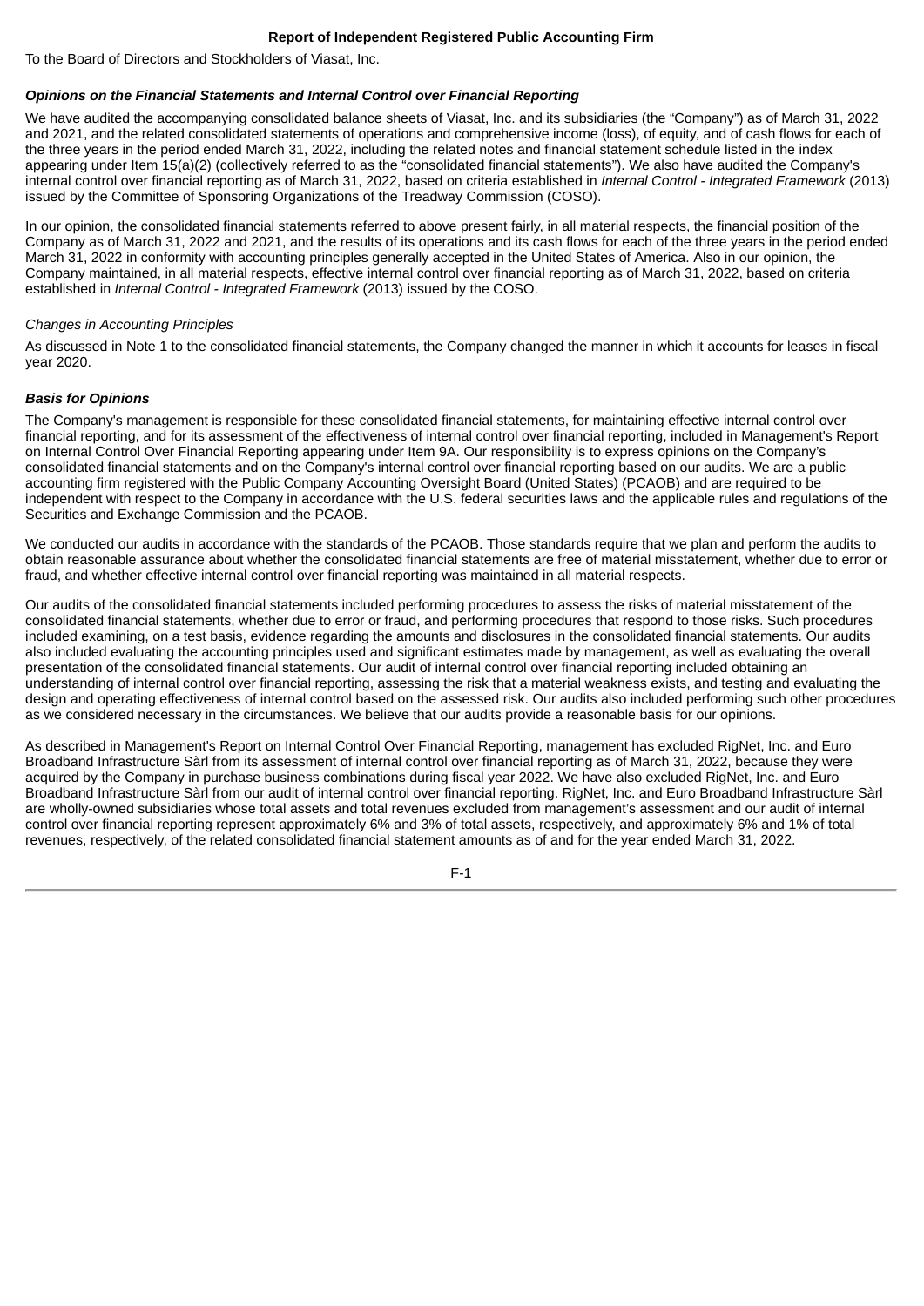# Report of Independent Registered Public Accounting Firm

To the Board of Directors and Stockholders of Viasat, Inc.

### *Opinions on the Financial Statements and Internal Control over Financial Reporting*

We have audited the accompanying consolidated balance sheets of Viasat, Inc. and its subsidiaries (the "Company") as of March 31, 2022 and 2021, and the related consolidated statements of operations and comprehensive income (loss), of equity, and of cash flows for each of the three years in the period ended March 31, 2022, including the related notes and financial statement schedule listed in the index appearing under Item 15(a)(2) (collectively referred to as the "consolidated financial statements"). We also have audited the Company's internal control over financial reporting as of March 31, 2022, based on criteria established in *Internal Control - Integrated Framework* (2013) issued by the Committee of Sponsoring Organizations of the Treadway Commission (COSO).

In our opinion, the consolidated financial statements referred to above present fairly, in all material respects, the financial position of the Company as of March 31, 2022 and 2021, and the results of its operations and its cash flows for each of the three years in the period ended March 31, 2022 in conformity with accounting principles generally accepted in the United States of America. Also in our opinion, the Company maintained, in all material respects, effective internal control over financial reporting as of March 31, 2022, based on criteria established in *Internal Control - Integrated Framework* (2013) issued by the COSO.

*Changes in Accounting Principles*

As discussed in Note 1 to the consolidated financial statements, the Company changed the manner in which it accounts for leases in fiscal year 2020.

### *Basis for Opinions*

The Company's management is responsible for these consolidated financial statements, for maintaining effective internal control over financial reporting, and for its assessment of the effectiveness of internal control over financial reporting, included in Management's Report on Internal Control Over Financial Reporting appearing under Item 9A. Our responsibility is to express opinions on the Company's consolidated financial statements and on the Company's internal control over financial reporting based on our audits. We are a public accounting firm registered with the Public Company Accounting Oversight Board (United States) (PCAOB) and are required to be independent with respect to the Company in accordance with the U.S. federal securities laws and the applicable rules and regulations of the Securities and Exchange Commission and the PCAOB.

We conducted our audits in accordance with the standards of the PCAOB. Those standards require that we plan and perform the audits to obtain reasonable assurance about whether the consolidated financial statements are free of material misstatement, whether due to error or fraud, and whether effective internal control over financial reporting was maintained in all material respects.

Our audits of the consolidated financial statements included performing procedures to assess the risks of material misstatement of the consolidated financial statements, whether due to error or fraud, and performing procedures that respond to those risks. Such procedures included examining, on a test basis, evidence regarding the amounts and disclosures in the consolidated financial statements. Our audits also included evaluating the accounting principles used and significant estimates made by management, as well as evaluating the overall presentation of the consolidated financial statements. Our audit of internal control over financial reporting included obtaining an understanding of internal control over financial reporting, assessing the risk that a material weakness exists, and testing and evaluating the design and operating effectiveness of internal control based on the assessed risk. Our audits also included performing such other procedures as we considered necessary in the circumstances. We believe that our audits provide a reasonable basis for our opinions.

As described in Management's Report on Internal Control Over Financial Reporting, management has excluded RigNet, Inc. and Euro Broadband Infrastructure Sàrl from its assessment of internal control over financial reporting as of March 31, 2022, because they were acquired by the Company in purchase business combinations during fiscal year 2022. We have also excluded RigNet, Inc. and Euro Broadband Infrastructure Sàrl from our audit of internal control over financial reporting. RigNet, Inc. and Euro Broadband Infrastructure Sàrl are wholly-owned subsidiaries whose total assets and total revenues excluded from management's assessment and our audit of internal control over financial reporting represent approximately 6% and 3% of total assets, respectively, and approximately 6% and 1% of total revenues, respectively, of the related consolidated financial statement amounts as of and for the year ended March 31, 2022.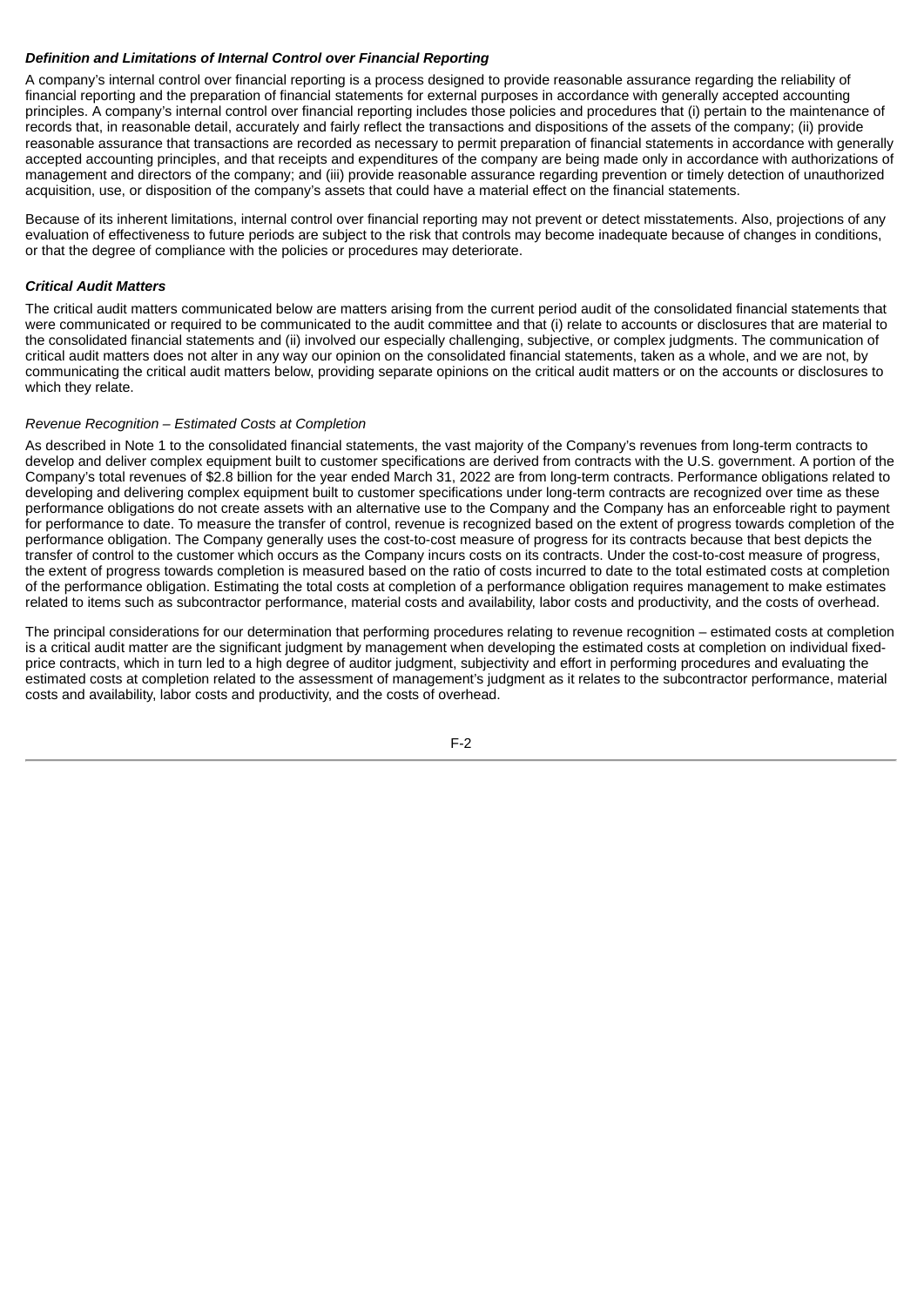***Definition and Limitations of Internal Control over Financial Reporting***

A company's internal control over financial reporting is a process designed to provide reasonable assurance regarding the reliability of financial reporting and the preparation of financial statements for external purposes in accordance with generally accepted accounting principles. A company's internal control over financial reporting includes those policies and procedures that (i) pertain to the maintenance of records that, in reasonable detail, accurately and fairly reflect the transactions and dispositions of the assets of the company; (ii) provide reasonable assurance that transactions are recorded as necessary to permit preparation of financial statements in accordance with generally accepted accounting principles, and that receipts and expenditures of the company are being made only in accordance with authorizations of management and directors of the company; and (iii) provide reasonable assurance regarding prevention or timely detection of unauthorized acquisition, use, or disposition of the company's assets that could have a material effect on the financial statements.

Because of its inherent limitations, internal control over financial reporting may not prevent or detect misstatements. Also, projections of any evaluation of effectiveness to future periods are subject to the risk that controls may become inadequate because of changes in conditions, or that the degree of compliance with the policies or procedures may deteriorate.

***Critical Audit Matters***

The critical audit matters communicated below are matters arising from the current period audit of the consolidated financial statements that were communicated or required to be communicated to the audit committee and that (i) relate to accounts or disclosures that are material to the consolidated financial statements and (ii) involved our especially challenging, subjective, or complex judgments. The communication of critical audit matters does not alter in any way our opinion on the consolidated financial statements, taken as a whole, and we are not, by communicating the critical audit matters below, providing separate opinions on the critical audit matters or on the accounts or disclosures to which they relate.

*Revenue Recognition – Estimated Costs at Completion*

As described in Note 1 to the consolidated financial statements, the vast majority of the Company's revenues from long-term contracts to develop and deliver complex equipment built to customer specifications are derived from contracts with the U.S. government. A portion of the Company's total revenues of $2.8 billion for the year ended March 31, 2022 are from long-term contracts. Performance obligations related to developing and delivering complex equipment built to customer specifications under long-term contracts are recognized over time as these performance obligations do not create assets with an alternative use to the Company and the Company has an enforceable right to payment for performance to date. To measure the transfer of control, revenue is recognized based on the extent of progress towards completion of the performance obligation. The Company generally uses the cost-to-cost measure of progress for its contracts because that best depicts the transfer of control to the customer which occurs as the Company incurs costs on its contracts. Under the cost-to-cost measure of progress, the extent of progress towards completion is measured based on the ratio of costs incurred to date to the total estimated costs at completion of the performance obligation. Estimating the total costs at completion of a performance obligation requires management to make estimates related to items such as subcontractor performance, material costs and availability, labor costs and productivity, and the costs of overhead.

The principal considerations for our determination that performing procedures relating to revenue recognition – estimated costs at completion is a critical audit matter are the significant judgment by management when developing the estimated costs at completion on individual fixed-price contracts, which in turn led to a high degree of auditor judgment, subjectivity and effort in performing procedures and evaluating the estimated costs at completion related to the assessment of management's judgment as it relates to the subcontractor performance, material costs and availability, labor costs and productivity, and the costs of overhead.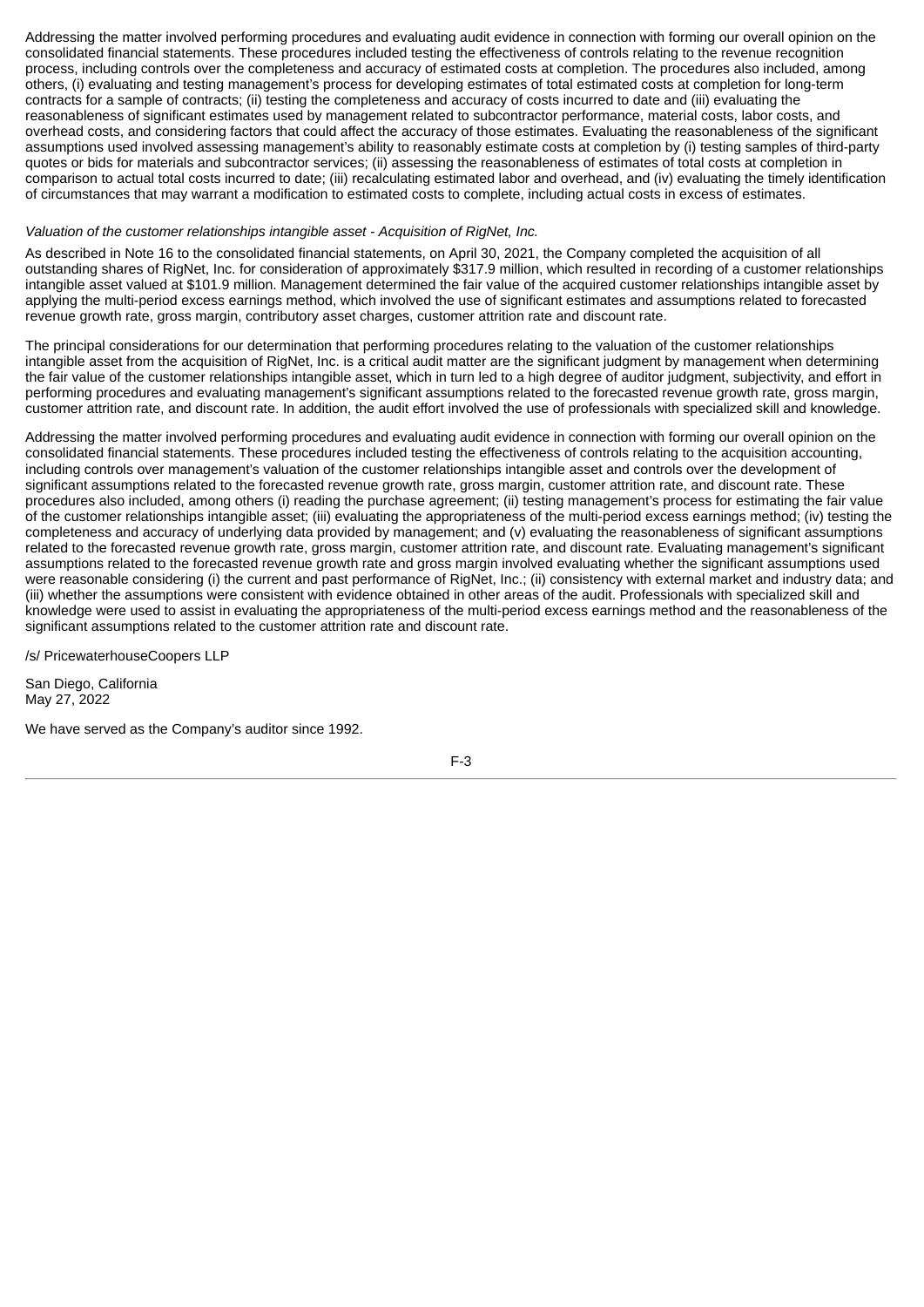Addressing the matter involved performing procedures and evaluating audit evidence in connection with forming our overall opinion on the consolidated financial statements. These procedures included testing the effectiveness of controls relating to the revenue recognition process, including controls over the completeness and accuracy of estimated costs at completion. The procedures also included, among others, (i) evaluating and testing management's process for developing estimates of total estimated costs at completion for long-term contracts for a sample of contracts; (ii) testing the completeness and accuracy of costs incurred to date and (iii) evaluating the reasonableness of significant estimates used by management related to subcontractor performance, material costs, labor costs, and overhead costs, and considering factors that could affect the accuracy of those estimates. Evaluating the reasonableness of the significant assumptions used involved assessing management's ability to reasonably estimate costs at completion by (i) testing samples of third-party quotes or bids for materials and subcontractor services; (ii) assessing the reasonableness of estimates of total costs at completion in comparison to actual total costs incurred to date; (iii) recalculating estimated labor and overhead, and (iv) evaluating the timely identification of circumstances that may warrant a modification to estimated costs to complete, including actual costs in excess of estimates.

*Valuation of the customer relationships intangible asset - Acquisition of RigNet, Inc.*

As described in Note 16 to the consolidated financial statements, on April 30, 2021, the Company completed the acquisition of all outstanding shares of RigNet, Inc. for consideration of approximately $317.9 million, which resulted in recording of a customer relationships intangible asset valued at $101.9 million. Management determined the fair value of the acquired customer relationships intangible asset by applying the multi-period excess earnings method, which involved the use of significant estimates and assumptions related to forecasted revenue growth rate, gross margin, contributory asset charges, customer attrition rate and discount rate.

The principal considerations for our determination that performing procedures relating to the valuation of the customer relationships intangible asset from the acquisition of RigNet, Inc. is a critical audit matter are the significant judgment by management when determining the fair value of the customer relationships intangible asset, which in turn led to a high degree of auditor judgment, subjectivity, and effort in performing procedures and evaluating management's significant assumptions related to the forecasted revenue growth rate, gross margin, customer attrition rate, and discount rate. In addition, the audit effort involved the use of professionals with specialized skill and knowledge.

Addressing the matter involved performing procedures and evaluating audit evidence in connection with forming our overall opinion on the consolidated financial statements. These procedures included testing the effectiveness of controls relating to the acquisition accounting, including controls over management's valuation of the customer relationships intangible asset and controls over the development of significant assumptions related to the forecasted revenue growth rate, gross margin, customer attrition rate, and discount rate. These procedures also included, among others (i) reading the purchase agreement; (ii) testing management's process for estimating the fair value of the customer relationships intangible asset; (iii) evaluating the appropriateness of the multi-period excess earnings method; (iv) testing the completeness and accuracy of underlying data provided by management; and (v) evaluating the reasonableness of significant assumptions related to the forecasted revenue growth rate, gross margin, customer attrition rate, and discount rate. Evaluating management's significant assumptions related to the forecasted revenue growth rate and gross margin involved evaluating whether the significant assumptions used were reasonable considering (i) the current and past performance of RigNet, Inc.; (ii) consistency with external market and industry data; and (iii) whether the assumptions were consistent with evidence obtained in other areas of the audit. Professionals with specialized skill and knowledge were used to assist in evaluating the appropriateness of the multi-period excess earnings method and the reasonableness of the significant assumptions related to the customer attrition rate and discount rate.

/s/ PricewaterhouseCoopers LLP

San Diego, California
May 27, 2022

We have served as the Company's auditor since 1992.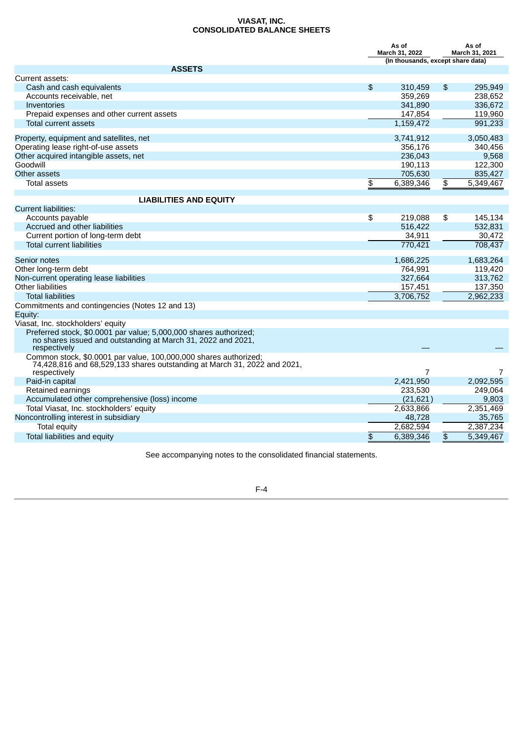# VIASAT, INC.
## CONSOLIDATED BALANCE SHEETS

| | As of March 31, 2022 | As of March 31, 2021 |
|---|---|---|
| | (In thousands, except share data) | |
| **ASSETS** | | |
| Current assets: | | |
| Cash and cash equivalents | $ 310,459 | $ 295,949 |
| Accounts receivable, net | 359,269 | 238,652 |
| Inventories | 341,890 | 336,672 |
| Prepaid expenses and other current assets | 147,854 | 119,960 |
| Total current assets | 1,159,472 | 991,233 |
| Property, equipment and satellites, net | 3,741,912 | 3,050,483 |
| Operating lease right-of-use assets | 356,176 | 340,456 |
| Other acquired intangible assets, net | 236,043 | 9,568 |
| Goodwill | 190,113 | 122,300 |
| Other assets | 705,630 | 835,427 |
| Total assets | $ 6,389,346 | $ 5,349,467 |
| **LIABILITIES AND EQUITY** | | |
| Current liabilities: | | |
| Accounts payable | $ 219,088 | $ 145,134 |
| Accrued and other liabilities | 516,422 | 532,831 |
| Current portion of long-term debt | 34,911 | 30,472 |
| Total current liabilities | 770,421 | 708,437 |
| Senior notes | 1,686,225 | 1,683,264 |
| Other long-term debt | 764,991 | 119,420 |
| Non-current operating lease liabilities | 327,664 | 313,762 |
| Other liabilities | 157,451 | 137,350 |
| Total liabilities | 3,706,752 | 2,962,233 |
| Commitments and contingencies (Notes 12 and 13) | | |
| Equity: | | |
| Viasat, Inc. stockholders' equity | | |
| Preferred stock, $0.0001 par value; 5,000,000 shares authorized; no shares issued and outstanding at March 31, 2022 and 2021, respectively | — | — |
| Common stock, $0.0001 par value, 100,000,000 shares authorized; 74,428,816 and 68,529,133 shares outstanding at March 31, 2022 and 2021, respectively | 7 | 7 |
| Paid-in capital | 2,421,950 | 2,092,595 |
| Retained earnings | 233,530 | 249,064 |
| Accumulated other comprehensive (loss) income | (21,621) | 9,803 |
| Total Viasat, Inc. stockholders' equity | 2,633,866 | 2,351,469 |
| Noncontrolling interest in subsidiary | 48,728 | 35,765 |
| Total equity | 2,682,594 | 2,387,234 |
| Total liabilities and equity | $ 6,389,346 | $ 5,349,467 |

See accompanying notes to the consolidated financial statements.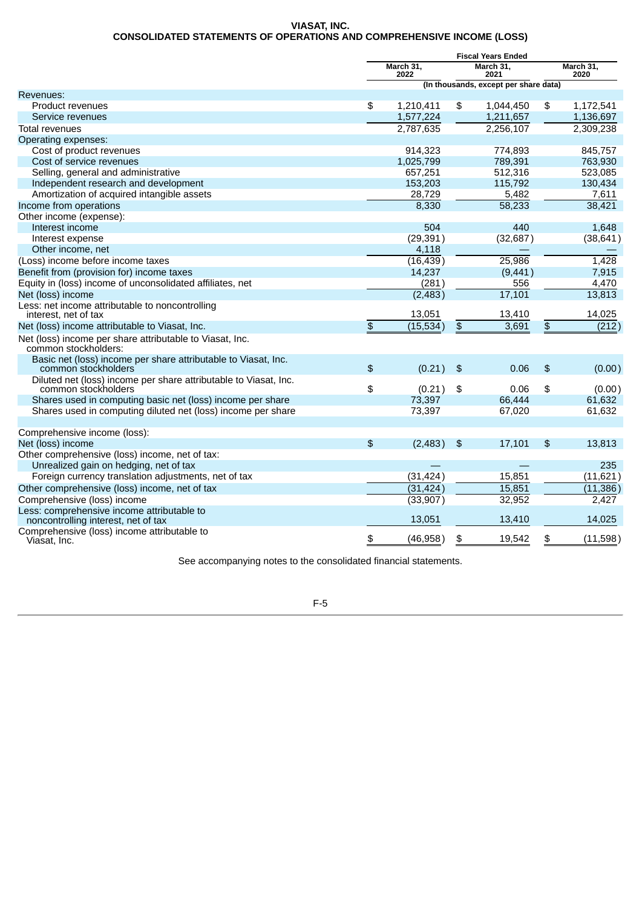# VIASAT, INC.
## CONSOLIDATED STATEMENTS OF OPERATIONS AND COMPREHENSIVE INCOME (LOSS)

| | Fiscal Years Ended | | |
|---|---|---|---|
| | March 31, 2022 | March 31, 2021 | March 31, 2020 |
| | (In thousands, except per share data) | | |
| Revenues: | | | |
| Product revenues | $ 1,210,411 | $ 1,044,450 | $ 1,172,541 |
| Service revenues | 1,577,224 | 1,211,657 | 1,136,697 |
| Total revenues | 2,787,635 | 2,256,107 | 2,309,238 |
| Operating expenses: | | | |
| Cost of product revenues | 914,323 | 774,893 | 845,757 |
| Cost of service revenues | 1,025,799 | 789,391 | 763,930 |
| Selling, general and administrative | 657,251 | 512,316 | 523,085 |
| Independent research and development | 153,203 | 115,792 | 130,434 |
| Amortization of acquired intangible assets | 28,729 | 5,482 | 7,611 |
| Income from operations | 8,330 | 58,233 | 38,421 |
| Other income (expense): | | | |
| Interest income | 504 | 440 | 1,648 |
| Interest expense | (29,391) | (32,687) | (38,641) |
| Other income, net | 4,118 | — | — |
| (Loss) income before income taxes | (16,439) | 25,986 | 1,428 |
| Benefit from (provision for) income taxes | 14,237 | (9,441) | 7,915 |
| Equity in (loss) income of unconsolidated affiliates, net | (281) | 556 | 4,470 |
| Net (loss) income | (2,483) | 17,101 | 13,813 |
| Less: net income attributable to noncontrolling interest, net of tax | 13,051 | 13,410 | 14,025 |
| Net (loss) income attributable to Viasat, Inc. | $ (15,534) | $ 3,691 | $ (212) |
| Net (loss) income per share attributable to Viasat, Inc. common stockholders: | | | |
| Basic net (loss) income per share attributable to Viasat, Inc. common stockholders | $ (0.21) | $ 0.06 | $ (0.00) |
| Diluted net (loss) income per share attributable to Viasat, Inc. common stockholders | $ (0.21) | $ 0.06 | $ (0.00) |
| Shares used in computing basic net (loss) income per share | 73,397 | 66,444 | 61,632 |
| Shares used in computing diluted net (loss) income per share | 73,397 | 67,020 | 61,632 |
| | | | |
| Comprehensive income (loss): | | | |
| Net (loss) income | $ (2,483) | $ 17,101 | $ 13,813 |
| Other comprehensive (loss) income, net of tax: | | | |
| Unrealized gain on hedging, net of tax | — | — | 235 |
| Foreign currency translation adjustments, net of tax | (31,424) | 15,851 | (11,621) |
| Other comprehensive (loss) income, net of tax | (31,424) | 15,851 | (11,386) |
| Comprehensive (loss) income | (33,907) | 32,952 | 2,427 |
| Less: comprehensive income attributable to noncontrolling interest, net of tax | 13,051 | 13,410 | 14,025 |
| Comprehensive (loss) income attributable to Viasat, Inc. | $ (46,958) | $ 19,542 | $ (11,598) |

See accompanying notes to the consolidated financial statements.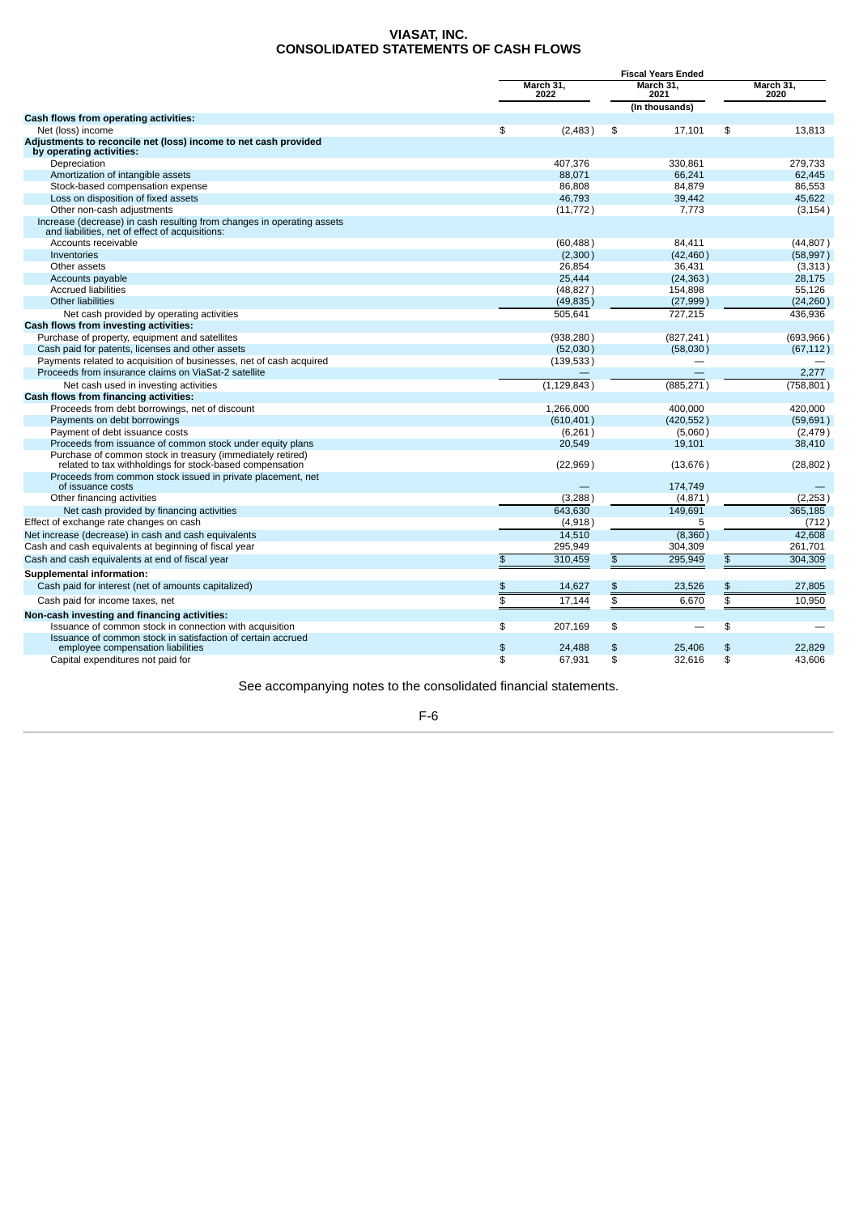# VIASAT, INC.
# CONSOLIDATED STATEMENTS OF CASH FLOWS

| | Fiscal Years Ended | | |
|---|---|---|---|
| | March 31, 2022 | March 31, 2021 | March 31, 2020 |
| | | (In thousands) | |
| **Cash flows from operating activities:** | | | |
| Net (loss) income | $ (2,483) | $ 17,101 | $ 13,813 |
| **Adjustments to reconcile net (loss) income to net cash provided by operating activities:** | | | |
| Depreciation | 407,376 | 330,861 | 279,733 |
| Amortization of intangible assets | 88,071 | 66,241 | 62,445 |
| Stock-based compensation expense | 86,808 | 84,879 | 86,553 |
| Loss on disposition of fixed assets | 46,793 | 39,442 | 45,622 |
| Other non-cash adjustments | (11,772) | 7,773 | (3,154) |
| Increase (decrease) in cash resulting from changes in operating assets and liabilities, net of effect of acquisitions: | | | |
| Accounts receivable | (60,488) | 84,411 | (44,807) |
| Inventories | (2,300) | (42,460) | (58,997) |
| Other assets | 26,854 | 36,431 | (3,313) |
| Accounts payable | 25,444 | (24,363) | 28,175 |
| Accrued liabilities | (48,827) | 154,898 | 55,126 |
| Other liabilities | (49,835) | (27,999) | (24,260) |
| Net cash provided by operating activities | 505,641 | 727,215 | 436,936 |
| **Cash flows from investing activities:** | | | |
| Purchase of property, equipment and satellites | (938,280) | (827,241) | (693,966) |
| Cash paid for patents, licenses and other assets | (52,030) | (58,030) | (67,112) |
| Payments related to acquisition of businesses, net of cash acquired | (139,533) | — | — |
| Proceeds from insurance claims on ViaSat-2 satellite | — | — | 2,277 |
| Net cash used in investing activities | (1,129,843) | (885,271) | (758,801) |
| **Cash flows from financing activities:** | | | |
| Proceeds from debt borrowings, net of discount | 1,266,000 | 400,000 | 420,000 |
| Payments on debt borrowings | (610,401) | (420,552) | (59,691) |
| Payment of debt issuance costs | (6,261) | (5,060) | (2,479) |
| Proceeds from issuance of common stock under equity plans | 20,549 | 19,101 | 38,410 |
| Purchase of common stock in treasury (immediately retired) related to tax withholdings for stock-based compensation | (22,969) | (13,676) | (28,802) |
| Proceeds from common stock issued in private placement, net of issuance costs | — | 174,749 | — |
| Other financing activities | (3,288) | (4,871) | (2,253) |
| Net cash provided by financing activities | 643,630 | 149,691 | 365,185 |
| Effect of exchange rate changes on cash | (4,918) | 5 | (712) |
| Net increase (decrease) in cash and cash equivalents | 14,510 | (8,360) | 42,608 |
| Cash and cash equivalents at beginning of fiscal year | 295,949 | 304,309 | 261,701 |
| Cash and cash equivalents at end of fiscal year | $ 310,459 | $ 295,949 | $ 304,309 |
| **Supplemental information:** | | | |
| Cash paid for interest (net of amounts capitalized) | $ 14,627 | $ 23,526 | $ 27,805 |
| Cash paid for income taxes, net | $ 17,144 | $ 6,670 | $ 10,950 |
| **Non-cash investing and financing activities:** | | | |
| Issuance of common stock in connection with acquisition | $ 207,169 | $ — | $ — |
| Issuance of common stock in satisfaction of certain accrued employee compensation liabilities | $ 24,488 | $ 25,406 | $ 22,829 |
| Capital expenditures not paid for | $ 67,931 | $ 32,616 | $ 43,606 |

See accompanying notes to the consolidated financial statements.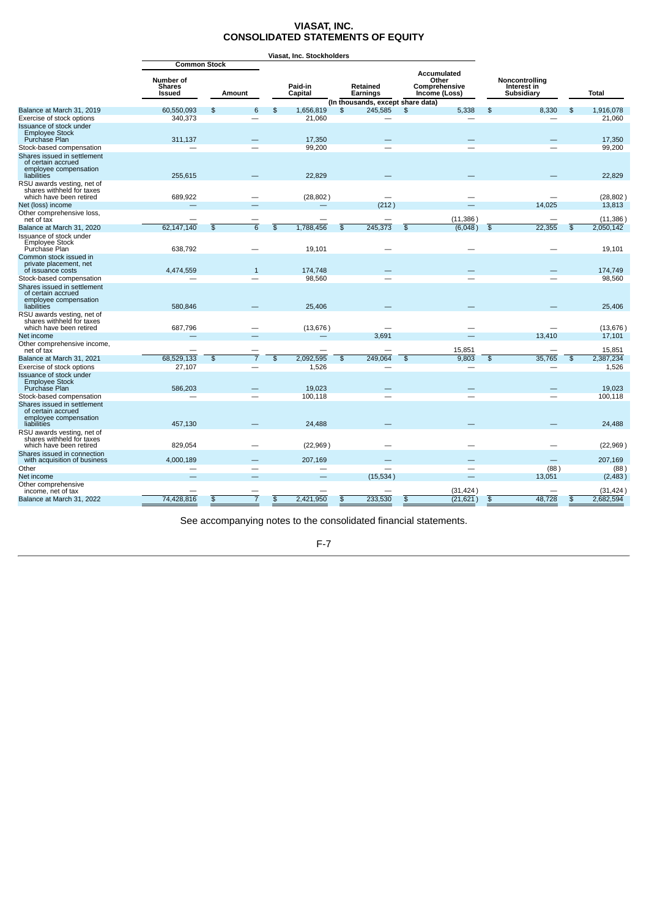# VIASAT, INC.
# CONSOLIDATED STATEMENTS OF EQUITY

| | Viasat, Inc. Stockholders | | | | | | | |
|---|---|---|---|---|---|---|---|---|
| | Common Stock | | | | | | | |
| | Number of Shares Issued | Amount | Paid-in Capital | Retained Earnings | Accumulated Other Comprehensive Income (Loss) | Noncontrolling Interest in Subsidiary | Total |
| | (In thousands, except share data) | | | | | | |
| Balance at March 31, 2019 | 60,550,093 | $ 6 | $ 1,656,819 | $ 245,585 | $ 5,338 | $ 8,330 | $ 1,916,078 |
| Exercise of stock options | 340,373 | — | 21,060 | — | — | — | 21,060 |
| Issuance of stock under Employee Stock Purchase Plan | 311,137 | — | 17,350 | — | — | — | 17,350 |
| Stock-based compensation | — | — | 99,200 | — | — | — | 99,200 |
| Shares issued in settlement of certain accrued employee compensation liabilities | 255,615 | — | 22,829 | — | — | — | 22,829 |
| RSU awards vesting, net of shares withheld for taxes which have been retired | 689,922 | — | (28,802) | — | — | — | (28,802) |
| Net (loss) income | — | — | — | (212) | — | 14,025 | 13,813 |
| Other comprehensive loss, net of tax | — | — | — | — | (11,386) | — | (11,386) |
| Balance at March 31, 2020 | 62,147,140 | $ 6 | $ 1,788,456 | $ 245,373 | $ (6,048) | $ 22,355 | $ 2,050,142 |
| Issuance of stock under Employee Stock Purchase Plan | 638,792 | — | 19,101 | — | — | — | 19,101 |
| Common stock issued in private placement, net of issuance costs | 4,474,559 | 1 | 174,748 | — | — | — | 174,749 |
| Stock-based compensation | — | — | 98,560 | — | — | — | 98,560 |
| Shares issued in settlement of certain accrued employee compensation liabilities | 580,846 | — | 25,406 | — | — | — | 25,406 |
| RSU awards vesting, net of shares withheld for taxes which have been retired | 687,796 | — | (13,676) | — | — | — | (13,676) |
| Net income | — | — | — | 3,691 | — | 13,410 | 17,101 |
| Other comprehensive income, net of tax | — | — | — | — | 15,851 | — | 15,851 |
| Balance at March 31, 2021 | 68,529,133 | $ 7 | $ 2,092,595 | $ 249,064 | $ 9,803 | $ 35,765 | $ 2,387,234 |
| Exercise of stock options | 27,107 | — | 1,526 | — | — | — | 1,526 |
| Issuance of stock under Employee Stock Purchase Plan | 586,203 | — | 19,023 | — | — | — | 19,023 |
| Stock-based compensation | — | — | 100,118 | — | — | — | 100,118 |
| Shares issued in settlement of certain accrued employee compensation liabilities | 457,130 | — | 24,488 | — | — | — | 24,488 |
| RSU awards vesting, net of shares withheld for taxes which have been retired | 829,054 | — | (22,969) | — | — | — | (22,969) |
| Shares issued in connection with acquisition of business | 4,000,189 | — | 207,169 | — | — | — | 207,169 |
| Other | — | — | — | — | — | (88) | (88) |
| Net income | — | — | — | (15,534) | — | 13,051 | (2,483) |
| Other comprehensive income, net of tax | — | — | — | — | (31,424) | — | (31,424) |
| Balance at March 31, 2022 | 74,428,816 | $ 7 | $ 2,421,950 | $ 233,530 | $ (21,621) | $ 48,728 | $ 2,682,594 |

See accompanying notes to the consolidated financial statements.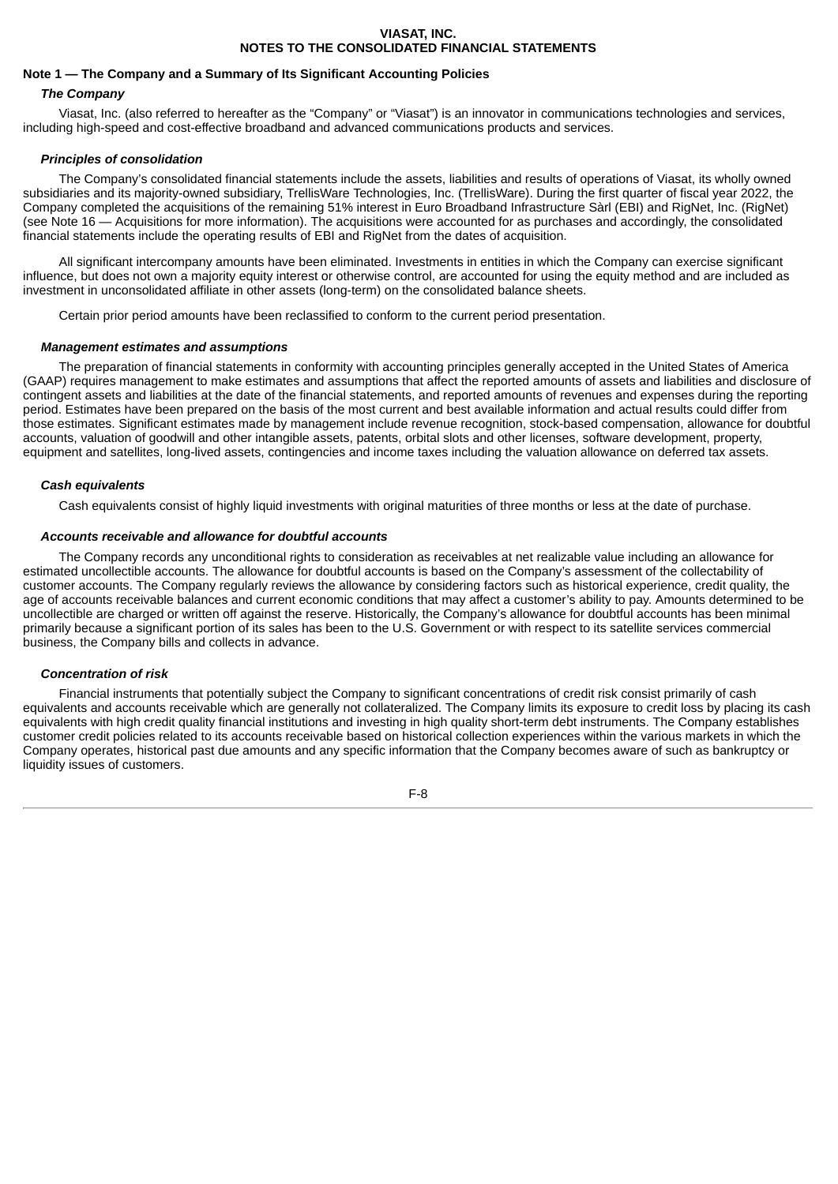# VIASAT, INC.
# NOTES TO THE CONSOLIDATED FINANCIAL STATEMENTS

## Note 1 — The Company and a Summary of Its Significant Accounting Policies

### *The Company*

Viasat, Inc. (also referred to hereafter as the "Company" or "Viasat") is an innovator in communications technologies and services, including high-speed and cost-effective broadband and advanced communications products and services.

### *Principles of consolidation*

The Company's consolidated financial statements include the assets, liabilities and results of operations of Viasat, its wholly owned subsidiaries and its majority-owned subsidiary, TrellisWare Technologies, Inc. (TrellisWare). During the first quarter of fiscal year 2022, the Company completed the acquisitions of the remaining 51% interest in Euro Broadband Infrastructure Sàrl (EBI) and RigNet, Inc. (RigNet) (see Note 16 — Acquisitions for more information). The acquisitions were accounted for as purchases and accordingly, the consolidated financial statements include the operating results of EBI and RigNet from the dates of acquisition.

All significant intercompany amounts have been eliminated. Investments in entities in which the Company can exercise significant influence, but does not own a majority equity interest or otherwise control, are accounted for using the equity method and are included as investment in unconsolidated affiliate in other assets (long-term) on the consolidated balance sheets.

Certain prior period amounts have been reclassified to conform to the current period presentation.

### *Management estimates and assumptions*

The preparation of financial statements in conformity with accounting principles generally accepted in the United States of America (GAAP) requires management to make estimates and assumptions that affect the reported amounts of assets and liabilities and disclosure of contingent assets and liabilities at the date of the financial statements, and reported amounts of revenues and expenses during the reporting period. Estimates have been prepared on the basis of the most current and best available information and actual results could differ from those estimates. Significant estimates made by management include revenue recognition, stock-based compensation, allowance for doubtful accounts, valuation of goodwill and other intangible assets, patents, orbital slots and other licenses, software development, property, equipment and satellites, long-lived assets, contingencies and income taxes including the valuation allowance on deferred tax assets.

### *Cash equivalents*

Cash equivalents consist of highly liquid investments with original maturities of three months or less at the date of purchase.

### *Accounts receivable and allowance for doubtful accounts*

The Company records any unconditional rights to consideration as receivables at net realizable value including an allowance for estimated uncollectible accounts. The allowance for doubtful accounts is based on the Company's assessment of the collectability of customer accounts. The Company regularly reviews the allowance by considering factors such as historical experience, credit quality, the age of accounts receivable balances and current economic conditions that may affect a customer's ability to pay. Amounts determined to be uncollectible are charged or written off against the reserve. Historically, the Company's allowance for doubtful accounts has been minimal primarily because a significant portion of its sales has been to the U.S. Government or with respect to its satellite services commercial business, the Company bills and collects in advance.

### *Concentration of risk*

Financial instruments that potentially subject the Company to significant concentrations of credit risk consist primarily of cash equivalents and accounts receivable which are generally not collateralized. The Company limits its exposure to credit loss by placing its cash equivalents with high credit quality financial institutions and investing in high quality short-term debt instruments. The Company establishes customer credit policies related to its accounts receivable based on historical collection experiences within the various markets in which the Company operates, historical past due amounts and any specific information that the Company becomes aware of such as bankruptcy or liquidity issues of customers.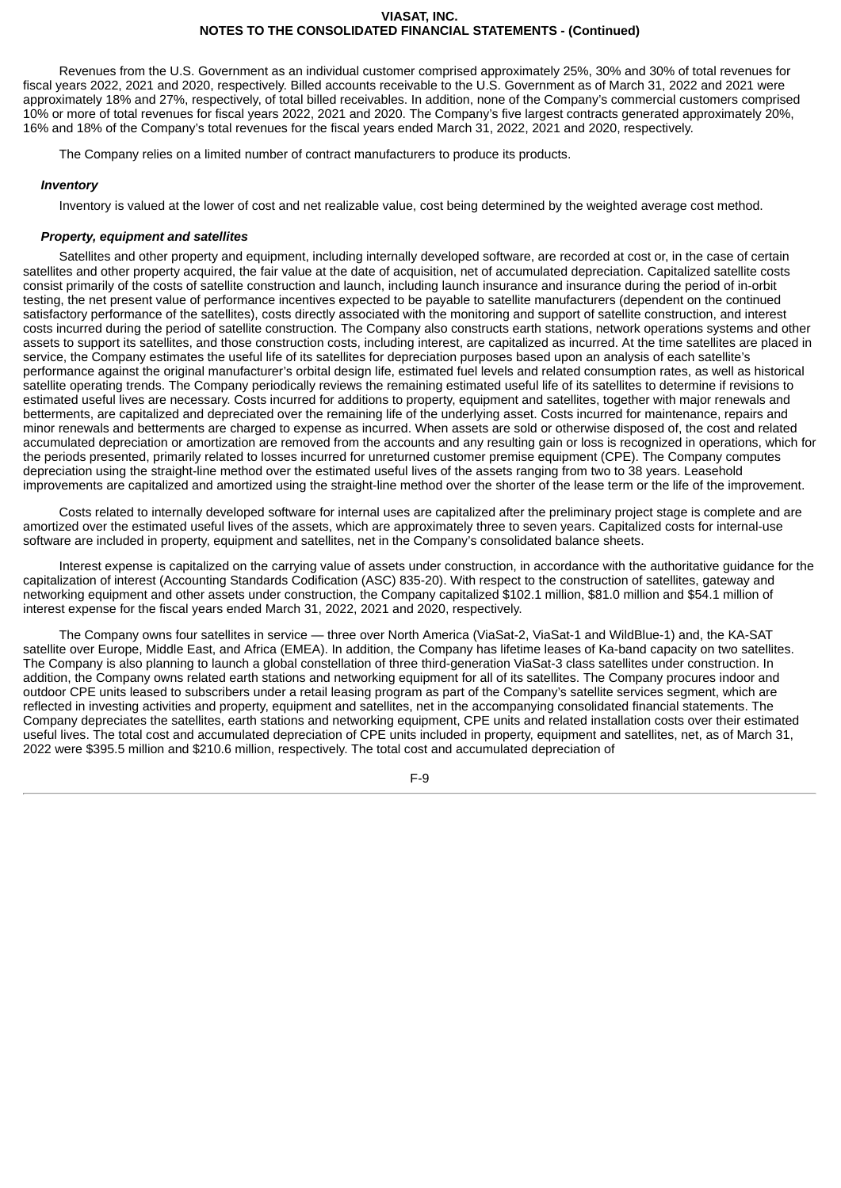Revenues from the U.S. Government as an individual customer comprised approximately 25%, 30% and 30% of total revenues for fiscal years 2022, 2021 and 2020, respectively. Billed accounts receivable to the U.S. Government as of March 31, 2022 and 2021 were approximately 18% and 27%, respectively, of total billed receivables. In addition, none of the Company's commercial customers comprised 10% or more of total revenues for fiscal years 2022, 2021 and 2020. The Company's five largest contracts generated approximately 20%, 16% and 18% of the Company's total revenues for the fiscal years ended March 31, 2022, 2021 and 2020, respectively.

The Company relies on a limited number of contract manufacturers to produce its products.

***Inventory***

Inventory is valued at the lower of cost and net realizable value, cost being determined by the weighted average cost method.

***Property, equipment and satellites***

Satellites and other property and equipment, including internally developed software, are recorded at cost or, in the case of certain satellites and other property acquired, the fair value at the date of acquisition, net of accumulated depreciation. Capitalized satellite costs consist primarily of the costs of satellite construction and launch, including launch insurance and insurance during the period of in-orbit testing, the net present value of performance incentives expected to be payable to satellite manufacturers (dependent on the continued satisfactory performance of the satellites), costs directly associated with the monitoring and support of satellite construction, and interest costs incurred during the period of satellite construction. The Company also constructs earth stations, network operations systems and other assets to support its satellites, and those construction costs, including interest, are capitalized as incurred. At the time satellites are placed in service, the Company estimates the useful life of its satellites for depreciation purposes based upon an analysis of each satellite's performance against the original manufacturer's orbital design life, estimated fuel levels and related consumption rates, as well as historical satellite operating trends. The Company periodically reviews the remaining estimated useful life of its satellites to determine if revisions to estimated useful lives are necessary. Costs incurred for additions to property, equipment and satellites, together with major renewals and betterments, are capitalized and depreciated over the remaining life of the underlying asset. Costs incurred for maintenance, repairs and minor renewals and betterments are charged to expense as incurred. When assets are sold or otherwise disposed of, the cost and related accumulated depreciation or amortization are removed from the accounts and any resulting gain or loss is recognized in operations, which for the periods presented, primarily related to losses incurred for unreturned customer premise equipment (CPE). The Company computes depreciation using the straight-line method over the estimated useful lives of the assets ranging from two to 38 years. Leasehold improvements are capitalized and amortized using the straight-line method over the shorter of the lease term or the life of the improvement.

Costs related to internally developed software for internal uses are capitalized after the preliminary project stage is complete and are amortized over the estimated useful lives of the assets, which are approximately three to seven years. Capitalized costs for internal-use software are included in property, equipment and satellites, net in the Company's consolidated balance sheets.

Interest expense is capitalized on the carrying value of assets under construction, in accordance with the authoritative guidance for the capitalization of interest (Accounting Standards Codification (ASC) 835-20). With respect to the construction of satellites, gateway and networking equipment and other assets under construction, the Company capitalized $102.1 million, $81.0 million and $54.1 million of interest expense for the fiscal years ended March 31, 2022, 2021 and 2020, respectively.

The Company owns four satellites in service — three over North America (ViaSat-2, ViaSat-1 and WildBlue-1) and, the KA-SAT satellite over Europe, Middle East, and Africa (EMEA). In addition, the Company has lifetime leases of Ka-band capacity on two satellites. The Company is also planning to launch a global constellation of three third-generation ViaSat-3 class satellites under construction. In addition, the Company owns related earth stations and networking equipment for all of its satellites. The Company procures indoor and outdoor CPE units leased to subscribers under a retail leasing program as part of the Company's satellite services segment, which are reflected in investing activities and property, equipment and satellites, net in the accompanying consolidated financial statements. The Company depreciates the satellites, earth stations and networking equipment, CPE units and related installation costs over their estimated useful lives. The total cost and accumulated depreciation of CPE units included in property, equipment and satellites, net, as of March 31, 2022 were $395.5 million and $210.6 million, respectively. The total cost and accumulated depreciation of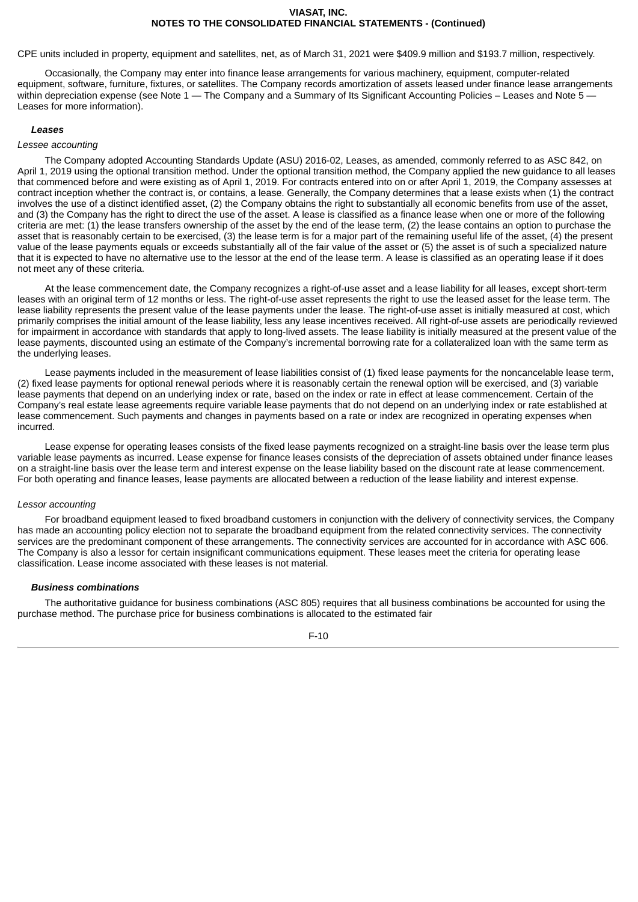CPE units included in property, equipment and satellites, net, as of March 31, 2021 were $409.9 million and $193.7 million, respectively.

Occasionally, the Company may enter into finance lease arrangements for various machinery, equipment, computer-related equipment, software, furniture, fixtures, or satellites. The Company records amortization of assets leased under finance lease arrangements within depreciation expense (see Note 1 — The Company and a Summary of Its Significant Accounting Policies – Leases and Note 5 — Leases for more information).

***Leases***

*Lessee accounting*

The Company adopted Accounting Standards Update (ASU) 2016-02, Leases, as amended, commonly referred to as ASC 842, on April 1, 2019 using the optional transition method. Under the optional transition method, the Company applied the new guidance to all leases that commenced before and were existing as of April 1, 2019. For contracts entered into on or after April 1, 2019, the Company assesses at contract inception whether the contract is, or contains, a lease. Generally, the Company determines that a lease exists when (1) the contract involves the use of a distinct identified asset, (2) the Company obtains the right to substantially all economic benefits from use of the asset, and (3) the Company has the right to direct the use of the asset. A lease is classified as a finance lease when one or more of the following criteria are met: (1) the lease transfers ownership of the asset by the end of the lease term, (2) the lease contains an option to purchase the asset that is reasonably certain to be exercised, (3) the lease term is for a major part of the remaining useful life of the asset, (4) the present value of the lease payments equals or exceeds substantially all of the fair value of the asset or (5) the asset is of such a specialized nature that it is expected to have no alternative use to the lessor at the end of the lease term. A lease is classified as an operating lease if it does not meet any of these criteria.

At the lease commencement date, the Company recognizes a right-of-use asset and a lease liability for all leases, except short-term leases with an original term of 12 months or less. The right-of-use asset represents the right to use the leased asset for the lease term. The lease liability represents the present value of the lease payments under the lease. The right-of-use asset is initially measured at cost, which primarily comprises the initial amount of the lease liability, less any lease incentives received. All right-of-use assets are periodically reviewed for impairment in accordance with standards that apply to long-lived assets. The lease liability is initially measured at the present value of the lease payments, discounted using an estimate of the Company's incremental borrowing rate for a collateralized loan with the same term as the underlying leases.

Lease payments included in the measurement of lease liabilities consist of (1) fixed lease payments for the noncancelable lease term, (2) fixed lease payments for optional renewal periods where it is reasonably certain the renewal option will be exercised, and (3) variable lease payments that depend on an underlying index or rate, based on the index or rate in effect at lease commencement. Certain of the Company's real estate lease agreements require variable lease payments that do not depend on an underlying index or rate established at lease commencement. Such payments and changes in payments based on a rate or index are recognized in operating expenses when incurred.

Lease expense for operating leases consists of the fixed lease payments recognized on a straight-line basis over the lease term plus variable lease payments as incurred. Lease expense for finance leases consists of the depreciation of assets obtained under finance leases on a straight-line basis over the lease term and interest expense on the lease liability based on the discount rate at lease commencement. For both operating and finance leases, lease payments are allocated between a reduction of the lease liability and interest expense.

*Lessor accounting*

For broadband equipment leased to fixed broadband customers in conjunction with the delivery of connectivity services, the Company has made an accounting policy election not to separate the broadband equipment from the related connectivity services. The connectivity services are the predominant component of these arrangements. The connectivity services are accounted for in accordance with ASC 606. The Company is also a lessor for certain insignificant communications equipment. These leases meet the criteria for operating lease classification. Lease income associated with these leases is not material.

***Business combinations***

The authoritative guidance for business combinations (ASC 805) requires that all business combinations be accounted for using the purchase method. The purchase price for business combinations is allocated to the estimated fair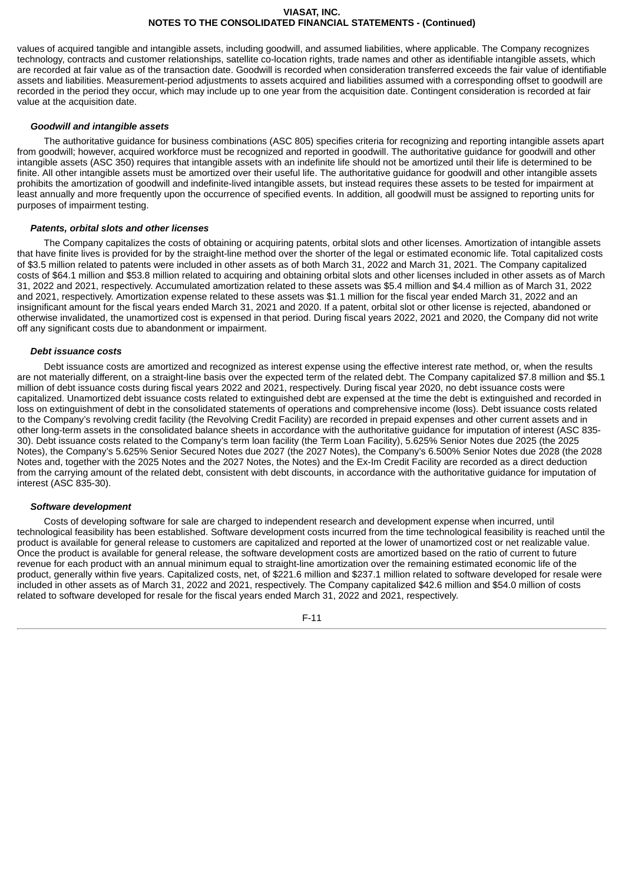values of acquired tangible and intangible assets, including goodwill, and assumed liabilities, where applicable. The Company recognizes technology, contracts and customer relationships, satellite co-location rights, trade names and other as identifiable intangible assets, which are recorded at fair value as of the transaction date. Goodwill is recorded when consideration transferred exceeds the fair value of identifiable assets and liabilities. Measurement-period adjustments to assets acquired and liabilities assumed with a corresponding offset to goodwill are recorded in the period they occur, which may include up to one year from the acquisition date. Contingent consideration is recorded at fair value at the acquisition date.

***Goodwill and intangible assets***

The authoritative guidance for business combinations (ASC 805) specifies criteria for recognizing and reporting intangible assets apart from goodwill; however, acquired workforce must be recognized and reported in goodwill. The authoritative guidance for goodwill and other intangible assets (ASC 350) requires that intangible assets with an indefinite life should not be amortized until their life is determined to be finite. All other intangible assets must be amortized over their useful life. The authoritative guidance for goodwill and other intangible assets prohibits the amortization of goodwill and indefinite-lived intangible assets, but instead requires these assets to be tested for impairment at least annually and more frequently upon the occurrence of specified events. In addition, all goodwill must be assigned to reporting units for purposes of impairment testing.

***Patents, orbital slots and other licenses***

The Company capitalizes the costs of obtaining or acquiring patents, orbital slots and other licenses. Amortization of intangible assets that have finite lives is provided for by the straight-line method over the shorter of the legal or estimated economic life. Total capitalized costs of $3.5 million related to patents were included in other assets as of both March 31, 2022 and March 31, 2021. The Company capitalized costs of $64.1 million and $53.8 million related to acquiring and obtaining orbital slots and other licenses included in other assets as of March 31, 2022 and 2021, respectively. Accumulated amortization related to these assets was $5.4 million and $4.4 million as of March 31, 2022 and 2021, respectively. Amortization expense related to these assets was $1.1 million for the fiscal year ended March 31, 2022 and an insignificant amount for the fiscal years ended March 31, 2021 and 2020. If a patent, orbital slot or other license is rejected, abandoned or otherwise invalidated, the unamortized cost is expensed in that period. During fiscal years 2022, 2021 and 2020, the Company did not write off any significant costs due to abandonment or impairment.

***Debt issuance costs***

Debt issuance costs are amortized and recognized as interest expense using the effective interest rate method, or, when the results are not materially different, on a straight-line basis over the expected term of the related debt. The Company capitalized $7.8 million and $5.1 million of debt issuance costs during fiscal years 2022 and 2021, respectively. During fiscal year 2020, no debt issuance costs were capitalized. Unamortized debt issuance costs related to extinguished debt are expensed at the time the debt is extinguished and recorded in loss on extinguishment of debt in the consolidated statements of operations and comprehensive income (loss). Debt issuance costs related to the Company's revolving credit facility (the Revolving Credit Facility) are recorded in prepaid expenses and other current assets and in other long-term assets in the consolidated balance sheets in accordance with the authoritative guidance for imputation of interest (ASC 835-30). Debt issuance costs related to the Company's term loan facility (the Term Loan Facility), 5.625% Senior Notes due 2025 (the 2025 Notes), the Company's 5.625% Senior Secured Notes due 2027 (the 2027 Notes), the Company's 6.500% Senior Notes due 2028 (the 2028 Notes and, together with the 2025 Notes and the 2027 Notes, the Notes) and the Ex-Im Credit Facility are recorded as a direct deduction from the carrying amount of the related debt, consistent with debt discounts, in accordance with the authoritative guidance for imputation of interest (ASC 835-30).

***Software development***

Costs of developing software for sale are charged to independent research and development expense when incurred, until technological feasibility has been established. Software development costs incurred from the time technological feasibility is reached until the product is available for general release to customers are capitalized and reported at the lower of unamortized cost or net realizable value. Once the product is available for general release, the software development costs are amortized based on the ratio of current to future revenue for each product with an annual minimum equal to straight-line amortization over the remaining estimated economic life of the product, generally within five years. Capitalized costs, net, of $221.6 million and $237.1 million related to software developed for resale were included in other assets as of March 31, 2022 and 2021, respectively. The Company capitalized $42.6 million and $54.0 million of costs related to software developed for resale for the fiscal years ended March 31, 2022 and 2021, respectively.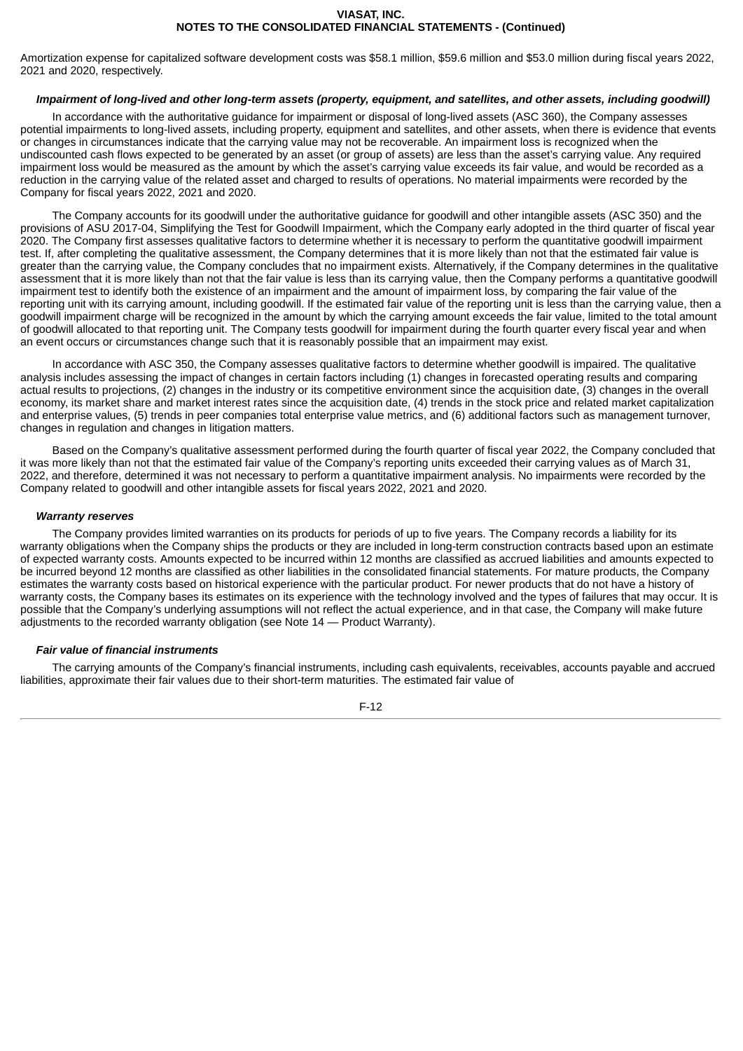Amortization expense for capitalized software development costs was $58.1 million, $59.6 million and $53.0 million during fiscal years 2022, 2021 and 2020, respectively.

***Impairment of long-lived and other long-term assets (property, equipment, and satellites, and other assets, including goodwill)***

In accordance with the authoritative guidance for impairment or disposal of long-lived assets (ASC 360), the Company assesses potential impairments to long-lived assets, including property, equipment and satellites, and other assets, when there is evidence that events or changes in circumstances indicate that the carrying value may not be recoverable. An impairment loss is recognized when the undiscounted cash flows expected to be generated by an asset (or group of assets) are less than the asset's carrying value. Any required impairment loss would be measured as the amount by which the asset's carrying value exceeds its fair value, and would be recorded as a reduction in the carrying value of the related asset and charged to results of operations. No material impairments were recorded by the Company for fiscal years 2022, 2021 and 2020.

The Company accounts for its goodwill under the authoritative guidance for goodwill and other intangible assets (ASC 350) and the provisions of ASU 2017-04, Simplifying the Test for Goodwill Impairment, which the Company early adopted in the third quarter of fiscal year 2020. The Company first assesses qualitative factors to determine whether it is necessary to perform the quantitative goodwill impairment test. If, after completing the qualitative assessment, the Company determines that it is more likely than not that the estimated fair value is greater than the carrying value, the Company concludes that no impairment exists. Alternatively, if the Company determines in the qualitative assessment that it is more likely than not that the fair value is less than its carrying value, then the Company performs a quantitative goodwill impairment test to identify both the existence of an impairment and the amount of impairment loss, by comparing the fair value of the reporting unit with its carrying amount, including goodwill. If the estimated fair value of the reporting unit is less than the carrying value, then a goodwill impairment charge will be recognized in the amount by which the carrying amount exceeds the fair value, limited to the total amount of goodwill allocated to that reporting unit. The Company tests goodwill for impairment during the fourth quarter every fiscal year and when an event occurs or circumstances change such that it is reasonably possible that an impairment may exist.

In accordance with ASC 350, the Company assesses qualitative factors to determine whether goodwill is impaired. The qualitative analysis includes assessing the impact of changes in certain factors including (1) changes in forecasted operating results and comparing actual results to projections, (2) changes in the industry or its competitive environment since the acquisition date, (3) changes in the overall economy, its market share and market interest rates since the acquisition date, (4) trends in the stock price and related market capitalization and enterprise values, (5) trends in peer companies total enterprise value metrics, and (6) additional factors such as management turnover, changes in regulation and changes in litigation matters.

Based on the Company's qualitative assessment performed during the fourth quarter of fiscal year 2022, the Company concluded that it was more likely than not that the estimated fair value of the Company's reporting units exceeded their carrying values as of March 31, 2022, and therefore, determined it was not necessary to perform a quantitative impairment analysis. No impairments were recorded by the Company related to goodwill and other intangible assets for fiscal years 2022, 2021 and 2020.

***Warranty reserves***

The Company provides limited warranties on its products for periods of up to five years. The Company records a liability for its warranty obligations when the Company ships the products or they are included in long-term construction contracts based upon an estimate of expected warranty costs. Amounts expected to be incurred within 12 months are classified as accrued liabilities and amounts expected to be incurred beyond 12 months are classified as other liabilities in the consolidated financial statements. For mature products, the Company estimates the warranty costs based on historical experience with the particular product. For newer products that do not have a history of warranty costs, the Company bases its estimates on its experience with the technology involved and the types of failures that may occur. It is possible that the Company's underlying assumptions will not reflect the actual experience, and in that case, the Company will make future adjustments to the recorded warranty obligation (see Note 14 — Product Warranty).

***Fair value of financial instruments***

The carrying amounts of the Company's financial instruments, including cash equivalents, receivables, accounts payable and accrued liabilities, approximate their fair values due to their short-term maturities. The estimated fair value of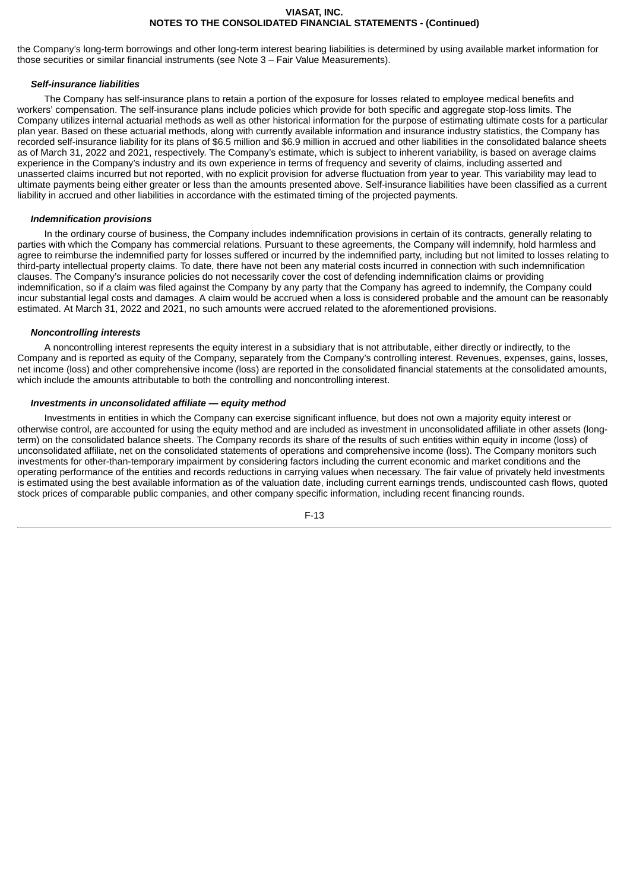the Company's long-term borrowings and other long-term interest bearing liabilities is determined by using available market information for those securities or similar financial instruments (see Note 3 – Fair Value Measurements).

***Self-insurance liabilities***

The Company has self-insurance plans to retain a portion of the exposure for losses related to employee medical benefits and workers' compensation. The self-insurance plans include policies which provide for both specific and aggregate stop-loss limits. The Company utilizes internal actuarial methods as well as other historical information for the purpose of estimating ultimate costs for a particular plan year. Based on these actuarial methods, along with currently available information and insurance industry statistics, the Company has recorded self-insurance liability for its plans of $6.5 million and $6.9 million in accrued and other liabilities in the consolidated balance sheets as of March 31, 2022 and 2021, respectively. The Company's estimate, which is subject to inherent variability, is based on average claims experience in the Company's industry and its own experience in terms of frequency and severity of claims, including asserted and unasserted claims incurred but not reported, with no explicit provision for adverse fluctuation from year to year. This variability may lead to ultimate payments being either greater or less than the amounts presented above. Self-insurance liabilities have been classified as a current liability in accrued and other liabilities in accordance with the estimated timing of the projected payments.

***Indemnification provisions***

In the ordinary course of business, the Company includes indemnification provisions in certain of its contracts, generally relating to parties with which the Company has commercial relations. Pursuant to these agreements, the Company will indemnify, hold harmless and agree to reimburse the indemnified party for losses suffered or incurred by the indemnified party, including but not limited to losses relating to third-party intellectual property claims. To date, there have not been any material costs incurred in connection with such indemnification clauses. The Company's insurance policies do not necessarily cover the cost of defending indemnification claims or providing indemnification, so if a claim was filed against the Company by any party that the Company has agreed to indemnify, the Company could incur substantial legal costs and damages. A claim would be accrued when a loss is considered probable and the amount can be reasonably estimated. At March 31, 2022 and 2021, no such amounts were accrued related to the aforementioned provisions.

***Noncontrolling interests***

A noncontrolling interest represents the equity interest in a subsidiary that is not attributable, either directly or indirectly, to the Company and is reported as equity of the Company, separately from the Company's controlling interest. Revenues, expenses, gains, losses, net income (loss) and other comprehensive income (loss) are reported in the consolidated financial statements at the consolidated amounts, which include the amounts attributable to both the controlling and noncontrolling interest.

***Investments in unconsolidated affiliate — equity method***

Investments in entities in which the Company can exercise significant influence, but does not own a majority equity interest or otherwise control, are accounted for using the equity method and are included as investment in unconsolidated affiliate in other assets (long-term) on the consolidated balance sheets. The Company records its share of the results of such entities within equity in income (loss) of unconsolidated affiliate, net on the consolidated statements of operations and comprehensive income (loss). The Company monitors such investments for other-than-temporary impairment by considering factors including the current economic and market conditions and the operating performance of the entities and records reductions in carrying values when necessary. The fair value of privately held investments is estimated using the best available information as of the valuation date, including current earnings trends, undiscounted cash flows, quoted stock prices of comparable public companies, and other company specific information, including recent financing rounds.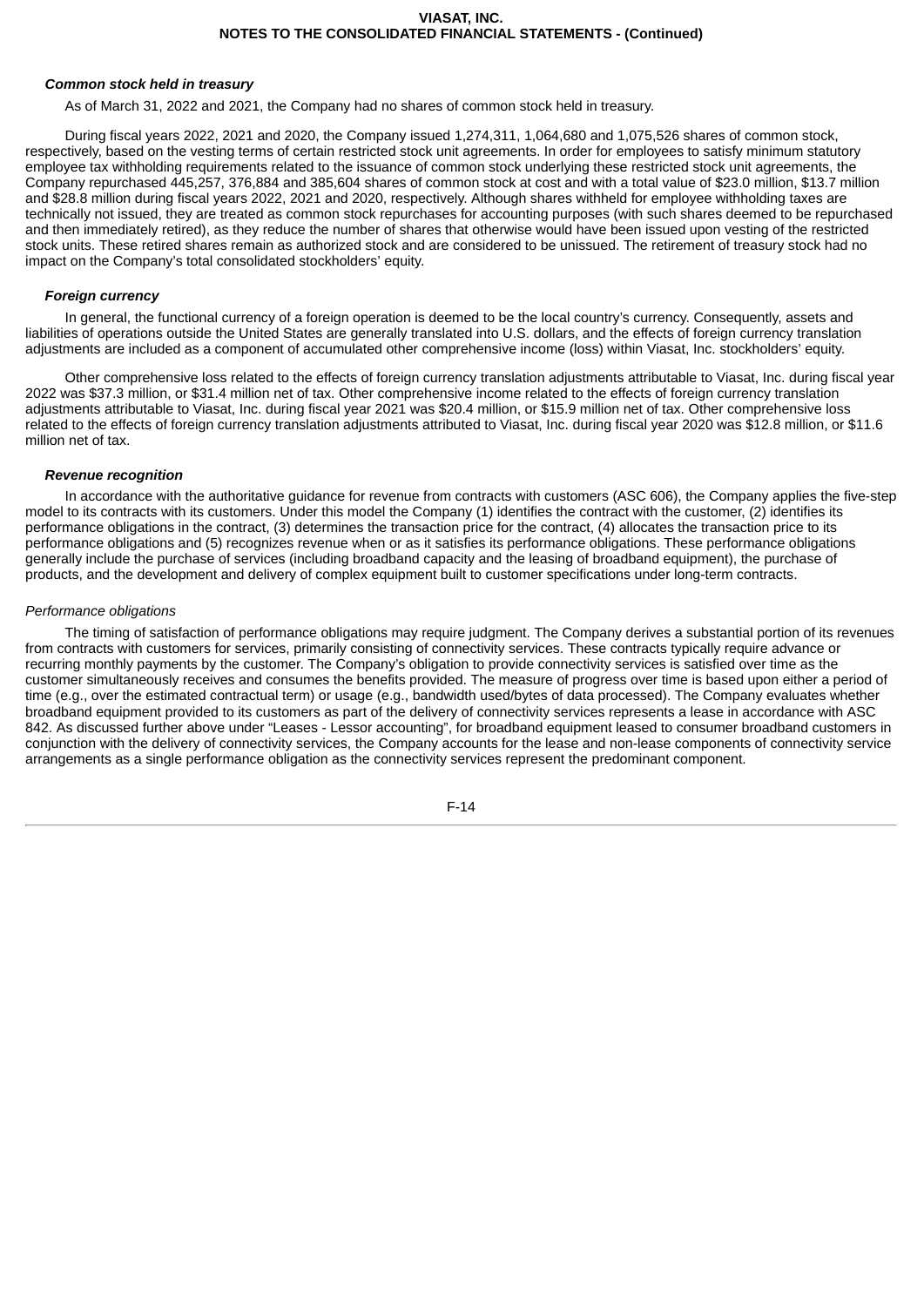***Common stock held in treasury***

As of March 31, 2022 and 2021, the Company had no shares of common stock held in treasury.

During fiscal years 2022, 2021 and 2020, the Company issued 1,274,311, 1,064,680 and 1,075,526 shares of common stock, respectively, based on the vesting terms of certain restricted stock unit agreements. In order for employees to satisfy minimum statutory employee tax withholding requirements related to the issuance of common stock underlying these restricted stock unit agreements, the Company repurchased 445,257, 376,884 and 385,604 shares of common stock at cost and with a total value of $23.0 million, $13.7 million and $28.8 million during fiscal years 2022, 2021 and 2020, respectively. Although shares withheld for employee withholding taxes are technically not issued, they are treated as common stock repurchases for accounting purposes (with such shares deemed to be repurchased and then immediately retired), as they reduce the number of shares that otherwise would have been issued upon vesting of the restricted stock units. These retired shares remain as authorized stock and are considered to be unissued. The retirement of treasury stock had no impact on the Company's total consolidated stockholders' equity.

***Foreign currency***

In general, the functional currency of a foreign operation is deemed to be the local country's currency. Consequently, assets and liabilities of operations outside the United States are generally translated into U.S. dollars, and the effects of foreign currency translation adjustments are included as a component of accumulated other comprehensive income (loss) within Viasat, Inc. stockholders' equity.

Other comprehensive loss related to the effects of foreign currency translation adjustments attributable to Viasat, Inc. during fiscal year 2022 was $37.3 million, or $31.4 million net of tax. Other comprehensive income related to the effects of foreign currency translation adjustments attributable to Viasat, Inc. during fiscal year 2021 was $20.4 million, or $15.9 million net of tax. Other comprehensive loss related to the effects of foreign currency translation adjustments attributed to Viasat, Inc. during fiscal year 2020 was $12.8 million, or $11.6 million net of tax.

***Revenue recognition***

In accordance with the authoritative guidance for revenue from contracts with customers (ASC 606), the Company applies the five-step model to its contracts with its customers. Under this model the Company (1) identifies the contract with the customer, (2) identifies its performance obligations in the contract, (3) determines the transaction price for the contract, (4) allocates the transaction price to its performance obligations and (5) recognizes revenue when or as it satisfies its performance obligations. These performance obligations generally include the purchase of services (including broadband capacity and the leasing of broadband equipment), the purchase of products, and the development and delivery of complex equipment built to customer specifications under long-term contracts.

*Performance obligations*

The timing of satisfaction of performance obligations may require judgment. The Company derives a substantial portion of its revenues from contracts with customers for services, primarily consisting of connectivity services. These contracts typically require advance or recurring monthly payments by the customer. The Company's obligation to provide connectivity services is satisfied over time as the customer simultaneously receives and consumes the benefits provided. The measure of progress over time is based upon either a period of time (e.g., over the estimated contractual term) or usage (e.g., bandwidth used/bytes of data processed). The Company evaluates whether broadband equipment provided to its customers as part of the delivery of connectivity services represents a lease in accordance with ASC 842. As discussed further above under "Leases - Lessor accounting", for broadband equipment leased to consumer broadband customers in conjunction with the delivery of connectivity services, the Company accounts for the lease and non-lease components of connectivity service arrangements as a single performance obligation as the connectivity services represent the predominant component.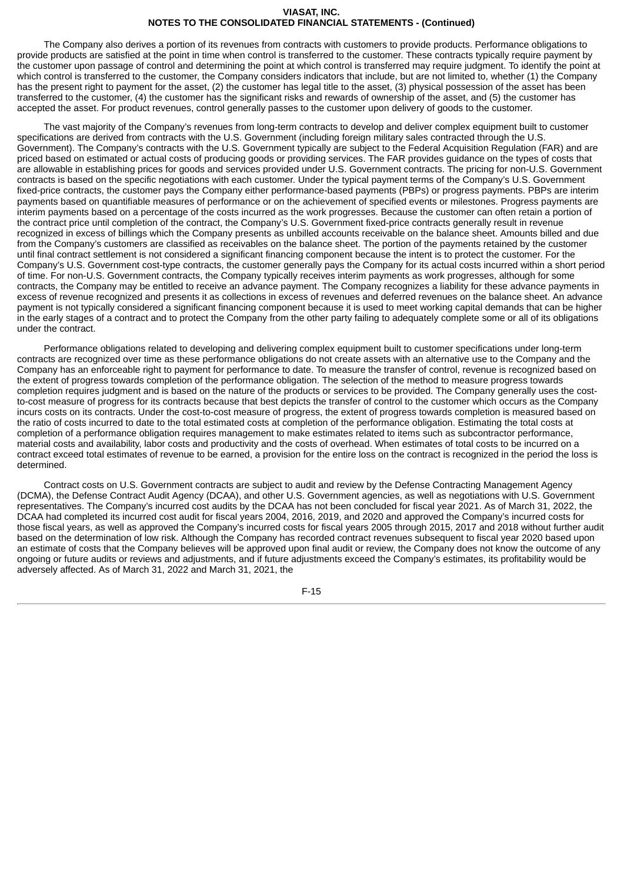The Company also derives a portion of its revenues from contracts with customers to provide products. Performance obligations to provide products are satisfied at the point in time when control is transferred to the customer. These contracts typically require payment by the customer upon passage of control and determining the point at which control is transferred may require judgment. To identify the point at which control is transferred to the customer, the Company considers indicators that include, but are not limited to, whether (1) the Company has the present right to payment for the asset, (2) the customer has legal title to the asset, (3) physical possession of the asset has been transferred to the customer, (4) the customer has the significant risks and rewards of ownership of the asset, and (5) the customer has accepted the asset. For product revenues, control generally passes to the customer upon delivery of goods to the customer.

The vast majority of the Company's revenues from long-term contracts to develop and deliver complex equipment built to customer specifications are derived from contracts with the U.S. Government (including foreign military sales contracted through the U.S. Government). The Company's contracts with the U.S. Government typically are subject to the Federal Acquisition Regulation (FAR) and are priced based on estimated or actual costs of producing goods or providing services. The FAR provides guidance on the types of costs that are allowable in establishing prices for goods and services provided under U.S. Government contracts. The pricing for non-U.S. Government contracts is based on the specific negotiations with each customer. Under the typical payment terms of the Company's U.S. Government fixed-price contracts, the customer pays the Company either performance-based payments (PBPs) or progress payments. PBPs are interim payments based on quantifiable measures of performance or on the achievement of specified events or milestones. Progress payments are interim payments based on a percentage of the costs incurred as the work progresses. Because the customer can often retain a portion of the contract price until completion of the contract, the Company's U.S. Government fixed-price contracts generally result in revenue recognized in excess of billings which the Company presents as unbilled accounts receivable on the balance sheet. Amounts billed and due from the Company's customers are classified as receivables on the balance sheet. The portion of the payments retained by the customer until final contract settlement is not considered a significant financing component because the intent is to protect the customer. For the Company's U.S. Government cost-type contracts, the customer generally pays the Company for its actual costs incurred within a short period of time. For non-U.S. Government contracts, the Company typically receives interim payments as work progresses, although for some contracts, the Company may be entitled to receive an advance payment. The Company recognizes a liability for these advance payments in excess of revenue recognized and presents it as collections in excess of revenues and deferred revenues on the balance sheet. An advance payment is not typically considered a significant financing component because it is used to meet working capital demands that can be higher in the early stages of a contract and to protect the Company from the other party failing to adequately complete some or all of its obligations under the contract.

Performance obligations related to developing and delivering complex equipment built to customer specifications under long-term contracts are recognized over time as these performance obligations do not create assets with an alternative use to the Company and the Company has an enforceable right to payment for performance to date. To measure the transfer of control, revenue is recognized based on the extent of progress towards completion of the performance obligation. The selection of the method to measure progress towards completion requires judgment and is based on the nature of the products or services to be provided. The Company generally uses the cost-to-cost measure of progress for its contracts because that best depicts the transfer of control to the customer which occurs as the Company incurs costs on its contracts. Under the cost-to-cost measure of progress, the extent of progress towards completion is measured based on the ratio of costs incurred to date to the total estimated costs at completion of the performance obligation. Estimating the total costs at completion of a performance obligation requires management to make estimates related to items such as subcontractor performance, material costs and availability, labor costs and productivity and the costs of overhead. When estimates of total costs to be incurred on a contract exceed total estimates of revenue to be earned, a provision for the entire loss on the contract is recognized in the period the loss is determined.

Contract costs on U.S. Government contracts are subject to audit and review by the Defense Contracting Management Agency (DCMA), the Defense Contract Audit Agency (DCAA), and other U.S. Government agencies, as well as negotiations with U.S. Government representatives. The Company's incurred cost audits by the DCAA has not been concluded for fiscal year 2021. As of March 31, 2022, the DCAA had completed its incurred cost audit for fiscal years 2004, 2016, 2019, and 2020 and approved the Company's incurred costs for those fiscal years, as well as approved the Company's incurred costs for fiscal years 2005 through 2015, 2017 and 2018 without further audit based on the determination of low risk. Although the Company has recorded contract revenues subsequent to fiscal year 2020 based upon an estimate of costs that the Company believes will be approved upon final audit or review, the Company does not know the outcome of any ongoing or future audits or reviews and adjustments, and if future adjustments exceed the Company's estimates, its profitability would be adversely affected. As of March 31, 2022 and March 31, 2021, the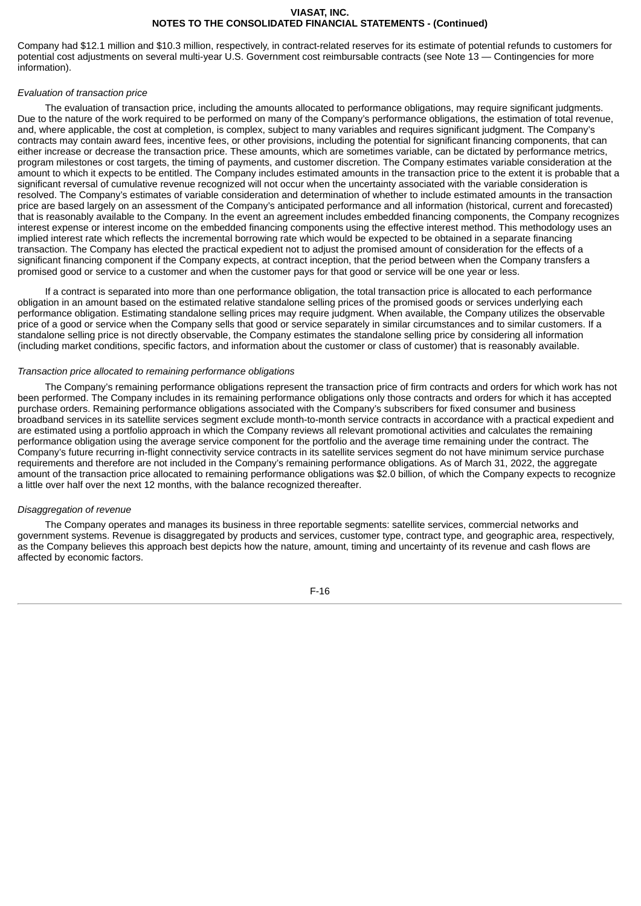Company had $12.1 million and $10.3 million, respectively, in contract-related reserves for its estimate of potential refunds to customers for potential cost adjustments on several multi-year U.S. Government cost reimbursable contracts (see Note 13 — Contingencies for more information).

*Evaluation of transaction price*

The evaluation of transaction price, including the amounts allocated to performance obligations, may require significant judgments. Due to the nature of the work required to be performed on many of the Company's performance obligations, the estimation of total revenue, and, where applicable, the cost at completion, is complex, subject to many variables and requires significant judgment. The Company's contracts may contain award fees, incentive fees, or other provisions, including the potential for significant financing components, that can either increase or decrease the transaction price. These amounts, which are sometimes variable, can be dictated by performance metrics, program milestones or cost targets, the timing of payments, and customer discretion. The Company estimates variable consideration at the amount to which it expects to be entitled. The Company includes estimated amounts in the transaction price to the extent it is probable that a significant reversal of cumulative revenue recognized will not occur when the uncertainty associated with the variable consideration is resolved. The Company's estimates of variable consideration and determination of whether to include estimated amounts in the transaction price are based largely on an assessment of the Company's anticipated performance and all information (historical, current and forecasted) that is reasonably available to the Company. In the event an agreement includes embedded financing components, the Company recognizes interest expense or interest income on the embedded financing components using the effective interest method. This methodology uses an implied interest rate which reflects the incremental borrowing rate which would be expected to be obtained in a separate financing transaction. The Company has elected the practical expedient not to adjust the promised amount of consideration for the effects of a significant financing component if the Company expects, at contract inception, that the period between when the Company transfers a promised good or service to a customer and when the customer pays for that good or service will be one year or less.

If a contract is separated into more than one performance obligation, the total transaction price is allocated to each performance obligation in an amount based on the estimated relative standalone selling prices of the promised goods or services underlying each performance obligation. Estimating standalone selling prices may require judgment. When available, the Company utilizes the observable price of a good or service when the Company sells that good or service separately in similar circumstances and to similar customers. If a standalone selling price is not directly observable, the Company estimates the standalone selling price by considering all information (including market conditions, specific factors, and information about the customer or class of customer) that is reasonably available.

*Transaction price allocated to remaining performance obligations*

The Company's remaining performance obligations represent the transaction price of firm contracts and orders for which work has not been performed. The Company includes in its remaining performance obligations only those contracts and orders for which it has accepted purchase orders. Remaining performance obligations associated with the Company's subscribers for fixed consumer and business broadband services in its satellite services segment exclude month-to-month service contracts in accordance with a practical expedient and are estimated using a portfolio approach in which the Company reviews all relevant promotional activities and calculates the remaining performance obligation using the average service component for the portfolio and the average time remaining under the contract. The Company's future recurring in-flight connectivity service contracts in its satellite services segment do not have minimum service purchase requirements and therefore are not included in the Company's remaining performance obligations. As of March 31, 2022, the aggregate amount of the transaction price allocated to remaining performance obligations was $2.0 billion, of which the Company expects to recognize a little over half over the next 12 months, with the balance recognized thereafter.

*Disaggregation of revenue*

The Company operates and manages its business in three reportable segments: satellite services, commercial networks and government systems. Revenue is disaggregated by products and services, customer type, contract type, and geographic area, respectively, as the Company believes this approach best depicts how the nature, amount, timing and uncertainty of its revenue and cash flows are affected by economic factors.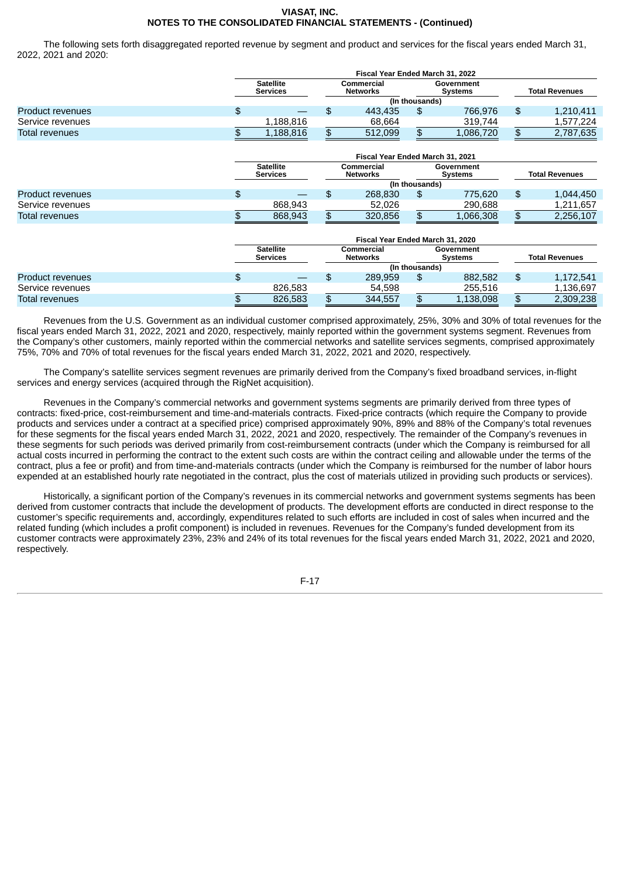The following sets forth disaggregated reported revenue by segment and product and services for the fiscal years ended March 31, 2022, 2021 and 2020:

| | Fiscal Year Ended March 31, 2022 | | | |
|---|---|---|---|---|
| | Satellite Services | Commercial Networks | Government Systems | Total Revenues |
| | (In thousands) | | | |
| Product revenues | $ — | $ 443,435 | $ 766,976 | $ 1,210,411 |
| Service revenues | 1,188,816 | 68,664 | 319,744 | 1,577,224 |
| Total revenues | $ 1,188,816 | $ 512,099 | $ 1,086,720 | $ 2,787,635 |

| | Fiscal Year Ended March 31, 2021 | | | |
|---|---|---|---|---|
| | Satellite Services | Commercial Networks | Government Systems | Total Revenues |
| | (In thousands) | | | |
| Product revenues | $ — | $ 268,830 | $ 775,620 | $ 1,044,450 |
| Service revenues | 868,943 | 52,026 | 290,688 | 1,211,657 |
| Total revenues | $ 868,943 | $ 320,856 | $ 1,066,308 | $ 2,256,107 |

| | Fiscal Year Ended March 31, 2020 | | | |
|---|---|---|---|---|
| | Satellite Services | Commercial Networks | Government Systems | Total Revenues |
| | (In thousands) | | | |
| Product revenues | $ — | $ 289,959 | $ 882,582 | $ 1,172,541 |
| Service revenues | 826,583 | 54,598 | 255,516 | 1,136,697 |
| Total revenues | $ 826,583 | $ 344,557 | $ 1,138,098 | $ 2,309,238 |

Revenues from the U.S. Government as an individual customer comprised approximately, 25%, 30% and 30% of total revenues for the fiscal years ended March 31, 2022, 2021 and 2020, respectively, mainly reported within the government systems segment. Revenues from the Company's other customers, mainly reported within the commercial networks and satellite services segments, comprised approximately 75%, 70% and 70% of total revenues for the fiscal years ended March 31, 2022, 2021 and 2020, respectively.

The Company's satellite services segment revenues are primarily derived from the Company's fixed broadband services, in-flight services and energy services (acquired through the RigNet acquisition).

Revenues in the Company's commercial networks and government systems segments are primarily derived from three types of contracts: fixed-price, cost-reimbursement and time-and-materials contracts. Fixed-price contracts (which require the Company to provide products and services under a contract at a specified price) comprised approximately 90%, 89% and 88% of the Company's total revenues for these segments for the fiscal years ended March 31, 2022, 2021 and 2020, respectively. The remainder of the Company's revenues in these segments for such periods was derived primarily from cost-reimbursement contracts (under which the Company is reimbursed for all actual costs incurred in performing the contract to the extent such costs are within the contract ceiling and allowable under the terms of the contract, plus a fee or profit) and from time-and-materials contracts (under which the Company is reimbursed for the number of labor hours expended at an established hourly rate negotiated in the contract, plus the cost of materials utilized in providing such products or services).

Historically, a significant portion of the Company's revenues in its commercial networks and government systems segments has been derived from customer contracts that include the development of products. The development efforts are conducted in direct response to the customer's specific requirements and, accordingly, expenditures related to such efforts are included in cost of sales when incurred and the related funding (which includes a profit component) is included in revenues. Revenues for the Company's funded development from its customer contracts were approximately 23%, 23% and 24% of its total revenues for the fiscal years ended March 31, 2022, 2021 and 2020, respectively.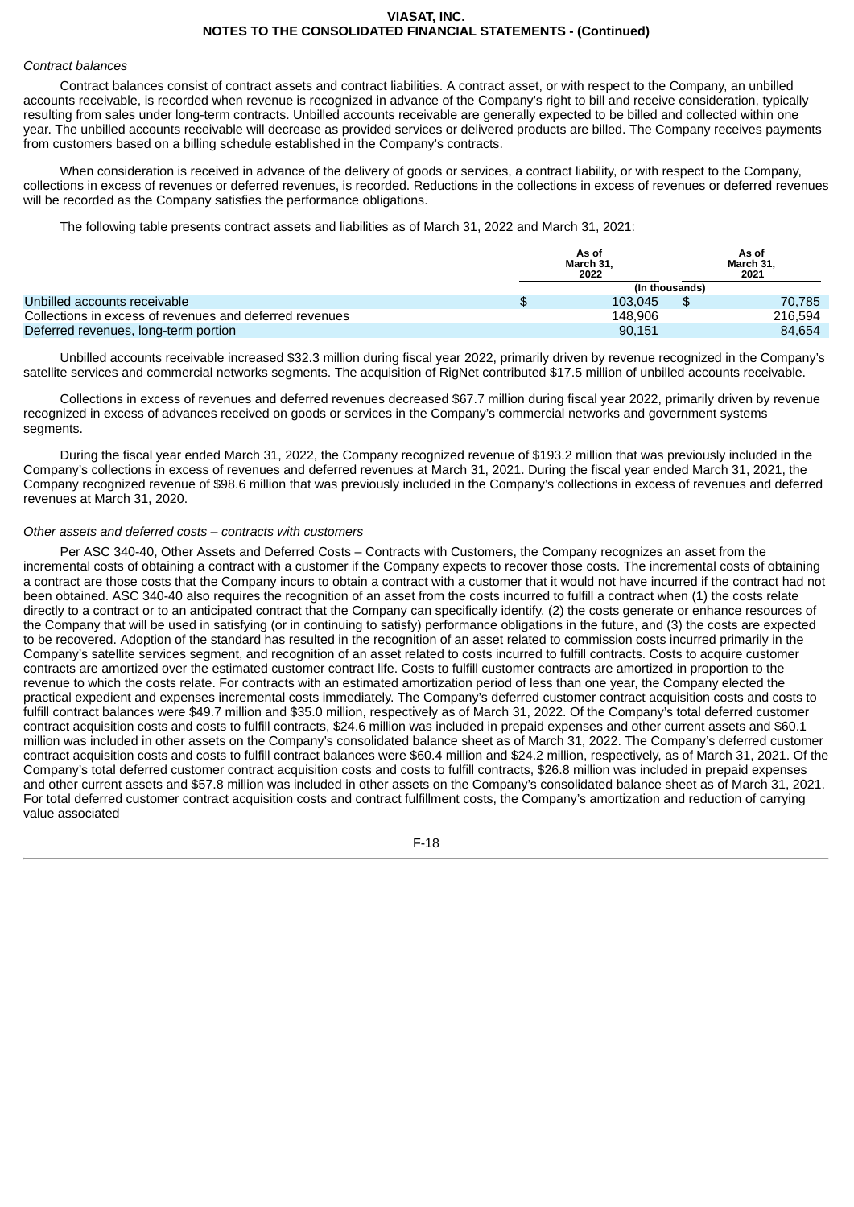*Contract balances*

Contract balances consist of contract assets and contract liabilities. A contract asset, or with respect to the Company, an unbilled accounts receivable, is recorded when revenue is recognized in advance of the Company's right to bill and receive consideration, typically resulting from sales under long-term contracts. Unbilled accounts receivable are generally expected to be billed and collected within one year. The unbilled accounts receivable will decrease as provided services or delivered products are billed. The Company receives payments from customers based on a billing schedule established in the Company's contracts.

When consideration is received in advance of the delivery of goods or services, a contract liability, or with respect to the Company, collections in excess of revenues or deferred revenues, is recorded. Reductions in the collections in excess of revenues or deferred revenues will be recorded as the Company satisfies the performance obligations.

The following table presents contract assets and liabilities as of March 31, 2022 and March 31, 2021:

| | As of March 31, 2022 | As of March 31, 2021 |
|---|---|---|
| | (In thousands) | |
| Unbilled accounts receivable | $ 103,045 | $ 70,785 |
| Collections in excess of revenues and deferred revenues | 148,906 | 216,594 |
| Deferred revenues, long-term portion | 90,151 | 84,654 |

Unbilled accounts receivable increased $32.3 million during fiscal year 2022, primarily driven by revenue recognized in the Company's satellite services and commercial networks segments. The acquisition of RigNet contributed $17.5 million of unbilled accounts receivable.

Collections in excess of revenues and deferred revenues decreased $67.7 million during fiscal year 2022, primarily driven by revenue recognized in excess of advances received on goods or services in the Company's commercial networks and government systems segments.

During the fiscal year ended March 31, 2022, the Company recognized revenue of $193.2 million that was previously included in the Company's collections in excess of revenues and deferred revenues at March 31, 2021. During the fiscal year ended March 31, 2021, the Company recognized revenue of $98.6 million that was previously included in the Company's collections in excess of revenues and deferred revenues at March 31, 2020.

*Other assets and deferred costs – contracts with customers*

Per ASC 340-40, Other Assets and Deferred Costs – Contracts with Customers, the Company recognizes an asset from the incremental costs of obtaining a contract with a customer if the Company expects to recover those costs. The incremental costs of obtaining a contract are those costs that the Company incurs to obtain a contract with a customer that it would not have incurred if the contract had not been obtained. ASC 340-40 also requires the recognition of an asset from the costs incurred to fulfill a contract when (1) the costs relate directly to a contract or to an anticipated contract that the Company can specifically identify, (2) the costs generate or enhance resources of the Company that will be used in satisfying (or in continuing to satisfy) performance obligations in the future, and (3) the costs are expected to be recovered. Adoption of the standard has resulted in the recognition of an asset related to commission costs incurred primarily in the Company's satellite services segment, and recognition of an asset related to costs incurred to fulfill contracts. Costs to acquire customer contracts are amortized over the estimated customer contract life. Costs to fulfill customer contracts are amortized in proportion to the revenue to which the costs relate. For contracts with an estimated amortization period of less than one year, the Company elected the practical expedient and expenses incremental costs immediately. The Company's deferred customer contract acquisition costs and costs to fulfill contract balances were $49.7 million and $35.0 million, respectively as of March 31, 2022. Of the Company's total deferred customer contract acquisition costs and costs to fulfill contracts, $24.6 million was included in prepaid expenses and other current assets and $60.1 million was included in other assets on the Company's consolidated balance sheet as of March 31, 2022. The Company's deferred customer contract acquisition costs and costs to fulfill contract balances were $60.4 million and $24.2 million, respectively, as of March 31, 2021. Of the Company's total deferred customer contract acquisition costs and costs to fulfill contracts, $26.8 million was included in prepaid expenses and other current assets and $57.8 million was included in other assets on the Company's consolidated balance sheet as of March 31, 2021. For total deferred customer contract acquisition costs and contract fulfillment costs, the Company's amortization and reduction of carrying value associated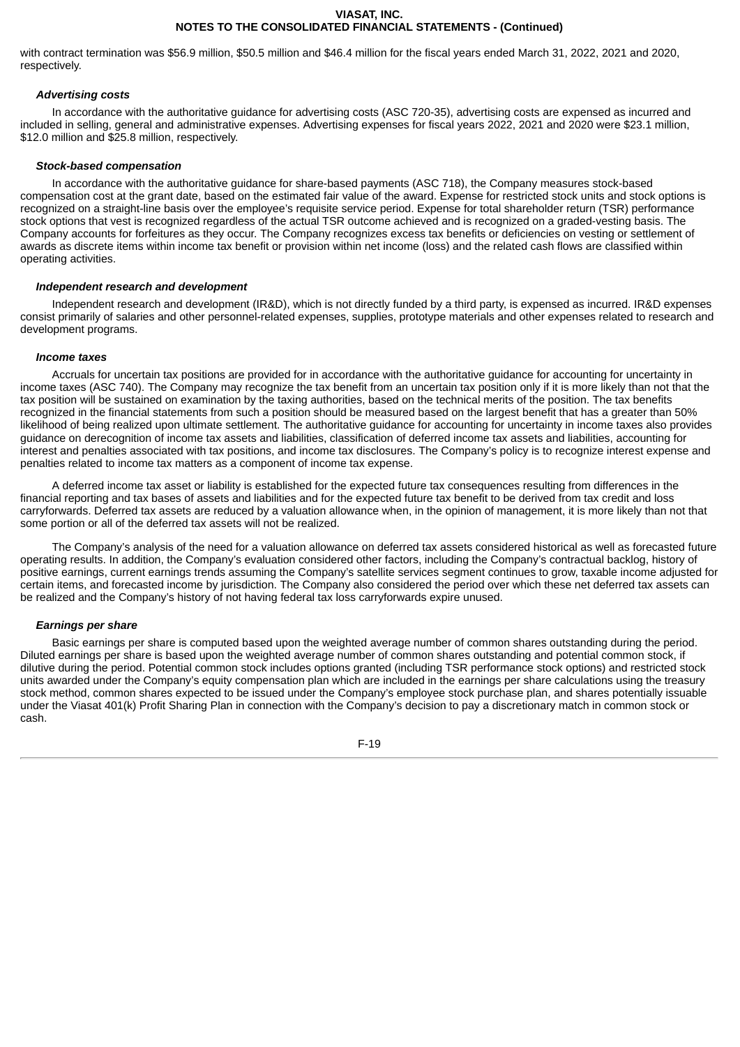with contract termination was $56.9 million, $50.5 million and $46.4 million for the fiscal years ended March 31, 2022, 2021 and 2020, respectively.

***Advertising costs***

In accordance with the authoritative guidance for advertising costs (ASC 720-35), advertising costs are expensed as incurred and included in selling, general and administrative expenses. Advertising expenses for fiscal years 2022, 2021 and 2020 were $23.1 million, $12.0 million and $25.8 million, respectively.

***Stock-based compensation***

In accordance with the authoritative guidance for share-based payments (ASC 718), the Company measures stock-based compensation cost at the grant date, based on the estimated fair value of the award. Expense for restricted stock units and stock options is recognized on a straight-line basis over the employee's requisite service period. Expense for total shareholder return (TSR) performance stock options that vest is recognized regardless of the actual TSR outcome achieved and is recognized on a graded-vesting basis. The Company accounts for forfeitures as they occur. The Company recognizes excess tax benefits or deficiencies on vesting or settlement of awards as discrete items within income tax benefit or provision within net income (loss) and the related cash flows are classified within operating activities.

***Independent research and development***

Independent research and development (IR&D), which is not directly funded by a third party, is expensed as incurred. IR&D expenses consist primarily of salaries and other personnel-related expenses, supplies, prototype materials and other expenses related to research and development programs.

***Income taxes***

Accruals for uncertain tax positions are provided for in accordance with the authoritative guidance for accounting for uncertainty in income taxes (ASC 740). The Company may recognize the tax benefit from an uncertain tax position only if it is more likely than not that the tax position will be sustained on examination by the taxing authorities, based on the technical merits of the position. The tax benefits recognized in the financial statements from such a position should be measured based on the largest benefit that has a greater than 50% likelihood of being realized upon ultimate settlement. The authoritative guidance for accounting for uncertainty in income taxes also provides guidance on derecognition of income tax assets and liabilities, classification of deferred income tax assets and liabilities, accounting for interest and penalties associated with tax positions, and income tax disclosures. The Company's policy is to recognize interest expense and penalties related to income tax matters as a component of income tax expense.

A deferred income tax asset or liability is established for the expected future tax consequences resulting from differences in the financial reporting and tax bases of assets and liabilities and for the expected future tax benefit to be derived from tax credit and loss carryforwards. Deferred tax assets are reduced by a valuation allowance when, in the opinion of management, it is more likely than not that some portion or all of the deferred tax assets will not be realized.

The Company's analysis of the need for a valuation allowance on deferred tax assets considered historical as well as forecasted future operating results. In addition, the Company's evaluation considered other factors, including the Company's contractual backlog, history of positive earnings, current earnings trends assuming the Company's satellite services segment continues to grow, taxable income adjusted for certain items, and forecasted income by jurisdiction. The Company also considered the period over which these net deferred tax assets can be realized and the Company's history of not having federal tax loss carryforwards expire unused.

***Earnings per share***

Basic earnings per share is computed based upon the weighted average number of common shares outstanding during the period. Diluted earnings per share is based upon the weighted average number of common shares outstanding and potential common stock, if dilutive during the period. Potential common stock includes options granted (including TSR performance stock options) and restricted stock units awarded under the Company's equity compensation plan which are included in the earnings per share calculations using the treasury stock method, common shares expected to be issued under the Company's employee stock purchase plan, and shares potentially issuable under the Viasat 401(k) Profit Sharing Plan in connection with the Company's decision to pay a discretionary match in common stock or cash.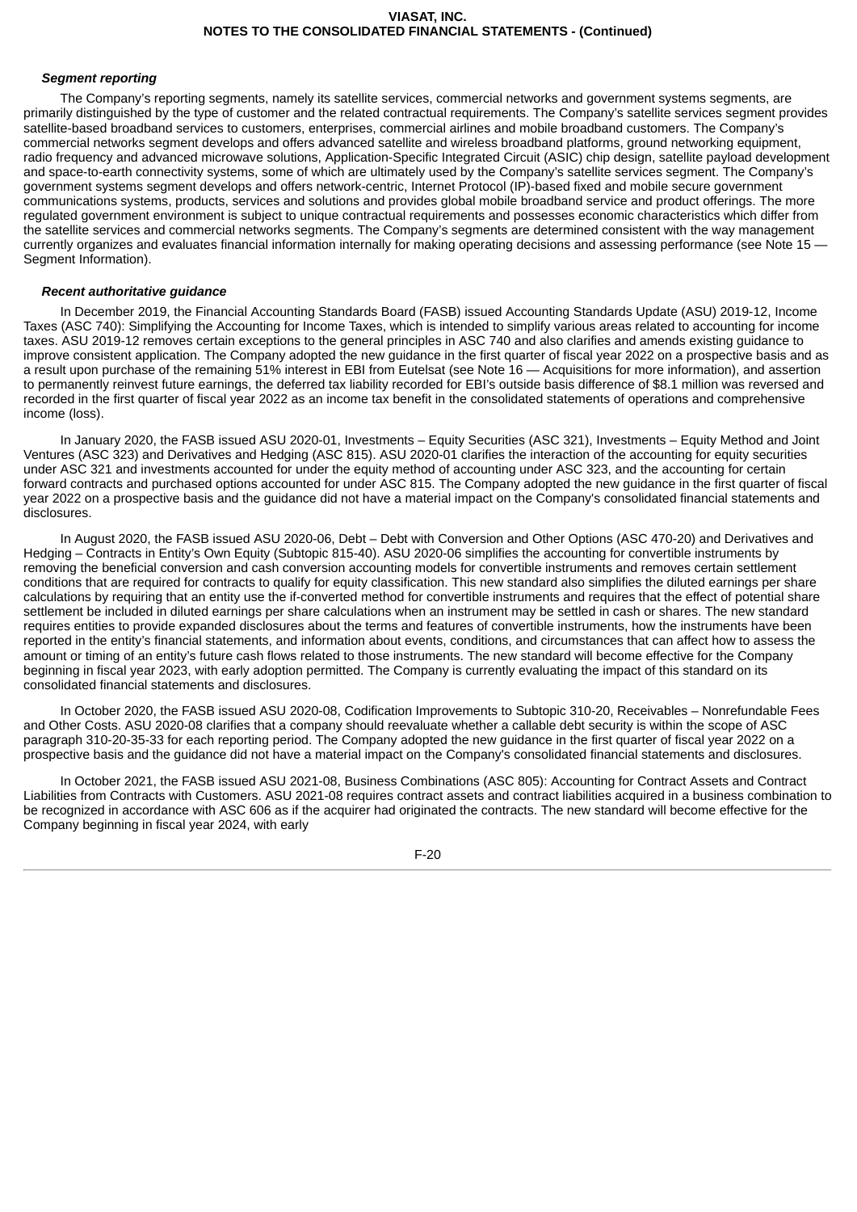***Segment reporting***

The Company's reporting segments, namely its satellite services, commercial networks and government systems segments, are primarily distinguished by the type of customer and the related contractual requirements. The Company's satellite services segment provides satellite-based broadband services to customers, enterprises, commercial airlines and mobile broadband customers. The Company's commercial networks segment develops and offers advanced satellite and wireless broadband platforms, ground networking equipment, radio frequency and advanced microwave solutions, Application-Specific Integrated Circuit (ASIC) chip design, satellite payload development and space-to-earth connectivity systems, some of which are ultimately used by the Company's satellite services segment. The Company's government systems segment develops and offers network-centric, Internet Protocol (IP)-based fixed and mobile secure government communications systems, products, services and solutions and provides global mobile broadband service and product offerings. The more regulated government environment is subject to unique contractual requirements and possesses economic characteristics which differ from the satellite services and commercial networks segments. The Company's segments are determined consistent with the way management currently organizes and evaluates financial information internally for making operating decisions and assessing performance (see Note 15 — Segment Information).

***Recent authoritative guidance***

In December 2019, the Financial Accounting Standards Board (FASB) issued Accounting Standards Update (ASU) 2019-12, Income Taxes (ASC 740): Simplifying the Accounting for Income Taxes, which is intended to simplify various areas related to accounting for income taxes. ASU 2019-12 removes certain exceptions to the general principles in ASC 740 and also clarifies and amends existing guidance to improve consistent application. The Company adopted the new guidance in the first quarter of fiscal year 2022 on a prospective basis and as a result upon purchase of the remaining 51% interest in EBI from Eutelsat (see Note 16 — Acquisitions for more information), and assertion to permanently reinvest future earnings, the deferred tax liability recorded for EBI's outside basis difference of $8.1 million was reversed and recorded in the first quarter of fiscal year 2022 as an income tax benefit in the consolidated statements of operations and comprehensive income (loss).

In January 2020, the FASB issued ASU 2020-01, Investments – Equity Securities (ASC 321), Investments – Equity Method and Joint Ventures (ASC 323) and Derivatives and Hedging (ASC 815). ASU 2020-01 clarifies the interaction of the accounting for equity securities under ASC 321 and investments accounted for under the equity method of accounting under ASC 323, and the accounting for certain forward contracts and purchased options accounted for under ASC 815. The Company adopted the new guidance in the first quarter of fiscal year 2022 on a prospective basis and the guidance did not have a material impact on the Company's consolidated financial statements and disclosures.

In August 2020, the FASB issued ASU 2020-06, Debt – Debt with Conversion and Other Options (ASC 470-20) and Derivatives and Hedging – Contracts in Entity's Own Equity (Subtopic 815-40). ASU 2020-06 simplifies the accounting for convertible instruments by removing the beneficial conversion and cash conversion accounting models for convertible instruments and removes certain settlement conditions that are required for contracts to qualify for equity classification. This new standard also simplifies the diluted earnings per share calculations by requiring that an entity use the if-converted method for convertible instruments and requires that the effect of potential share settlement be included in diluted earnings per share calculations when an instrument may be settled in cash or shares. The new standard requires entities to provide expanded disclosures about the terms and features of convertible instruments, how the instruments have been reported in the entity's financial statements, and information about events, conditions, and circumstances that can affect how to assess the amount or timing of an entity's future cash flows related to those instruments. The new standard will become effective for the Company beginning in fiscal year 2023, with early adoption permitted. The Company is currently evaluating the impact of this standard on its consolidated financial statements and disclosures.

In October 2020, the FASB issued ASU 2020-08, Codification Improvements to Subtopic 310-20, Receivables – Nonrefundable Fees and Other Costs. ASU 2020-08 clarifies that a company should reevaluate whether a callable debt security is within the scope of ASC paragraph 310-20-35-33 for each reporting period. The Company adopted the new guidance in the first quarter of fiscal year 2022 on a prospective basis and the guidance did not have a material impact on the Company's consolidated financial statements and disclosures.

In October 2021, the FASB issued ASU 2021-08, Business Combinations (ASC 805): Accounting for Contract Assets and Contract Liabilities from Contracts with Customers. ASU 2021-08 requires contract assets and contract liabilities acquired in a business combination to be recognized in accordance with ASC 606 as if the acquirer had originated the contracts. The new standard will become effective for the Company beginning in fiscal year 2024, with early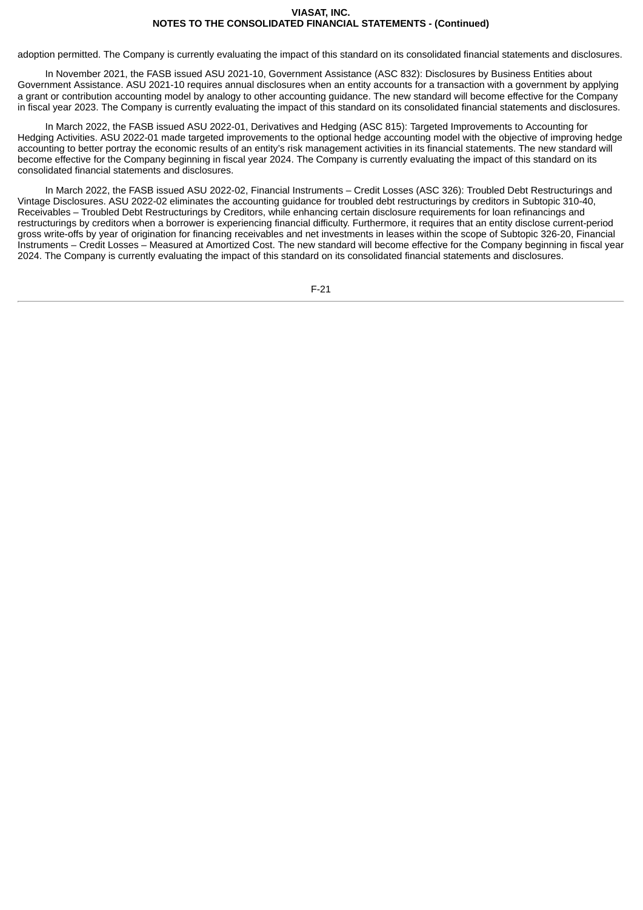adoption permitted. The Company is currently evaluating the impact of this standard on its consolidated financial statements and disclosures.

In November 2021, the FASB issued ASU 2021-10, Government Assistance (ASC 832): Disclosures by Business Entities about Government Assistance. ASU 2021-10 requires annual disclosures when an entity accounts for a transaction with a government by applying a grant or contribution accounting model by analogy to other accounting guidance. The new standard will become effective for the Company in fiscal year 2023. The Company is currently evaluating the impact of this standard on its consolidated financial statements and disclosures.

In March 2022, the FASB issued ASU 2022-01, Derivatives and Hedging (ASC 815): Targeted Improvements to Accounting for Hedging Activities. ASU 2022-01 made targeted improvements to the optional hedge accounting model with the objective of improving hedge accounting to better portray the economic results of an entity's risk management activities in its financial statements. The new standard will become effective for the Company beginning in fiscal year 2024. The Company is currently evaluating the impact of this standard on its consolidated financial statements and disclosures.

In March 2022, the FASB issued ASU 2022-02, Financial Instruments – Credit Losses (ASC 326): Troubled Debt Restructurings and Vintage Disclosures. ASU 2022-02 eliminates the accounting guidance for troubled debt restructurings by creditors in Subtopic 310-40, Receivables – Troubled Debt Restructurings by Creditors, while enhancing certain disclosure requirements for loan refinancings and restructurings by creditors when a borrower is experiencing financial difficulty. Furthermore, it requires that an entity disclose current-period gross write-offs by year of origination for financing receivables and net investments in leases within the scope of Subtopic 326-20, Financial Instruments – Credit Losses – Measured at Amortized Cost. The new standard will become effective for the Company beginning in fiscal year 2024. The Company is currently evaluating the impact of this standard on its consolidated financial statements and disclosures.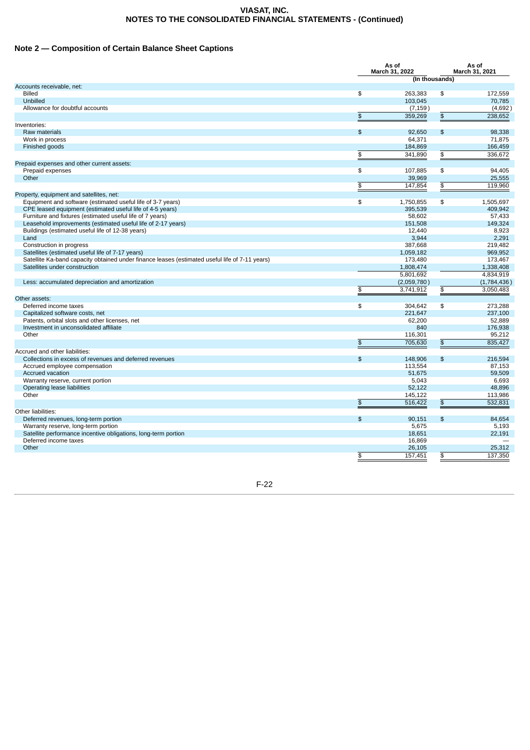## Note 2 — Composition of Certain Balance Sheet Captions

| | As of March 31, 2022 | As of March 31, 2021 |
|---|---|---|
| | (In thousands) | |
| **Accounts receivable, net:** | | |
| Billed | $ 263,383 | $ 172,559 |
| Unbilled | 103,045 | 70,785 |
| Allowance for doubtful accounts | (7,159) | (4,692) |
| | $ 359,269 | $ 238,652 |
| **Inventories:** | | |
| Raw materials | $ 92,650 | $ 98,338 |
| Work in process | 64,371 | 71,875 |
| Finished goods | 184,869 | 166,459 |
| | $ 341,890 | $ 336,672 |
| **Prepaid expenses and other current assets:** | | |
| Prepaid expenses | $ 107,885 | $ 94,405 |
| Other | 39,969 | 25,555 |
| | $ 147,854 | $ 119,960 |
| **Property, equipment and satellites, net:** | | |
| Equipment and software (estimated useful life of 3-7 years) | $ 1,750,855 | $ 1,505,697 |
| CPE leased equipment (estimated useful life of 4-5 years) | 395,539 | 409,942 |
| Furniture and fixtures (estimated useful life of 7 years) | 58,602 | 57,433 |
| Leasehold improvements (estimated useful life of 2-17 years) | 151,508 | 149,324 |
| Buildings (estimated useful life of 12-38 years) | 12,440 | 8,923 |
| Land | 3,944 | 2,291 |
| Construction in progress | 387,668 | 219,482 |
| Satellites (estimated useful life of 7-17 years) | 1,059,182 | 969,952 |
| Satellite Ka-band capacity obtained under finance leases (estimated useful life of 7-11 years) | 173,480 | 173,467 |
| Satellites under construction | 1,808,474 | 1,338,408 |
| | 5,801,692 | 4,834,919 |
| Less: accumulated depreciation and amortization | (2,059,780) | (1,784,436) |
| | $ 3,741,912 | $ 3,050,483 |
| **Other assets:** | | |
| Deferred income taxes | $ 304,642 | $ 273,288 |
| Capitalized software costs, net | 221,647 | 237,100 |
| Patents, orbital slots and other licenses, net | 62,200 | 52,889 |
| Investment in unconsolidated affiliate | 840 | 176,938 |
| Other | 116,301 | 95,212 |
| | $ 705,630 | $ 835,427 |
| **Accrued and other liabilities:** | | |
| Collections in excess of revenues and deferred revenues | $ 148,906 | $ 216,594 |
| Accrued employee compensation | 113,554 | 87,153 |
| Accrued vacation | 51,675 | 59,509 |
| Warranty reserve, current portion | 5,043 | 6,693 |
| Operating lease liabilities | 52,122 | 48,896 |
| Other | 145,122 | 113,986 |
| | $ 516,422 | $ 532,831 |
| **Other liabilities:** | | |
| Deferred revenues, long-term portion | $ 90,151 | $ 84,654 |
| Warranty reserve, long-term portion | 5,675 | 5,193 |
| Satellite performance incentive obligations, long-term portion | 18,651 | 22,191 |
| Deferred income taxes | 16,869 | — |
| Other | 26,105 | 25,312 |
| | $ 157,451 | $ 137,350 |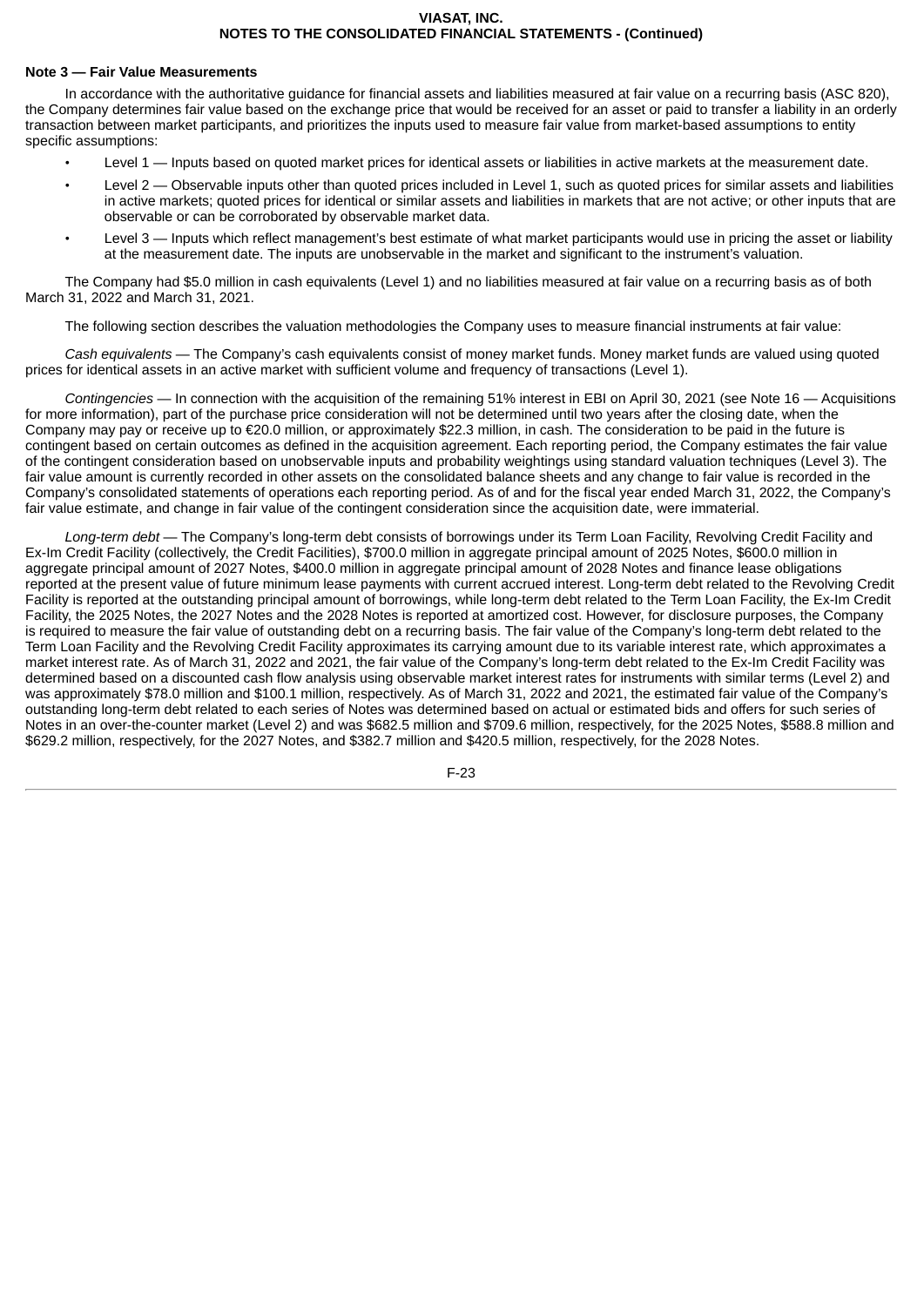## Note 3 — Fair Value Measurements

In accordance with the authoritative guidance for financial assets and liabilities measured at fair value on a recurring basis (ASC 820), the Company determines fair value based on the exchange price that would be received for an asset or paid to transfer a liability in an orderly transaction between market participants, and prioritizes the inputs used to measure fair value from market-based assumptions to entity specific assumptions:

- Level 1 — Inputs based on quoted market prices for identical assets or liabilities in active markets at the measurement date.
- Level 2 — Observable inputs other than quoted prices included in Level 1, such as quoted prices for similar assets and liabilities in active markets; quoted prices for identical or similar assets and liabilities in markets that are not active; or other inputs that are observable or can be corroborated by observable market data.
- Level 3 — Inputs which reflect management's best estimate of what market participants would use in pricing the asset or liability at the measurement date. The inputs are unobservable in the market and significant to the instrument's valuation.

The Company had $5.0 million in cash equivalents (Level 1) and no liabilities measured at fair value on a recurring basis as of both March 31, 2022 and March 31, 2021.

The following section describes the valuation methodologies the Company uses to measure financial instruments at fair value:

*Cash equivalents* — The Company's cash equivalents consist of money market funds. Money market funds are valued using quoted prices for identical assets in an active market with sufficient volume and frequency of transactions (Level 1).

*Contingencies* — In connection with the acquisition of the remaining 51% interest in EBI on April 30, 2021 (see Note 16 — Acquisitions for more information), part of the purchase price consideration will not be determined until two years after the closing date, when the Company may pay or receive up to €20.0 million, or approximately $22.3 million, in cash. The consideration to be paid in the future is contingent based on certain outcomes as defined in the acquisition agreement. Each reporting period, the Company estimates the fair value of the contingent consideration based on unobservable inputs and probability weightings using standard valuation techniques (Level 3). The fair value amount is currently recorded in other assets on the consolidated balance sheets and any change to fair value is recorded in the Company's consolidated statements of operations each reporting period. As of and for the fiscal year ended March 31, 2022, the Company's fair value estimate, and change in fair value of the contingent consideration since the acquisition date, were immaterial.

*Long-term debt* — The Company's long-term debt consists of borrowings under its Term Loan Facility, Revolving Credit Facility and Ex-Im Credit Facility (collectively, the Credit Facilities), $700.0 million in aggregate principal amount of 2025 Notes, $600.0 million in aggregate principal amount of 2027 Notes, $400.0 million in aggregate principal amount of 2028 Notes and finance lease obligations reported at the present value of future minimum lease payments with current accrued interest. Long-term debt related to the Revolving Credit Facility is reported at the outstanding principal amount of borrowings, while long-term debt related to the Term Loan Facility, the Ex-Im Credit Facility, the 2025 Notes, the 2027 Notes and the 2028 Notes is reported at amortized cost. However, for disclosure purposes, the Company is required to measure the fair value of outstanding debt on a recurring basis. The fair value of the Company's long-term debt related to the Term Loan Facility and the Revolving Credit Facility approximates its carrying amount due to its variable interest rate, which approximates a market interest rate. As of March 31, 2022 and 2021, the fair value of the Company's long-term debt related to the Ex-Im Credit Facility was determined based on a discounted cash flow analysis using observable market interest rates for instruments with similar terms (Level 2) and was approximately $78.0 million and $100.1 million, respectively. As of March 31, 2022 and 2021, the estimated fair value of the Company's outstanding long-term debt related to each series of Notes was determined based on actual or estimated bids and offers for such series of Notes in an over-the-counter market (Level 2) and was $682.5 million and $709.6 million, respectively, for the 2025 Notes, $588.8 million and $629.2 million, respectively, for the 2027 Notes, and $382.7 million and $420.5 million, respectively, for the 2028 Notes.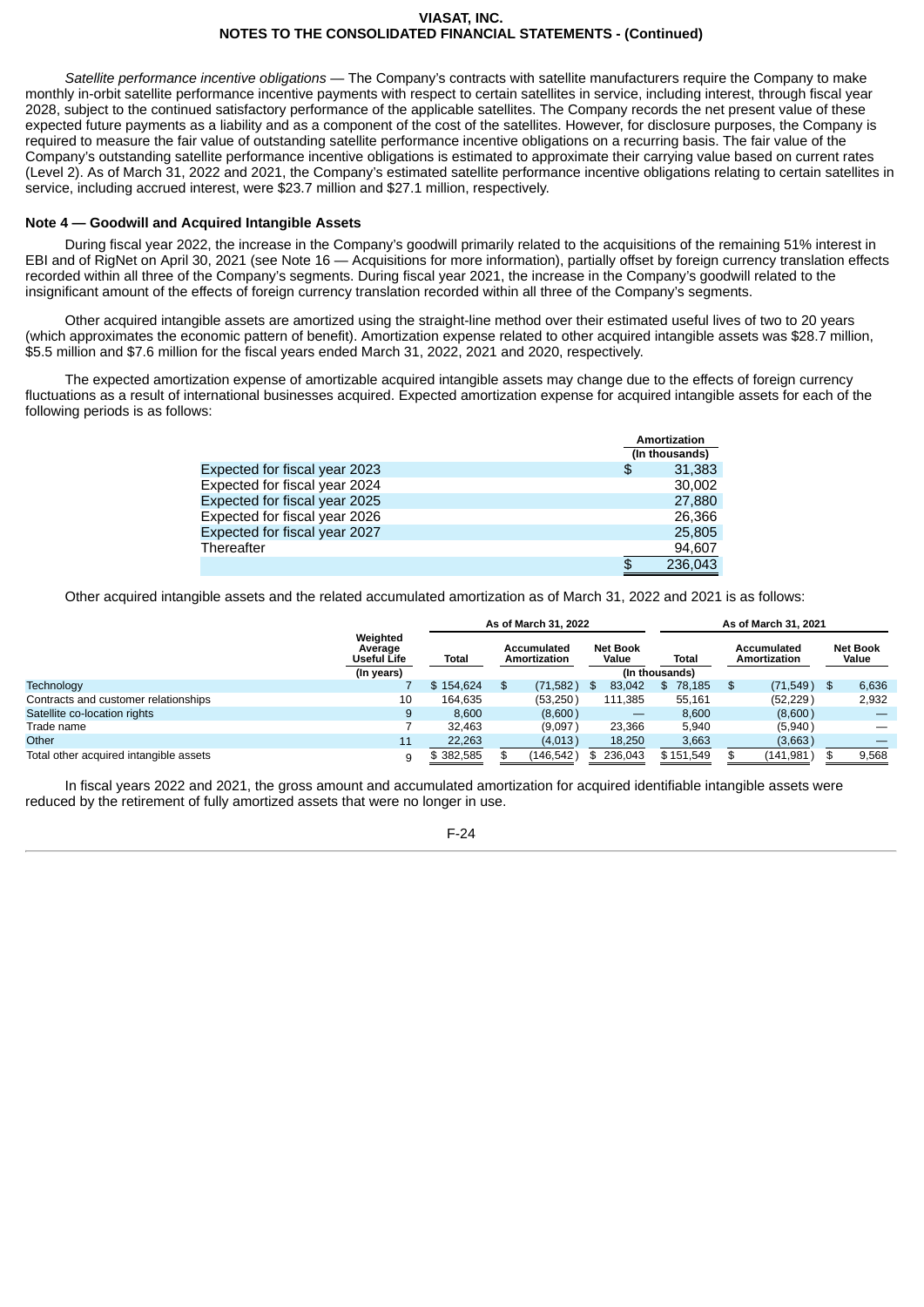*Satellite performance incentive obligations* — The Company's contracts with satellite manufacturers require the Company to make monthly in-orbit satellite performance incentive payments with respect to certain satellites in service, including interest, through fiscal year 2028, subject to the continued satisfactory performance of the applicable satellites. The Company records the net present value of these expected future payments as a liability and as a component of the cost of the satellites. However, for disclosure purposes, the Company is required to measure the fair value of outstanding satellite performance incentive obligations on a recurring basis. The fair value of the Company's outstanding satellite performance incentive obligations is estimated to approximate their carrying value based on current rates (Level 2). As of March 31, 2022 and 2021, the Company's estimated satellite performance incentive obligations relating to certain satellites in service, including accrued interest, were $23.7 million and $27.1 million, respectively.

**Note 4 — Goodwill and Acquired Intangible Assets**

During fiscal year 2022, the increase in the Company's goodwill primarily related to the acquisitions of the remaining 51% interest in EBI and of RigNet on April 30, 2021 (see Note 16 — Acquisitions for more information), partially offset by foreign currency translation effects recorded within all three of the Company's segments. During fiscal year 2021, the increase in the Company's goodwill related to the insignificant amount of the effects of foreign currency translation recorded within all three of the Company's segments.

Other acquired intangible assets are amortized using the straight-line method over their estimated useful lives of two to 20 years (which approximates the economic pattern of benefit). Amortization expense related to other acquired intangible assets was $28.7 million, $5.5 million and $7.6 million for the fiscal years ended March 31, 2022, 2021 and 2020, respectively.

The expected amortization expense of amortizable acquired intangible assets may change due to the effects of foreign currency fluctuations as a result of international businesses acquired. Expected amortization expense for acquired intangible assets for each of the following periods is as follows:

| | Amortization (In thousands) |
|---|---|
| Expected for fiscal year 2023 | $ 31,383 |
| Expected for fiscal year 2024 | 30,002 |
| Expected for fiscal year 2025 | 27,880 |
| Expected for fiscal year 2026 | 26,366 |
| Expected for fiscal year 2027 | 25,805 |
| Thereafter | 94,607 |
| | $ 236,043 |

Other acquired intangible assets and the related accumulated amortization as of March 31, 2022 and 2021 is as follows:

| | Weighted Average Useful Life | As of March 31, 2022 | | | As of March 31, 2021 | | |
|---|---|---|---|---|---|---|---|
| | | Total | Accumulated Amortization | Net Book Value | Total | Accumulated Amortization | Net Book Value |
| | (In years) | | | (In thousands) | | | |
| Technology | 7 | $ 154,624 | $ (71,582) | $ 83,042 | $ 78,185 | $ (71,549) | $ 6,636 |
| Contracts and customer relationships | 10 | 164,635 | (53,250) | 111,385 | 55,161 | (52,229) | 2,932 |
| Satellite co-location rights | 9 | 8,600 | (8,600) | — | 8,600 | (8,600) | — |
| Trade name | 7 | 32,463 | (9,097) | 23,366 | 5,940 | (5,940) | — |
| Other | 11 | 22,263 | (4,013) | 18,250 | 3,663 | (3,663) | — |
| Total other acquired intangible assets | 9 | $ 382,585 | $ (146,542) | $ 236,043 | $ 151,549 | $ (141,981) | $ 9,568 |

In fiscal years 2022 and 2021, the gross amount and accumulated amortization for acquired identifiable intangible assets were reduced by the retirement of fully amortized assets that were no longer in use.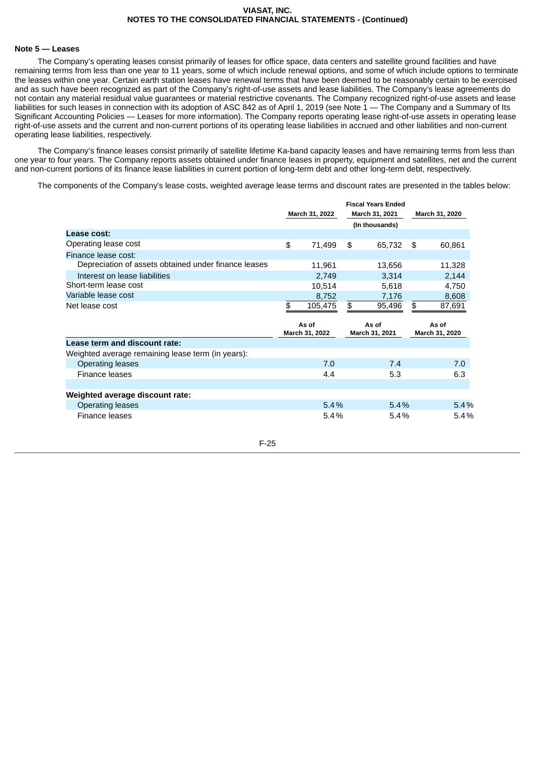### Note 5 — Leases

The Company's operating leases consist primarily of leases for office space, data centers and satellite ground facilities and have remaining terms from less than one year to 11 years, some of which include renewal options, and some of which include options to terminate the leases within one year. Certain earth station leases have renewal terms that have been deemed to be reasonably certain to be exercised and as such have been recognized as part of the Company's right-of-use assets and lease liabilities. The Company's lease agreements do not contain any material residual value guarantees or material restrictive covenants. The Company recognized right-of-use assets and lease liabilities for such leases in connection with its adoption of ASC 842 as of April 1, 2019 (see Note 1 — The Company and a Summary of Its Significant Accounting Policies — Leases for more information). The Company reports operating lease right-of-use assets in operating lease right-of-use assets and the current and non-current portions of its operating lease liabilities in accrued and other liabilities and non-current operating lease liabilities, respectively.

The Company's finance leases consist primarily of satellite lifetime Ka-band capacity leases and have remaining terms from less than one year to four years. The Company reports assets obtained under finance leases in property, equipment and satellites, net and the current and non-current portions of its finance lease liabilities in current portion of long-term debt and other long-term debt, respectively.

The components of the Company's lease costs, weighted average lease terms and discount rates are presented in the tables below:

| | Fiscal Years Ended | | |
|---|---|---|---|
| | March 31, 2022 | March 31, 2021 | March 31, 2020 |
| | | (In thousands) | |
| **Lease cost:** | | | |
| Operating lease cost | $ 71,499 | $ 65,732 | $ 60,861 |
| Finance lease cost: | | | |
| Depreciation of assets obtained under finance leases | 11,961 | 13,656 | 11,328 |
| Interest on lease liabilities | 2,749 | 3,314 | 2,144 |
| Short-term lease cost | 10,514 | 5,618 | 4,750 |
| Variable lease cost | 8,752 | 7,176 | 8,608 |
| Net lease cost | $ 105,475 | $ 95,496 | $ 87,691 |

| | As of March 31, 2022 | As of March 31, 2021 | As of March 31, 2020 |
|---|---|---|---|
| **Lease term and discount rate:** | | | |
| Weighted average remaining lease term (in years): | | | |
| Operating leases | 7.0 | 7.4 | 7.0 |
| Finance leases | 4.4 | 5.3 | 6.3 |
| | | | |
| **Weighted average discount rate:** | | | |
| Operating leases | 5.4% | 5.4% | 5.4% |
| Finance leases | 5.4% | 5.4% | 5.4% |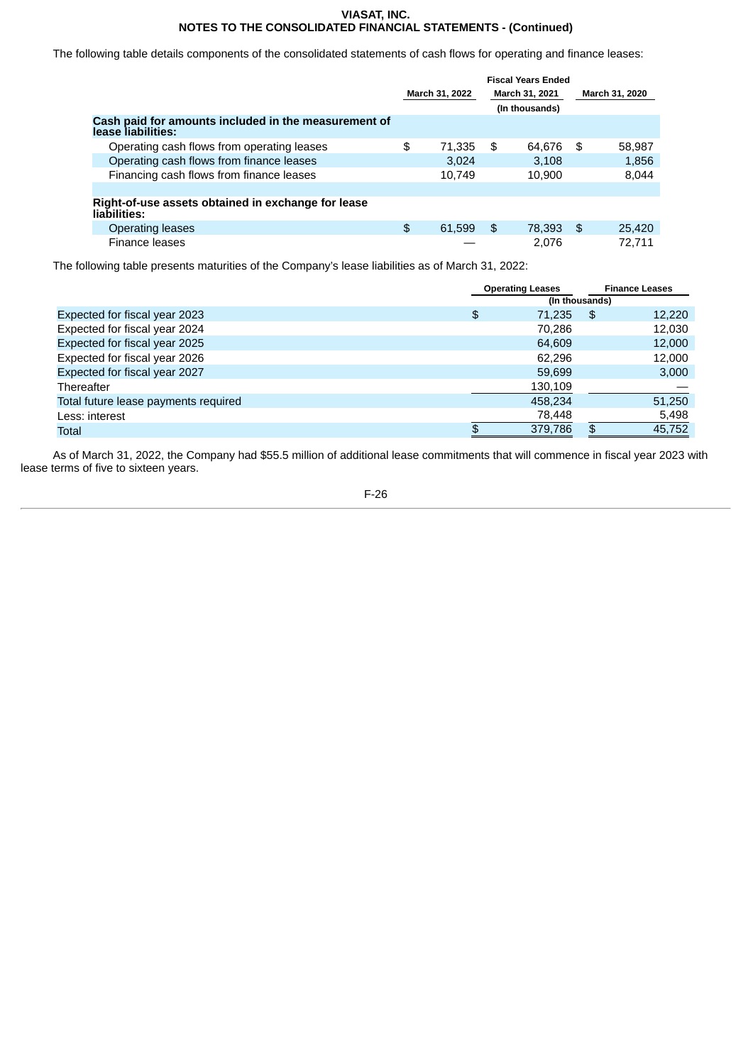The following table details components of the consolidated statements of cash flows for operating and finance leases:

| | Fiscal Years Ended | | |
|---|---|---|---|
| | March 31, 2022 | March 31, 2021 | March 31, 2020 |
| | (In thousands) | | |
| **Cash paid for amounts included in the measurement of lease liabilities:** | | | |
| Operating cash flows from operating leases | $ 71,335 | $ 64,676 | $ 58,987 |
| Operating cash flows from finance leases | 3,024 | 3,108 | 1,856 |
| Financing cash flows from finance leases | 10,749 | 10,900 | 8,044 |
| **Right-of-use assets obtained in exchange for lease liabilities:** | | | |
| Operating leases | $ 61,599 | $ 78,393 | $ 25,420 |
| Finance leases | — | 2,076 | 72,711 |

The following table presents maturities of the Company's lease liabilities as of March 31, 2022:

| | Operating Leases | Finance Leases |
|---|---|---|
| | (In thousands) | |
| Expected for fiscal year 2023 | $ 71,235 | $ 12,220 |
| Expected for fiscal year 2024 | 70,286 | 12,030 |
| Expected for fiscal year 2025 | 64,609 | 12,000 |
| Expected for fiscal year 2026 | 62,296 | 12,000 |
| Expected for fiscal year 2027 | 59,699 | 3,000 |
| Thereafter | 130,109 | — |
| Total future lease payments required | 458,234 | 51,250 |
| Less: interest | 78,448 | 5,498 |
| Total | $ 379,786 | $ 45,752 |

As of March 31, 2022, the Company had $55.5 million of additional lease commitments that will commence in fiscal year 2023 with lease terms of five to sixteen years.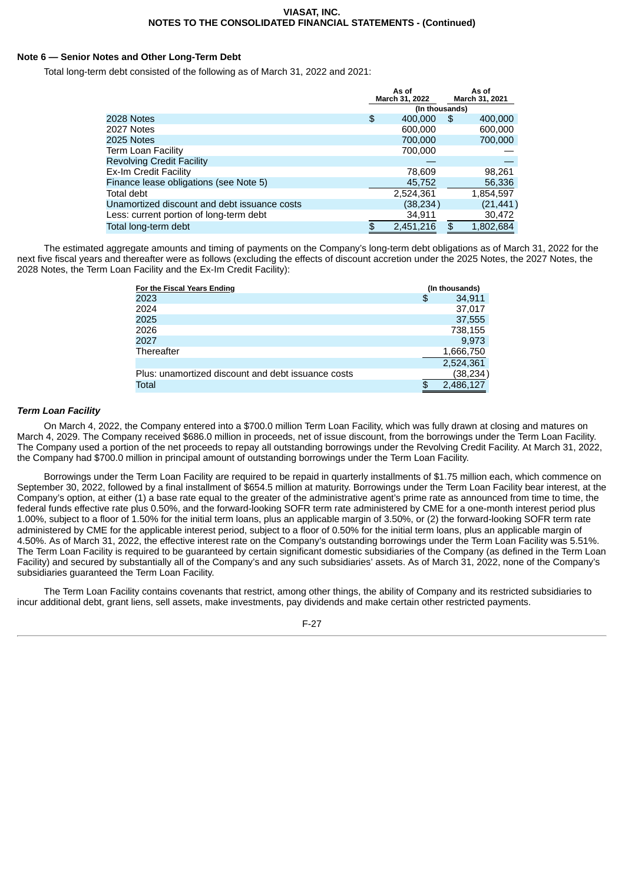## Note 6 — Senior Notes and Other Long-Term Debt

Total long-term debt consisted of the following as of March 31, 2022 and 2021:

| | As of March 31, 2022 | As of March 31, 2021 |
|---|---|---|
| | (In thousands) | |
| 2028 Notes | $ 400,000 | $ 400,000 |
| 2027 Notes | 600,000 | 600,000 |
| 2025 Notes | 700,000 | 700,000 |
| Term Loan Facility | 700,000 | — |
| Revolving Credit Facility | — | — |
| Ex-Im Credit Facility | 78,609 | 98,261 |
| Finance lease obligations (see Note 5) | 45,752 | 56,336 |
| Total debt | 2,524,361 | 1,854,597 |
| Unamortized discount and debt issuance costs | (38,234) | (21,441) |
| Less: current portion of long-term debt | 34,911 | 30,472 |
| Total long-term debt | $ 2,451,216 | $ 1,802,684 |

The estimated aggregate amounts and timing of payments on the Company's long-term debt obligations as of March 31, 2022 for the next five fiscal years and thereafter were as follows (excluding the effects of discount accretion under the 2025 Notes, the 2027 Notes, the 2028 Notes, the Term Loan Facility and the Ex-Im Credit Facility):

| For the Fiscal Years Ending | (In thousands) |
|---|---|
| 2023 | $ 34,911 |
| 2024 | 37,017 |
| 2025 | 37,555 |
| 2026 | 738,155 |
| 2027 | 9,973 |
| Thereafter | 1,666,750 |
| | 2,524,361 |
| Plus: unamortized discount and debt issuance costs | (38,234) |
| Total | $ 2,486,127 |

### *Term Loan Facility*

On March 4, 2022, the Company entered into a $700.0 million Term Loan Facility, which was fully drawn at closing and matures on March 4, 2029. The Company received $686.0 million in proceeds, net of issue discount, from the borrowings under the Term Loan Facility. The Company used a portion of the net proceeds to repay all outstanding borrowings under the Revolving Credit Facility. At March 31, 2022, the Company had $700.0 million in principal amount of outstanding borrowings under the Term Loan Facility.

Borrowings under the Term Loan Facility are required to be repaid in quarterly installments of $1.75 million each, which commence on September 30, 2022, followed by a final installment of $654.5 million at maturity. Borrowings under the Term Loan Facility bear interest, at the Company's option, at either (1) a base rate equal to the greater of the administrative agent's prime rate as announced from time to time, the federal funds effective rate plus 0.50%, and the forward-looking SOFR term rate administered by CME for a one-month interest period plus 1.00%, subject to a floor of 1.50% for the initial term loans, plus an applicable margin of 3.50%, or (2) the forward-looking SOFR term rate administered by CME for the applicable interest period, subject to a floor of 0.50% for the initial term loans, plus an applicable margin of 4.50%. As of March 31, 2022, the effective interest rate on the Company's outstanding borrowings under the Term Loan Facility was 5.51%. The Term Loan Facility is required to be guaranteed by certain significant domestic subsidiaries of the Company (as defined in the Term Loan Facility) and secured by substantially all of the Company's and any such subsidiaries' assets. As of March 31, 2022, none of the Company's subsidiaries guaranteed the Term Loan Facility.

The Term Loan Facility contains covenants that restrict, among other things, the ability of Company and its restricted subsidiaries to incur additional debt, grant liens, sell assets, make investments, pay dividends and make certain other restricted payments.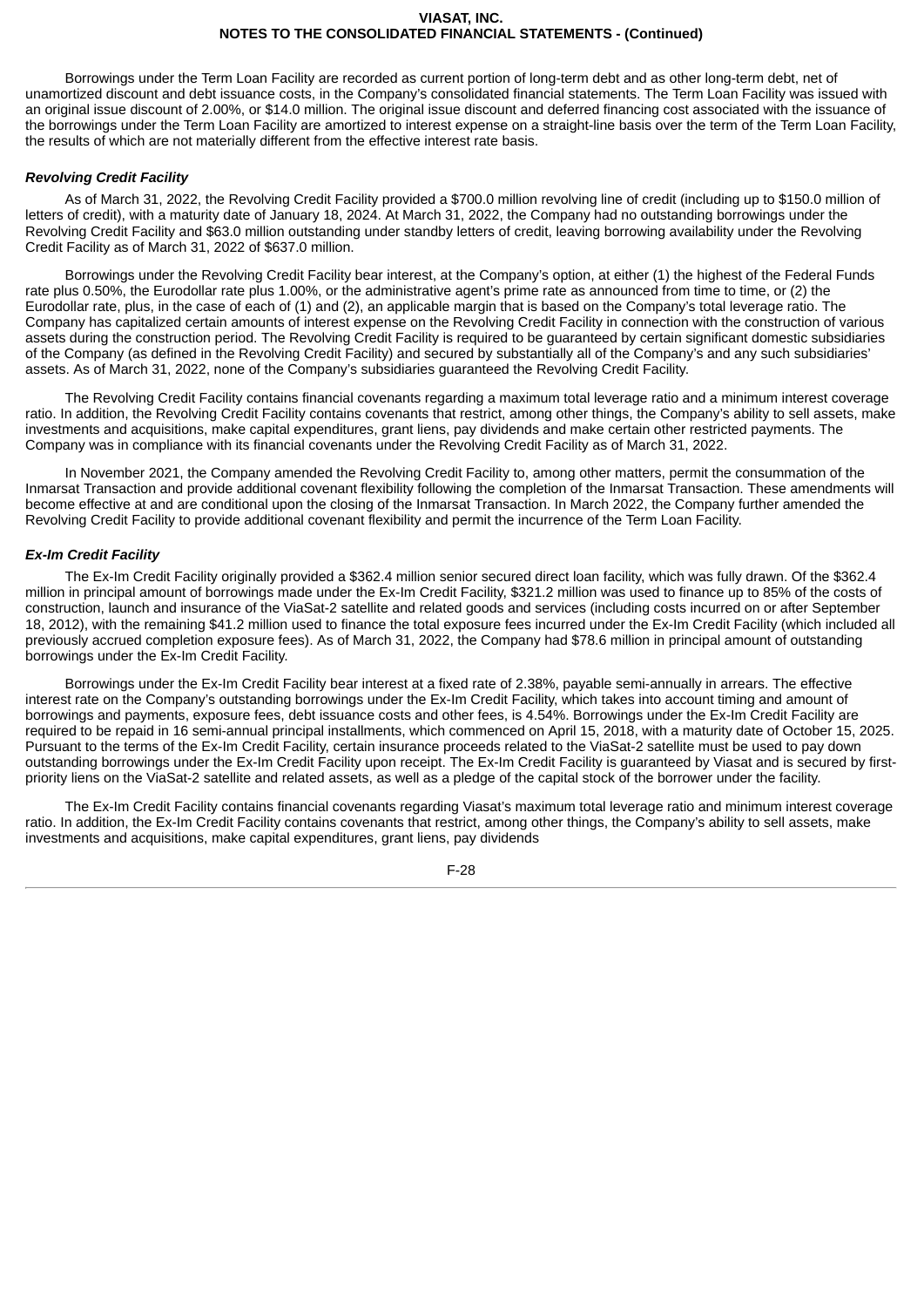Borrowings under the Term Loan Facility are recorded as current portion of long-term debt and as other long-term debt, net of unamortized discount and debt issuance costs, in the Company's consolidated financial statements. The Term Loan Facility was issued with an original issue discount of 2.00%, or $14.0 million. The original issue discount and deferred financing cost associated with the issuance of the borrowings under the Term Loan Facility are amortized to interest expense on a straight-line basis over the term of the Term Loan Facility, the results of which are not materially different from the effective interest rate basis.

***Revolving Credit Facility***

As of March 31, 2022, the Revolving Credit Facility provided a $700.0 million revolving line of credit (including up to $150.0 million of letters of credit), with a maturity date of January 18, 2024. At March 31, 2022, the Company had no outstanding borrowings under the Revolving Credit Facility and $63.0 million outstanding under standby letters of credit, leaving borrowing availability under the Revolving Credit Facility as of March 31, 2022 of $637.0 million.

Borrowings under the Revolving Credit Facility bear interest, at the Company's option, at either (1) the highest of the Federal Funds rate plus 0.50%, the Eurodollar rate plus 1.00%, or the administrative agent's prime rate as announced from time to time, or (2) the Eurodollar rate, plus, in the case of each of (1) and (2), an applicable margin that is based on the Company's total leverage ratio. The Company has capitalized certain amounts of interest expense on the Revolving Credit Facility in connection with the construction of various assets during the construction period. The Revolving Credit Facility is required to be guaranteed by certain significant domestic subsidiaries of the Company (as defined in the Revolving Credit Facility) and secured by substantially all of the Company's and any such subsidiaries' assets. As of March 31, 2022, none of the Company's subsidiaries guaranteed the Revolving Credit Facility.

The Revolving Credit Facility contains financial covenants regarding a maximum total leverage ratio and a minimum interest coverage ratio. In addition, the Revolving Credit Facility contains covenants that restrict, among other things, the Company's ability to sell assets, make investments and acquisitions, make capital expenditures, grant liens, pay dividends and make certain other restricted payments. The Company was in compliance with its financial covenants under the Revolving Credit Facility as of March 31, 2022.

In November 2021, the Company amended the Revolving Credit Facility to, among other matters, permit the consummation of the Inmarsat Transaction and provide additional covenant flexibility following the completion of the Inmarsat Transaction. These amendments will become effective at and are conditional upon the closing of the Inmarsat Transaction. In March 2022, the Company further amended the Revolving Credit Facility to provide additional covenant flexibility and permit the incurrence of the Term Loan Facility.

***Ex-Im Credit Facility***

The Ex-Im Credit Facility originally provided a $362.4 million senior secured direct loan facility, which was fully drawn. Of the $362.4 million in principal amount of borrowings made under the Ex-Im Credit Facility, $321.2 million was used to finance up to 85% of the costs of construction, launch and insurance of the ViaSat-2 satellite and related goods and services (including costs incurred on or after September 18, 2012), with the remaining $41.2 million used to finance the total exposure fees incurred under the Ex-Im Credit Facility (which included all previously accrued completion exposure fees). As of March 31, 2022, the Company had $78.6 million in principal amount of outstanding borrowings under the Ex-Im Credit Facility.

Borrowings under the Ex-Im Credit Facility bear interest at a fixed rate of 2.38%, payable semi-annually in arrears. The effective interest rate on the Company's outstanding borrowings under the Ex-Im Credit Facility, which takes into account timing and amount of borrowings and payments, exposure fees, debt issuance costs and other fees, is 4.54%. Borrowings under the Ex-Im Credit Facility are required to be repaid in 16 semi-annual principal installments, which commenced on April 15, 2018, with a maturity date of October 15, 2025. Pursuant to the terms of the Ex-Im Credit Facility, certain insurance proceeds related to the ViaSat-2 satellite must be used to pay down outstanding borrowings under the Ex-Im Credit Facility upon receipt. The Ex-Im Credit Facility is guaranteed by Viasat and is secured by first-priority liens on the ViaSat-2 satellite and related assets, as well as a pledge of the capital stock of the borrower under the facility.

The Ex-Im Credit Facility contains financial covenants regarding Viasat's maximum total leverage ratio and minimum interest coverage ratio. In addition, the Ex-Im Credit Facility contains covenants that restrict, among other things, the Company's ability to sell assets, make investments and acquisitions, make capital expenditures, grant liens, pay dividends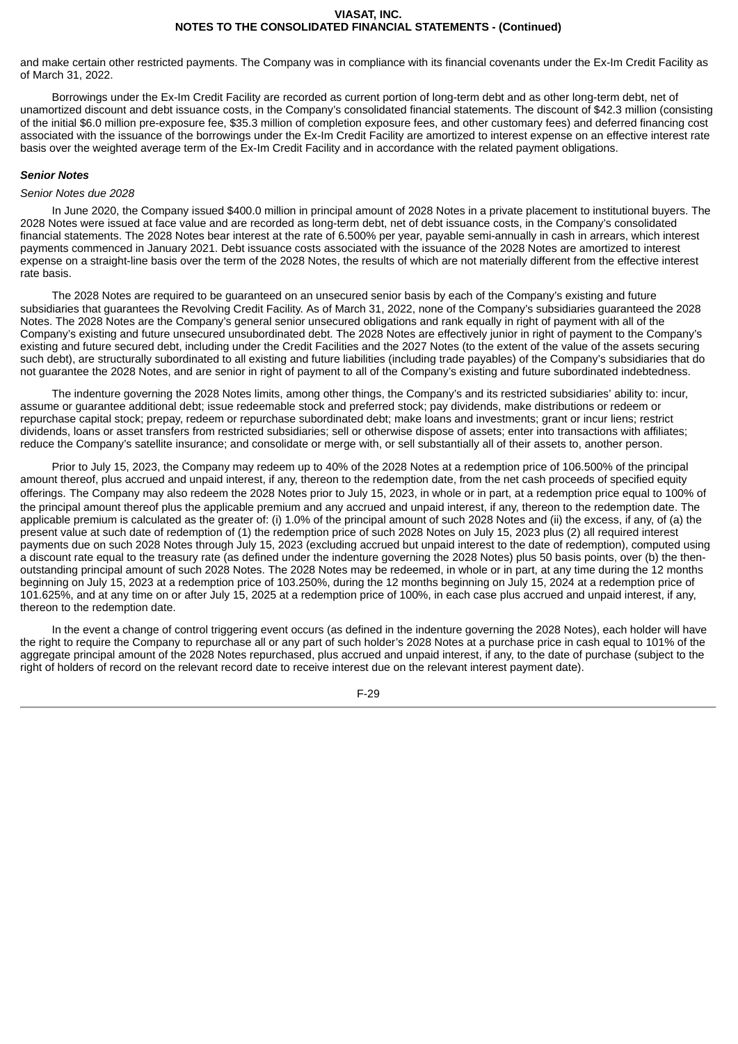and make certain other restricted payments. The Company was in compliance with its financial covenants under the Ex-Im Credit Facility as of March 31, 2022.

Borrowings under the Ex-Im Credit Facility are recorded as current portion of long-term debt and as other long-term debt, net of unamortized discount and debt issuance costs, in the Company's consolidated financial statements. The discount of $42.3 million (consisting of the initial $6.0 million pre-exposure fee, $35.3 million of completion exposure fees, and other customary fees) and deferred financing cost associated with the issuance of the borrowings under the Ex-Im Credit Facility are amortized to interest expense on an effective interest rate basis over the weighted average term of the Ex-Im Credit Facility and in accordance with the related payment obligations.

***Senior Notes***

*Senior Notes due 2028*

In June 2020, the Company issued $400.0 million in principal amount of 2028 Notes in a private placement to institutional buyers. The 2028 Notes were issued at face value and are recorded as long-term debt, net of debt issuance costs, in the Company's consolidated financial statements. The 2028 Notes bear interest at the rate of 6.500% per year, payable semi-annually in cash in arrears, which interest payments commenced in January 2021. Debt issuance costs associated with the issuance of the 2028 Notes are amortized to interest expense on a straight-line basis over the term of the 2028 Notes, the results of which are not materially different from the effective interest rate basis.

The 2028 Notes are required to be guaranteed on an unsecured senior basis by each of the Company's existing and future subsidiaries that guarantees the Revolving Credit Facility. As of March 31, 2022, none of the Company's subsidiaries guaranteed the 2028 Notes. The 2028 Notes are the Company's general senior unsecured obligations and rank equally in right of payment with all of the Company's existing and future unsecured unsubordinated debt. The 2028 Notes are effectively junior in right of payment to the Company's existing and future secured debt, including under the Credit Facilities and the 2027 Notes (to the extent of the value of the assets securing such debt), are structurally subordinated to all existing and future liabilities (including trade payables) of the Company's subsidiaries that do not guarantee the 2028 Notes, and are senior in right of payment to all of the Company's existing and future subordinated indebtedness.

The indenture governing the 2028 Notes limits, among other things, the Company's and its restricted subsidiaries' ability to: incur, assume or guarantee additional debt; issue redeemable stock and preferred stock; pay dividends, make distributions or redeem or repurchase capital stock; prepay, redeem or repurchase subordinated debt; make loans and investments; grant or incur liens; restrict dividends, loans or asset transfers from restricted subsidiaries; sell or otherwise dispose of assets; enter into transactions with affiliates; reduce the Company's satellite insurance; and consolidate or merge with, or sell substantially all of their assets to, another person.

Prior to July 15, 2023, the Company may redeem up to 40% of the 2028 Notes at a redemption price of 106.500% of the principal amount thereof, plus accrued and unpaid interest, if any, thereon to the redemption date, from the net cash proceeds of specified equity offerings. The Company may also redeem the 2028 Notes prior to July 15, 2023, in whole or in part, at a redemption price equal to 100% of the principal amount thereof plus the applicable premium and any accrued and unpaid interest, if any, thereon to the redemption date. The applicable premium is calculated as the greater of: (i) 1.0% of the principal amount of such 2028 Notes and (ii) the excess, if any, of (a) the present value at such date of redemption of (1) the redemption price of such 2028 Notes on July 15, 2023 plus (2) all required interest payments due on such 2028 Notes through July 15, 2023 (excluding accrued but unpaid interest to the date of redemption), computed using a discount rate equal to the treasury rate (as defined under the indenture governing the 2028 Notes) plus 50 basis points, over (b) the then-outstanding principal amount of such 2028 Notes. The 2028 Notes may be redeemed, in whole or in part, at any time during the 12 months beginning on July 15, 2023 at a redemption price of 103.250%, during the 12 months beginning on July 15, 2024 at a redemption price of 101.625%, and at any time on or after July 15, 2025 at a redemption price of 100%, in each case plus accrued and unpaid interest, if any, thereon to the redemption date.

In the event a change of control triggering event occurs (as defined in the indenture governing the 2028 Notes), each holder will have the right to require the Company to repurchase all or any part of such holder's 2028 Notes at a purchase price in cash equal to 101% of the aggregate principal amount of the 2028 Notes repurchased, plus accrued and unpaid interest, if any, to the date of purchase (subject to the right of holders of record on the relevant record date to receive interest due on the relevant interest payment date).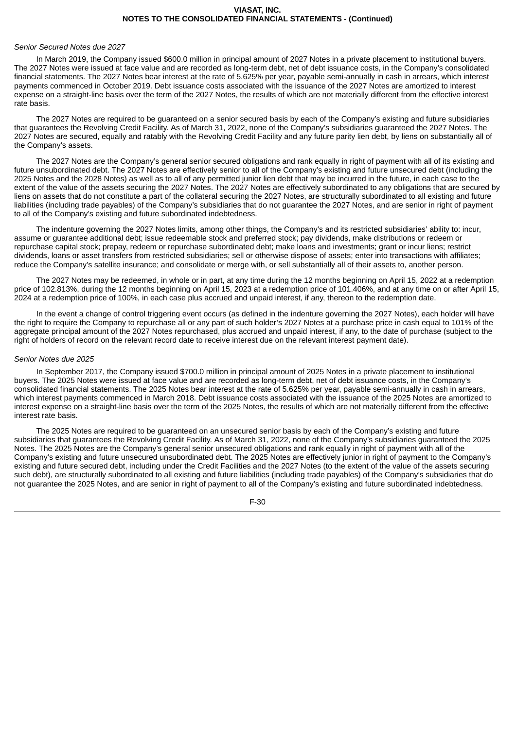*Senior Secured Notes due 2027*

In March 2019, the Company issued $600.0 million in principal amount of 2027 Notes in a private placement to institutional buyers. The 2027 Notes were issued at face value and are recorded as long-term debt, net of debt issuance costs, in the Company's consolidated financial statements. The 2027 Notes bear interest at the rate of 5.625% per year, payable semi-annually in cash in arrears, which interest payments commenced in October 2019. Debt issuance costs associated with the issuance of the 2027 Notes are amortized to interest expense on a straight-line basis over the term of the 2027 Notes, the results of which are not materially different from the effective interest rate basis.

The 2027 Notes are required to be guaranteed on a senior secured basis by each of the Company's existing and future subsidiaries that guarantees the Revolving Credit Facility. As of March 31, 2022, none of the Company's subsidiaries guaranteed the 2027 Notes. The 2027 Notes are secured, equally and ratably with the Revolving Credit Facility and any future parity lien debt, by liens on substantially all of the Company's assets.

The 2027 Notes are the Company's general senior secured obligations and rank equally in right of payment with all of its existing and future unsubordinated debt. The 2027 Notes are effectively senior to all of the Company's existing and future unsecured debt (including the 2025 Notes and the 2028 Notes) as well as to all of any permitted junior lien debt that may be incurred in the future, in each case to the extent of the value of the assets securing the 2027 Notes. The 2027 Notes are effectively subordinated to any obligations that are secured by liens on assets that do not constitute a part of the collateral securing the 2027 Notes, are structurally subordinated to all existing and future liabilities (including trade payables) of the Company's subsidiaries that do not guarantee the 2027 Notes, and are senior in right of payment to all of the Company's existing and future subordinated indebtedness.

The indenture governing the 2027 Notes limits, among other things, the Company's and its restricted subsidiaries' ability to: incur, assume or guarantee additional debt; issue redeemable stock and preferred stock; pay dividends, make distributions or redeem or repurchase capital stock; prepay, redeem or repurchase subordinated debt; make loans and investments; grant or incur liens; restrict dividends, loans or asset transfers from restricted subsidiaries; sell or otherwise dispose of assets; enter into transactions with affiliates; reduce the Company's satellite insurance; and consolidate or merge with, or sell substantially all of their assets to, another person.

The 2027 Notes may be redeemed, in whole or in part, at any time during the 12 months beginning on April 15, 2022 at a redemption price of 102.813%, during the 12 months beginning on April 15, 2023 at a redemption price of 101.406%, and at any time on or after April 15, 2024 at a redemption price of 100%, in each case plus accrued and unpaid interest, if any, thereon to the redemption date.

In the event a change of control triggering event occurs (as defined in the indenture governing the 2027 Notes), each holder will have the right to require the Company to repurchase all or any part of such holder's 2027 Notes at a purchase price in cash equal to 101% of the aggregate principal amount of the 2027 Notes repurchased, plus accrued and unpaid interest, if any, to the date of purchase (subject to the right of holders of record on the relevant record date to receive interest due on the relevant interest payment date).

*Senior Notes due 2025*

In September 2017, the Company issued $700.0 million in principal amount of 2025 Notes in a private placement to institutional buyers. The 2025 Notes were issued at face value and are recorded as long-term debt, net of debt issuance costs, in the Company's consolidated financial statements. The 2025 Notes bear interest at the rate of 5.625% per year, payable semi-annually in cash in arrears, which interest payments commenced in March 2018. Debt issuance costs associated with the issuance of the 2025 Notes are amortized to interest expense on a straight-line basis over the term of the 2025 Notes, the results of which are not materially different from the effective interest rate basis.

The 2025 Notes are required to be guaranteed on an unsecured senior basis by each of the Company's existing and future subsidiaries that guarantees the Revolving Credit Facility. As of March 31, 2022, none of the Company's subsidiaries guaranteed the 2025 Notes. The 2025 Notes are the Company's general senior unsecured obligations and rank equally in right of payment with all of the Company's existing and future unsecured unsubordinated debt. The 2025 Notes are effectively junior in right of payment to the Company's existing and future secured debt, including under the Credit Facilities and the 2027 Notes (to the extent of the value of the assets securing such debt), are structurally subordinated to all existing and future liabilities (including trade payables) of the Company's subsidiaries that do not guarantee the 2025 Notes, and are senior in right of payment to all of the Company's existing and future subordinated indebtedness.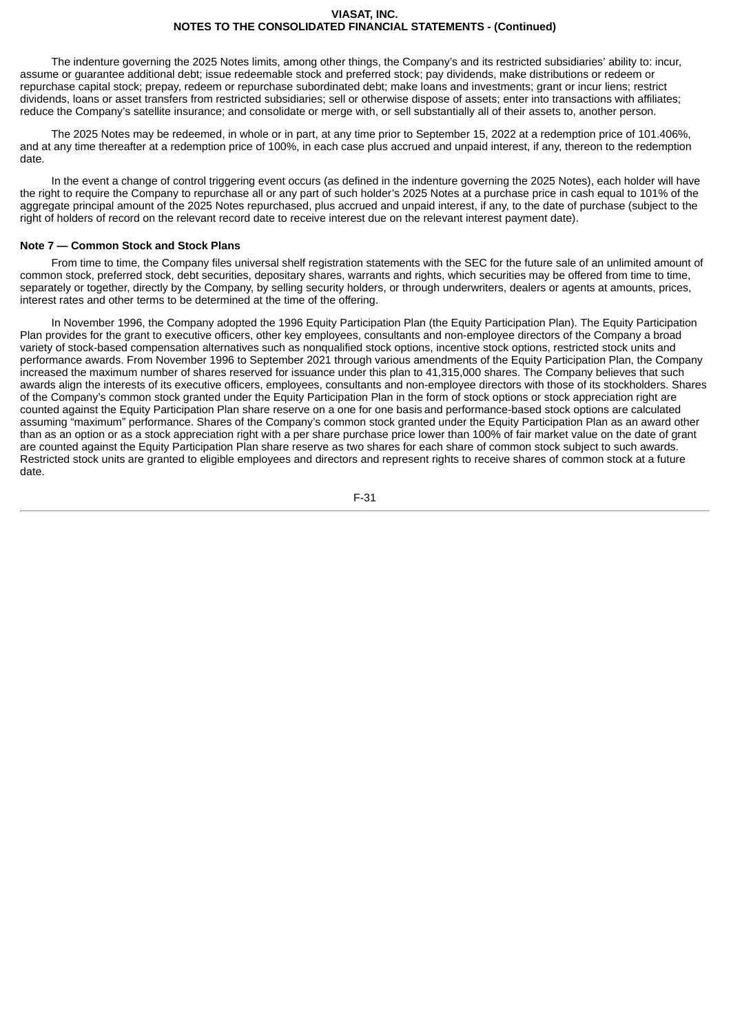The indenture governing the 2025 Notes limits, among other things, the Company’s and its restricted subsidiaries’ ability to: incur, assume or guarantee additional debt; issue redeemable stock and preferred stock; pay dividends, make distributions or redeem or repurchase capital stock; prepay, redeem or repurchase subordinated debt; make loans and investments; grant or incur liens; restrict dividends, loans or asset transfers from restricted subsidiaries; sell or otherwise dispose of assets; enter into transactions with affiliates; reduce the Company’s satellite insurance; and consolidate or merge with, or sell substantially all of their assets to, another person.

The 2025 Notes may be redeemed, in whole or in part, at any time prior to September 15, 2022 at a redemption price of 101.406%, and at any time thereafter at a redemption price of 100%, in each case plus accrued and unpaid interest, if any, thereon to the redemption date.

In the event a change of control triggering event occurs (as defined in the indenture governing the 2025 Notes), each holder will have the right to require the Company to repurchase all or any part of such holder’s 2025 Notes at a purchase price in cash equal to 101% of the aggregate principal amount of the 2025 Notes repurchased, plus accrued and unpaid interest, if any, to the date of purchase (subject to the right of holders of record on the relevant record date to receive interest due on the relevant interest payment date).

**Note 7 — Common Stock and Stock Plans**

From time to time, the Company files universal shelf registration statements with the SEC for the future sale of an unlimited amount of common stock, preferred stock, debt securities, depositary shares, warrants and rights, which securities may be offered from time to time, separately or together, directly by the Company, by selling security holders, or through underwriters, dealers or agents at amounts, prices, interest rates and other terms to be determined at the time of the offering.

In November 1996, the Company adopted the 1996 Equity Participation Plan (the Equity Participation Plan). The Equity Participation Plan provides for the grant to executive officers, other key employees, consultants and non-employee directors of the Company a broad variety of stock-based compensation alternatives such as nonqualified stock options, incentive stock options, restricted stock units and performance awards. From November 1996 to September 2021 through various amendments of the Equity Participation Plan, the Company increased the maximum number of shares reserved for issuance under this plan to 41,315,000 shares. The Company believes that such awards align the interests of its executive officers, employees, consultants and non-employee directors with those of its stockholders. Shares of the Company’s common stock granted under the Equity Participation Plan in the form of stock options or stock appreciation right are counted against the Equity Participation Plan share reserve on a one for one basis and performance-based stock options are calculated assuming “maximum” performance. Shares of the Company’s common stock granted under the Equity Participation Plan as an award other than as an option or as a stock appreciation right with a per share purchase price lower than 100% of fair market value on the date of grant are counted against the Equity Participation Plan share reserve as two shares for each share of common stock subject to such awards. Restricted stock units are granted to eligible employees and directors and represent rights to receive shares of common stock at a future date.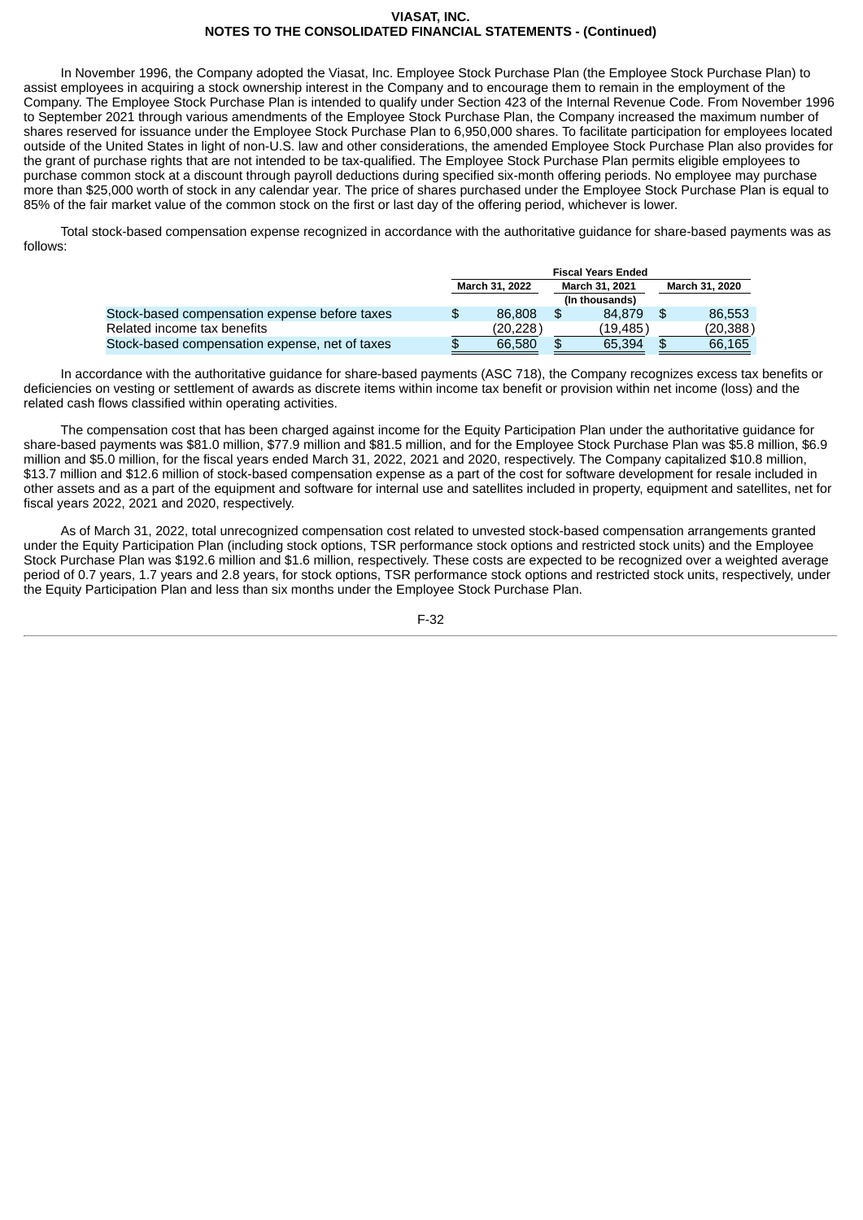In November 1996, the Company adopted the Viasat, Inc. Employee Stock Purchase Plan (the Employee Stock Purchase Plan) to assist employees in acquiring a stock ownership interest in the Company and to encourage them to remain in the employment of the Company. The Employee Stock Purchase Plan is intended to qualify under Section 423 of the Internal Revenue Code. From November 1996 to September 2021 through various amendments of the Employee Stock Purchase Plan, the Company increased the maximum number of shares reserved for issuance under the Employee Stock Purchase Plan to 6,950,000 shares. To facilitate participation for employees located outside of the United States in light of non-U.S. law and other considerations, the amended Employee Stock Purchase Plan also provides for the grant of purchase rights that are not intended to be tax-qualified. The Employee Stock Purchase Plan permits eligible employees to purchase common stock at a discount through payroll deductions during specified six-month offering periods. No employee may purchase more than $25,000 worth of stock in any calendar year. The price of shares purchased under the Employee Stock Purchase Plan is equal to 85% of the fair market value of the common stock on the first or last day of the offering period, whichever is lower.

Total stock-based compensation expense recognized in accordance with the authoritative guidance for share-based payments was as follows:

| | Fiscal Years Ended | | |
|---|---|---|---|
| | March 31, 2022 | March 31, 2021 | March 31, 2020 |
| | | (In thousands) | |
| Stock-based compensation expense before taxes | $ 86,808 | $ 84,879 | $ 86,553 |
| Related income tax benefits | (20,228) | (19,485) | (20,388) |
| Stock-based compensation expense, net of taxes | $ 66,580 | $ 65,394 | $ 66,165 |

In accordance with the authoritative guidance for share-based payments (ASC 718), the Company recognizes excess tax benefits or deficiencies on vesting or settlement of awards as discrete items within income tax benefit or provision within net income (loss) and the related cash flows classified within operating activities.

The compensation cost that has been charged against income for the Equity Participation Plan under the authoritative guidance for share-based payments was $81.0 million, $77.9 million and $81.5 million, and for the Employee Stock Purchase Plan was $5.8 million, $6.9 million and $5.0 million, for the fiscal years ended March 31, 2022, 2021 and 2020, respectively. The Company capitalized $10.8 million, $13.7 million and $12.6 million of stock-based compensation expense as a part of the cost for software development for resale included in other assets and as a part of the equipment and software for internal use and satellites included in property, equipment and satellites, net for fiscal years 2022, 2021 and 2020, respectively.

As of March 31, 2022, total unrecognized compensation cost related to unvested stock-based compensation arrangements granted under the Equity Participation Plan (including stock options, TSR performance stock options and restricted stock units) and the Employee Stock Purchase Plan was $192.6 million and $1.6 million, respectively. These costs are expected to be recognized over a weighted average period of 0.7 years, 1.7 years and 2.8 years, for stock options, TSR performance stock options and restricted stock units, respectively, under the Equity Participation Plan and less than six months under the Employee Stock Purchase Plan.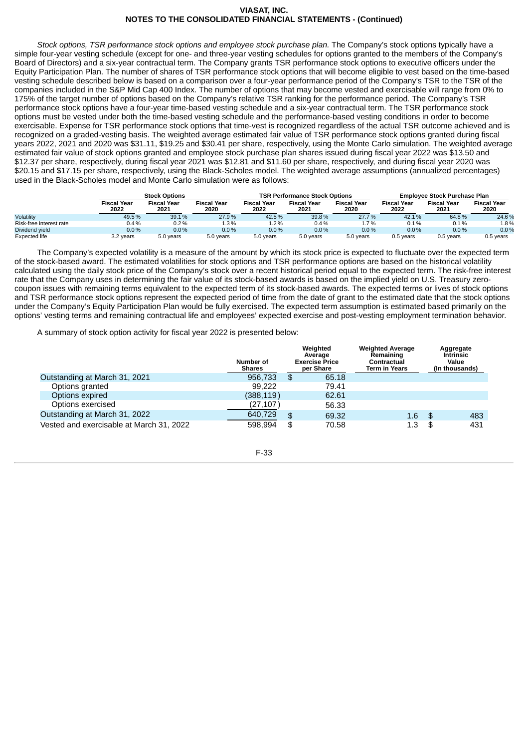*Stock options, TSR performance stock options and employee stock purchase plan.* The Company's stock options typically have a simple four-year vesting schedule (except for one- and three-year vesting schedules for options granted to the members of the Company's Board of Directors) and a six-year contractual term. The Company grants TSR performance stock options to executive officers under the Equity Participation Plan. The number of shares of TSR performance stock options that will become eligible to vest based on the time-based vesting schedule described below is based on a comparison over a four-year performance period of the Company's TSR to the TSR of the companies included in the S&P Mid Cap 400 Index. The number of options that may become vested and exercisable will range from 0% to 175% of the target number of options based on the Company's relative TSR ranking for the performance period. The Company's TSR performance stock options have a four-year time-based vesting schedule and a six-year contractual term. The TSR performance stock options must be vested under both the time-based vesting schedule and the performance-based vesting conditions in order to become exercisable. Expense for TSR performance stock options that time-vest is recognized regardless of the actual TSR outcome achieved and is recognized on a graded-vesting basis. The weighted average estimated fair value of TSR performance stock options granted during fiscal years 2022, 2021 and 2020 was $31.11, $19.25 and $30.41 per share, respectively, using the Monte Carlo simulation. The weighted average estimated fair value of stock options granted and employee stock purchase plan shares issued during fiscal year 2022 was $13.50 and $12.37 per share, respectively, during fiscal year 2021 was $12.81 and $11.60 per share, respectively, and during fiscal year 2020 was $20.15 and $17.15 per share, respectively, using the Black-Scholes model. The weighted average assumptions (annualized percentages) used in the Black-Scholes model and Monte Carlo simulation were as follows:

| | Stock Options | | | TSR Performance Stock Options | | | Employee Stock Purchase Plan | | |
|---|---|---|---|---|---|---|---|---|---|
| | Fiscal Year 2022 | Fiscal Year 2021 | Fiscal Year 2020 | Fiscal Year 2022 | Fiscal Year 2021 | Fiscal Year 2020 | Fiscal Year 2022 | Fiscal Year 2021 | Fiscal Year 2020 |
| Volatility | 49.5 % | 39.1 % | 27.9 % | 42.5 % | 39.8 % | 27.7 % | 42.1 % | 64.8 % | 24.6 % |
| Risk-free interest rate | 0.4 % | 0.2 % | 1.3 % | 1.2 % | 0.4 % | 1.7 % | 0.1 % | 0.1 % | 1.8 % |
| Dividend yield | 0.0 % | 0.0 % | 0.0 % | 0.0 % | 0.0 % | 0.0 % | 0.0 % | 0.0 % | 0.0 % |
| Expected life | 3.2 years | 5.0 years | 5.0 years | 5.0 years | 5.0 years | 5.0 years | 0.5 years | 0.5 years | 0.5 years |

The Company's expected volatility is a measure of the amount by which its stock price is expected to fluctuate over the expected term of the stock-based award. The estimated volatilities for stock options and TSR performance options are based on the historical volatility calculated using the daily stock price of the Company's stock over a recent historical period equal to the expected term. The risk-free interest rate that the Company uses in determining the fair value of its stock-based awards is based on the implied yield on U.S. Treasury zero-coupon issues with remaining terms equivalent to the expected term of its stock-based awards. The expected terms or lives of stock options and TSR performance stock options represent the expected period of time from the date of grant to the estimated date that the stock options under the Company's Equity Participation Plan would be fully exercised. The expected term assumption is estimated based primarily on the options' vesting terms and remaining contractual life and employees' expected exercise and post-vesting employment termination behavior.

A summary of stock option activity for fiscal year 2022 is presented below:

| | Number of Shares | Weighted Average Exercise Price per Share | Weighted Average Remaining Contractual Term in Years | Aggregate Intrinsic Value (In thousands) |
|---|---|---|---|---|
| Outstanding at March 31, 2021 | 956,733 | $ 65.18 | | |
| Options granted | 99,222 | 79.41 | | |
| Options expired | (388,119) | 62.61 | | |
| Options exercised | (27,107) | 56.33 | | |
| Outstanding at March 31, 2022 | 640,729 | $ 69.32 | 1.6 | $ 483 |
| Vested and exercisable at March 31, 2022 | 598,994 | $ 70.58 | 1.3 | $ 431 |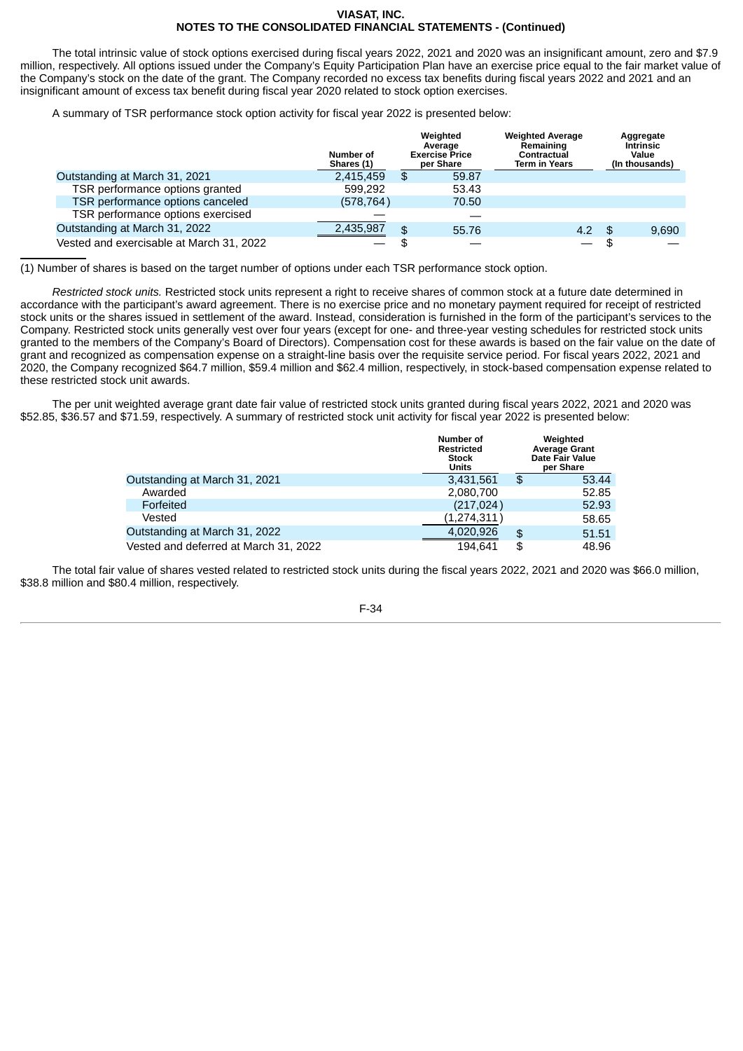The total intrinsic value of stock options exercised during fiscal years 2022, 2021 and 2020 was an insignificant amount, zero and $7.9 million, respectively. All options issued under the Company's Equity Participation Plan have an exercise price equal to the fair market value of the Company's stock on the date of the grant. The Company recorded no excess tax benefits during fiscal years 2022 and 2021 and an insignificant amount of excess tax benefit during fiscal year 2020 related to stock option exercises.

A summary of TSR performance stock option activity for fiscal year 2022 is presented below:

| | Number of Shares (1) | Weighted Average Exercise Price per Share | Weighted Average Remaining Contractual Term in Years | Aggregate Intrinsic Value (In thousands) |
|---|---|---|---|---|
| Outstanding at March 31, 2021 | 2,415,459 | $ 59.87 | | |
| TSR performance options granted | 599,292 | 53.43 | | |
| TSR performance options canceled | (578,764) | 70.50 | | |
| TSR performance options exercised | — | — | | |
| Outstanding at March 31, 2022 | 2,435,987 | $ 55.76 | 4.2 | $ 9,690 |
| Vested and exercisable at March 31, 2022 | — | $ — | — | $ — |

(1) Number of shares is based on the target number of options under each TSR performance stock option.

*Restricted stock units.* Restricted stock units represent a right to receive shares of common stock at a future date determined in accordance with the participant's award agreement. There is no exercise price and no monetary payment required for receipt of restricted stock units or the shares issued in settlement of the award. Instead, consideration is furnished in the form of the participant's services to the Company. Restricted stock units generally vest over four years (except for one- and three-year vesting schedules for restricted stock units granted to the members of the Company's Board of Directors). Compensation cost for these awards is based on the fair value on the date of grant and recognized as compensation expense on a straight-line basis over the requisite service period. For fiscal years 2022, 2021 and 2020, the Company recognized $64.7 million, $59.4 million and $62.4 million, respectively, in stock-based compensation expense related to these restricted stock unit awards.

The per unit weighted average grant date fair value of restricted stock units granted during fiscal years 2022, 2021 and 2020 was $52.85, $36.57 and $71.59, respectively. A summary of restricted stock unit activity for fiscal year 2022 is presented below:

| | Number of Restricted Stock Units | Weighted Average Grant Date Fair Value per Share |
|---|---|---|
| Outstanding at March 31, 2021 | 3,431,561 | $ 53.44 |
| Awarded | 2,080,700 | 52.85 |
| Forfeited | (217,024) | 52.93 |
| Vested | (1,274,311) | 58.65 |
| Outstanding at March 31, 2022 | 4,020,926 | $ 51.51 |
| Vested and deferred at March 31, 2022 | 194,641 | $ 48.96 |

The total fair value of shares vested related to restricted stock units during the fiscal years 2022, 2021 and 2020 was $66.0 million, $38.8 million and $80.4 million, respectively.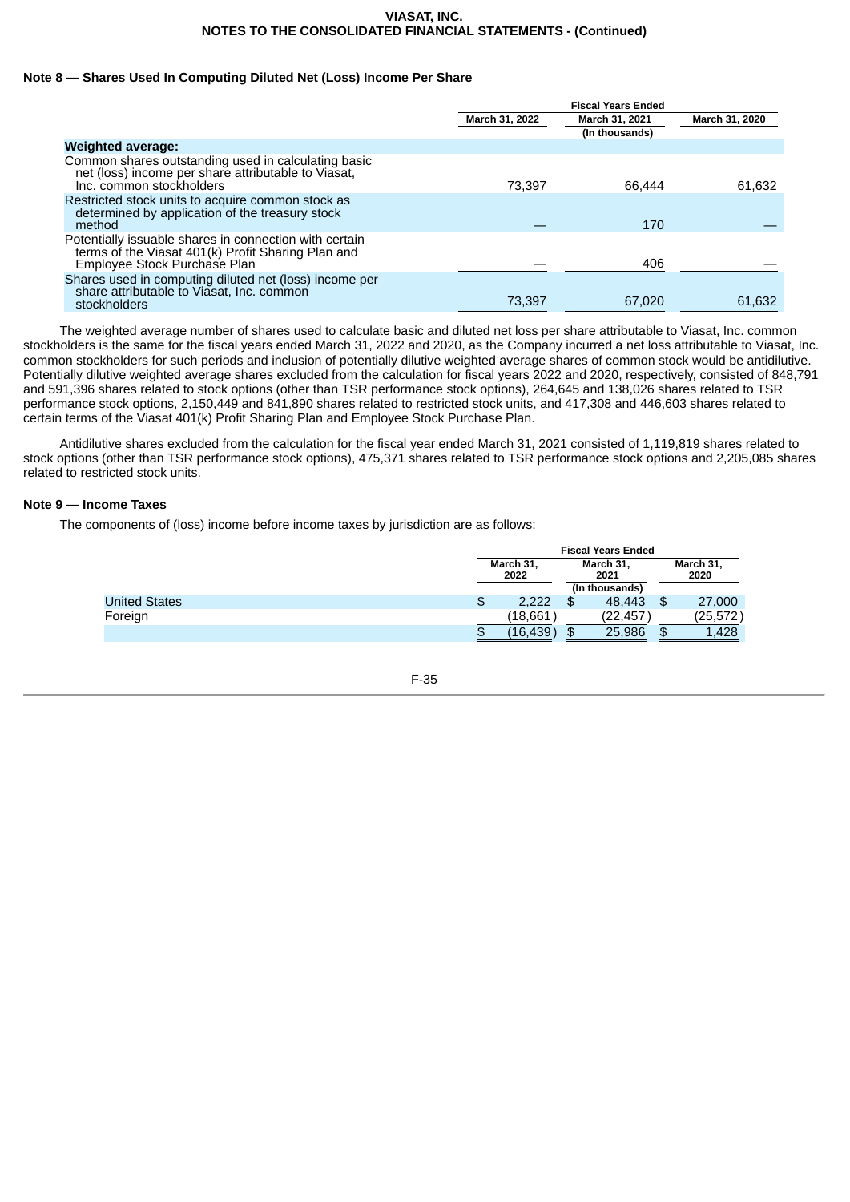## Note 8 — Shares Used In Computing Diluted Net (Loss) Income Per Share

| | Fiscal Years Ended | | |
|---|---|---|---|
| | March 31, 2022 | March 31, 2021 | March 31, 2020 |
| | | (In thousands) | |
| **Weighted average:** | | | |
| Common shares outstanding used in calculating basic net (loss) income per share attributable to Viasat, Inc. common stockholders | 73,397 | 66,444 | 61,632 |
| Restricted stock units to acquire common stock as determined by application of the treasury stock method | — | 170 | — |
| Potentially issuable shares in connection with certain terms of the Viasat 401(k) Profit Sharing Plan and Employee Stock Purchase Plan | — | 406 | — |
| Shares used in computing diluted net (loss) income per share attributable to Viasat, Inc. common stockholders | 73,397 | 67,020 | 61,632 |

The weighted average number of shares used to calculate basic and diluted net loss per share attributable to Viasat, Inc. common stockholders is the same for the fiscal years ended March 31, 2022 and 2020, as the Company incurred a net loss attributable to Viasat, Inc. common stockholders for such periods and inclusion of potentially dilutive weighted average shares of common stock would be antidilutive. Potentially dilutive weighted average shares excluded from the calculation for fiscal years 2022 and 2020, respectively, consisted of 848,791 and 591,396 shares related to stock options (other than TSR performance stock options), 264,645 and 138,026 shares related to TSR performance stock options, 2,150,449 and 841,890 shares related to restricted stock units, and 417,308 and 446,603 shares related to certain terms of the Viasat 401(k) Profit Sharing Plan and Employee Stock Purchase Plan.

Antidilutive shares excluded from the calculation for the fiscal year ended March 31, 2021 consisted of 1,119,819 shares related to stock options (other than TSR performance stock options), 475,371 shares related to TSR performance stock options and 2,205,085 shares related to restricted stock units.

## Note 9 — Income Taxes

The components of (loss) income before income taxes by jurisdiction are as follows:

| | Fiscal Years Ended | | |
|---|---|---|---|
| | March 31, 2022 | March 31, 2021 | March 31, 2020 |
| | | (In thousands) | |
| United States | $ 2,222 | $ 48,443 | $ 27,000 |
| Foreign | (18,661) | (22,457) | (25,572) |
| | $ (16,439) | $ 25,986 | $ 1,428 |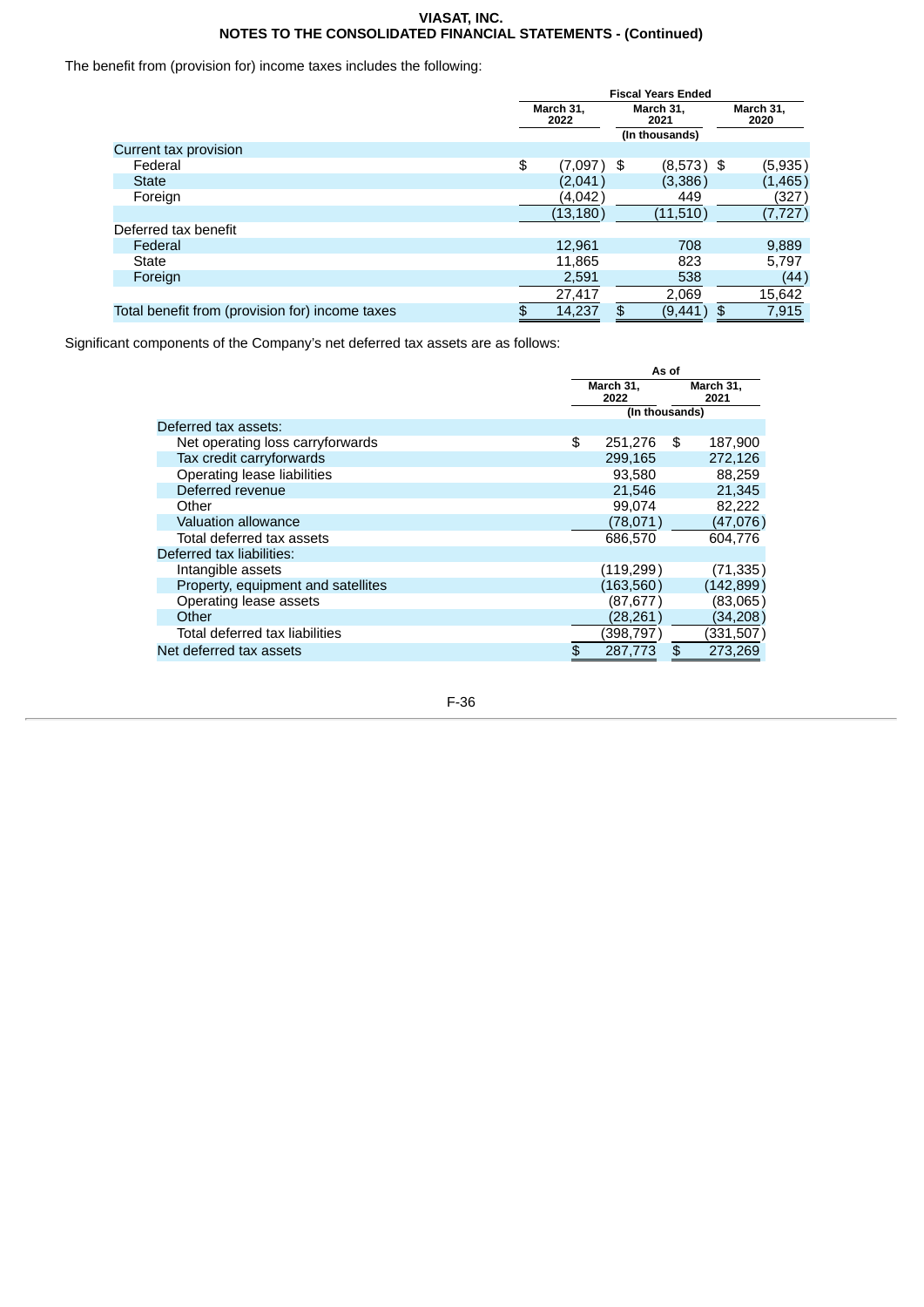The benefit from (provision for) income taxes includes the following:

| | Fiscal Years Ended | | |
|---|---|---|---|
| | March 31, 2022 | March 31, 2021 | March 31, 2020 |
| | (In thousands) | | |
| Current tax provision | | | |
| Federal | $ (7,097) | $ (8,573) | $ (5,935) |
| State | (2,041) | (3,386) | (1,465) |
| Foreign | (4,042) | 449 | (327) |
| | (13,180) | (11,510) | (7,727) |
| Deferred tax benefit | | | |
| Federal | 12,961 | 708 | 9,889 |
| State | 11,865 | 823 | 5,797 |
| Foreign | 2,591 | 538 | (44) |
| | 27,417 | 2,069 | 15,642 |
| Total benefit from (provision for) income taxes | $ 14,237 | $ (9,441) | $ 7,915 |

Significant components of the Company's net deferred tax assets are as follows:

| | As of | |
|---|---|---|
| | March 31, 2022 | March 31, 2021 |
| | (In thousands) | |
| Deferred tax assets: | | |
| Net operating loss carryforwards | $ 251,276 | $ 187,900 |
| Tax credit carryforwards | 299,165 | 272,126 |
| Operating lease liabilities | 93,580 | 88,259 |
| Deferred revenue | 21,546 | 21,345 |
| Other | 99,074 | 82,222 |
| Valuation allowance | (78,071) | (47,076) |
| Total deferred tax assets | 686,570 | 604,776 |
| Deferred tax liabilities: | | |
| Intangible assets | (119,299) | (71,335) |
| Property, equipment and satellites | (163,560) | (142,899) |
| Operating lease assets | (87,677) | (83,065) |
| Other | (28,261) | (34,208) |
| Total deferred tax liabilities | (398,797) | (331,507) |
| Net deferred tax assets | $ 287,773 | $ 273,269 |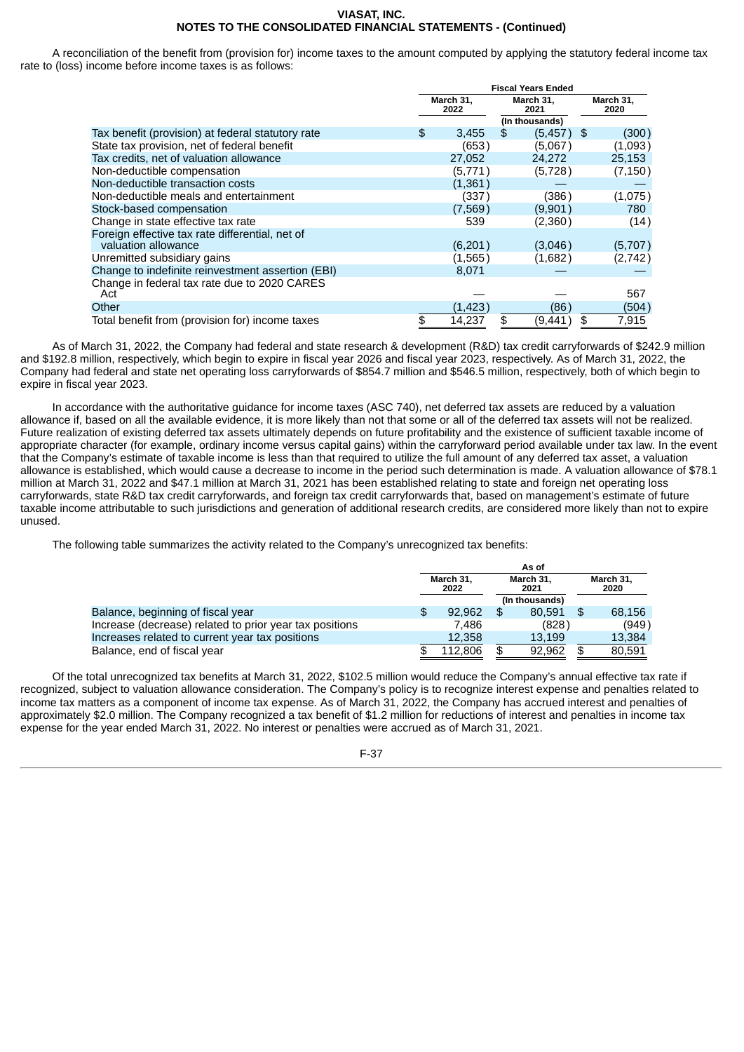A reconciliation of the benefit from (provision for) income taxes to the amount computed by applying the statutory federal income tax rate to (loss) income before income taxes is as follows:

| | Fiscal Years Ended | | |
|---|---|---|---|
| | March 31, 2022 | March 31, 2021 | March 31, 2020 |
| | | (In thousands) | |
| Tax benefit (provision) at federal statutory rate | $ 3,455 | $ (5,457) | $ (300) |
| State tax provision, net of federal benefit | (653) | (5,067) | (1,093) |
| Tax credits, net of valuation allowance | 27,052 | 24,272 | 25,153 |
| Non-deductible compensation | (5,771) | (5,728) | (7,150) |
| Non-deductible transaction costs | (1,361) | — | — |
| Non-deductible meals and entertainment | (337) | (386) | (1,075) |
| Stock-based compensation | (7,569) | (9,901) | 780 |
| Change in state effective tax rate | 539 | (2,360) | (14) |
| Foreign effective tax rate differential, net of valuation allowance | (6,201) | (3,046) | (5,707) |
| Unremitted subsidiary gains | (1,565) | (1,682) | (2,742) |
| Change to indefinite reinvestment assertion (EBI) | 8,071 | — | — |
| Change in federal tax rate due to 2020 CARES Act | — | — | 567 |
| Other | (1,423) | (86) | (504) |
| Total benefit from (provision for) income taxes | $ 14,237 | $ (9,441) | $ 7,915 |

As of March 31, 2022, the Company had federal and state research & development (R&D) tax credit carryforwards of $242.9 million and $192.8 million, respectively, which begin to expire in fiscal year 2026 and fiscal year 2023, respectively. As of March 31, 2022, the Company had federal and state net operating loss carryforwards of $854.7 million and $546.5 million, respectively, both of which begin to expire in fiscal year 2023.

In accordance with the authoritative guidance for income taxes (ASC 740), net deferred tax assets are reduced by a valuation allowance if, based on all the available evidence, it is more likely than not that some or all of the deferred tax assets will not be realized. Future realization of existing deferred tax assets ultimately depends on future profitability and the existence of sufficient taxable income of appropriate character (for example, ordinary income versus capital gains) within the carryforward period available under tax law. In the event that the Company's estimate of taxable income is less than that required to utilize the full amount of any deferred tax asset, a valuation allowance is established, which would cause a decrease to income in the period such determination is made. A valuation allowance of $78.1 million at March 31, 2022 and $47.1 million at March 31, 2021 has been established relating to state and foreign net operating loss carryforwards, state R&D tax credit carryforwards, and foreign tax credit carryforwards that, based on management's estimate of future taxable income attributable to such jurisdictions and generation of additional research credits, are considered more likely than not to expire unused.

The following table summarizes the activity related to the Company's unrecognized tax benefits:

| | As of | | |
|---|---|---|---|
| | March 31, 2022 | March 31, 2021 | March 31, 2020 |
| | | (In thousands) | |
| Balance, beginning of fiscal year | $ 92,962 | $ 80,591 | $ 68,156 |
| Increase (decrease) related to prior year tax positions | 7,486 | (828) | (949) |
| Increases related to current year tax positions | 12,358 | 13,199 | 13,384 |
| Balance, end of fiscal year | $ 112,806 | $ 92,962 | $ 80,591 |

Of the total unrecognized tax benefits at March 31, 2022, $102.5 million would reduce the Company's annual effective tax rate if recognized, subject to valuation allowance consideration. The Company's policy is to recognize interest expense and penalties related to income tax matters as a component of income tax expense. As of March 31, 2022, the Company has accrued interest and penalties of approximately $2.0 million. The Company recognized a tax benefit of $1.2 million for reductions of interest and penalties in income tax expense for the year ended March 31, 2022. No interest or penalties were accrued as of March 31, 2021.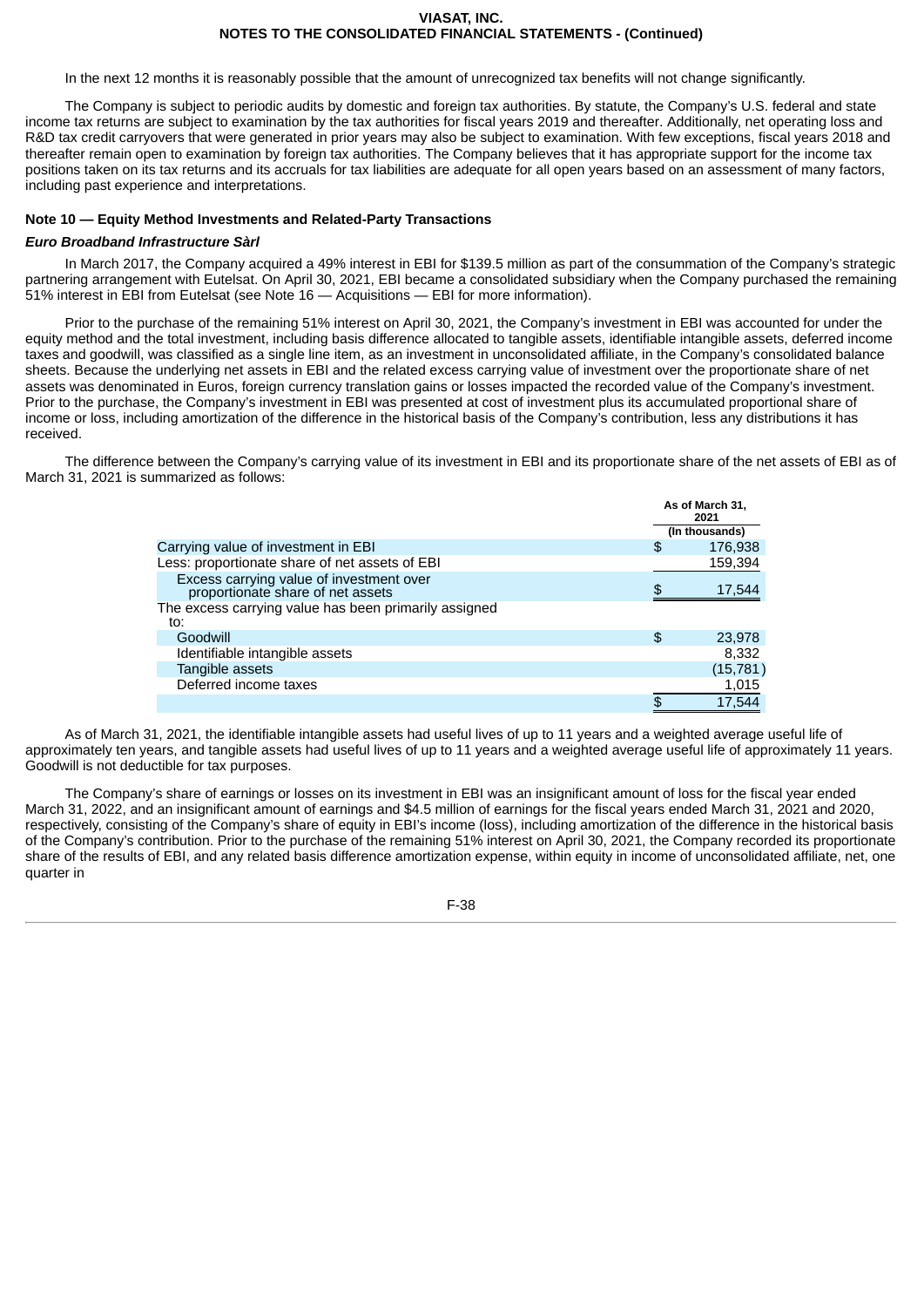In the next 12 months it is reasonably possible that the amount of unrecognized tax benefits will not change significantly.

The Company is subject to periodic audits by domestic and foreign tax authorities. By statute, the Company's U.S. federal and state income tax returns are subject to examination by the tax authorities for fiscal years 2019 and thereafter. Additionally, net operating loss and R&D tax credit carryovers that were generated in prior years may also be subject to examination. With few exceptions, fiscal years 2018 and thereafter remain open to examination by foreign tax authorities. The Company believes that it has appropriate support for the income tax positions taken on its tax returns and its accruals for tax liabilities are adequate for all open years based on an assessment of many factors, including past experience and interpretations.

## Note 10 — Equity Method Investments and Related-Party Transactions

### *Euro Broadband Infrastructure Sàrl*

In March 2017, the Company acquired a 49% interest in EBI for $139.5 million as part of the consummation of the Company's strategic partnering arrangement with Eutelsat. On April 30, 2021, EBI became a consolidated subsidiary when the Company purchased the remaining 51% interest in EBI from Eutelsat (see Note 16 — Acquisitions — EBI for more information).

Prior to the purchase of the remaining 51% interest on April 30, 2021, the Company's investment in EBI was accounted for under the equity method and the total investment, including basis difference allocated to tangible assets, identifiable intangible assets, deferred income taxes and goodwill, was classified as a single line item, as an investment in unconsolidated affiliate, in the Company's consolidated balance sheets. Because the underlying net assets in EBI and the related excess carrying value of investment over the proportionate share of net assets was denominated in Euros, foreign currency translation gains or losses impacted the recorded value of the Company's investment. Prior to the purchase, the Company's investment in EBI was presented at cost of investment plus its accumulated proportional share of income or loss, including amortization of the difference in the historical basis of the Company's contribution, less any distributions it has received.

The difference between the Company's carrying value of its investment in EBI and its proportionate share of the net assets of EBI as of March 31, 2021 is summarized as follows:

| | As of March 31, 2021 |
|---|---|
| | (In thousands) |
| Carrying value of investment in EBI | $ 176,938 |
| Less: proportionate share of net assets of EBI | 159,394 |
| Excess carrying value of investment over proportionate share of net assets | $ 17,544 |
| The excess carrying value has been primarily assigned to: | |
| Goodwill | $ 23,978 |
| Identifiable intangible assets | 8,332 |
| Tangible assets | (15,781) |
| Deferred income taxes | 1,015 |
| | $ 17,544 |

As of March 31, 2021, the identifiable intangible assets had useful lives of up to 11 years and a weighted average useful life of approximately ten years, and tangible assets had useful lives of up to 11 years and a weighted average useful life of approximately 11 years. Goodwill is not deductible for tax purposes.

The Company's share of earnings or losses on its investment in EBI was an insignificant amount of loss for the fiscal year ended March 31, 2022, and an insignificant amount of earnings and $4.5 million of earnings for the fiscal years ended March 31, 2021 and 2020, respectively, consisting of the Company's share of equity in EBI's income (loss), including amortization of the difference in the historical basis of the Company's contribution. Prior to the purchase of the remaining 51% interest on April 30, 2021, the Company recorded its proportionate share of the results of EBI, and any related basis difference amortization expense, within equity in income of unconsolidated affiliate, net, one quarter in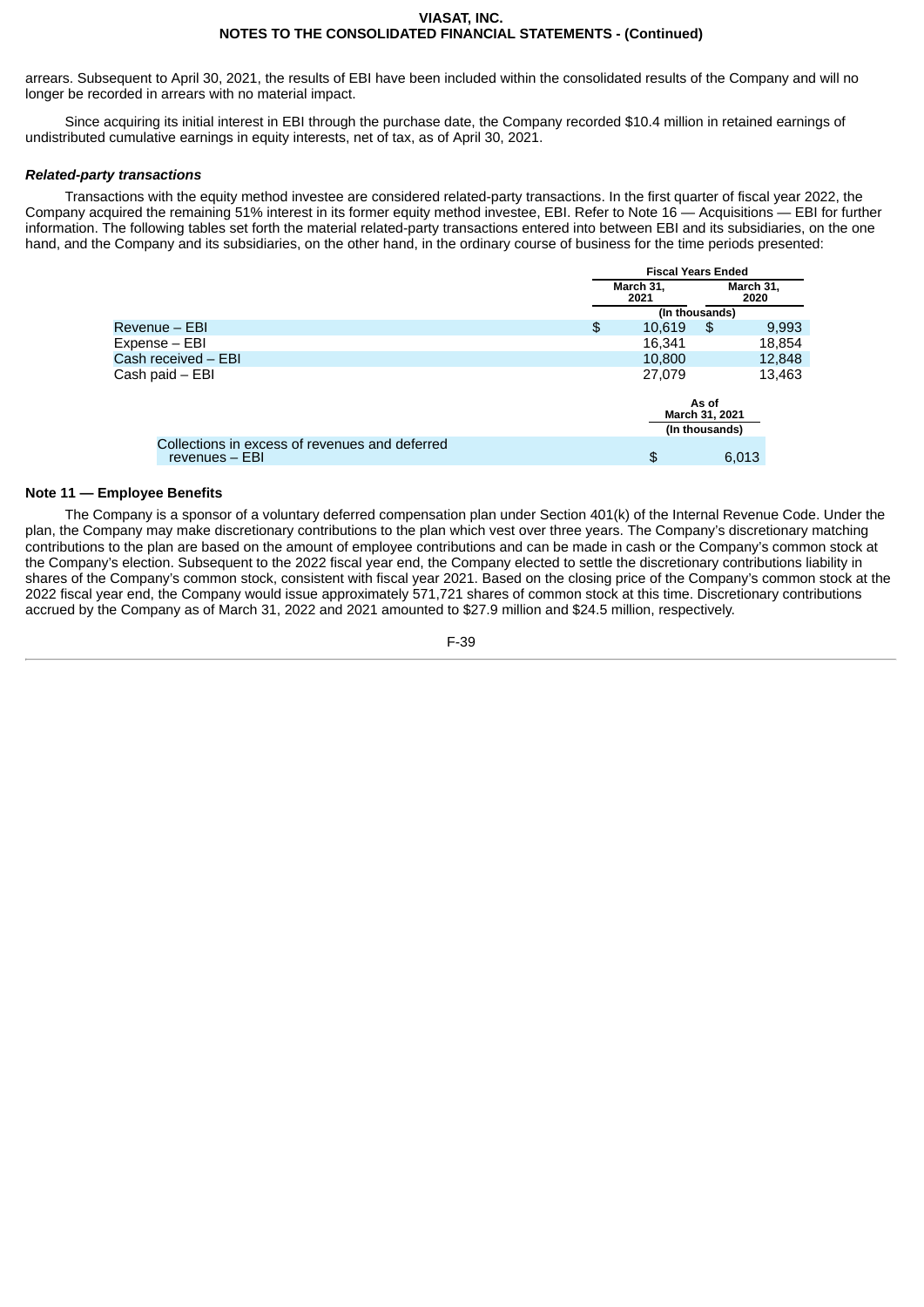arrears. Subsequent to April 30, 2021, the results of EBI have been included within the consolidated results of the Company and will no longer be recorded in arrears with no material impact.

Since acquiring its initial interest in EBI through the purchase date, the Company recorded $10.4 million in retained earnings of undistributed cumulative earnings in equity interests, net of tax, as of April 30, 2021.

***Related-party transactions***

Transactions with the equity method investee are considered related-party transactions. In the first quarter of fiscal year 2022, the Company acquired the remaining 51% interest in its former equity method investee, EBI. Refer to Note 16 — Acquisitions — EBI for further information. The following tables set forth the material related-party transactions entered into between EBI and its subsidiaries, on the one hand, and the Company and its subsidiaries, on the other hand, in the ordinary course of business for the time periods presented:

| | Fiscal Years Ended | |
|---|---|---|
| | March 31, 2021 | March 31, 2020 |
| | (In thousands) | |
| Revenue – EBI | $ 10,619 | $ 9,993 |
| Expense – EBI | 16,341 | 18,854 |
| Cash received – EBI | 10,800 | 12,848 |
| Cash paid – EBI | 27,079 | 13,463 |

| | As of March 31, 2021 |
|---|---|
| | (In thousands) |
| Collections in excess of revenues and deferred revenues – EBI | $ 6,013 |

## Note 11 — Employee Benefits

The Company is a sponsor of a voluntary deferred compensation plan under Section 401(k) of the Internal Revenue Code. Under the plan, the Company may make discretionary contributions to the plan which vest over three years. The Company's discretionary matching contributions to the plan are based on the amount of employee contributions and can be made in cash or the Company's common stock at the Company's election. Subsequent to the 2022 fiscal year end, the Company elected to settle the discretionary contributions liability in shares of the Company's common stock, consistent with fiscal year 2021. Based on the closing price of the Company's common stock at the 2022 fiscal year end, the Company would issue approximately 571,721 shares of common stock at this time. Discretionary contributions accrued by the Company as of March 31, 2022 and 2021 amounted to $27.9 million and $24.5 million, respectively.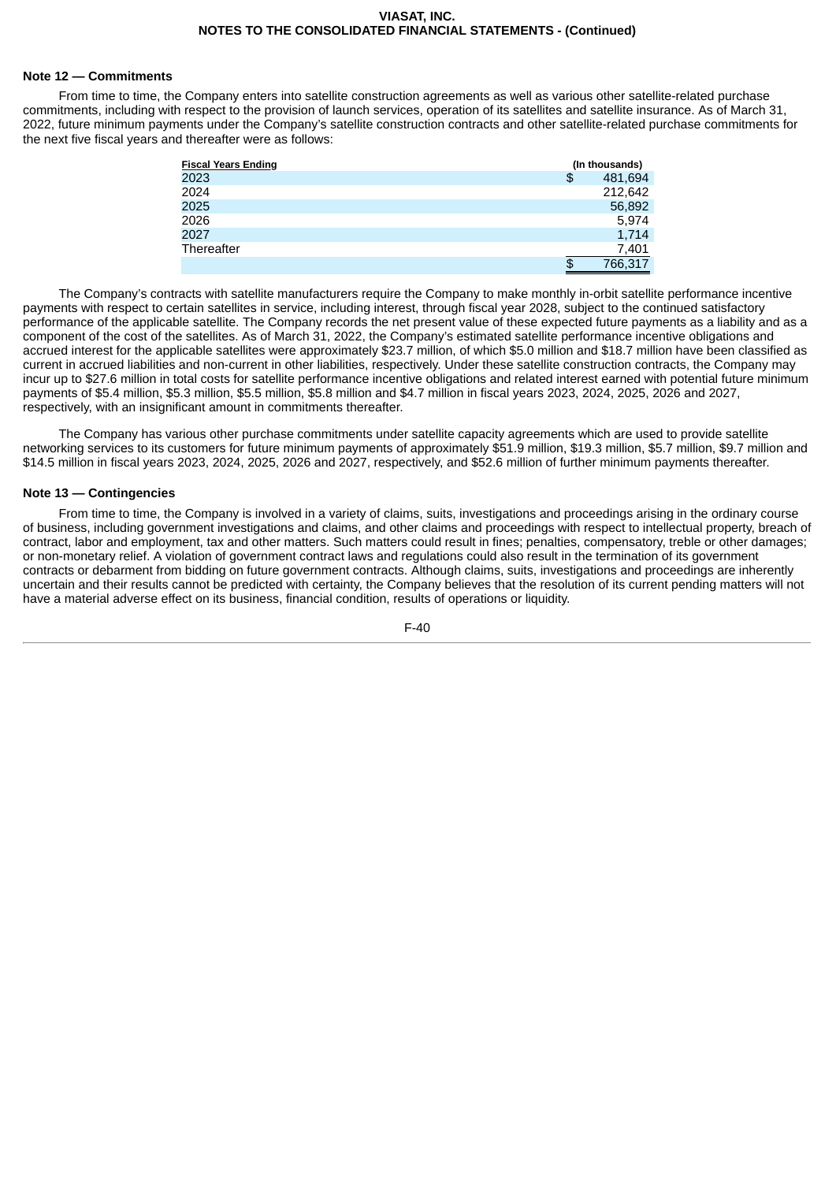**VIASAT, INC.**
**NOTES TO THE CONSOLIDATED FINANCIAL STATEMENTS - (Continued)**

## Note 12 — Commitments

From time to time, the Company enters into satellite construction agreements as well as various other satellite-related purchase commitments, including with respect to the provision of launch services, operation of its satellites and satellite insurance. As of March 31, 2022, future minimum payments under the Company's satellite construction contracts and other satellite-related purchase commitments for the next five fiscal years and thereafter were as follows:

| Fiscal Years Ending | (In thousands) |
|---|---|
| 2023 | $ 481,694 |
| 2024 | 212,642 |
| 2025 | 56,892 |
| 2026 | 5,974 |
| 2027 | 1,714 |
| Thereafter | 7,401 |
| | $ 766,317 |

The Company's contracts with satellite manufacturers require the Company to make monthly in-orbit satellite performance incentive payments with respect to certain satellites in service, including interest, through fiscal year 2028, subject to the continued satisfactory performance of the applicable satellite. The Company records the net present value of these expected future payments as a liability and as a component of the cost of the satellites. As of March 31, 2022, the Company's estimated satellite performance incentive obligations and accrued interest for the applicable satellites were approximately $23.7 million, of which $5.0 million and $18.7 million have been classified as current in accrued liabilities and non-current in other liabilities, respectively. Under these satellite construction contracts, the Company may incur up to $27.6 million in total costs for satellite performance incentive obligations and related interest earned with potential future minimum payments of $5.4 million, $5.3 million, $5.5 million, $5.8 million and $4.7 million in fiscal years 2023, 2024, 2025, 2026 and 2027, respectively, with an insignificant amount in commitments thereafter.

The Company has various other purchase commitments under satellite capacity agreements which are used to provide satellite networking services to its customers for future minimum payments of approximately $51.9 million, $19.3 million, $5.7 million, $9.7 million and $14.5 million in fiscal years 2023, 2024, 2025, 2026 and 2027, respectively, and $52.6 million of further minimum payments thereafter.

## Note 13 — Contingencies

From time to time, the Company is involved in a variety of claims, suits, investigations and proceedings arising in the ordinary course of business, including government investigations and claims, and other claims and proceedings with respect to intellectual property, breach of contract, labor and employment, tax and other matters. Such matters could result in fines; penalties, compensatory, treble or other damages; or non-monetary relief. A violation of government contract laws and regulations could also result in the termination of its government contracts or debarment from bidding on future government contracts. Although claims, suits, investigations and proceedings are inherently uncertain and their results cannot be predicted with certainty, the Company believes that the resolution of its current pending matters will not have a material adverse effect on its business, financial condition, results of operations or liquidity.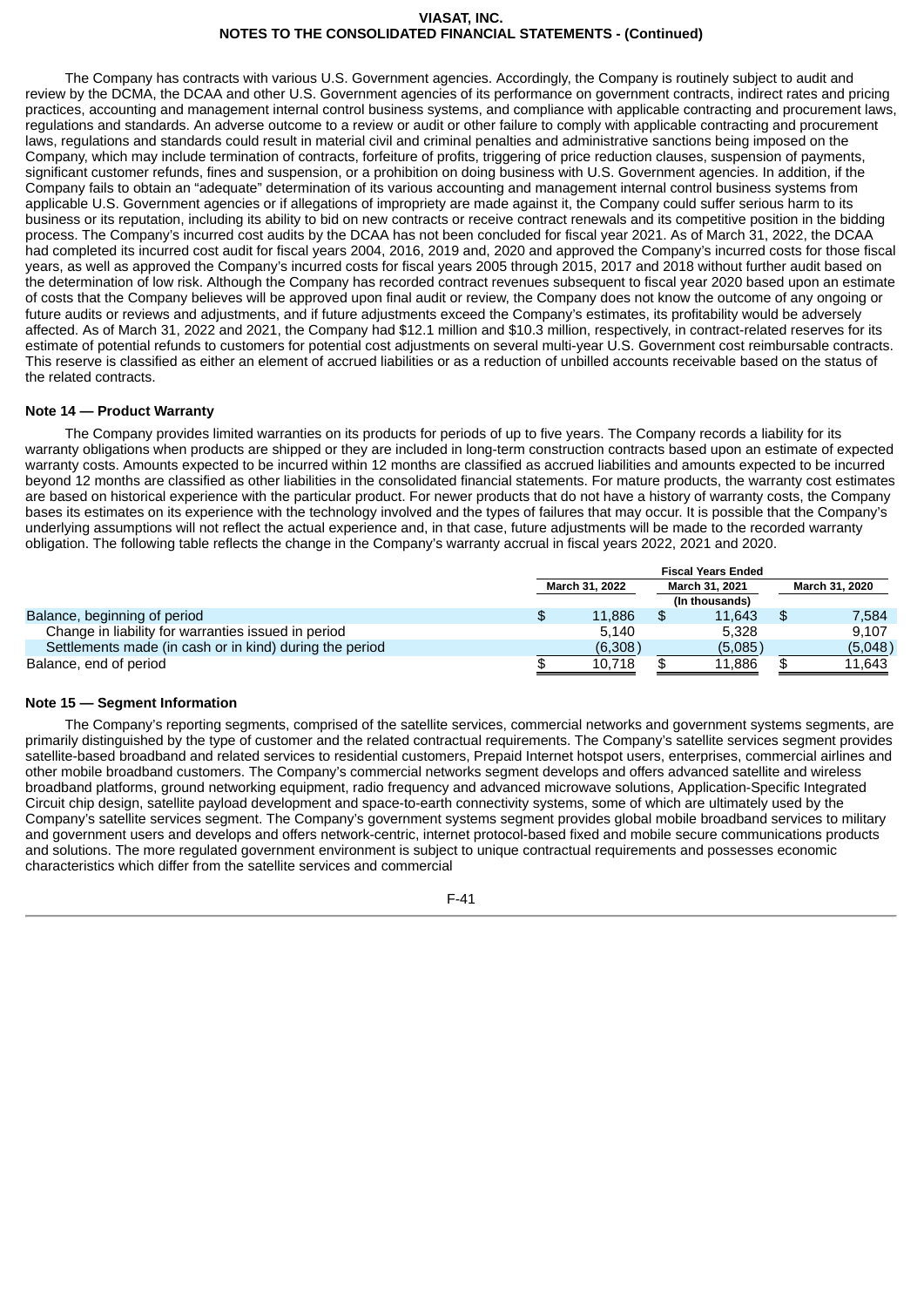The Company has contracts with various U.S. Government agencies. Accordingly, the Company is routinely subject to audit and review by the DCMA, the DCAA and other U.S. Government agencies of its performance on government contracts, indirect rates and pricing practices, accounting and management internal control business systems, and compliance with applicable contracting and procurement laws, regulations and standards. An adverse outcome to a review or audit or other failure to comply with applicable contracting and procurement laws, regulations and standards could result in material civil and criminal penalties and administrative sanctions being imposed on the Company, which may include termination of contracts, forfeiture of profits, triggering of price reduction clauses, suspension of payments, significant customer refunds, fines and suspension, or a prohibition on doing business with U.S. Government agencies. In addition, if the Company fails to obtain an "adequate" determination of its various accounting and management internal control business systems from applicable U.S. Government agencies or if allegations of impropriety are made against it, the Company could suffer serious harm to its business or its reputation, including its ability to bid on new contracts or receive contract renewals and its competitive position in the bidding process. The Company's incurred cost audits by the DCAA has not been concluded for fiscal year 2021. As of March 31, 2022, the DCAA had completed its incurred cost audit for fiscal years 2004, 2016, 2019 and, 2020 and approved the Company's incurred costs for those fiscal years, as well as approved the Company's incurred costs for fiscal years 2005 through 2015, 2017 and 2018 without further audit based on the determination of low risk. Although the Company has recorded contract revenues subsequent to fiscal year 2020 based upon an estimate of costs that the Company believes will be approved upon final audit or review, the Company does not know the outcome of any ongoing or future audits or reviews and adjustments, and if future adjustments exceed the Company's estimates, its profitability would be adversely affected. As of March 31, 2022 and 2021, the Company had $12.1 million and $10.3 million, respectively, in contract-related reserves for its estimate of potential refunds to customers for potential cost adjustments on several multi-year U.S. Government cost reimbursable contracts. This reserve is classified as either an element of accrued liabilities or as a reduction of unbilled accounts receivable based on the status of the related contracts.

**Note 14 — Product Warranty**

The Company provides limited warranties on its products for periods of up to five years. The Company records a liability for its warranty obligations when products are shipped or they are included in long-term construction contracts based upon an estimate of expected warranty costs. Amounts expected to be incurred within 12 months are classified as accrued liabilities and amounts expected to be incurred beyond 12 months are classified as other liabilities in the consolidated financial statements. For mature products, the warranty cost estimates are based on historical experience with the particular product. For newer products that do not have a history of warranty costs, the Company bases its estimates on its experience with the technology involved and the types of failures that may occur. It is possible that the Company's underlying assumptions will not reflect the actual experience and, in that case, future adjustments will be made to the recorded warranty obligation. The following table reflects the change in the Company's warranty accrual in fiscal years 2022, 2021 and 2020.

| | Fiscal Years Ended | | |
|---|---|---|---|
| | March 31, 2022 | March 31, 2021 | March 31, 2020 |
| | | (In thousands) | |
| Balance, beginning of period | $ 11,886 | $ 11,643 | $ 7,584 |
| Change in liability for warranties issued in period | 5,140 | 5,328 | 9,107 |
| Settlements made (in cash or in kind) during the period | (6,308) | (5,085) | (5,048) |
| Balance, end of period | $ 10,718 | $ 11,886 | $ 11,643 |

**Note 15 — Segment Information**

The Company's reporting segments, comprised of the satellite services, commercial networks and government systems segments, are primarily distinguished by the type of customer and the related contractual requirements. The Company's satellite services segment provides satellite-based broadband and related services to residential customers, Prepaid Internet hotspot users, enterprises, commercial airlines and other mobile broadband customers. The Company's commercial networks segment develops and offers advanced satellite and wireless broadband platforms, ground networking equipment, radio frequency and advanced microwave solutions, Application-Specific Integrated Circuit chip design, satellite payload development and space-to-earth connectivity systems, some of which are ultimately used by the Company's satellite services segment. The Company's government systems segment provides global mobile broadband services to military and government users and develops and offers network-centric, internet protocol-based fixed and mobile secure communications products and solutions. The more regulated government environment is subject to unique contractual requirements and possesses economic characteristics which differ from the satellite services and commercial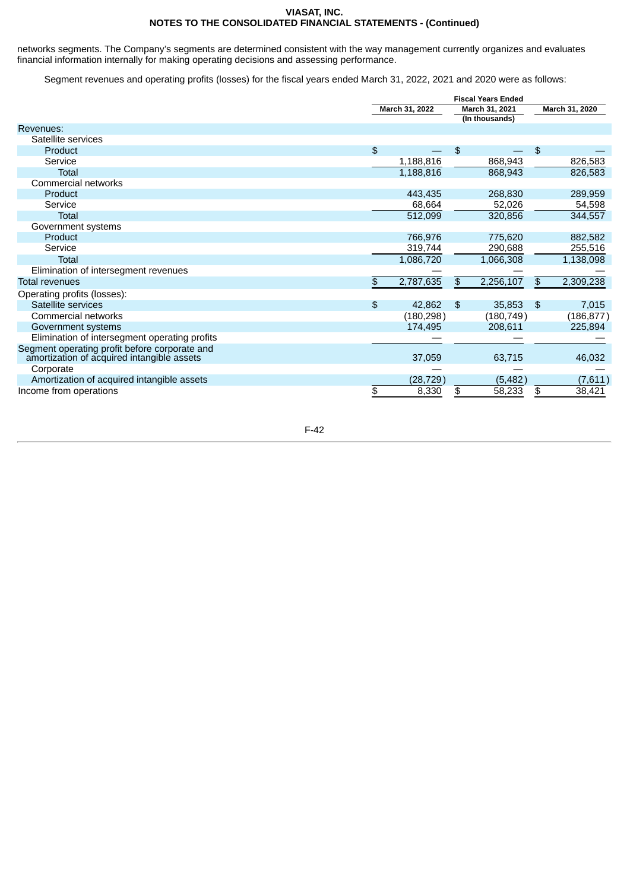networks segments. The Company's segments are determined consistent with the way management currently organizes and evaluates financial information internally for making operating decisions and assessing performance.

Segment revenues and operating profits (losses) for the fiscal years ended March 31, 2022, 2021 and 2020 were as follows:

| | Fiscal Years Ended | | |
|---|---|---|---|
| | March 31, 2022 | March 31, 2021 | March 31, 2020 |
| | | (In thousands) | |
| Revenues: | | | |
| Satellite services | | | |
| Product | $ — | $ — | $ — |
| Service | 1,188,816 | 868,943 | 826,583 |
| Total | 1,188,816 | 868,943 | 826,583 |
| Commercial networks | | | |
| Product | 443,435 | 268,830 | 289,959 |
| Service | 68,664 | 52,026 | 54,598 |
| Total | 512,099 | 320,856 | 344,557 |
| Government systems | | | |
| Product | 766,976 | 775,620 | 882,582 |
| Service | 319,744 | 290,688 | 255,516 |
| Total | 1,086,720 | 1,066,308 | 1,138,098 |
| Elimination of intersegment revenues | — | — | — |
| Total revenues | $ 2,787,635 | $ 2,256,107 | $ 2,309,238 |
| Operating profits (losses): | | | |
| Satellite services | $ 42,862 | $ 35,853 | $ 7,015 |
| Commercial networks | (180,298) | (180,749) | (186,877) |
| Government systems | 174,495 | 208,611 | 225,894 |
| Elimination of intersegment operating profits | — | — | — |
| Segment operating profit before corporate and amortization of acquired intangible assets | 37,059 | 63,715 | 46,032 |
| Corporate | — | — | — |
| Amortization of acquired intangible assets | (28,729) | (5,482) | (7,611) |
| Income from operations | $ 8,330 | $ 58,233 | $ 38,421 |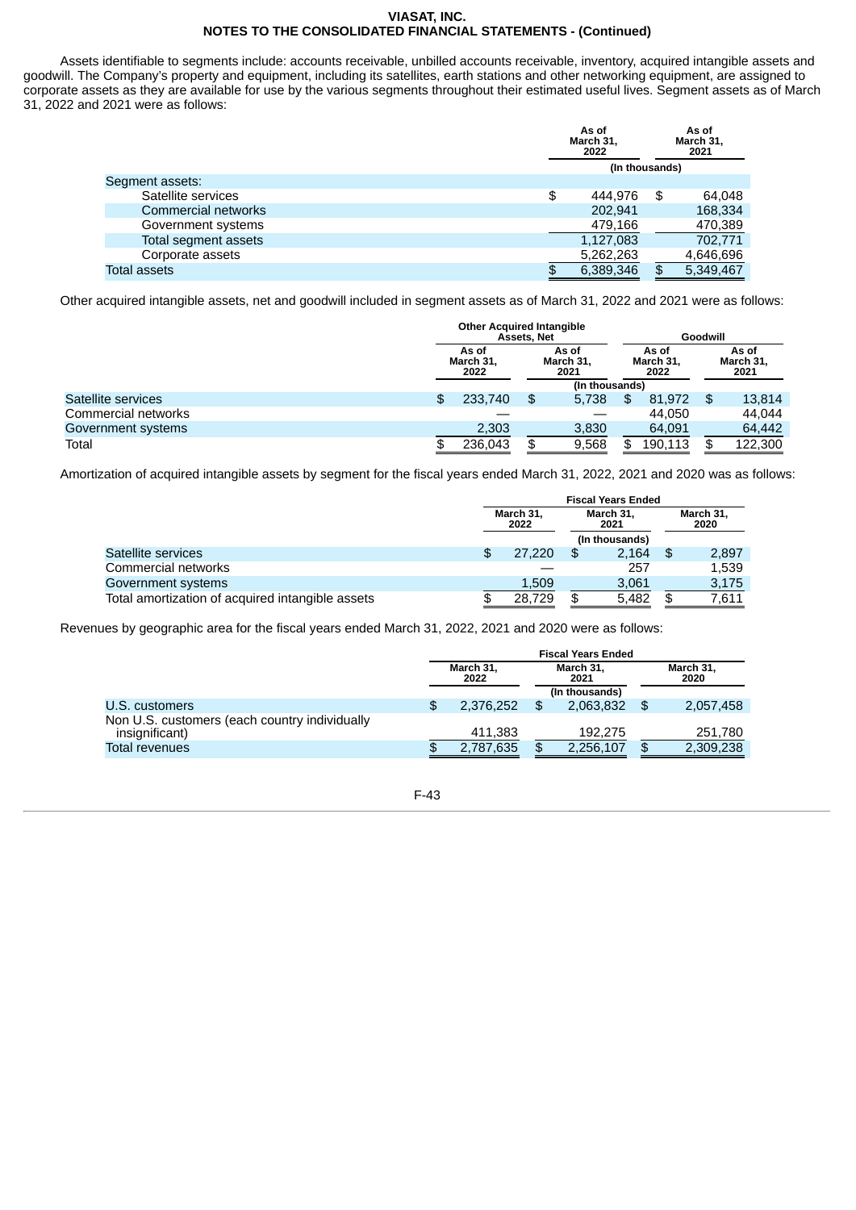Assets identifiable to segments include: accounts receivable, unbilled accounts receivable, inventory, acquired intangible assets and goodwill. The Company's property and equipment, including its satellites, earth stations and other networking equipment, are assigned to corporate assets as they are available for use by the various segments throughout their estimated useful lives. Segment assets as of March 31, 2022 and 2021 were as follows:

| | As of March 31, 2022 | As of March 31, 2021 |
|---|---|---|
| | (In thousands) | |
| Segment assets: | | |
| Satellite services | $ 444,976 | $ 64,048 |
| Commercial networks | 202,941 | 168,334 |
| Government systems | 479,166 | 470,389 |
| Total segment assets | 1,127,083 | 702,771 |
| Corporate assets | 5,262,263 | 4,646,696 |
| Total assets | $ 6,389,346 | $ 5,349,467 |

Other acquired intangible assets, net and goodwill included in segment assets as of March 31, 2022 and 2021 were as follows:

| | Other Acquired Intangible Assets, Net | | Goodwill | |
|---|---|---|---|---|
| | As of March 31, 2022 | As of March 31, 2021 | As of March 31, 2022 | As of March 31, 2021 |
| | (In thousands) | | | |
| Satellite services | $ 233,740 | $ 5,738 | $ 81,972 | $ 13,814 |
| Commercial networks | — | — | 44,050 | 44,044 |
| Government systems | 2,303 | 3,830 | 64,091 | 64,442 |
| Total | $ 236,043 | $ 9,568 | $ 190,113 | $ 122,300 |

Amortization of acquired intangible assets by segment for the fiscal years ended March 31, 2022, 2021 and 2020 was as follows:

| | Fiscal Years Ended | | |
|---|---|---|---|
| | March 31, 2022 | March 31, 2021 | March 31, 2020 |
| | (In thousands) | | |
| Satellite services | $ 27,220 | $ 2,164 | $ 2,897 |
| Commercial networks | — | 257 | 1,539 |
| Government systems | 1,509 | 3,061 | 3,175 |
| Total amortization of acquired intangible assets | $ 28,729 | $ 5,482 | $ 7,611 |

Revenues by geographic area for the fiscal years ended March 31, 2022, 2021 and 2020 were as follows:

| | Fiscal Years Ended | | |
|---|---|---|---|
| | March 31, 2022 | March 31, 2021 | March 31, 2020 |
| | (In thousands) | | |
| U.S. customers | $ 2,376,252 | $ 2,063,832 | $ 2,057,458 |
| Non U.S. customers (each country individually insignificant) | 411,383 | 192,275 | 251,780 |
| Total revenues | $ 2,787,635 | $ 2,256,107 | $ 2,309,238 |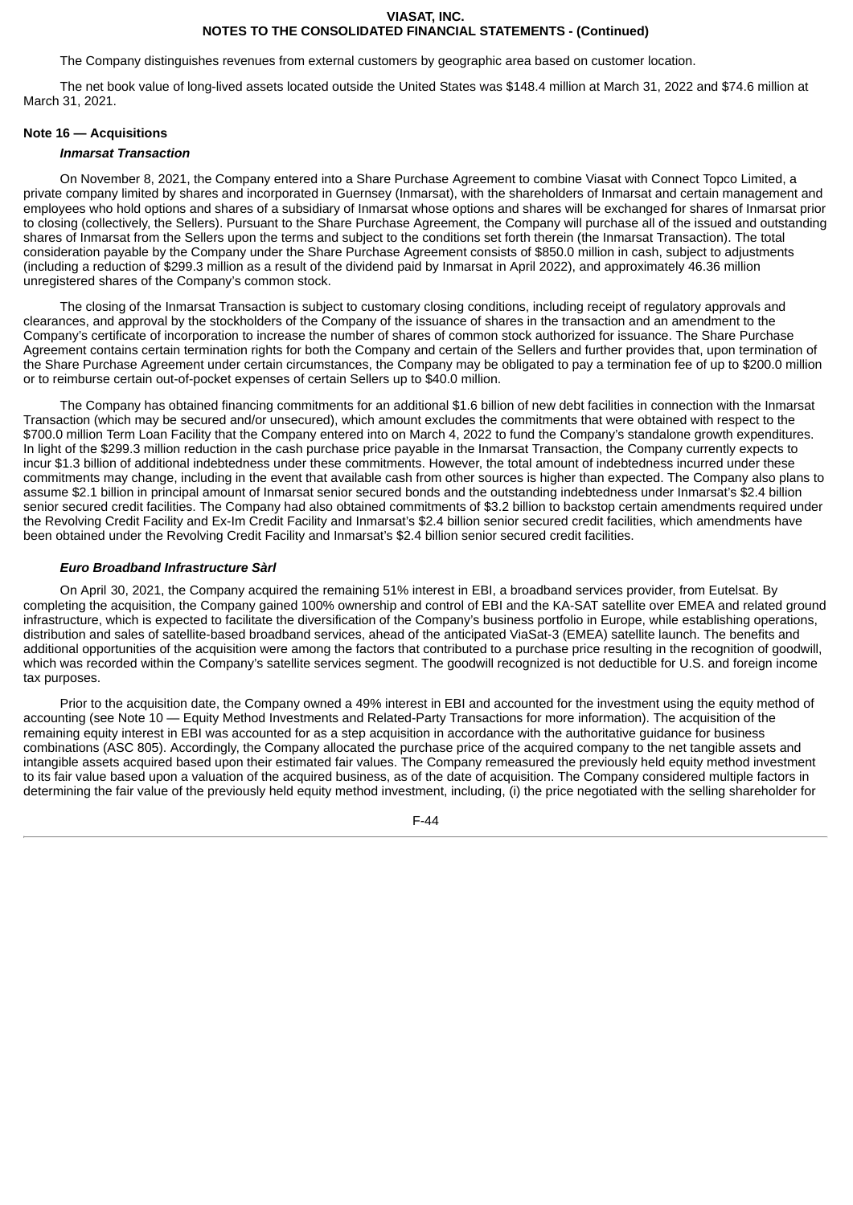The Company distinguishes revenues from external customers by geographic area based on customer location.

The net book value of long-lived assets located outside the United States was $148.4 million at March 31, 2022 and $74.6 million at March 31, 2021.

## Note 16 — Acquisitions

### *Inmarsat Transaction*

On November 8, 2021, the Company entered into a Share Purchase Agreement to combine Viasat with Connect Topco Limited, a private company limited by shares and incorporated in Guernsey (Inmarsat), with the shareholders of Inmarsat and certain management and employees who hold options and shares of a subsidiary of Inmarsat whose options and shares will be exchanged for shares of Inmarsat prior to closing (collectively, the Sellers). Pursuant to the Share Purchase Agreement, the Company will purchase all of the issued and outstanding shares of Inmarsat from the Sellers upon the terms and subject to the conditions set forth therein (the Inmarsat Transaction). The total consideration payable by the Company under the Share Purchase Agreement consists of $850.0 million in cash, subject to adjustments (including a reduction of $299.3 million as a result of the dividend paid by Inmarsat in April 2022), and approximately 46.36 million unregistered shares of the Company's common stock.

The closing of the Inmarsat Transaction is subject to customary closing conditions, including receipt of regulatory approvals and clearances, and approval by the stockholders of the Company of the issuance of shares in the transaction and an amendment to the Company's certificate of incorporation to increase the number of shares of common stock authorized for issuance. The Share Purchase Agreement contains certain termination rights for both the Company and certain of the Sellers and further provides that, upon termination of the Share Purchase Agreement under certain circumstances, the Company may be obligated to pay a termination fee of up to $200.0 million or to reimburse certain out-of-pocket expenses of certain Sellers up to $40.0 million.

The Company has obtained financing commitments for an additional $1.6 billion of new debt facilities in connection with the Inmarsat Transaction (which may be secured and/or unsecured), which amount excludes the commitments that were obtained with respect to the $700.0 million Term Loan Facility that the Company entered into on March 4, 2022 to fund the Company's standalone growth expenditures. In light of the $299.3 million reduction in the cash purchase price payable in the Inmarsat Transaction, the Company currently expects to incur $1.3 billion of additional indebtedness under these commitments. However, the total amount of indebtedness incurred under these commitments may change, including in the event that available cash from other sources is higher than expected. The Company also plans to assume $2.1 billion in principal amount of Inmarsat senior secured bonds and the outstanding indebtedness under Inmarsat's $2.4 billion senior secured credit facilities. The Company had also obtained commitments of $3.2 billion to backstop certain amendments required under the Revolving Credit Facility and Ex-Im Credit Facility and Inmarsat's $2.4 billion senior secured credit facilities, which amendments have been obtained under the Revolving Credit Facility and Inmarsat's $2.4 billion senior secured credit facilities.

### *Euro Broadband Infrastructure Sàrl*

On April 30, 2021, the Company acquired the remaining 51% interest in EBI, a broadband services provider, from Eutelsat. By completing the acquisition, the Company gained 100% ownership and control of EBI and the KA-SAT satellite over EMEA and related ground infrastructure, which is expected to facilitate the diversification of the Company's business portfolio in Europe, while establishing operations, distribution and sales of satellite-based broadband services, ahead of the anticipated ViaSat-3 (EMEA) satellite launch. The benefits and additional opportunities of the acquisition were among the factors that contributed to a purchase price resulting in the recognition of goodwill, which was recorded within the Company's satellite services segment. The goodwill recognized is not deductible for U.S. and foreign income tax purposes.

Prior to the acquisition date, the Company owned a 49% interest in EBI and accounted for the investment using the equity method of accounting (see Note 10 — Equity Method Investments and Related-Party Transactions for more information). The acquisition of the remaining equity interest in EBI was accounted for as a step acquisition in accordance with the authoritative guidance for business combinations (ASC 805). Accordingly, the Company allocated the purchase price of the acquired company to the net tangible assets and intangible assets acquired based upon their estimated fair values. The Company remeasured the previously held equity method investment to its fair value based upon a valuation of the acquired business, as of the date of acquisition. The Company considered multiple factors in determining the fair value of the previously held equity method investment, including, (i) the price negotiated with the selling shareholder for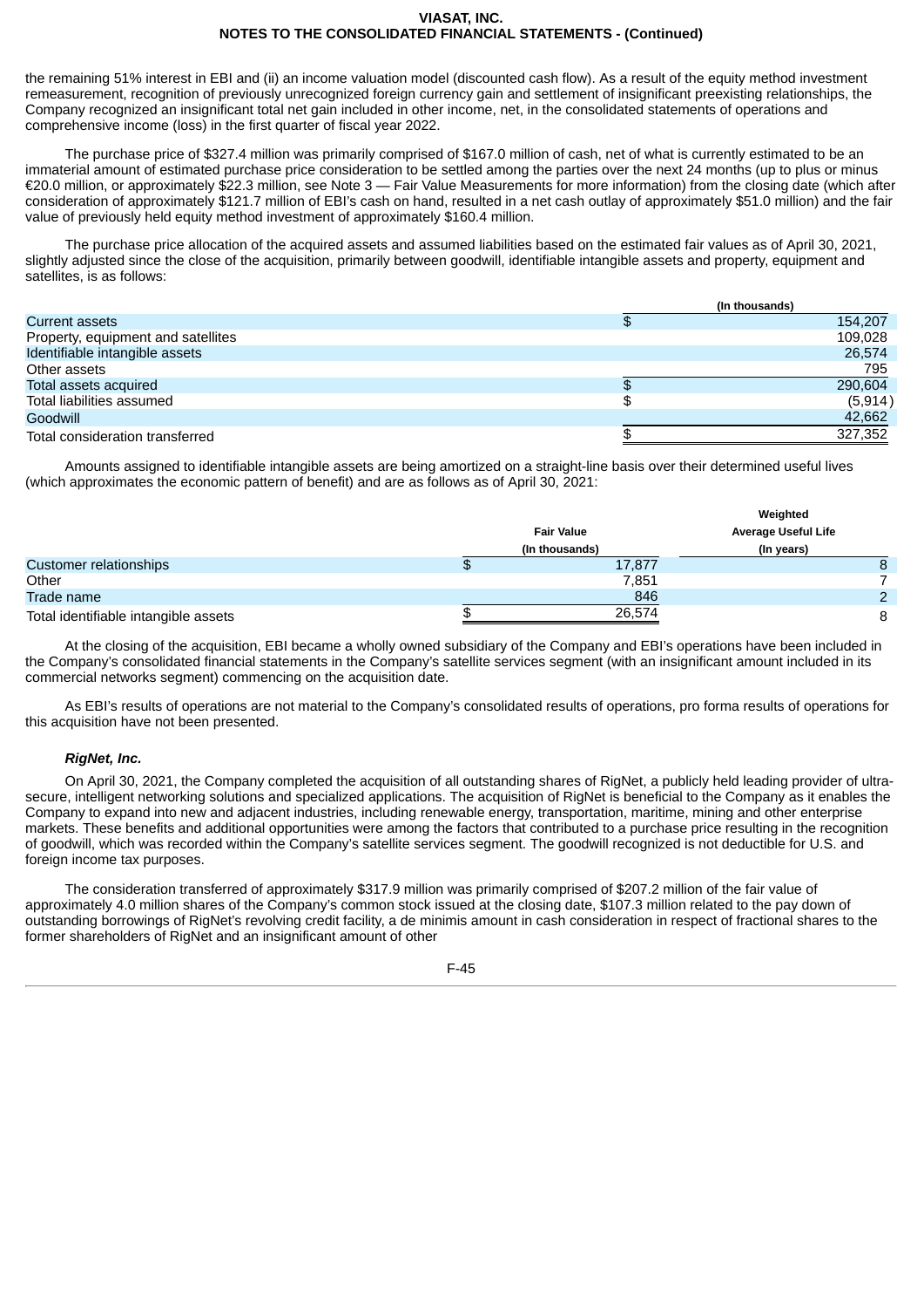the remaining 51% interest in EBI and (ii) an income valuation model (discounted cash flow). As a result of the equity method investment remeasurement, recognition of previously unrecognized foreign currency gain and settlement of insignificant preexisting relationships, the Company recognized an insignificant total net gain included in other income, net, in the consolidated statements of operations and comprehensive income (loss) in the first quarter of fiscal year 2022.

The purchase price of $327.4 million was primarily comprised of $167.0 million of cash, net of what is currently estimated to be an immaterial amount of estimated purchase price consideration to be settled among the parties over the next 24 months (up to plus or minus €20.0 million, or approximately $22.3 million, see Note 3 — Fair Value Measurements for more information) from the closing date (which after consideration of approximately $121.7 million of EBI's cash on hand, resulted in a net cash outlay of approximately $51.0 million) and the fair value of previously held equity method investment of approximately $160.4 million.

The purchase price allocation of the acquired assets and assumed liabilities based on the estimated fair values as of April 30, 2021, slightly adjusted since the close of the acquisition, primarily between goodwill, identifiable intangible assets and property, equipment and satellites, is as follows:

| | (In thousands) |
|---|---|
| Current assets | $ 154,207 |
| Property, equipment and satellites | 109,028 |
| Identifiable intangible assets | 26,574 |
| Other assets | 795 |
| Total assets acquired | $ 290,604 |
| Total liabilities assumed | $ (5,914) |
| Goodwill | 42,662 |
| Total consideration transferred | $ 327,352 |

Amounts assigned to identifiable intangible assets are being amortized on a straight-line basis over their determined useful lives (which approximates the economic pattern of benefit) and are as follows as of April 30, 2021:

| | Fair Value (In thousands) | Weighted Average Useful Life (In years) |
|---|---|---|
| Customer relationships | $ 17,877 | 8 |
| Other | 7,851 | 7 |
| Trade name | 846 | 2 |
| Total identifiable intangible assets | $ 26,574 | 8 |

At the closing of the acquisition, EBI became a wholly owned subsidiary of the Company and EBI's operations have been included in the Company's consolidated financial statements in the Company's satellite services segment (with an insignificant amount included in its commercial networks segment) commencing on the acquisition date.

As EBI's results of operations are not material to the Company's consolidated results of operations, pro forma results of operations for this acquisition have not been presented.

***RigNet, Inc.***

On April 30, 2021, the Company completed the acquisition of all outstanding shares of RigNet, a publicly held leading provider of ultra-secure, intelligent networking solutions and specialized applications. The acquisition of RigNet is beneficial to the Company as it enables the Company to expand into new and adjacent industries, including renewable energy, transportation, maritime, mining and other enterprise markets. These benefits and additional opportunities were among the factors that contributed to a purchase price resulting in the recognition of goodwill, which was recorded within the Company's satellite services segment. The goodwill recognized is not deductible for U.S. and foreign income tax purposes.

The consideration transferred of approximately $317.9 million was primarily comprised of $207.2 million of the fair value of approximately 4.0 million shares of the Company's common stock issued at the closing date, $107.3 million related to the pay down of outstanding borrowings of RigNet's revolving credit facility, a de minimis amount in cash consideration in respect of fractional shares to the former shareholders of RigNet and an insignificant amount of other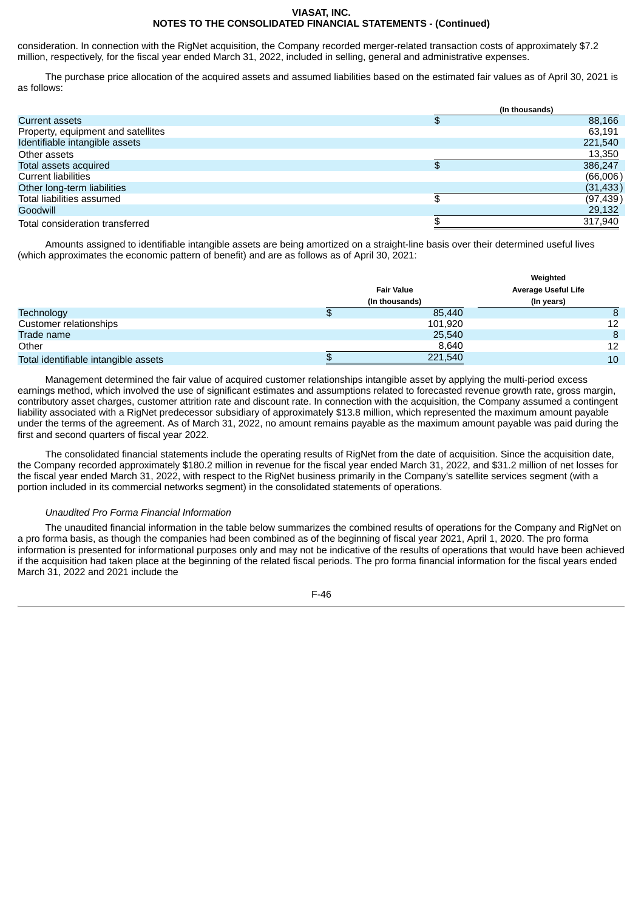consideration. In connection with the RigNet acquisition, the Company recorded merger-related transaction costs of approximately $7.2 million, respectively, for the fiscal year ended March 31, 2022, included in selling, general and administrative expenses.

The purchase price allocation of the acquired assets and assumed liabilities based on the estimated fair values as of April 30, 2021 is as follows:

| | (In thousands) |
|---|---|
| Current assets | $ 88,166 |
| Property, equipment and satellites | 63,191 |
| Identifiable intangible assets | 221,540 |
| Other assets | 13,350 |
| Total assets acquired | $ 386,247 |
| Current liabilities | (66,006) |
| Other long-term liabilities | (31,433) |
| Total liabilities assumed | $ (97,439) |
| Goodwill | 29,132 |
| Total consideration transferred | $ 317,940 |

Amounts assigned to identifiable intangible assets are being amortized on a straight-line basis over their determined useful lives (which approximates the economic pattern of benefit) and are as follows as of April 30, 2021:

| | Fair Value (In thousands) | Weighted Average Useful Life (In years) |
|---|---|---|
| Technology | $ 85,440 | 8 |
| Customer relationships | 101,920 | 12 |
| Trade name | 25,540 | 8 |
| Other | 8,640 | 12 |
| Total identifiable intangible assets | $ 221,540 | 10 |

Management determined the fair value of acquired customer relationships intangible asset by applying the multi-period excess earnings method, which involved the use of significant estimates and assumptions related to forecasted revenue growth rate, gross margin, contributory asset charges, customer attrition rate and discount rate. In connection with the acquisition, the Company assumed a contingent liability associated with a RigNet predecessor subsidiary of approximately $13.8 million, which represented the maximum amount payable under the terms of the agreement. As of March 31, 2022, no amount remains payable as the maximum amount payable was paid during the first and second quarters of fiscal year 2022.

The consolidated financial statements include the operating results of RigNet from the date of acquisition. Since the acquisition date, the Company recorded approximately $180.2 million in revenue for the fiscal year ended March 31, 2022, and $31.2 million of net losses for the fiscal year ended March 31, 2022, with respect to the RigNet business primarily in the Company's satellite services segment (with a portion included in its commercial networks segment) in the consolidated statements of operations.

*Unaudited Pro Forma Financial Information*

The unaudited financial information in the table below summarizes the combined results of operations for the Company and RigNet on a pro forma basis, as though the companies had been combined as of the beginning of fiscal year 2021, April 1, 2020. The pro forma information is presented for informational purposes only and may not be indicative of the results of operations that would have been achieved if the acquisition had taken place at the beginning of the related fiscal periods. The pro forma financial information for the fiscal years ended March 31, 2022 and 2021 include the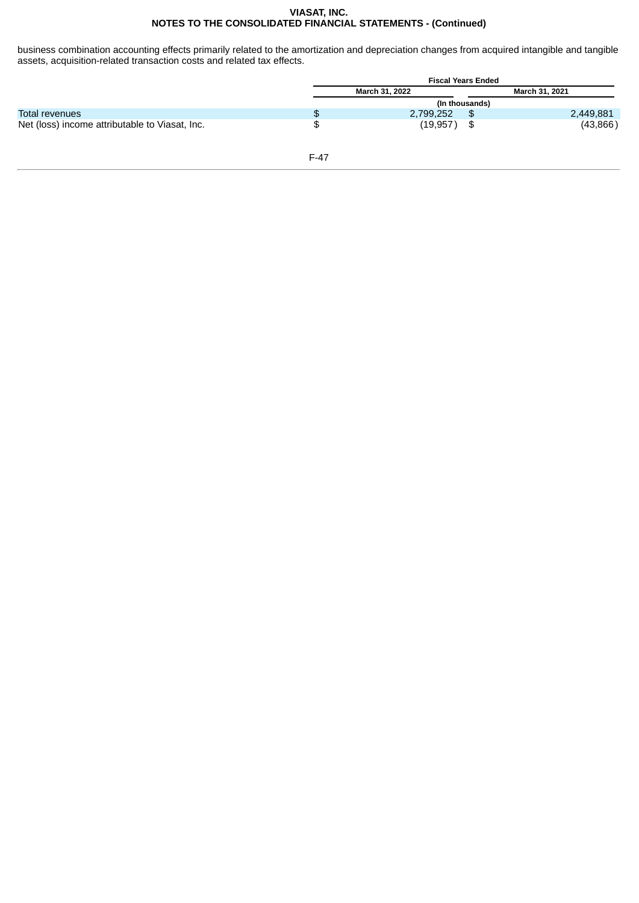business combination accounting effects primarily related to the amortization and depreciation changes from acquired intangible and tangible assets, acquisition-related transaction costs and related tax effects.

| | Fiscal Years Ended | |
|---|---|---|
| | March 31, 2022 | March 31, 2021 |
| | (In thousands) | |
| Total revenues | $ 2,799,252 | $ 2,449,881 |
| Net (loss) income attributable to Viasat, Inc. | $ (19,957) | $ (43,866) |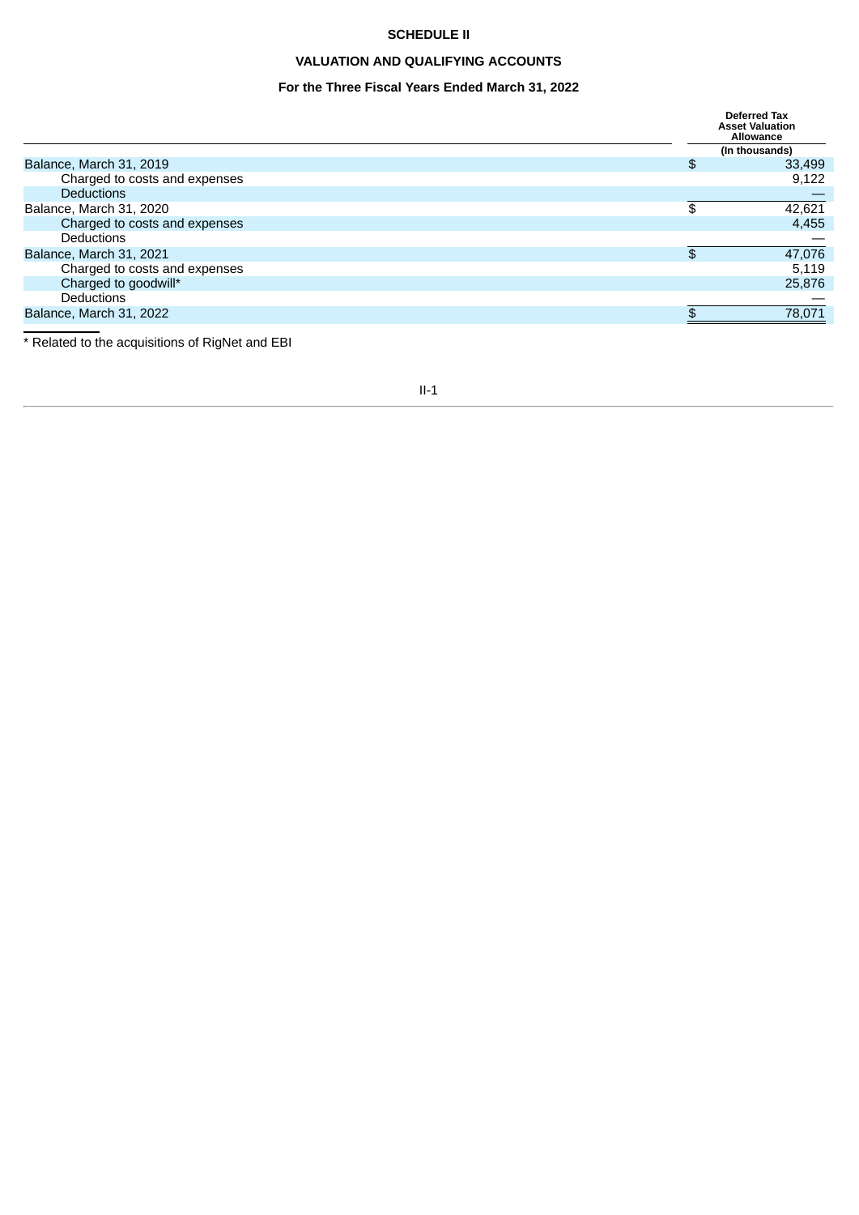**SCHEDULE II**

**VALUATION AND QUALIFYING ACCOUNTS**

**For the Three Fiscal Years Ended March 31, 2022**

| | Deferred Tax Asset Valuation Allowance |
|---|---|
| | (In thousands) |
| Balance, March 31, 2019 | $ 33,499 |
| Charged to costs and expenses | 9,122 |
| Deductions | — |
| Balance, March 31, 2020 | $ 42,621 |
| Charged to costs and expenses | 4,455 |
| Deductions | — |
| Balance, March 31, 2021 | $ 47,076 |
| Charged to costs and expenses | 5,119 |
| Charged to goodwill* | 25,876 |
| Deductions | — |
| Balance, March 31, 2022 | $ 78,071 |

* Related to the acquisitions of RigNet and EBI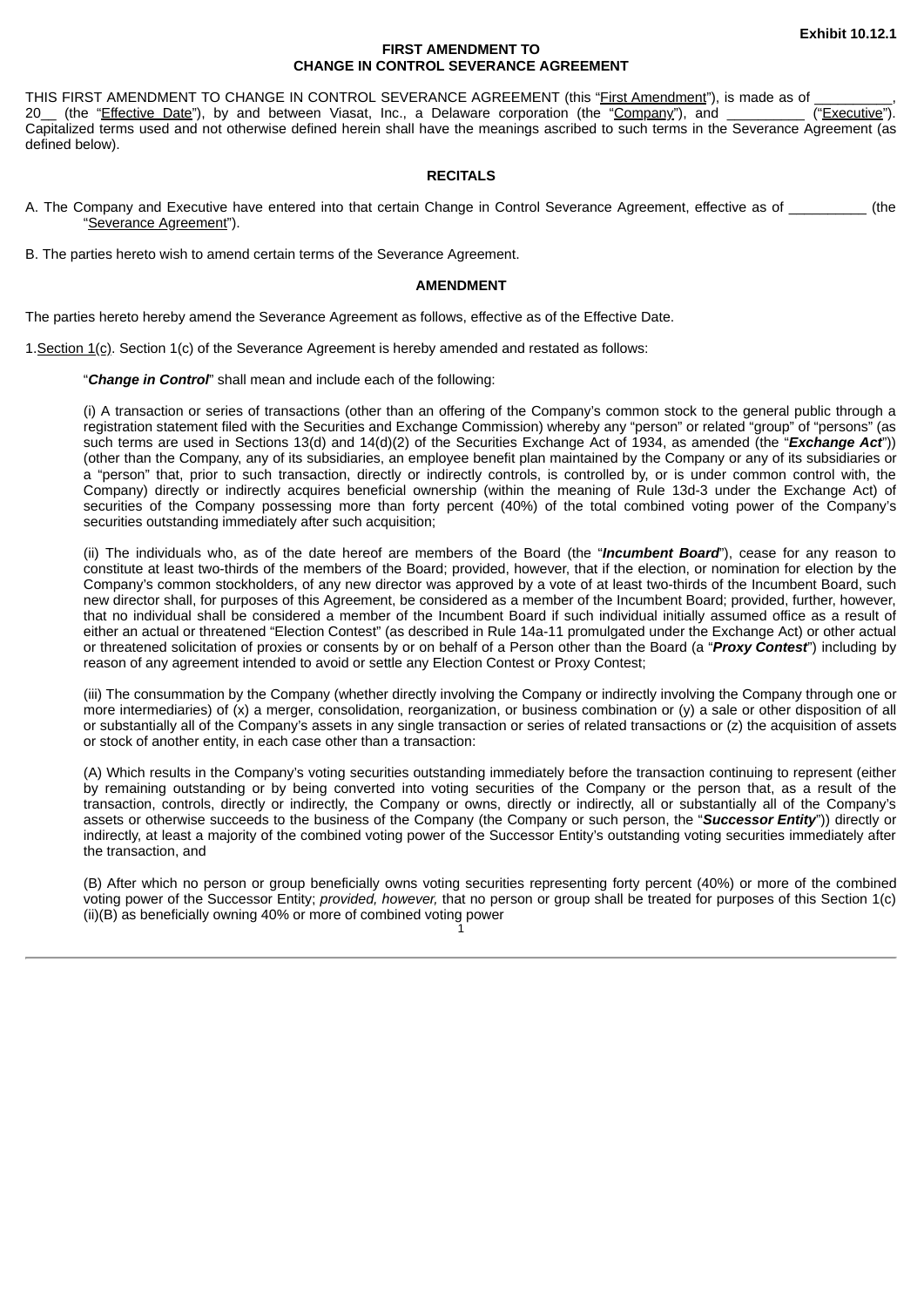Exhibit 10.12.1

**FIRST AMENDMENT TO**
**CHANGE IN CONTROL SEVERANCE AGREEMENT**

THIS FIRST AMENDMENT TO CHANGE IN CONTROL SEVERANCE AGREEMENT (this "First Amendment"), is made as of __________, 20__ (the "Effective Date"), by and between Viasat, Inc., a Delaware corporation (the "Company"), and __________ ("Executive"). Capitalized terms used and not otherwise defined herein shall have the meanings ascribed to such terms in the Severance Agreement (as defined below).

**RECITALS**

A. The Company and Executive have entered into that certain Change in Control Severance Agreement, effective as of __________ (the "Severance Agreement").

B. The parties hereto wish to amend certain terms of the Severance Agreement.

**AMENDMENT**

The parties hereto hereby amend the Severance Agreement as follows, effective as of the Effective Date.

1. Section 1(c). Section 1(c) of the Severance Agreement is hereby amended and restated as follows:

"***Change in Control***" shall mean and include each of the following:

(i) A transaction or series of transactions (other than an offering of the Company's common stock to the general public through a registration statement filed with the Securities and Exchange Commission) whereby any "person" or related "group" of "persons" (as such terms are used in Sections 13(d) and 14(d)(2) of the Securities Exchange Act of 1934, as amended (the "***Exchange Act***")) (other than the Company, any of its subsidiaries, an employee benefit plan maintained by the Company or any of its subsidiaries or a "person" that, prior to such transaction, directly or indirectly controls, is controlled by, or is under common control with, the Company) directly or indirectly acquires beneficial ownership (within the meaning of Rule 13d-3 under the Exchange Act) of securities of the Company possessing more than forty percent (40%) of the total combined voting power of the Company's securities outstanding immediately after such acquisition;

(ii) The individuals who, as of the date hereof are members of the Board (the "***Incumbent Board***"), cease for any reason to constitute at least two-thirds of the members of the Board; provided, however, that if the election, or nomination for election by the Company's common stockholders, of any new director was approved by a vote of at least two-thirds of the Incumbent Board, such new director shall, for purposes of this Agreement, be considered as a member of the Incumbent Board; provided, further, however, that no individual shall be considered a member of the Incumbent Board if such individual initially assumed office as a result of either an actual or threatened "Election Contest" (as described in Rule 14a-11 promulgated under the Exchange Act) or other actual or threatened solicitation of proxies or consents by or on behalf of a Person other than the Board (a "***Proxy Contest***") including by reason of any agreement intended to avoid or settle any Election Contest or Proxy Contest;

(iii) The consummation by the Company (whether directly involving the Company or indirectly involving the Company through one or more intermediaries) of (x) a merger, consolidation, reorganization, or business combination or (y) a sale or other disposition of all or substantially all of the Company's assets in any single transaction or series of related transactions or (z) the acquisition of assets or stock of another entity, in each case other than a transaction:

(A) Which results in the Company's voting securities outstanding immediately before the transaction continuing to represent (either by remaining outstanding or by being converted into voting securities of the Company or the person that, as a result of the transaction, controls, directly or indirectly, the Company or owns, directly or indirectly, all or substantially all of the Company's assets or otherwise succeeds to the business of the Company (the Company or such person, the "***Successor Entity***")) directly or indirectly, at least a majority of the combined voting power of the Successor Entity's outstanding voting securities immediately after the transaction, and

(B) After which no person or group beneficially owns voting securities representing forty percent (40%) or more of the combined voting power of the Successor Entity; *provided, however,* that no person or group shall be treated for purposes of this Section 1(c)(ii)(B) as beneficially owning 40% or more of combined voting power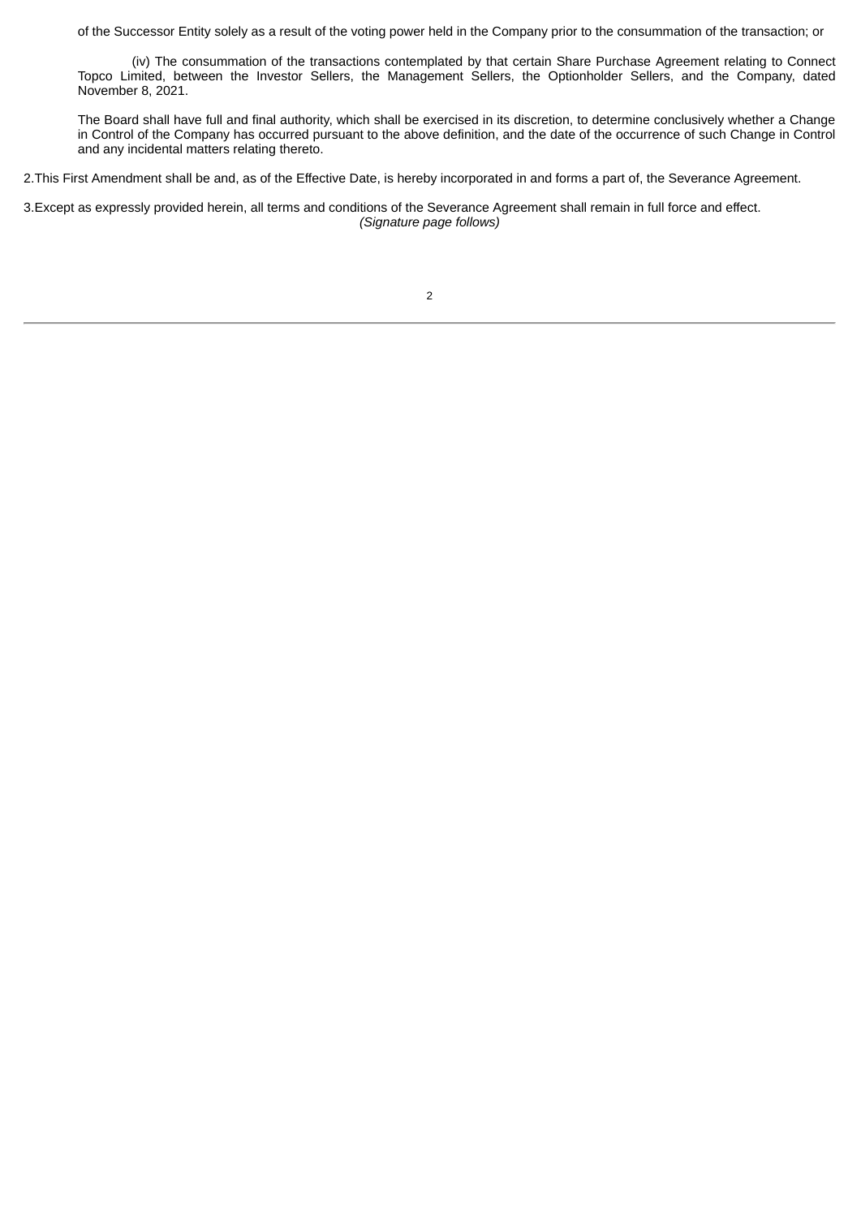of the Successor Entity solely as a result of the voting power held in the Company prior to the consummation of the transaction; or

(iv) The consummation of the transactions contemplated by that certain Share Purchase Agreement relating to Connect Topco Limited, between the Investor Sellers, the Management Sellers, the Optionholder Sellers, and the Company, dated November 8, 2021.

The Board shall have full and final authority, which shall be exercised in its discretion, to determine conclusively whether a Change in Control of the Company has occurred pursuant to the above definition, and the date of the occurrence of such Change in Control and any incidental matters relating thereto.

2. This First Amendment shall be and, as of the Effective Date, is hereby incorporated in and forms a part of, the Severance Agreement.

3. Except as expressly provided herein, all terms and conditions of the Severance Agreement shall remain in full force and effect.

*(Signature page follows)*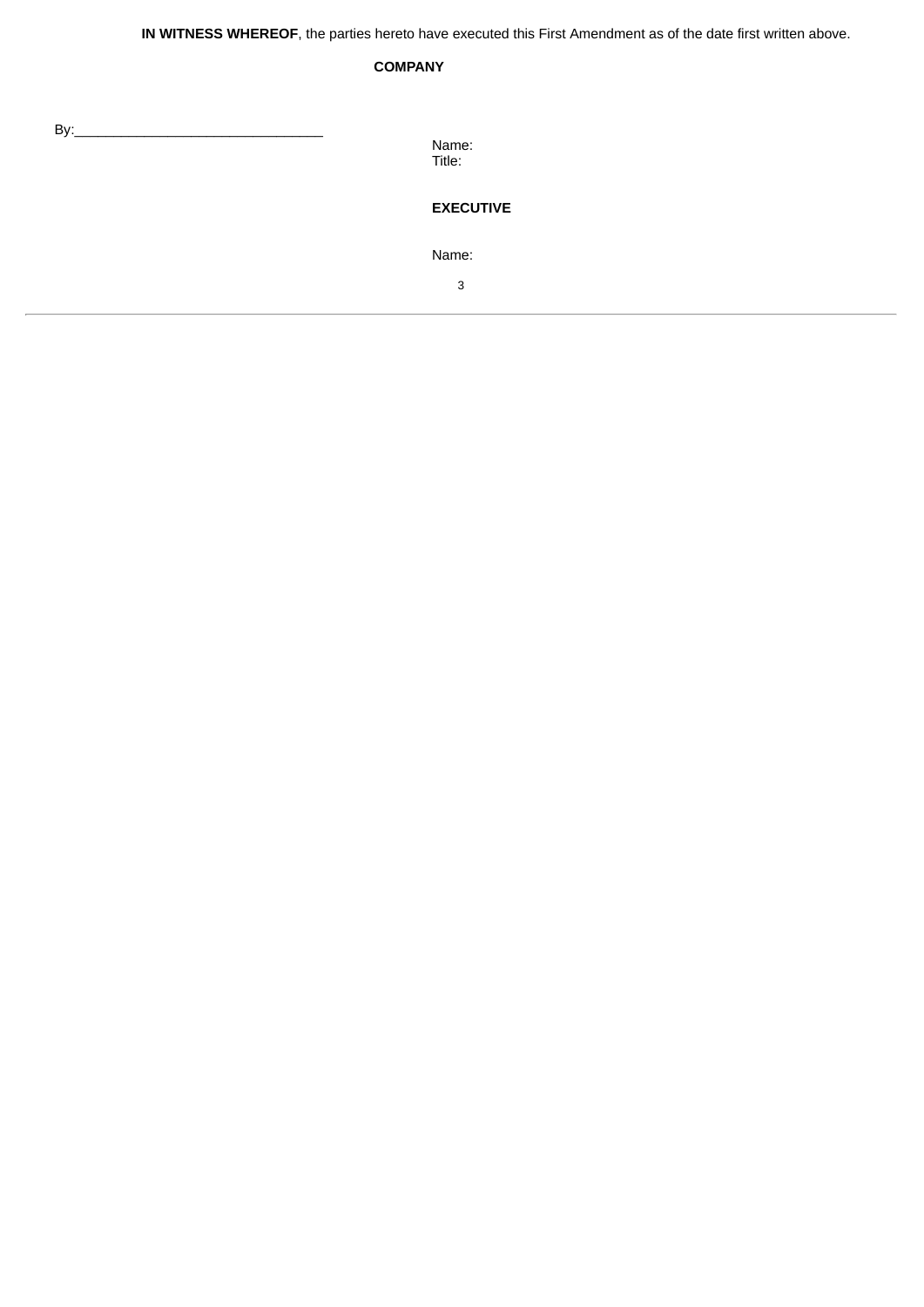**IN WITNESS WHEREOF**, the parties hereto have executed this First Amendment as of the date first written above.

**COMPANY**

By:_______________________________

Name:
Title:

**EXECUTIVE**

Name: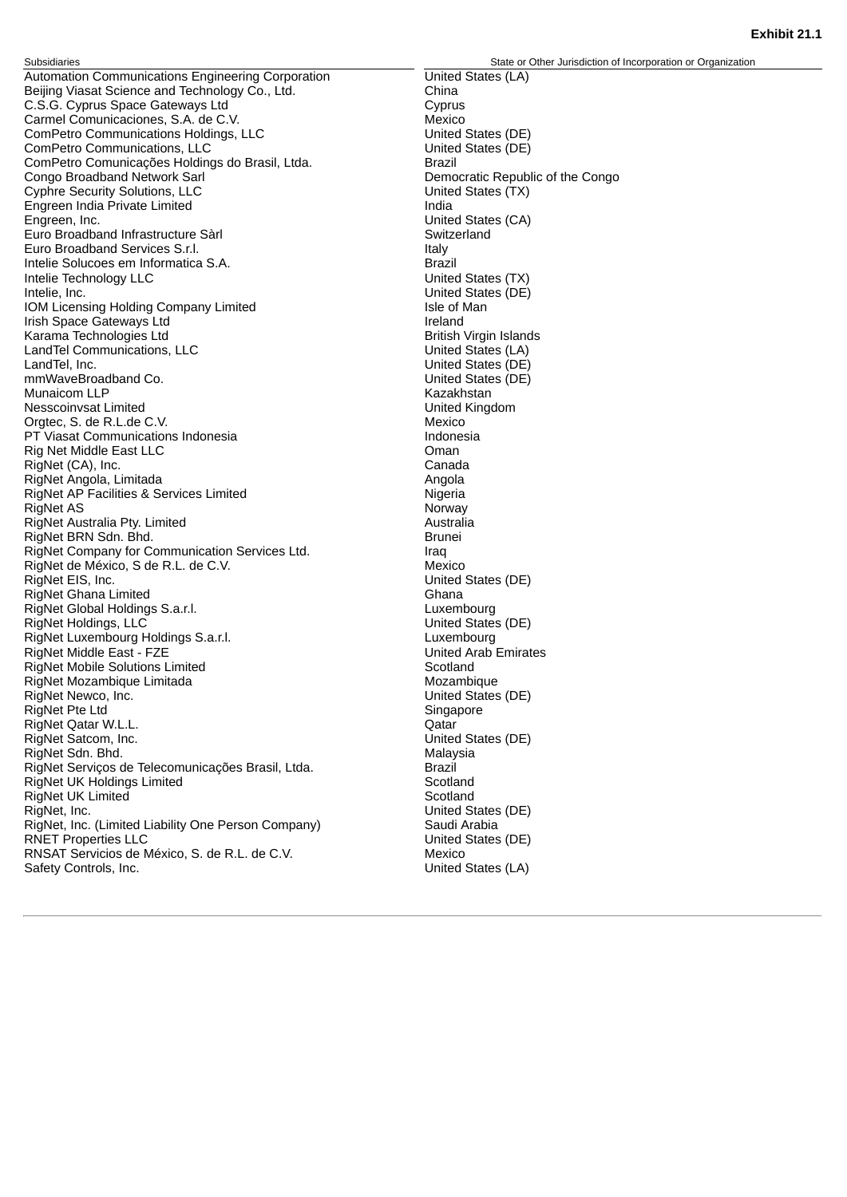**Exhibit 21.1**

| Subsidiaries | State or Other Jurisdiction of Incorporation or Organization |
|---|---|
| Automation Communications Engineering Corporation | United States (LA) |
| Beijing Viasat Science and Technology Co., Ltd. | China |
| C.S.G. Cyprus Space Gateways Ltd | Cyprus |
| Carmel Comunicaciones, S.A. de C.V. | Mexico |
| ComPetro Communications Holdings, LLC | United States (DE) |
| ComPetro Communications, LLC | United States (DE) |
| ComPetro Comunicações Holdings do Brasil, Ltda. | Brazil |
| Congo Broadband Network Sarl | Democratic Republic of the Congo |
| Cyphre Security Solutions, LLC | United States (TX) |
| Engreen India Private Limited | India |
| Engreen, Inc. | United States (CA) |
| Euro Broadband Infrastructure Sàrl | Switzerland |
| Euro Broadband Services S.r.l. | Italy |
| Intelie Solucoes em Informatica S.A. | Brazil |
| Intelie Technology LLC | United States (TX) |
| Intelie, Inc. | United States (DE) |
| IOM Licensing Holding Company Limited | Isle of Man |
| Irish Space Gateways Ltd | Ireland |
| Karama Technologies Ltd | British Virgin Islands |
| LandTel Communications, LLC | United States (LA) |
| LandTel, Inc. | United States (DE) |
| mmWaveBroadband Co. | United States (DE) |
| Munaicom LLP | Kazakhstan |
| Nesscoinvsat Limited | United Kingdom |
| Orgtec, S. de R.L.de C.V. | Mexico |
| PT Viasat Communications Indonesia | Indonesia |
| Rig Net Middle East LLC | Oman |
| RigNet (CA), Inc. | Canada |
| RigNet Angola, Limitada | Angola |
| RigNet AP Facilities & Services Limited | Nigeria |
| RigNet AS | Norway |
| RigNet Australia Pty. Limited | Australia |
| RigNet BRN Sdn. Bhd. | Brunei |
| RigNet Company for Communication Services Ltd. | Iraq |
| RigNet de México, S de R.L. de C.V. | Mexico |
| RigNet EIS, Inc. | United States (DE) |
| RigNet Ghana Limited | Ghana |
| RigNet Global Holdings S.a.r.l. | Luxembourg |
| RigNet Holdings, LLC | United States (DE) |
| RigNet Luxembourg Holdings S.a.r.l. | Luxembourg |
| RigNet Middle East - FZE | United Arab Emirates |
| RigNet Mobile Solutions Limited | Scotland |
| RigNet Mozambique Limitada | Mozambique |
| RigNet Newco, Inc. | United States (DE) |
| RigNet Pte Ltd | Singapore |
| RigNet Qatar W.L.L. | Qatar |
| RigNet Satcom, Inc. | United States (DE) |
| RigNet Sdn. Bhd. | Malaysia |
| RigNet Serviços de Telecomunicações Brasil, Ltda. | Brazil |
| RigNet UK Holdings Limited | Scotland |
| RigNet UK Limited | Scotland |
| RigNet, Inc. | United States (DE) |
| RigNet, Inc. (Limited Liability One Person Company) | Saudi Arabia |
| RNET Properties LLC | United States (DE) |
| RNSAT Servicios de México, S. de R.L. de C.V. | Mexico |
| Safety Controls, Inc. | United States (LA) |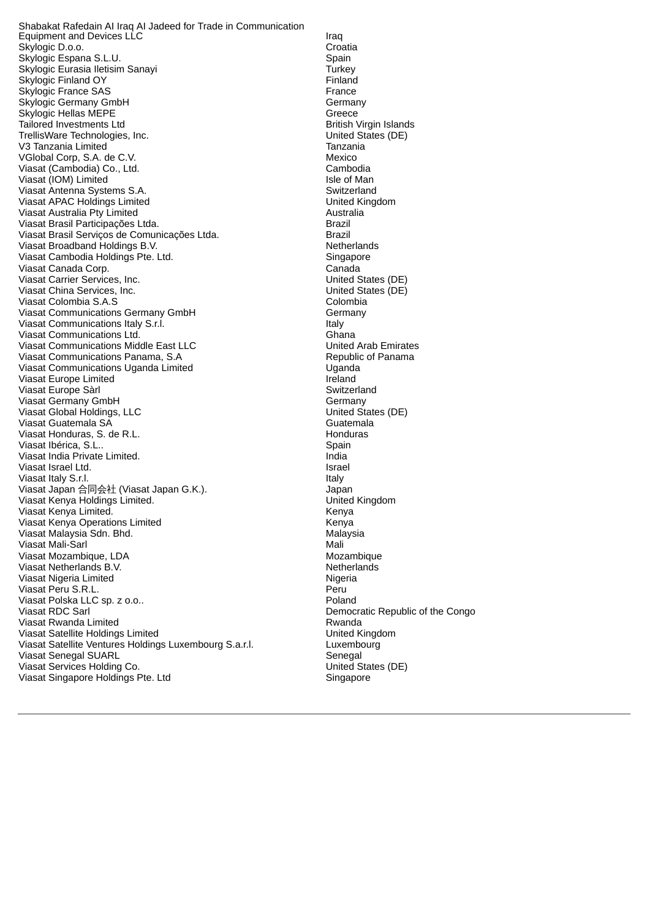| | |
|---|---|
| Shabakat Rafedain Al Iraq Al Jadeed for Trade in Communication Equipment and Devices LLC | Iraq |
| Skylogic D.o.o. | Croatia |
| Skylogic Espana S.L.U. | Spain |
| Skylogic Eurasia Iletisim Sanayi | Turkey |
| Skylogic Finland OY | Finland |
| Skylogic France SAS | France |
| Skylogic Germany GmbH | Germany |
| Skylogic Hellas MEPE | Greece |
| Tailored Investments Ltd | British Virgin Islands |
| TrellisWare Technologies, Inc. | United States (DE) |
| V3 Tanzania Limited | Tanzania |
| VGlobal Corp, S.A. de C.V. | Mexico |
| Viasat (Cambodia) Co., Ltd. | Cambodia |
| Viasat (IOM) Limited | Isle of Man |
| Viasat Antenna Systems S.A. | Switzerland |
| Viasat APAC Holdings Limited | United Kingdom |
| Viasat Australia Pty Limited | Australia |
| Viasat Brasil Participações Ltda. | Brazil |
| Viasat Brasil Serviços de Comunicações Ltda. | Brazil |
| Viasat Broadband Holdings B.V. | Netherlands |
| Viasat Cambodia Holdings Pte. Ltd. | Singapore |
| Viasat Canada Corp. | Canada |
| Viasat Carrier Services, Inc. | United States (DE) |
| Viasat China Services, Inc. | United States (DE) |
| Viasat Colombia S.A.S | Colombia |
| Viasat Communications Germany GmbH | Germany |
| Viasat Communications Italy S.r.l. | Italy |
| Viasat Communications Ltd. | Ghana |
| Viasat Communications Middle East LLC | United Arab Emirates |
| Viasat Communications Panama, S.A | Republic of Panama |
| Viasat Communications Uganda Limited | Uganda |
| Viasat Europe Limited | Ireland |
| Viasat Europe Sàrl | Switzerland |
| Viasat Germany GmbH | Germany |
| Viasat Global Holdings, LLC | United States (DE) |
| Viasat Guatemala SA | Guatemala |
| Viasat Honduras, S. de R.L. | Honduras |
| Viasat Ibérica, S.L.. | Spain |
| Viasat India Private Limited. | India |
| Viasat Israel Ltd. | Israel |
| Viasat Italy S.r.l. | Italy |
| Viasat Japan 合同会社 (Viasat Japan G.K.). | Japan |
| Viasat Kenya Holdings Limited. | United Kingdom |
| Viasat Kenya Limited. | Kenya |
| Viasat Kenya Operations Limited | Kenya |
| Viasat Malaysia Sdn. Bhd. | Malaysia |
| Viasat Mali-Sarl | Mali |
| Viasat Mozambique, LDA | Mozambique |
| Viasat Netherlands B.V. | Netherlands |
| Viasat Nigeria Limited | Nigeria |
| Viasat Peru S.R.L. | Peru |
| Viasat Polska LLC sp. z o.o.. | Poland |
| Viasat RDC Sarl | Democratic Republic of the Congo |
| Viasat Rwanda Limited | Rwanda |
| Viasat Satellite Holdings Limited | United Kingdom |
| Viasat Satellite Ventures Holdings Luxembourg S.a.r.l. | Luxembourg |
| Viasat Senegal SUARL | Senegal |
| Viasat Services Holding Co. | United States (DE) |
| Viasat Singapore Holdings Pte. Ltd | Singapore |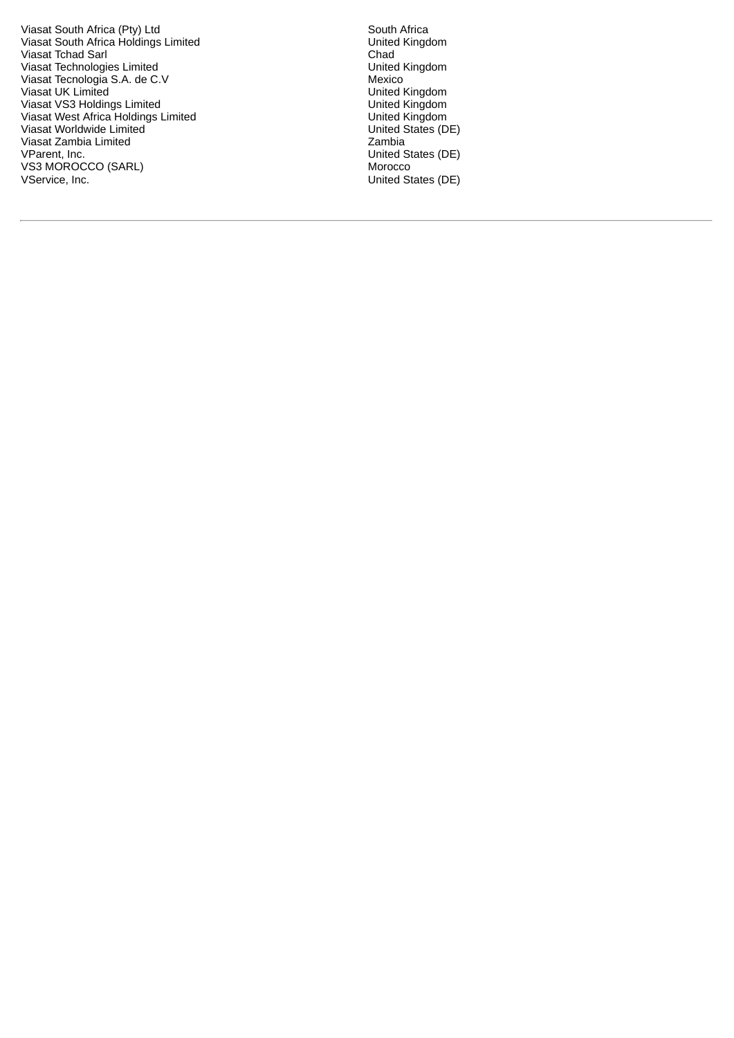| | |
|---|---|
| Viasat South Africa (Pty) Ltd | South Africa |
| Viasat South Africa Holdings Limited | United Kingdom |
| Viasat Tchad Sarl | Chad |
| Viasat Technologies Limited | United Kingdom |
| Viasat Tecnologia S.A. de C.V | Mexico |
| Viasat UK Limited | United Kingdom |
| Viasat VS3 Holdings Limited | United Kingdom |
| Viasat West Africa Holdings Limited | United Kingdom |
| Viasat Worldwide Limited | United States (DE) |
| Viasat Zambia Limited | Zambia |
| VParent, Inc. | United States (DE) |
| VS3 MOROCCO (SARL) | Morocco |
| VService, Inc. | United States (DE) |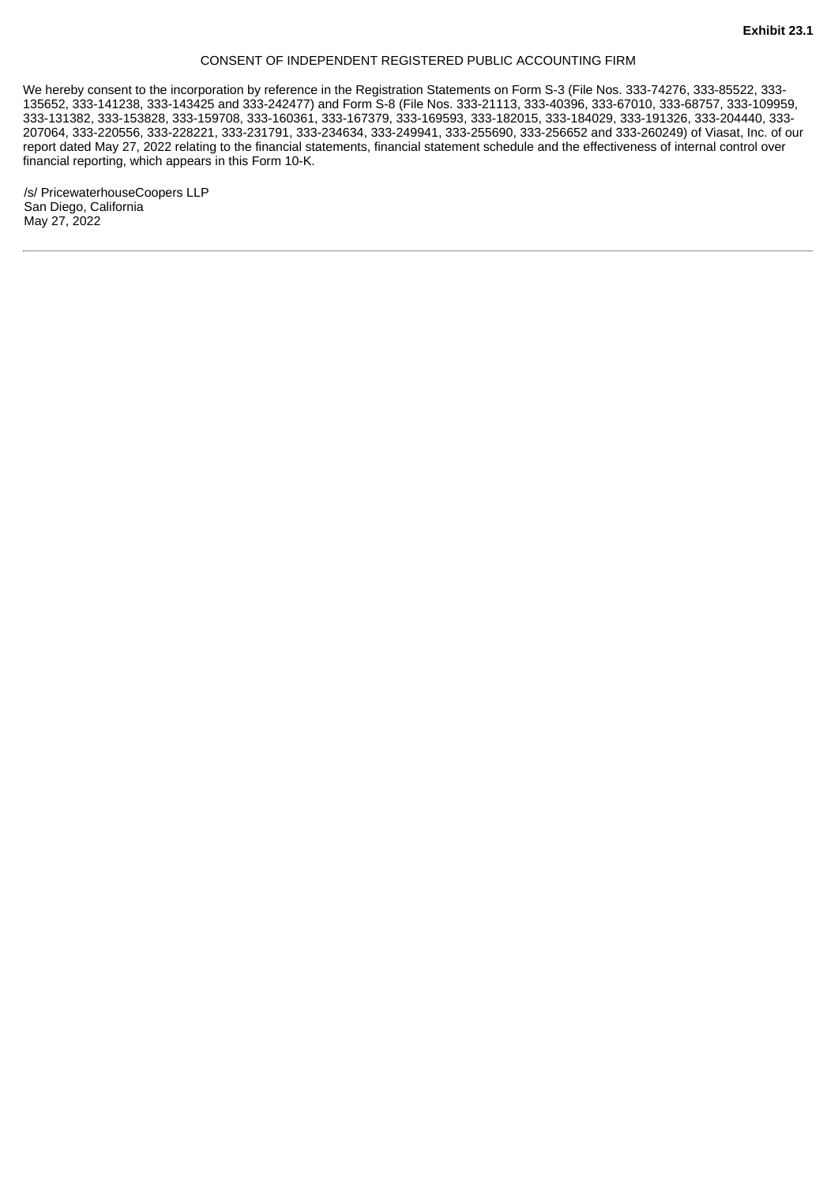**Exhibit 23.1**

CONSENT OF INDEPENDENT REGISTERED PUBLIC ACCOUNTING FIRM

We hereby consent to the incorporation by reference in the Registration Statements on Form S-3 (File Nos. 333-74276, 333-85522, 333-135652, 333-141238, 333-143425 and 333-242477) and Form S-8 (File Nos. 333-21113, 333-40396, 333-67010, 333-68757, 333-109959, 333-131382, 333-153828, 333-159708, 333-160361, 333-167379, 333-169593, 333-182015, 333-184029, 333-191326, 333-204440, 333-207064, 333-220556, 333-228221, 333-231791, 333-234634, 333-249941, 333-255690, 333-256652 and 333-260249) of Viasat, Inc. of our report dated May 27, 2022 relating to the financial statements, financial statement schedule and the effectiveness of internal control over financial reporting, which appears in this Form 10-K.

/s/ PricewaterhouseCoopers LLP
San Diego, California
May 27, 2022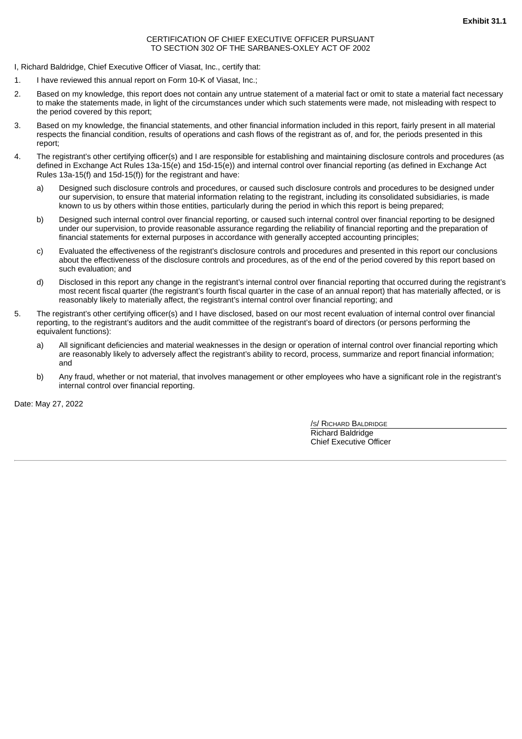**Exhibit 31.1**

CERTIFICATION OF CHIEF EXECUTIVE OFFICER PURSUANT
TO SECTION 302 OF THE SARBANES-OXLEY ACT OF 2002

I, Richard Baldridge, Chief Executive Officer of Viasat, Inc., certify that:

1. I have reviewed this annual report on Form 10-K of Viasat, Inc.;

2. Based on my knowledge, this report does not contain any untrue statement of a material fact or omit to state a material fact necessary to make the statements made, in light of the circumstances under which such statements were made, not misleading with respect to the period covered by this report;

3. Based on my knowledge, the financial statements, and other financial information included in this report, fairly present in all material respects the financial condition, results of operations and cash flows of the registrant as of, and for, the periods presented in this report;

4. The registrant's other certifying officer(s) and I are responsible for establishing and maintaining disclosure controls and procedures (as defined in Exchange Act Rules 13a-15(e) and 15d-15(e)) and internal control over financial reporting (as defined in Exchange Act Rules 13a-15(f) and 15d-15(f)) for the registrant and have:

    a) Designed such disclosure controls and procedures, or caused such disclosure controls and procedures to be designed under our supervision, to ensure that material information relating to the registrant, including its consolidated subsidiaries, is made known to us by others within those entities, particularly during the period in which this report is being prepared;

    b) Designed such internal control over financial reporting, or caused such internal control over financial reporting to be designed under our supervision, to provide reasonable assurance regarding the reliability of financial reporting and the preparation of financial statements for external purposes in accordance with generally accepted accounting principles;

    c) Evaluated the effectiveness of the registrant's disclosure controls and procedures and presented in this report our conclusions about the effectiveness of the disclosure controls and procedures, as of the end of the period covered by this report based on such evaluation; and

    d) Disclosed in this report any change in the registrant's internal control over financial reporting that occurred during the registrant's most recent fiscal quarter (the registrant's fourth fiscal quarter in the case of an annual report) that has materially affected, or is reasonably likely to materially affect, the registrant's internal control over financial reporting; and

5. The registrant's other certifying officer(s) and I have disclosed, based on our most recent evaluation of internal control over financial reporting, to the registrant's auditors and the audit committee of the registrant's board of directors (or persons performing the equivalent functions):

    a) All significant deficiencies and material weaknesses in the design or operation of internal control over financial reporting which are reasonably likely to adversely affect the registrant's ability to record, process, summarize and report financial information; and

    b) Any fraud, whether or not material, that involves management or other employees who have a significant role in the registrant's internal control over financial reporting.

Date: May 27, 2022

/S/ RICHARD BALDRIDGE
Richard Baldridge
Chief Executive Officer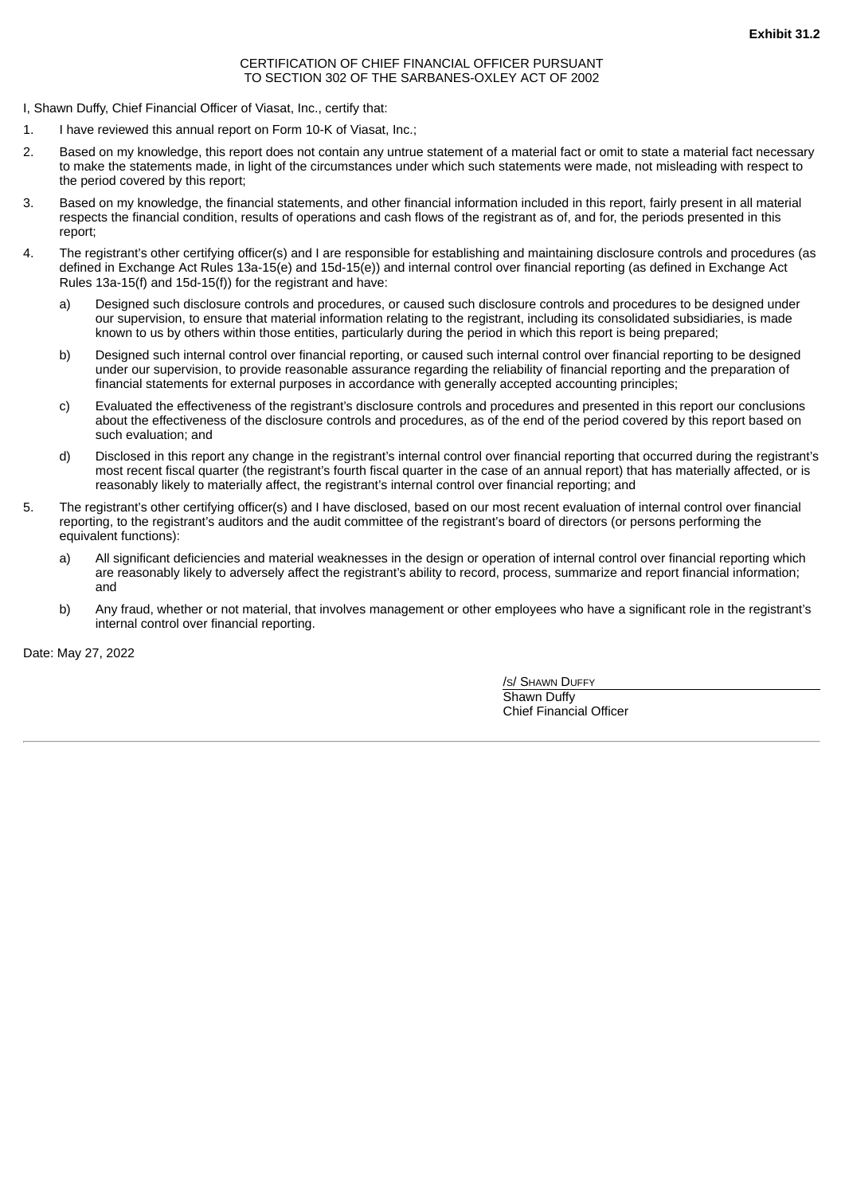**Exhibit 31.2**

CERTIFICATION OF CHIEF FINANCIAL OFFICER PURSUANT
TO SECTION 302 OF THE SARBANES-OXLEY ACT OF 2002

I, Shawn Duffy, Chief Financial Officer of Viasat, Inc., certify that:

1. I have reviewed this annual report on Form 10-K of Viasat, Inc.;
2. Based on my knowledge, this report does not contain any untrue statement of a material fact or omit to state a material fact necessary to make the statements made, in light of the circumstances under which such statements were made, not misleading with respect to the period covered by this report;
3. Based on my knowledge, the financial statements, and other financial information included in this report, fairly present in all material respects the financial condition, results of operations and cash flows of the registrant as of, and for, the periods presented in this report;
4. The registrant's other certifying officer(s) and I are responsible for establishing and maintaining disclosure controls and procedures (as defined in Exchange Act Rules 13a-15(e) and 15d-15(e)) and internal control over financial reporting (as defined in Exchange Act Rules 13a-15(f) and 15d-15(f)) for the registrant and have:
   a) Designed such disclosure controls and procedures, or caused such disclosure controls and procedures to be designed under our supervision, to ensure that material information relating to the registrant, including its consolidated subsidiaries, is made known to us by others within those entities, particularly during the period in which this report is being prepared;
   b) Designed such internal control over financial reporting, or caused such internal control over financial reporting to be designed under our supervision, to provide reasonable assurance regarding the reliability of financial reporting and the preparation of financial statements for external purposes in accordance with generally accepted accounting principles;
   c) Evaluated the effectiveness of the registrant's disclosure controls and procedures and presented in this report our conclusions about the effectiveness of the disclosure controls and procedures, as of the end of the period covered by this report based on such evaluation; and
   d) Disclosed in this report any change in the registrant's internal control over financial reporting that occurred during the registrant's most recent fiscal quarter (the registrant's fourth fiscal quarter in the case of an annual report) that has materially affected, or is reasonably likely to materially affect, the registrant's internal control over financial reporting; and
5. The registrant's other certifying officer(s) and I have disclosed, based on our most recent evaluation of internal control over financial reporting, to the registrant's auditors and the audit committee of the registrant's board of directors (or persons performing the equivalent functions):
   a) All significant deficiencies and material weaknesses in the design or operation of internal control over financial reporting which are reasonably likely to adversely affect the registrant's ability to record, process, summarize and report financial information; and
   b) Any fraud, whether or not material, that involves management or other employees who have a significant role in the registrant's internal control over financial reporting.

Date: May 27, 2022

/s/ Shawn Duffy
Shawn Duffy
Chief Financial Officer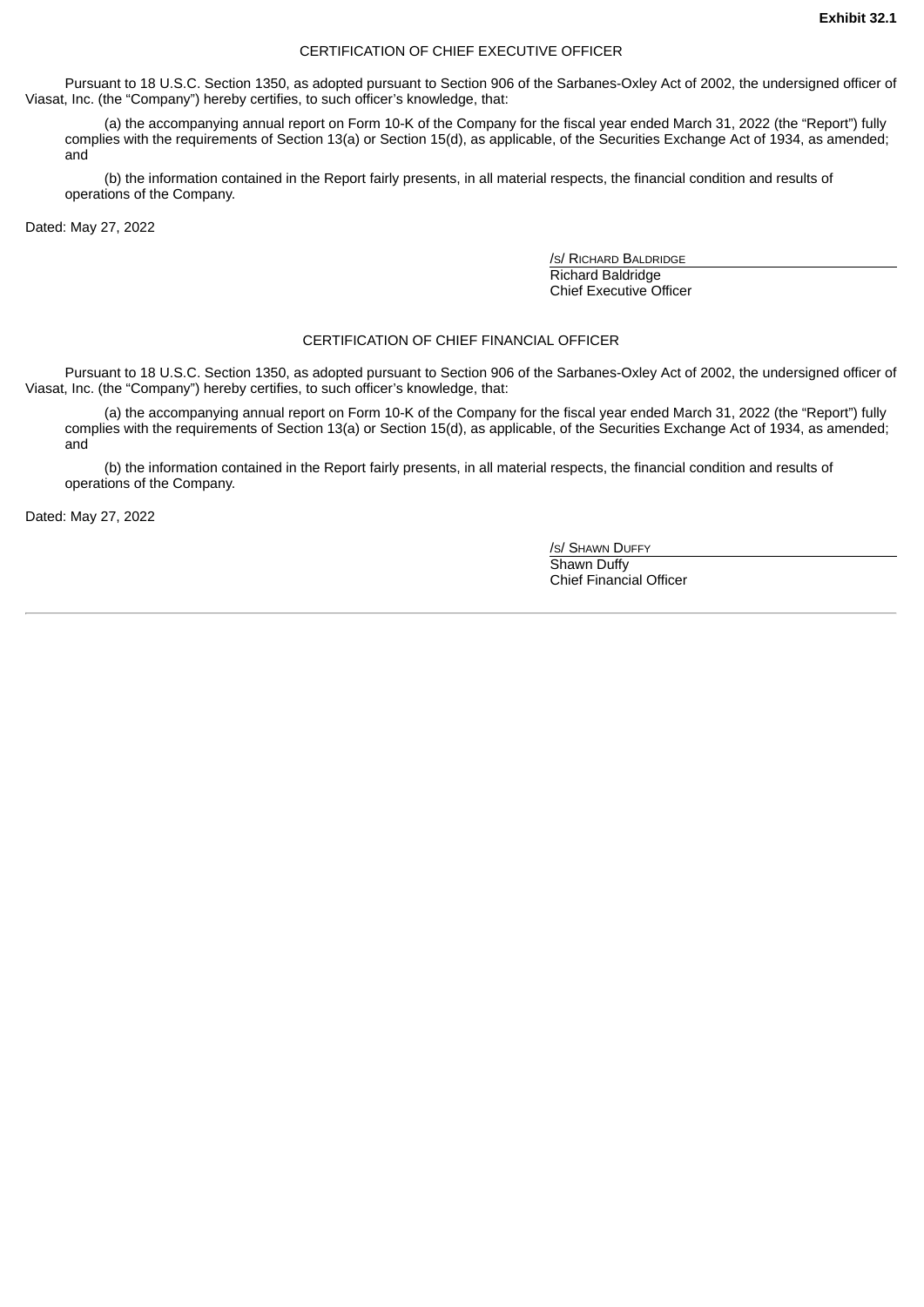**Exhibit 32.1**

CERTIFICATION OF CHIEF EXECUTIVE OFFICER

Pursuant to 18 U.S.C. Section 1350, as adopted pursuant to Section 906 of the Sarbanes-Oxley Act of 2002, the undersigned officer of Viasat, Inc. (the "Company") hereby certifies, to such officer's knowledge, that:

(a) the accompanying annual report on Form 10-K of the Company for the fiscal year ended March 31, 2022 (the "Report") fully complies with the requirements of Section 13(a) or Section 15(d), as applicable, of the Securities Exchange Act of 1934, as amended; and

(b) the information contained in the Report fairly presents, in all material respects, the financial condition and results of operations of the Company.

Dated: May 27, 2022

/S/ RICHARD BALDRIDGE
Richard Baldridge
Chief Executive Officer

CERTIFICATION OF CHIEF FINANCIAL OFFICER

Pursuant to 18 U.S.C. Section 1350, as adopted pursuant to Section 906 of the Sarbanes-Oxley Act of 2002, the undersigned officer of Viasat, Inc. (the "Company") hereby certifies, to such officer's knowledge, that:

(a) the accompanying annual report on Form 10-K of the Company for the fiscal year ended March 31, 2022 (the "Report") fully complies with the requirements of Section 13(a) or Section 15(d), as applicable, of the Securities Exchange Act of 1934, as amended; and

(b) the information contained in the Report fairly presents, in all material respects, the financial condition and results of operations of the Company.

Dated: May 27, 2022

/S/ SHAWN DUFFY
Shawn Duffy
Chief Financial Officer